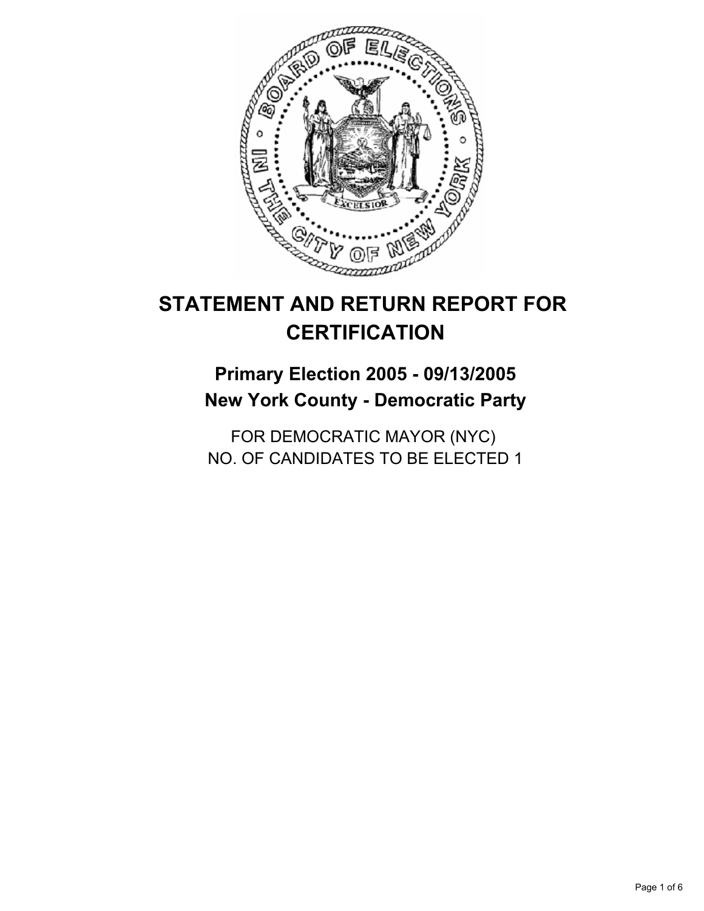# STATEMENT AND RETURN REPORT FOR CERTIFICATION

## Primary Election 2005 - 09/13/2005
## New York County - Democratic Party

FOR DEMOCRATIC MAYOR (NYC)
NO. OF CANDIDATES TO BE ELECTED 1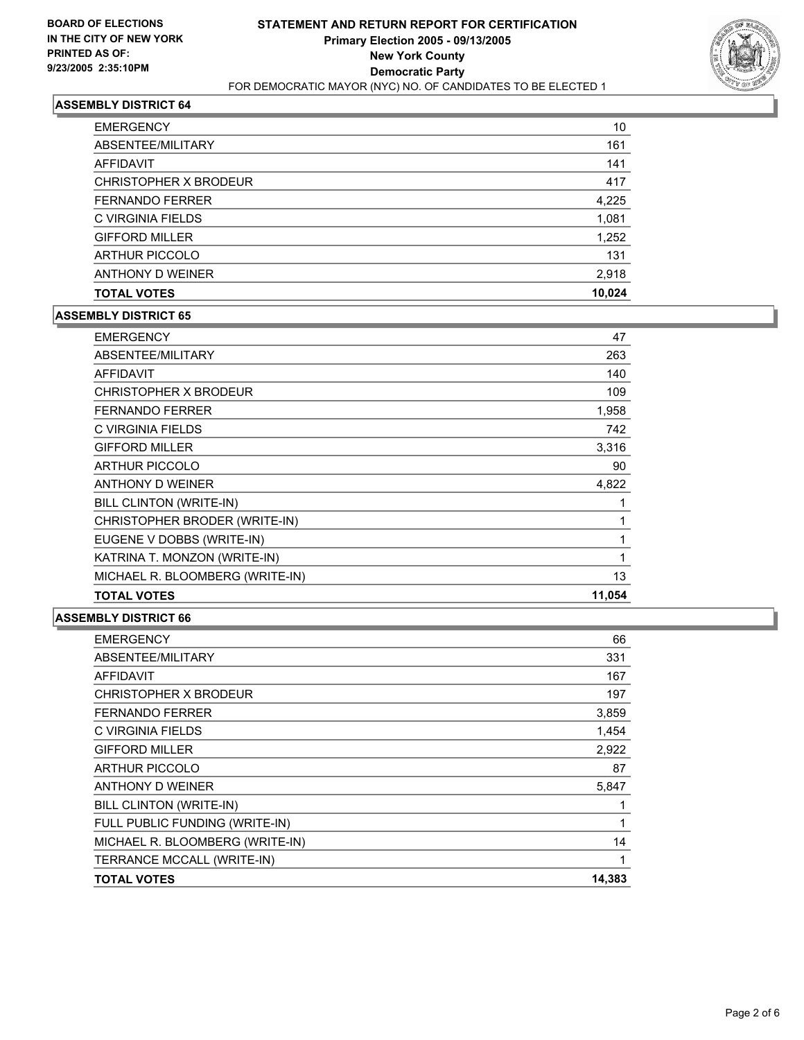**BOARD OF ELECTIONS IN THE CITY OF NEW YORK PRINTED AS OF: 9/23/2005 2:35:10PM**

# STATEMENT AND RETURN REPORT FOR CERTIFICATION
## Primary Election 2005 - 09/13/2005
## New York County
## Democratic Party
FOR DEMOCRATIC MAYOR (NYC) NO. OF CANDIDATES TO BE ELECTED 1

### ASSEMBLY DISTRICT 64

| | |
|---|---|
| EMERGENCY | 10 |
| ABSENTEE/MILITARY | 161 |
| AFFIDAVIT | 141 |
| CHRISTOPHER X BRODEUR | 417 |
| FERNANDO FERRER | 4,225 |
| C VIRGINIA FIELDS | 1,081 |
| GIFFORD MILLER | 1,252 |
| ARTHUR PICCOLO | 131 |
| ANTHONY D WEINER | 2,918 |
| **TOTAL VOTES** | **10,024** |

### ASSEMBLY DISTRICT 65

| | |
|---|---|
| EMERGENCY | 47 |
| ABSENTEE/MILITARY | 263 |
| AFFIDAVIT | 140 |
| CHRISTOPHER X BRODEUR | 109 |
| FERNANDO FERRER | 1,958 |
| C VIRGINIA FIELDS | 742 |
| GIFFORD MILLER | 3,316 |
| ARTHUR PICCOLO | 90 |
| ANTHONY D WEINER | 4,822 |
| BILL CLINTON (WRITE-IN) | 1 |
| CHRISTOPHER BRODER (WRITE-IN) | 1 |
| EUGENE V DOBBS (WRITE-IN) | 1 |
| KATRINA T. MONZON (WRITE-IN) | 1 |
| MICHAEL R. BLOOMBERG (WRITE-IN) | 13 |
| **TOTAL VOTES** | **11,054** |

### ASSEMBLY DISTRICT 66

| | |
|---|---|
| EMERGENCY | 66 |
| ABSENTEE/MILITARY | 331 |
| AFFIDAVIT | 167 |
| CHRISTOPHER X BRODEUR | 197 |
| FERNANDO FERRER | 3,859 |
| C VIRGINIA FIELDS | 1,454 |
| GIFFORD MILLER | 2,922 |
| ARTHUR PICCOLO | 87 |
| ANTHONY D WEINER | 5,847 |
| BILL CLINTON (WRITE-IN) | 1 |
| FULL PUBLIC FUNDING (WRITE-IN) | 1 |
| MICHAEL R. BLOOMBERG (WRITE-IN) | 14 |
| TERRANCE MCCALL (WRITE-IN) | 1 |
| **TOTAL VOTES** | **14,383** |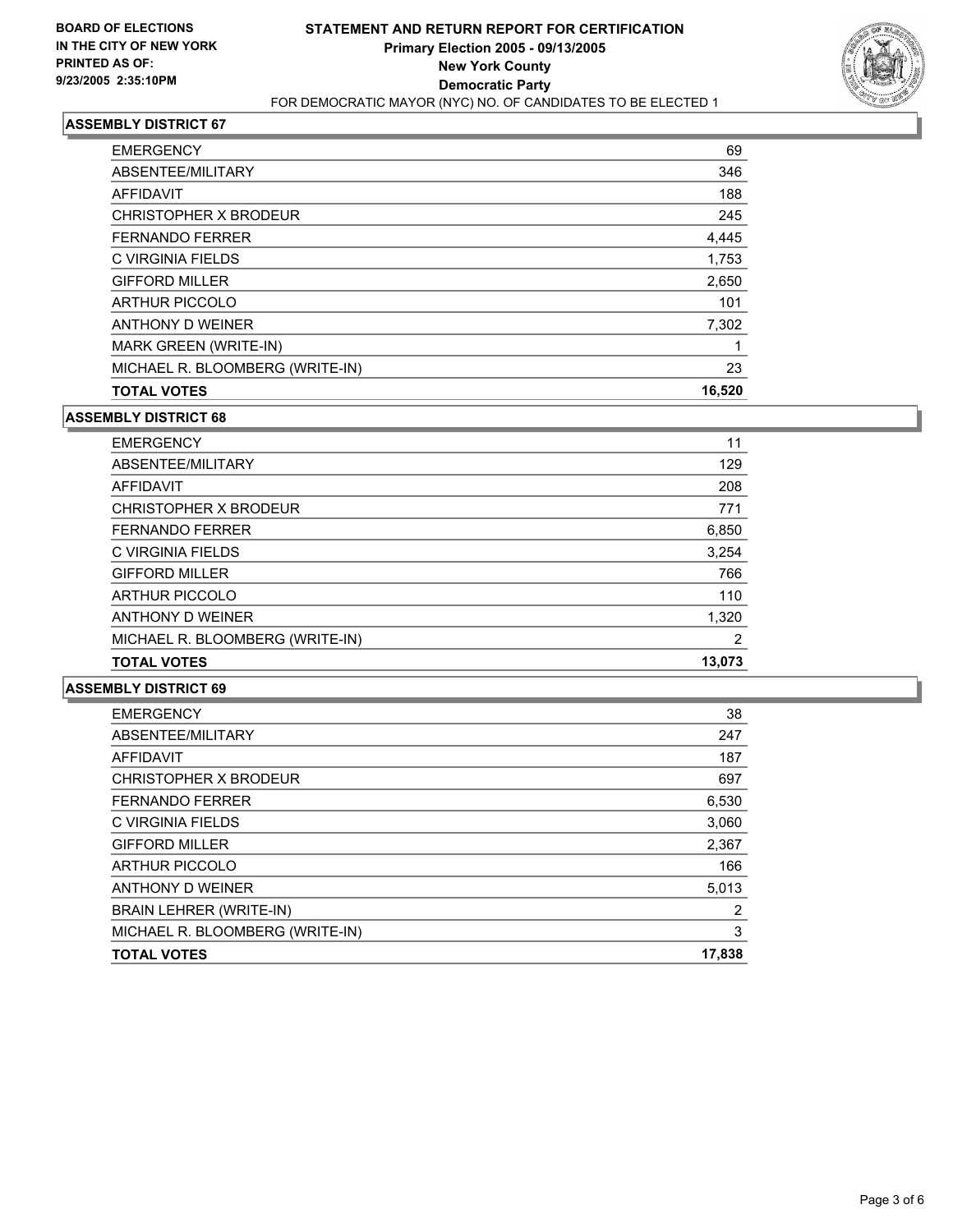**BOARD OF ELECTIONS IN THE CITY OF NEW YORK PRINTED AS OF: 9/23/2005 2:35:10PM**

# STATEMENT AND RETURN REPORT FOR CERTIFICATION
## Primary Election 2005 - 09/13/2005
## New York County
## Democratic Party
FOR DEMOCRATIC MAYOR (NYC) NO. OF CANDIDATES TO BE ELECTED 1

### ASSEMBLY DISTRICT 67

| | |
|---|---|
| EMERGENCY | 69 |
| ABSENTEE/MILITARY | 346 |
| AFFIDAVIT | 188 |
| CHRISTOPHER X BRODEUR | 245 |
| FERNANDO FERRER | 4,445 |
| C VIRGINIA FIELDS | 1,753 |
| GIFFORD MILLER | 2,650 |
| ARTHUR PICCOLO | 101 |
| ANTHONY D WEINER | 7,302 |
| MARK GREEN (WRITE-IN) | 1 |
| MICHAEL R. BLOOMBERG (WRITE-IN) | 23 |
| **TOTAL VOTES** | **16,520** |

### ASSEMBLY DISTRICT 68

| | |
|---|---|
| EMERGENCY | 11 |
| ABSENTEE/MILITARY | 129 |
| AFFIDAVIT | 208 |
| CHRISTOPHER X BRODEUR | 771 |
| FERNANDO FERRER | 6,850 |
| C VIRGINIA FIELDS | 3,254 |
| GIFFORD MILLER | 766 |
| ARTHUR PICCOLO | 110 |
| ANTHONY D WEINER | 1,320 |
| MICHAEL R. BLOOMBERG (WRITE-IN) | 2 |
| **TOTAL VOTES** | **13,073** |

### ASSEMBLY DISTRICT 69

| | |
|---|---|
| EMERGENCY | 38 |
| ABSENTEE/MILITARY | 247 |
| AFFIDAVIT | 187 |
| CHRISTOPHER X BRODEUR | 697 |
| FERNANDO FERRER | 6,530 |
| C VIRGINIA FIELDS | 3,060 |
| GIFFORD MILLER | 2,367 |
| ARTHUR PICCOLO | 166 |
| ANTHONY D WEINER | 5,013 |
| BRAIN LEHRER (WRITE-IN) | 2 |
| MICHAEL R. BLOOMBERG (WRITE-IN) | 3 |
| **TOTAL VOTES** | **17,838** |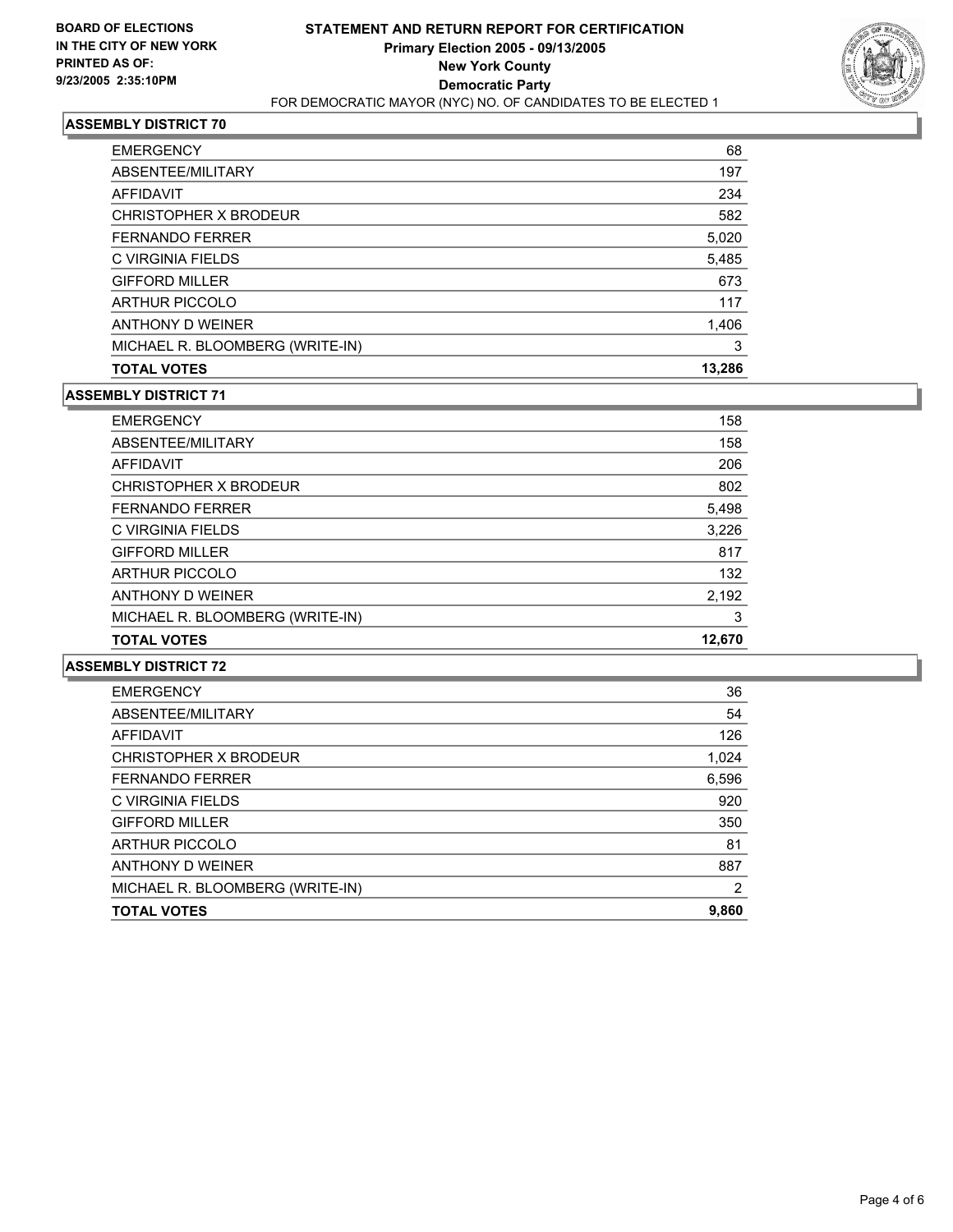**BOARD OF ELECTIONS IN THE CITY OF NEW YORK PRINTED AS OF: 9/23/2005 2:35:10PM**

# STATEMENT AND RETURN REPORT FOR CERTIFICATION

**Primary Election 2005 - 09/13/2005**
**New York County**
**Democratic Party**
FOR DEMOCRATIC MAYOR (NYC) NO. OF CANDIDATES TO BE ELECTED 1

## ASSEMBLY DISTRICT 70

| | |
|---|---|
| EMERGENCY | 68 |
| ABSENTEE/MILITARY | 197 |
| AFFIDAVIT | 234 |
| CHRISTOPHER X BRODEUR | 582 |
| FERNANDO FERRER | 5,020 |
| C VIRGINIA FIELDS | 5,485 |
| GIFFORD MILLER | 673 |
| ARTHUR PICCOLO | 117 |
| ANTHONY D WEINER | 1,406 |
| MICHAEL R. BLOOMBERG (WRITE-IN) | 3 |
| **TOTAL VOTES** | **13,286** |

## ASSEMBLY DISTRICT 71

| | |
|---|---|
| EMERGENCY | 158 |
| ABSENTEE/MILITARY | 158 |
| AFFIDAVIT | 206 |
| CHRISTOPHER X BRODEUR | 802 |
| FERNANDO FERRER | 5,498 |
| C VIRGINIA FIELDS | 3,226 |
| GIFFORD MILLER | 817 |
| ARTHUR PICCOLO | 132 |
| ANTHONY D WEINER | 2,192 |
| MICHAEL R. BLOOMBERG (WRITE-IN) | 3 |
| **TOTAL VOTES** | **12,670** |

## ASSEMBLY DISTRICT 72

| | |
|---|---|
| EMERGENCY | 36 |
| ABSENTEE/MILITARY | 54 |
| AFFIDAVIT | 126 |
| CHRISTOPHER X BRODEUR | 1,024 |
| FERNANDO FERRER | 6,596 |
| C VIRGINIA FIELDS | 920 |
| GIFFORD MILLER | 350 |
| ARTHUR PICCOLO | 81 |
| ANTHONY D WEINER | 887 |
| MICHAEL R. BLOOMBERG (WRITE-IN) | 2 |
| **TOTAL VOTES** | **9,860** |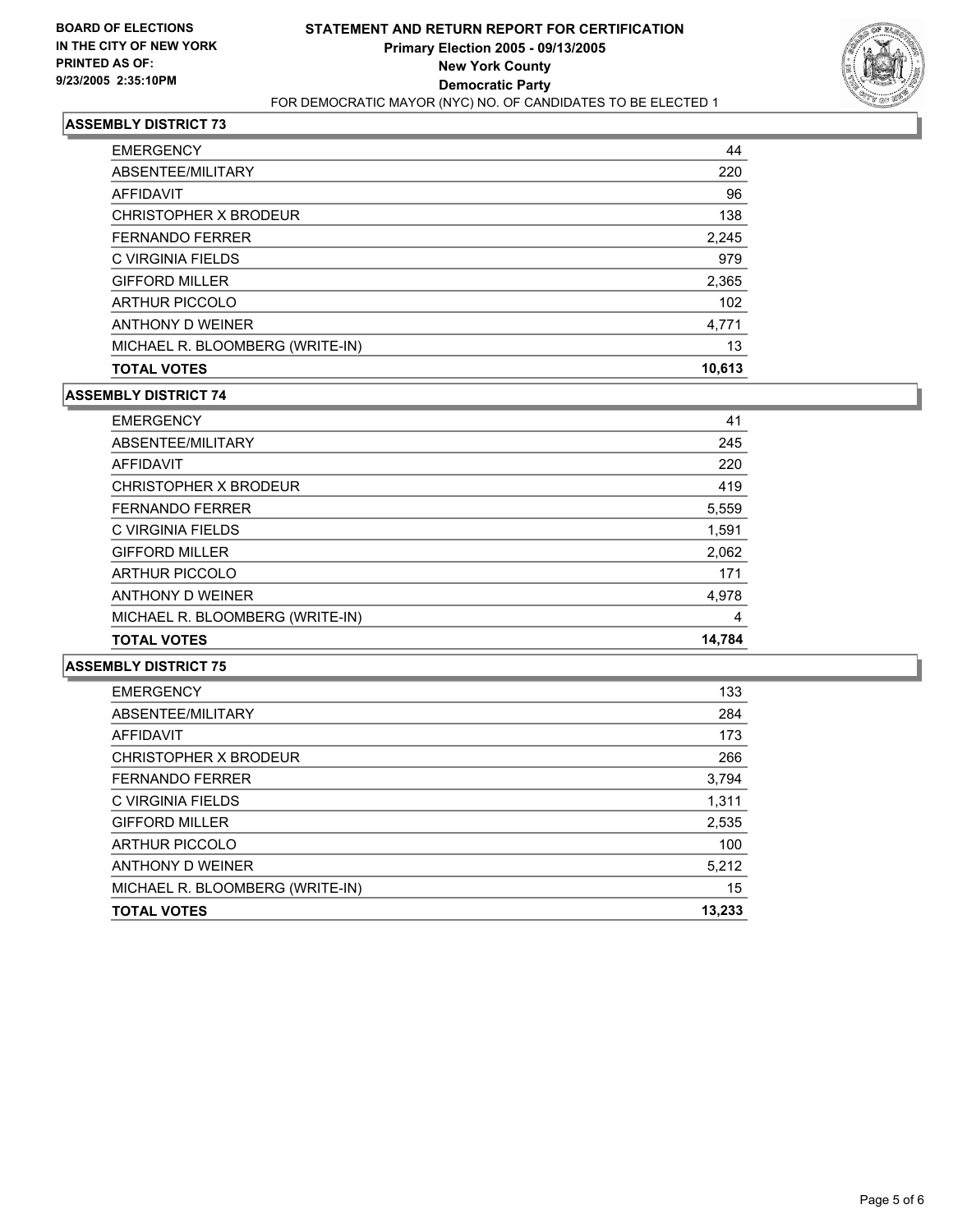**BOARD OF ELECTIONS IN THE CITY OF NEW YORK PRINTED AS OF: 9/23/2005 2:35:10PM**

# STATEMENT AND RETURN REPORT FOR CERTIFICATION
## Primary Election 2005 - 09/13/2005
## New York County
## Democratic Party
FOR DEMOCRATIC MAYOR (NYC) NO. OF CANDIDATES TO BE ELECTED 1

### ASSEMBLY DISTRICT 73

| | |
|---|---|
| EMERGENCY | 44 |
| ABSENTEE/MILITARY | 220 |
| AFFIDAVIT | 96 |
| CHRISTOPHER X BRODEUR | 138 |
| FERNANDO FERRER | 2,245 |
| C VIRGINIA FIELDS | 979 |
| GIFFORD MILLER | 2,365 |
| ARTHUR PICCOLO | 102 |
| ANTHONY D WEINER | 4,771 |
| MICHAEL R. BLOOMBERG (WRITE-IN) | 13 |
| **TOTAL VOTES** | **10,613** |

### ASSEMBLY DISTRICT 74

| | |
|---|---|
| EMERGENCY | 41 |
| ABSENTEE/MILITARY | 245 |
| AFFIDAVIT | 220 |
| CHRISTOPHER X BRODEUR | 419 |
| FERNANDO FERRER | 5,559 |
| C VIRGINIA FIELDS | 1,591 |
| GIFFORD MILLER | 2,062 |
| ARTHUR PICCOLO | 171 |
| ANTHONY D WEINER | 4,978 |
| MICHAEL R. BLOOMBERG (WRITE-IN) | 4 |
| **TOTAL VOTES** | **14,784** |

### ASSEMBLY DISTRICT 75

| | |
|---|---|
| EMERGENCY | 133 |
| ABSENTEE/MILITARY | 284 |
| AFFIDAVIT | 173 |
| CHRISTOPHER X BRODEUR | 266 |
| FERNANDO FERRER | 3,794 |
| C VIRGINIA FIELDS | 1,311 |
| GIFFORD MILLER | 2,535 |
| ARTHUR PICCOLO | 100 |
| ANTHONY D WEINER | 5,212 |
| MICHAEL R. BLOOMBERG (WRITE-IN) | 15 |
| **TOTAL VOTES** | **13,233** |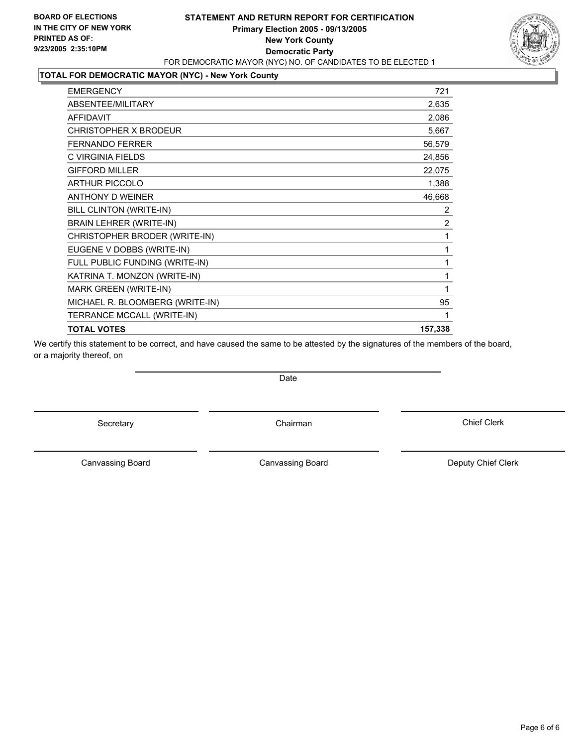**BOARD OF ELECTIONS IN THE CITY OF NEW YORK PRINTED AS OF: 9/23/2005 2:35:10PM**

# STATEMENT AND RETURN REPORT FOR CERTIFICATION

**Primary Election 2005 - 09/13/2005**
**New York County**
**Democratic Party**

FOR DEMOCRATIC MAYOR (NYC) NO. OF CANDIDATES TO BE ELECTED 1

## TOTAL FOR DEMOCRATIC MAYOR (NYC) - New York County

| | |
|---|---|
| EMERGENCY | 721 |
| ABSENTEE/MILITARY | 2,635 |
| AFFIDAVIT | 2,086 |
| CHRISTOPHER X BRODEUR | 5,667 |
| FERNANDO FERRER | 56,579 |
| C VIRGINIA FIELDS | 24,856 |
| GIFFORD MILLER | 22,075 |
| ARTHUR PICCOLO | 1,388 |
| ANTHONY D WEINER | 46,668 |
| BILL CLINTON (WRITE-IN) | 2 |
| BRAIN LEHRER (WRITE-IN) | 2 |
| CHRISTOPHER BRODER (WRITE-IN) | 1 |
| EUGENE V DOBBS (WRITE-IN) | 1 |
| FULL PUBLIC FUNDING (WRITE-IN) | 1 |
| KATRINA T. MONZON (WRITE-IN) | 1 |
| MARK GREEN (WRITE-IN) | 1 |
| MICHAEL R. BLOOMBERG (WRITE-IN) | 95 |
| TERRANCE MCCALL (WRITE-IN) | 1 |
| **TOTAL VOTES** | **157,338** |

We certify this statement to be correct, and have caused the same to be attested by the signatures of the members of the board, or a majority thereof, on

Date

| | | |
|---|---|---|
| Secretary | Chairman | Chief Clerk |
| Canvassing Board | Canvassing Board | Deputy Chief Clerk |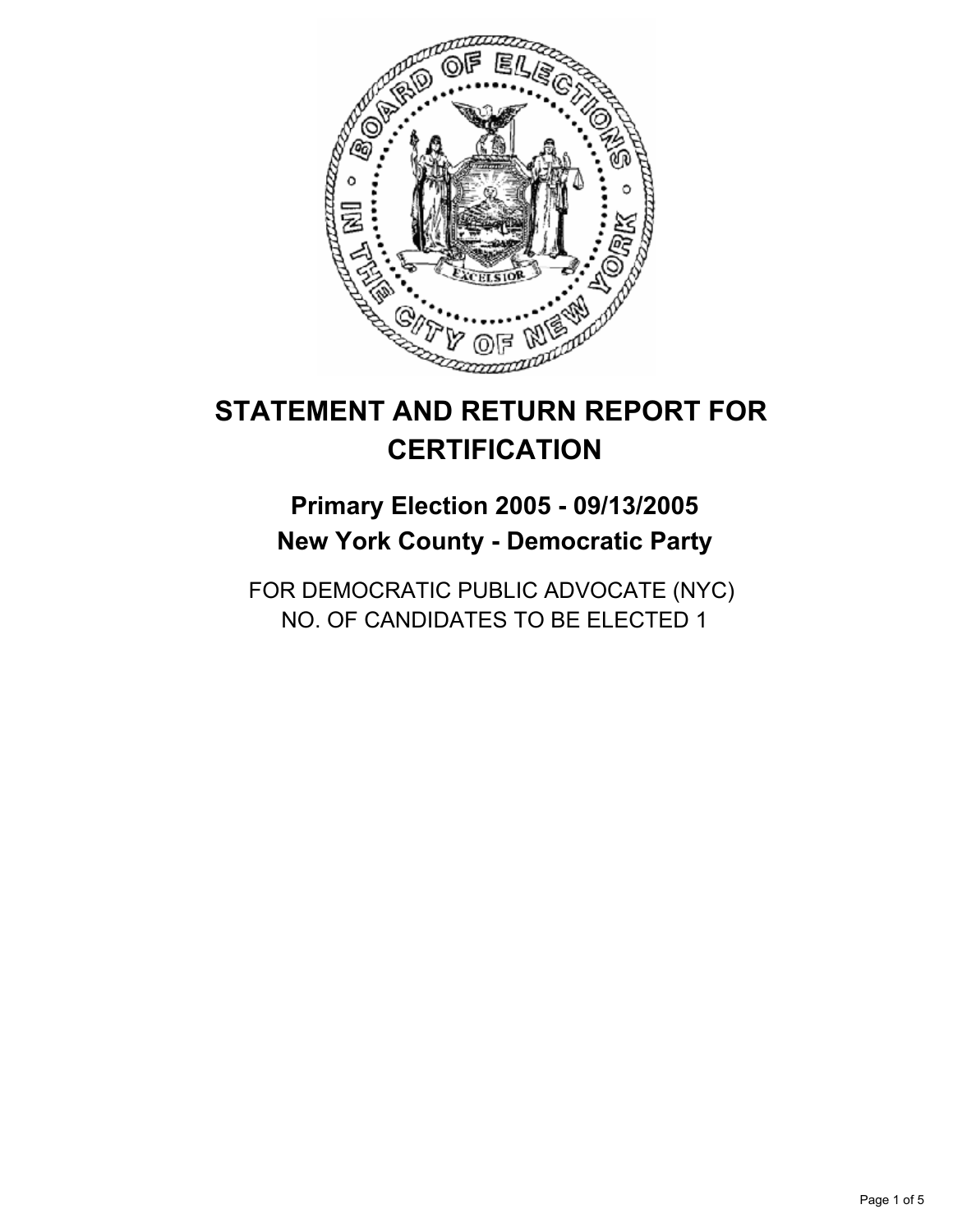# STATEMENT AND RETURN REPORT FOR CERTIFICATION

## Primary Election 2005 - 09/13/2005
## New York County - Democratic Party

FOR DEMOCRATIC PUBLIC ADVOCATE (NYC)
NO. OF CANDIDATES TO BE ELECTED 1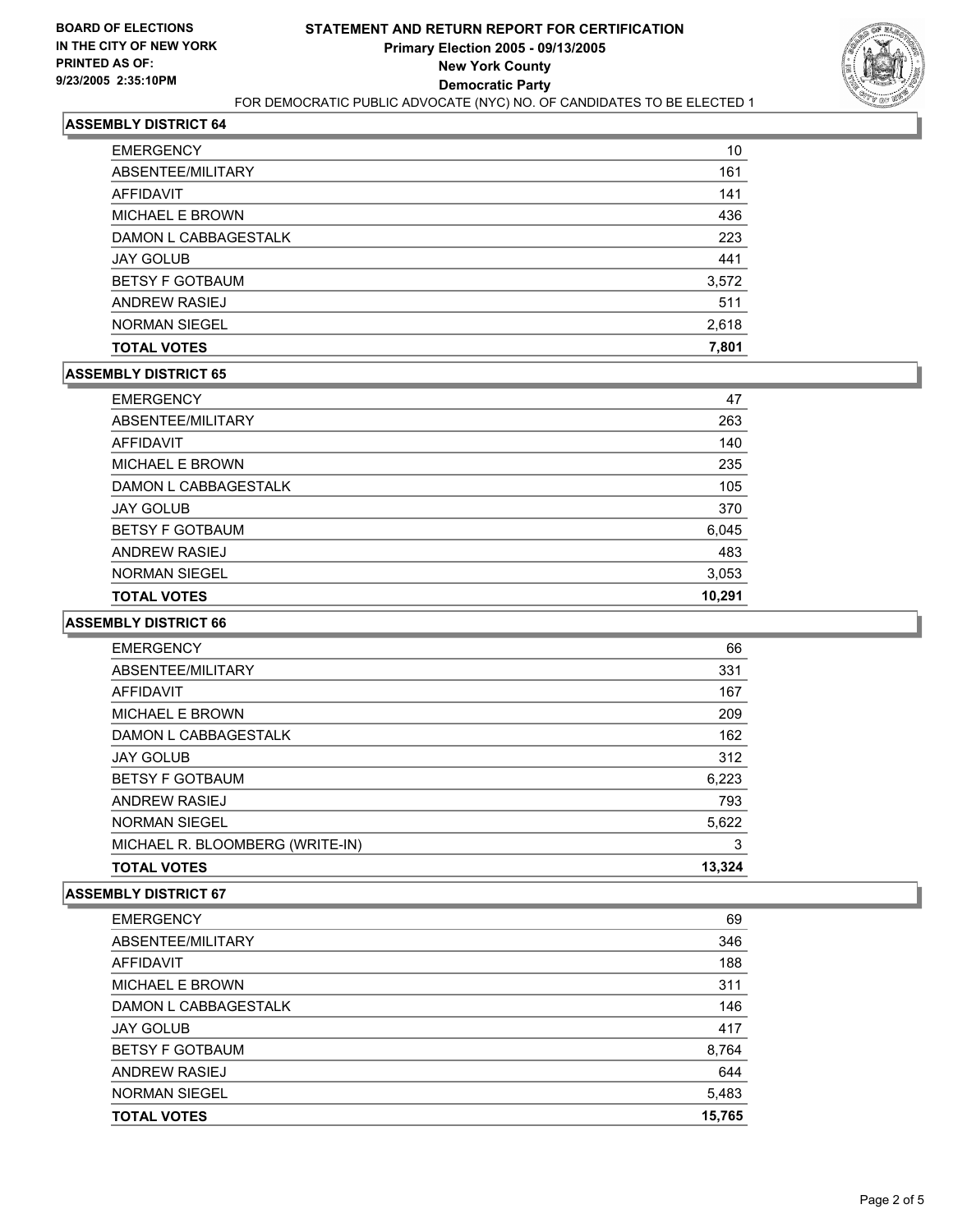**BOARD OF ELECTIONS IN THE CITY OF NEW YORK PRINTED AS OF: 9/23/2005 2:35:10PM**

# STATEMENT AND RETURN REPORT FOR CERTIFICATION
## Primary Election 2005 - 09/13/2005
## New York County
## Democratic Party

FOR DEMOCRATIC PUBLIC ADVOCATE (NYC) NO. OF CANDIDATES TO BE ELECTED 1

### ASSEMBLY DISTRICT 64

| | |
|---|---|
| EMERGENCY | 10 |
| ABSENTEE/MILITARY | 161 |
| AFFIDAVIT | 141 |
| MICHAEL E BROWN | 436 |
| DAMON L CABBAGESTALK | 223 |
| JAY GOLUB | 441 |
| BETSY F GOTBAUM | 3,572 |
| ANDREW RASIEJ | 511 |
| NORMAN SIEGEL | 2,618 |
| **TOTAL VOTES** | **7,801** |

### ASSEMBLY DISTRICT 65

| | |
|---|---|
| EMERGENCY | 47 |
| ABSENTEE/MILITARY | 263 |
| AFFIDAVIT | 140 |
| MICHAEL E BROWN | 235 |
| DAMON L CABBAGESTALK | 105 |
| JAY GOLUB | 370 |
| BETSY F GOTBAUM | 6,045 |
| ANDREW RASIEJ | 483 |
| NORMAN SIEGEL | 3,053 |
| **TOTAL VOTES** | **10,291** |

### ASSEMBLY DISTRICT 66

| | |
|---|---|
| EMERGENCY | 66 |
| ABSENTEE/MILITARY | 331 |
| AFFIDAVIT | 167 |
| MICHAEL E BROWN | 209 |
| DAMON L CABBAGESTALK | 162 |
| JAY GOLUB | 312 |
| BETSY F GOTBAUM | 6,223 |
| ANDREW RASIEJ | 793 |
| NORMAN SIEGEL | 5,622 |
| MICHAEL R. BLOOMBERG (WRITE-IN) | 3 |
| **TOTAL VOTES** | **13,324** |

### ASSEMBLY DISTRICT 67

| | |
|---|---|
| EMERGENCY | 69 |
| ABSENTEE/MILITARY | 346 |
| AFFIDAVIT | 188 |
| MICHAEL E BROWN | 311 |
| DAMON L CABBAGESTALK | 146 |
| JAY GOLUB | 417 |
| BETSY F GOTBAUM | 8,764 |
| ANDREW RASIEJ | 644 |
| NORMAN SIEGEL | 5,483 |
| **TOTAL VOTES** | **15,765** |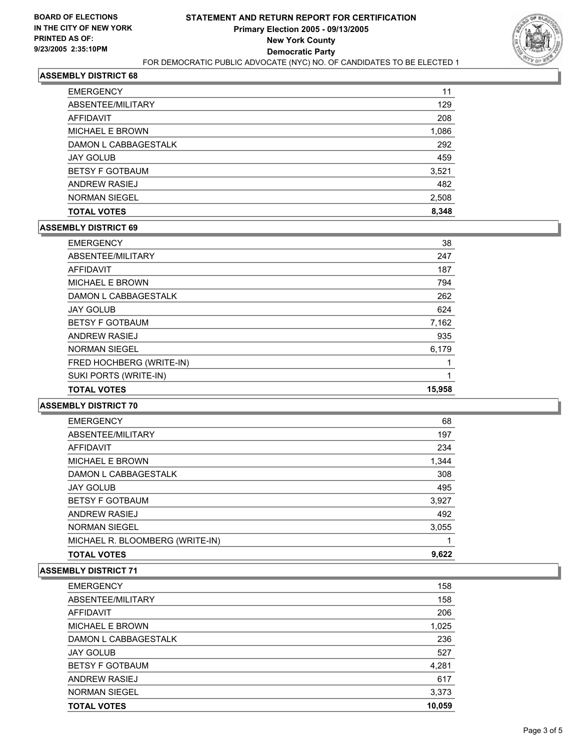**BOARD OF ELECTIONS IN THE CITY OF NEW YORK PRINTED AS OF: 9/23/2005 2:35:10PM**

# STATEMENT AND RETURN REPORT FOR CERTIFICATION
## Primary Election 2005 - 09/13/2005
## New York County
## Democratic Party

FOR DEMOCRATIC PUBLIC ADVOCATE (NYC) NO. OF CANDIDATES TO BE ELECTED 1

### ASSEMBLY DISTRICT 68

| | |
|---|---|
| EMERGENCY | 11 |
| ABSENTEE/MILITARY | 129 |
| AFFIDAVIT | 208 |
| MICHAEL E BROWN | 1,086 |
| DAMON L CABBAGESTALK | 292 |
| JAY GOLUB | 459 |
| BETSY F GOTBAUM | 3,521 |
| ANDREW RASIEJ | 482 |
| NORMAN SIEGEL | 2,508 |
| **TOTAL VOTES** | **8,348** |

### ASSEMBLY DISTRICT 69

| | |
|---|---|
| EMERGENCY | 38 |
| ABSENTEE/MILITARY | 247 |
| AFFIDAVIT | 187 |
| MICHAEL E BROWN | 794 |
| DAMON L CABBAGESTALK | 262 |
| JAY GOLUB | 624 |
| BETSY F GOTBAUM | 7,162 |
| ANDREW RASIEJ | 935 |
| NORMAN SIEGEL | 6,179 |
| FRED HOCHBERG (WRITE-IN) | 1 |
| SUKI PORTS (WRITE-IN) | 1 |
| **TOTAL VOTES** | **15,958** |

### ASSEMBLY DISTRICT 70

| | |
|---|---|
| EMERGENCY | 68 |
| ABSENTEE/MILITARY | 197 |
| AFFIDAVIT | 234 |
| MICHAEL E BROWN | 1,344 |
| DAMON L CABBAGESTALK | 308 |
| JAY GOLUB | 495 |
| BETSY F GOTBAUM | 3,927 |
| ANDREW RASIEJ | 492 |
| NORMAN SIEGEL | 3,055 |
| MICHAEL R. BLOOMBERG (WRITE-IN) | 1 |
| **TOTAL VOTES** | **9,622** |

### ASSEMBLY DISTRICT 71

| | |
|---|---|
| EMERGENCY | 158 |
| ABSENTEE/MILITARY | 158 |
| AFFIDAVIT | 206 |
| MICHAEL E BROWN | 1,025 |
| DAMON L CABBAGESTALK | 236 |
| JAY GOLUB | 527 |
| BETSY F GOTBAUM | 4,281 |
| ANDREW RASIEJ | 617 |
| NORMAN SIEGEL | 3,373 |
| **TOTAL VOTES** | **10,059** |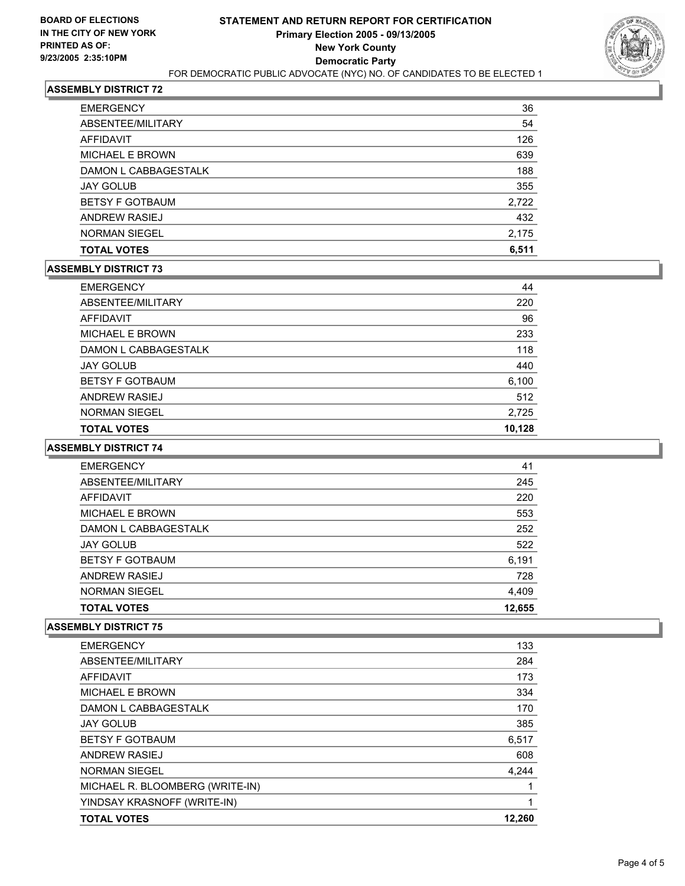**BOARD OF ELECTIONS IN THE CITY OF NEW YORK PRINTED AS OF: 9/23/2005 2:35:10PM**

# STATEMENT AND RETURN REPORT FOR CERTIFICATION
## Primary Election 2005 - 09/13/2005
## New York County
## Democratic Party

FOR DEMOCRATIC PUBLIC ADVOCATE (NYC) NO. OF CANDIDATES TO BE ELECTED 1

### ASSEMBLY DISTRICT 72

| | |
|---|---|
| EMERGENCY | 36 |
| ABSENTEE/MILITARY | 54 |
| AFFIDAVIT | 126 |
| MICHAEL E BROWN | 639 |
| DAMON L CABBAGESTALK | 188 |
| JAY GOLUB | 355 |
| BETSY F GOTBAUM | 2,722 |
| ANDREW RASIEJ | 432 |
| NORMAN SIEGEL | 2,175 |
| **TOTAL VOTES** | **6,511** |

### ASSEMBLY DISTRICT 73

| | |
|---|---|
| EMERGENCY | 44 |
| ABSENTEE/MILITARY | 220 |
| AFFIDAVIT | 96 |
| MICHAEL E BROWN | 233 |
| DAMON L CABBAGESTALK | 118 |
| JAY GOLUB | 440 |
| BETSY F GOTBAUM | 6,100 |
| ANDREW RASIEJ | 512 |
| NORMAN SIEGEL | 2,725 |
| **TOTAL VOTES** | **10,128** |

### ASSEMBLY DISTRICT 74

| | |
|---|---|
| EMERGENCY | 41 |
| ABSENTEE/MILITARY | 245 |
| AFFIDAVIT | 220 |
| MICHAEL E BROWN | 553 |
| DAMON L CABBAGESTALK | 252 |
| JAY GOLUB | 522 |
| BETSY F GOTBAUM | 6,191 |
| ANDREW RASIEJ | 728 |
| NORMAN SIEGEL | 4,409 |
| **TOTAL VOTES** | **12,655** |

### ASSEMBLY DISTRICT 75

| | |
|---|---|
| EMERGENCY | 133 |
| ABSENTEE/MILITARY | 284 |
| AFFIDAVIT | 173 |
| MICHAEL E BROWN | 334 |
| DAMON L CABBAGESTALK | 170 |
| JAY GOLUB | 385 |
| BETSY F GOTBAUM | 6,517 |
| ANDREW RASIEJ | 608 |
| NORMAN SIEGEL | 4,244 |
| MICHAEL R. BLOOMBERG (WRITE-IN) | 1 |
| YINDSAY KRASNOFF (WRITE-IN) | 1 |
| **TOTAL VOTES** | **12,260** |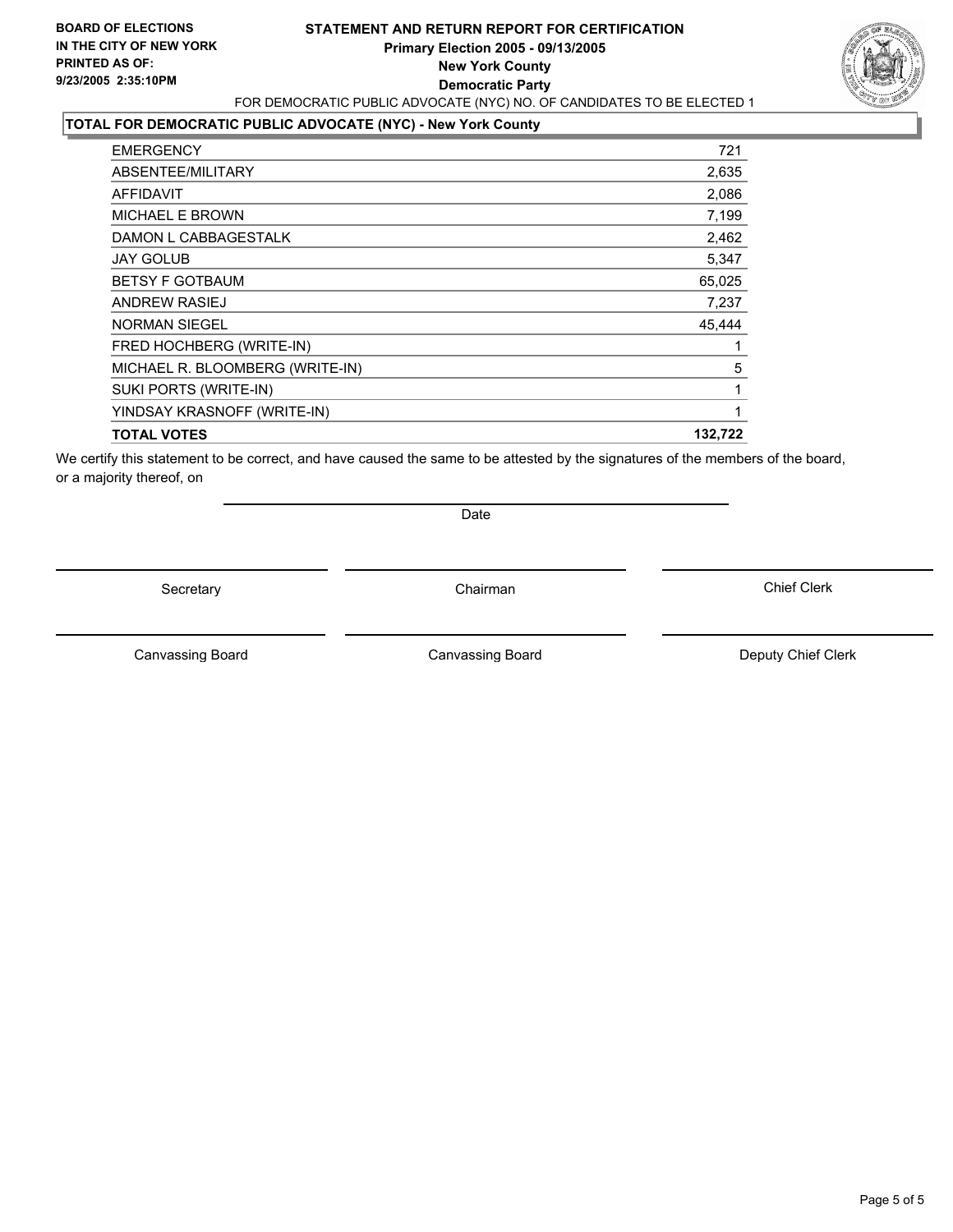**BOARD OF ELECTIONS IN THE CITY OF NEW YORK PRINTED AS OF: 9/23/2005 2:35:10PM**

# STATEMENT AND RETURN REPORT FOR CERTIFICATION
## Primary Election 2005 - 09/13/2005
## New York County
## Democratic Party

FOR DEMOCRATIC PUBLIC ADVOCATE (NYC) NO. OF CANDIDATES TO BE ELECTED 1

### TOTAL FOR DEMOCRATIC PUBLIC ADVOCATE (NYC) - New York County

| | |
|---|---|
| EMERGENCY | 721 |
| ABSENTEE/MILITARY | 2,635 |
| AFFIDAVIT | 2,086 |
| MICHAEL E BROWN | 7,199 |
| DAMON L CABBAGESTALK | 2,462 |
| JAY GOLUB | 5,347 |
| BETSY F GOTBAUM | 65,025 |
| ANDREW RASIEJ | 7,237 |
| NORMAN SIEGEL | 45,444 |
| FRED HOCHBERG (WRITE-IN) | 1 |
| MICHAEL R. BLOOMBERG (WRITE-IN) | 5 |
| SUKI PORTS (WRITE-IN) | 1 |
| YINDSAY KRASNOFF (WRITE-IN) | 1 |
| **TOTAL VOTES** | **132,722** |

We certify this statement to be correct, and have caused the same to be attested by the signatures of the members of the board, or a majority thereof, on

Date

| | | |
|---|---|---|
| Secretary | Chairman | Chief Clerk |
| Canvassing Board | Canvassing Board | Deputy Chief Clerk |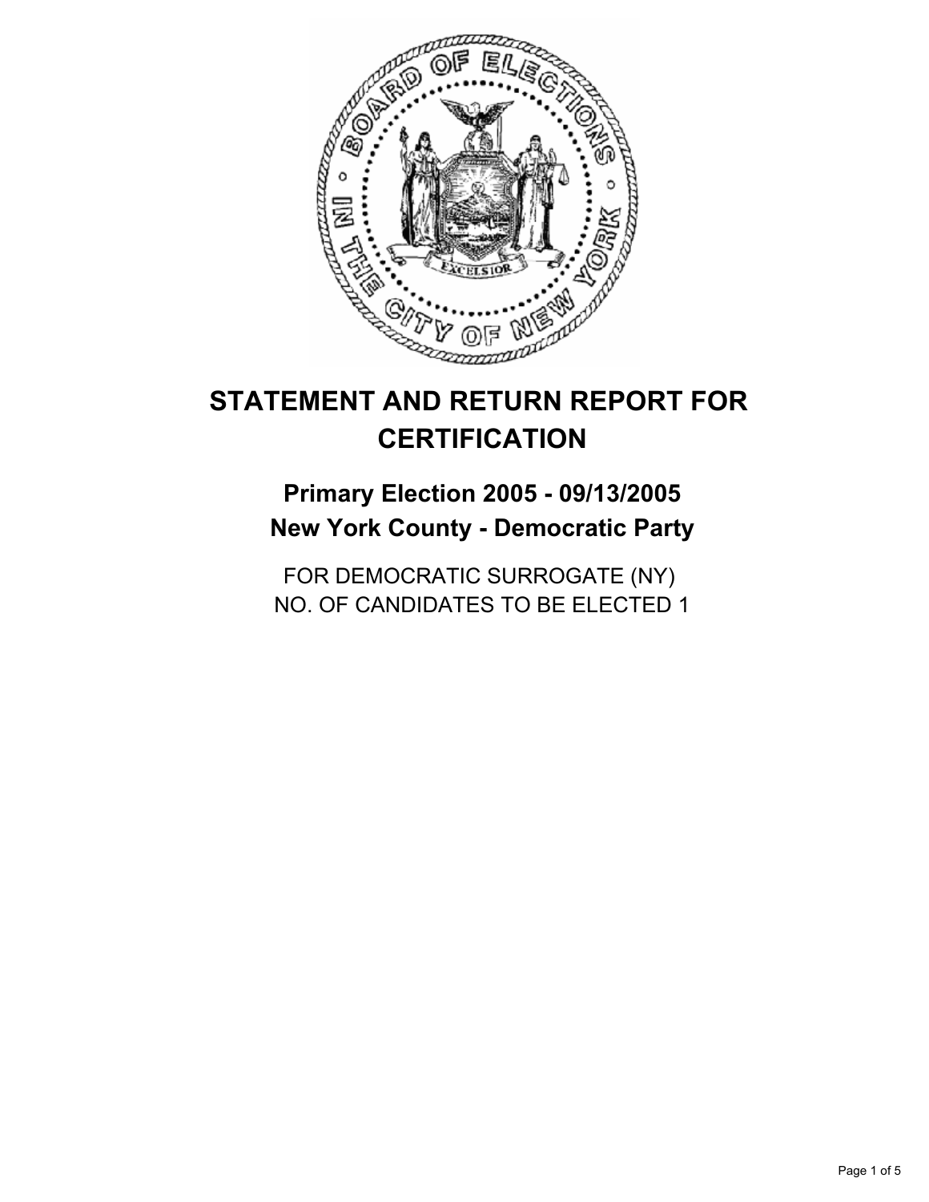# STATEMENT AND RETURN REPORT FOR CERTIFICATION

## Primary Election 2005 - 09/13/2005
## New York County - Democratic Party

FOR DEMOCRATIC SURROGATE (NY)
NO. OF CANDIDATES TO BE ELECTED 1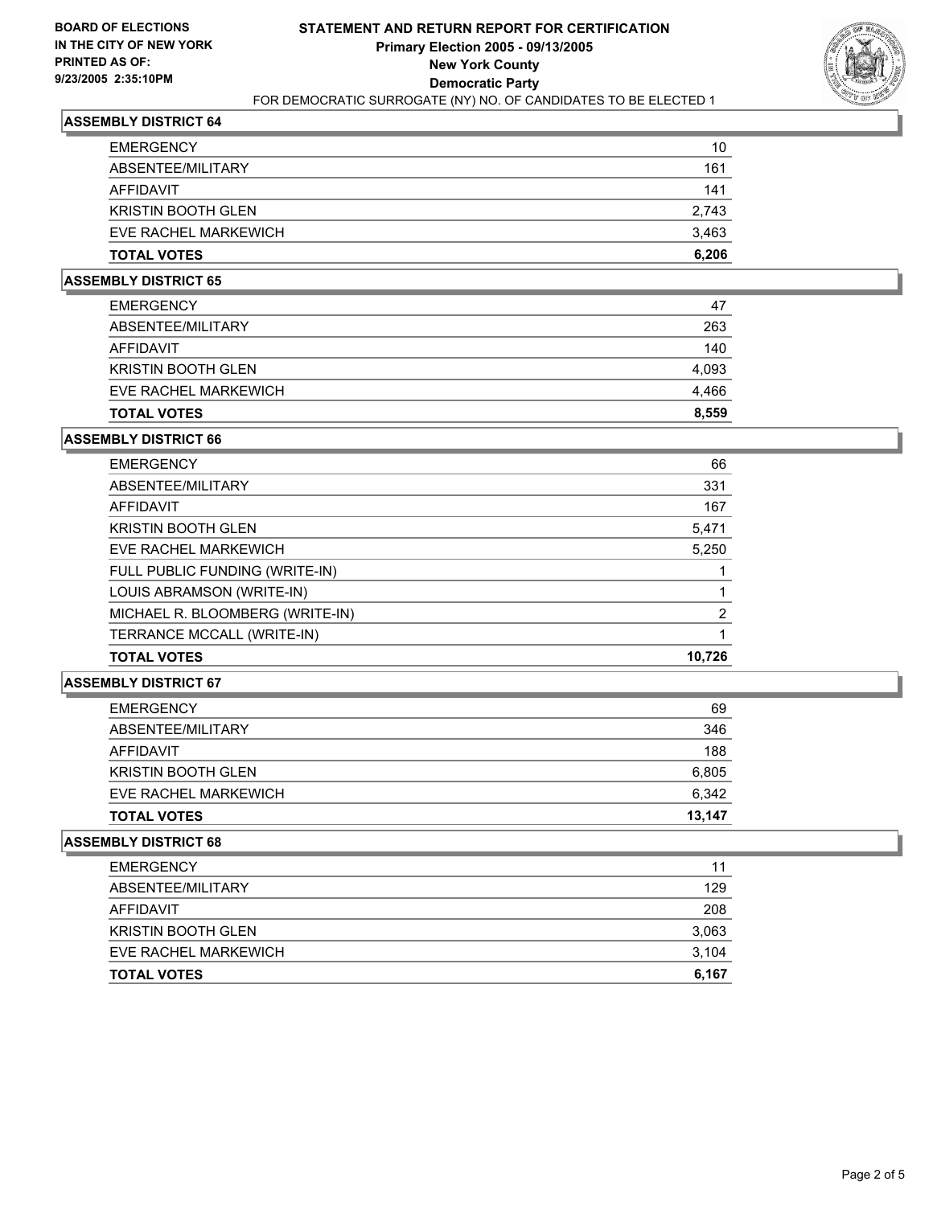**BOARD OF ELECTIONS IN THE CITY OF NEW YORK PRINTED AS OF: 9/23/2005 2:35:10PM**

# STATEMENT AND RETURN REPORT FOR CERTIFICATION
## Primary Election 2005 - 09/13/2005
## New York County
## Democratic Party
FOR DEMOCRATIC SURROGATE (NY) NO. OF CANDIDATES TO BE ELECTED 1

### ASSEMBLY DISTRICT 64

| | |
|---|---|
| EMERGENCY | 10 |
| ABSENTEE/MILITARY | 161 |
| AFFIDAVIT | 141 |
| KRISTIN BOOTH GLEN | 2,743 |
| EVE RACHEL MARKEWICH | 3,463 |
| **TOTAL VOTES** | **6,206** |

### ASSEMBLY DISTRICT 65

| | |
|---|---|
| EMERGENCY | 47 |
| ABSENTEE/MILITARY | 263 |
| AFFIDAVIT | 140 |
| KRISTIN BOOTH GLEN | 4,093 |
| EVE RACHEL MARKEWICH | 4,466 |
| **TOTAL VOTES** | **8,559** |

### ASSEMBLY DISTRICT 66

| | |
|---|---|
| EMERGENCY | 66 |
| ABSENTEE/MILITARY | 331 |
| AFFIDAVIT | 167 |
| KRISTIN BOOTH GLEN | 5,471 |
| EVE RACHEL MARKEWICH | 5,250 |
| FULL PUBLIC FUNDING (WRITE-IN) | 1 |
| LOUIS ABRAMSON (WRITE-IN) | 1 |
| MICHAEL R. BLOOMBERG (WRITE-IN) | 2 |
| TERRANCE MCCALL (WRITE-IN) | 1 |
| **TOTAL VOTES** | **10,726** |

### ASSEMBLY DISTRICT 67

| | |
|---|---|
| EMERGENCY | 69 |
| ABSENTEE/MILITARY | 346 |
| AFFIDAVIT | 188 |
| KRISTIN BOOTH GLEN | 6,805 |
| EVE RACHEL MARKEWICH | 6,342 |
| **TOTAL VOTES** | **13,147** |

### ASSEMBLY DISTRICT 68

| | |
|---|---|
| EMERGENCY | 11 |
| ABSENTEE/MILITARY | 129 |
| AFFIDAVIT | 208 |
| KRISTIN BOOTH GLEN | 3,063 |
| EVE RACHEL MARKEWICH | 3,104 |
| **TOTAL VOTES** | **6,167** |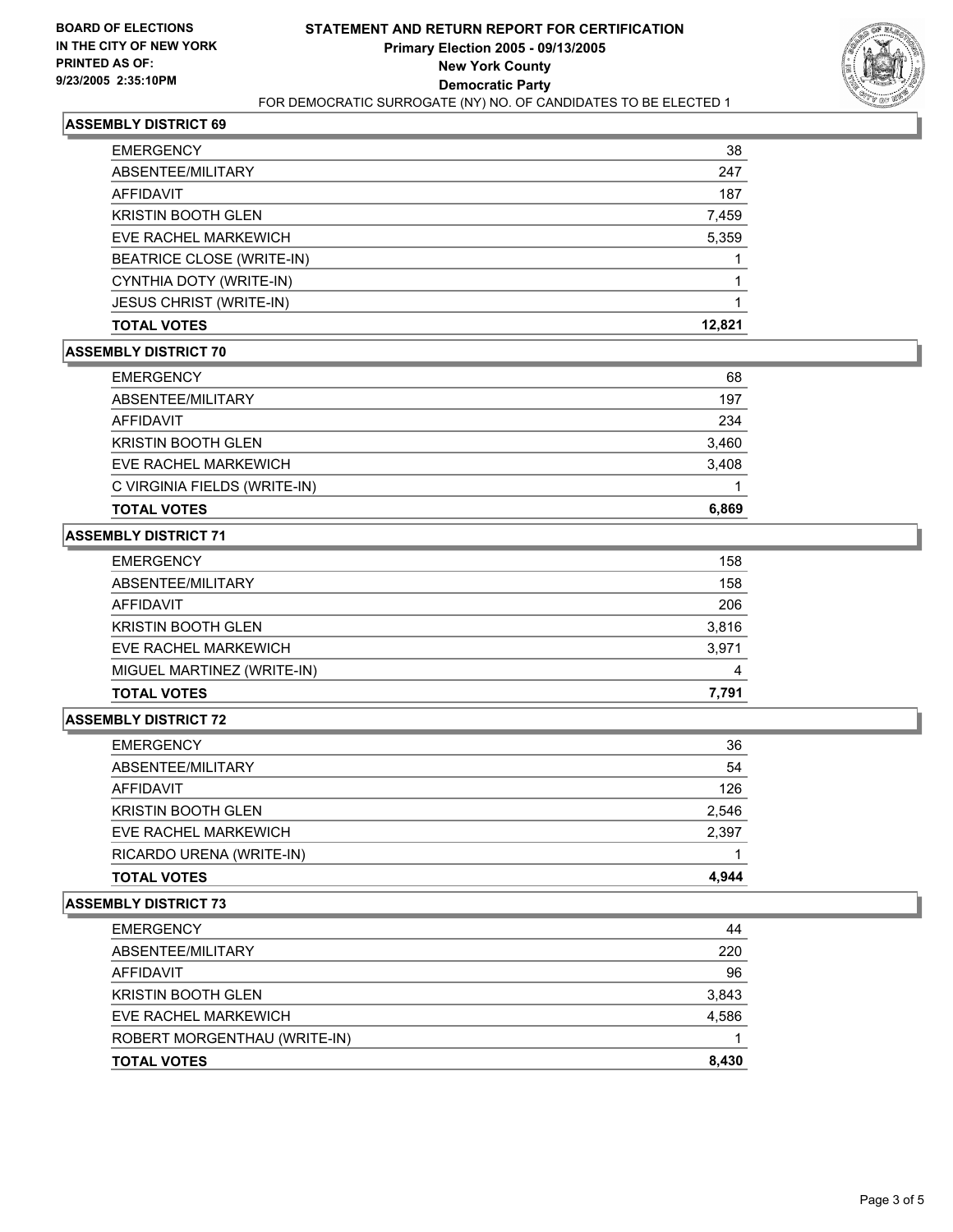**BOARD OF ELECTIONS IN THE CITY OF NEW YORK PRINTED AS OF: 9/23/2005 2:35:10PM**

# STATEMENT AND RETURN REPORT FOR CERTIFICATION
## Primary Election 2005 - 09/13/2005
## New York County
## Democratic Party
FOR DEMOCRATIC SURROGATE (NY) NO. OF CANDIDATES TO BE ELECTED 1

### ASSEMBLY DISTRICT 69

| | |
|---|---|
| EMERGENCY | 38 |
| ABSENTEE/MILITARY | 247 |
| AFFIDAVIT | 187 |
| KRISTIN BOOTH GLEN | 7,459 |
| EVE RACHEL MARKEWICH | 5,359 |
| BEATRICE CLOSE (WRITE-IN) | 1 |
| CYNTHIA DOTY (WRITE-IN) | 1 |
| JESUS CHRIST (WRITE-IN) | 1 |
| **TOTAL VOTES** | **12,821** |

### ASSEMBLY DISTRICT 70

| | |
|---|---|
| EMERGENCY | 68 |
| ABSENTEE/MILITARY | 197 |
| AFFIDAVIT | 234 |
| KRISTIN BOOTH GLEN | 3,460 |
| EVE RACHEL MARKEWICH | 3,408 |
| C VIRGINIA FIELDS (WRITE-IN) | 1 |
| **TOTAL VOTES** | **6,869** |

### ASSEMBLY DISTRICT 71

| | |
|---|---|
| EMERGENCY | 158 |
| ABSENTEE/MILITARY | 158 |
| AFFIDAVIT | 206 |
| KRISTIN BOOTH GLEN | 3,816 |
| EVE RACHEL MARKEWICH | 3,971 |
| MIGUEL MARTINEZ (WRITE-IN) | 4 |
| **TOTAL VOTES** | **7,791** |

### ASSEMBLY DISTRICT 72

| | |
|---|---|
| EMERGENCY | 36 |
| ABSENTEE/MILITARY | 54 |
| AFFIDAVIT | 126 |
| KRISTIN BOOTH GLEN | 2,546 |
| EVE RACHEL MARKEWICH | 2,397 |
| RICARDO URENA (WRITE-IN) | 1 |
| **TOTAL VOTES** | **4,944** |

### ASSEMBLY DISTRICT 73

| | |
|---|---|
| EMERGENCY | 44 |
| ABSENTEE/MILITARY | 220 |
| AFFIDAVIT | 96 |
| KRISTIN BOOTH GLEN | 3,843 |
| EVE RACHEL MARKEWICH | 4,586 |
| ROBERT MORGENTHAU (WRITE-IN) | 1 |
| **TOTAL VOTES** | **8,430** |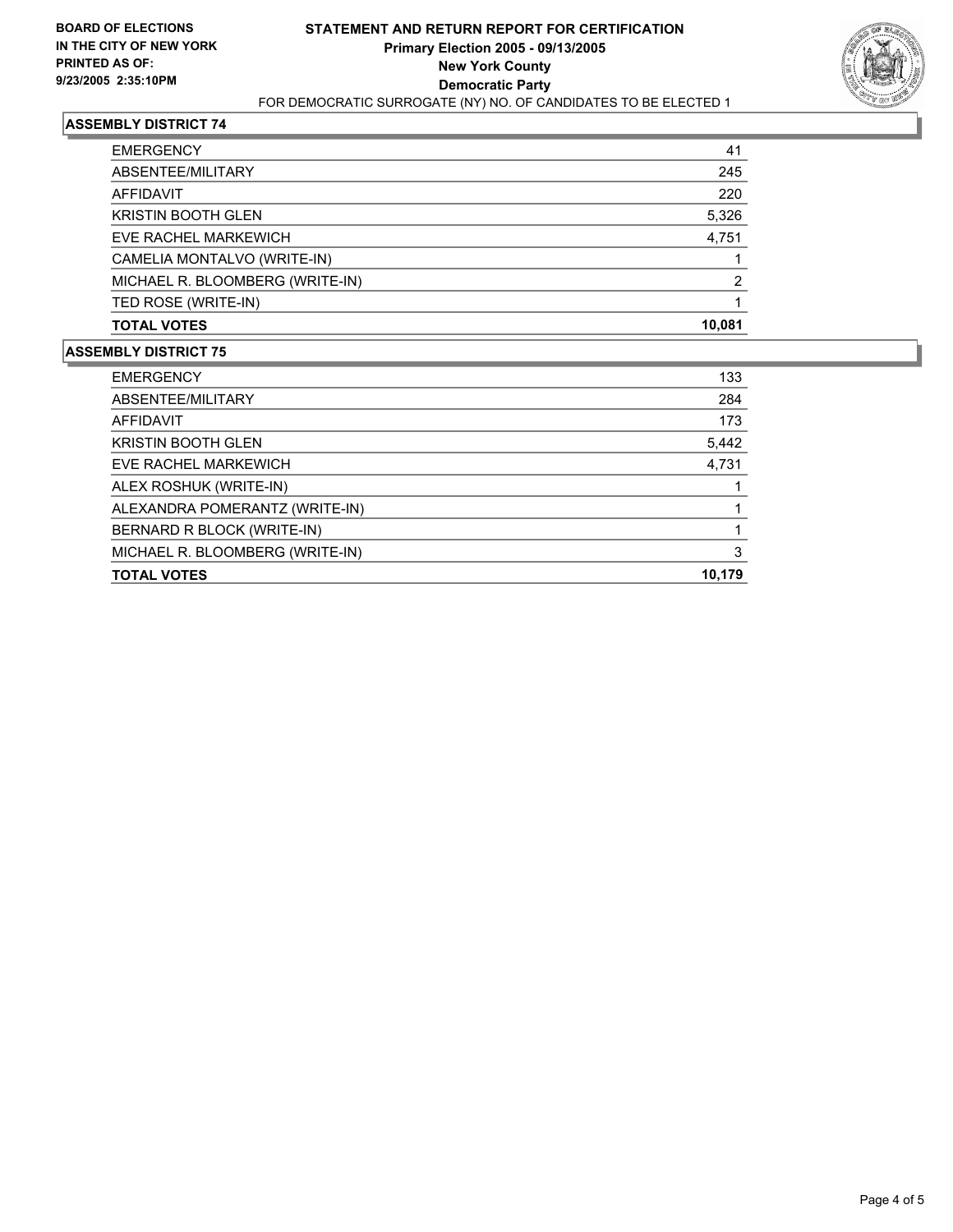**BOARD OF ELECTIONS IN THE CITY OF NEW YORK PRINTED AS OF: 9/23/2005 2:35:10PM**

# STATEMENT AND RETURN REPORT FOR CERTIFICATION
## Primary Election 2005 - 09/13/2005
## New York County
## Democratic Party
FOR DEMOCRATIC SURROGATE (NY) NO. OF CANDIDATES TO BE ELECTED 1

### ASSEMBLY DISTRICT 74

| | |
|---|---|
| EMERGENCY | 41 |
| ABSENTEE/MILITARY | 245 |
| AFFIDAVIT | 220 |
| KRISTIN BOOTH GLEN | 5,326 |
| EVE RACHEL MARKEWICH | 4,751 |
| CAMELIA MONTALVO (WRITE-IN) | 1 |
| MICHAEL R. BLOOMBERG (WRITE-IN) | 2 |
| TED ROSE (WRITE-IN) | 1 |
| **TOTAL VOTES** | **10,081** |

### ASSEMBLY DISTRICT 75

| | |
|---|---|
| EMERGENCY | 133 |
| ABSENTEE/MILITARY | 284 |
| AFFIDAVIT | 173 |
| KRISTIN BOOTH GLEN | 5,442 |
| EVE RACHEL MARKEWICH | 4,731 |
| ALEX ROSHUK (WRITE-IN) | 1 |
| ALEXANDRA POMERANTZ (WRITE-IN) | 1 |
| BERNARD R BLOCK (WRITE-IN) | 1 |
| MICHAEL R. BLOOMBERG (WRITE-IN) | 3 |
| **TOTAL VOTES** | **10,179** |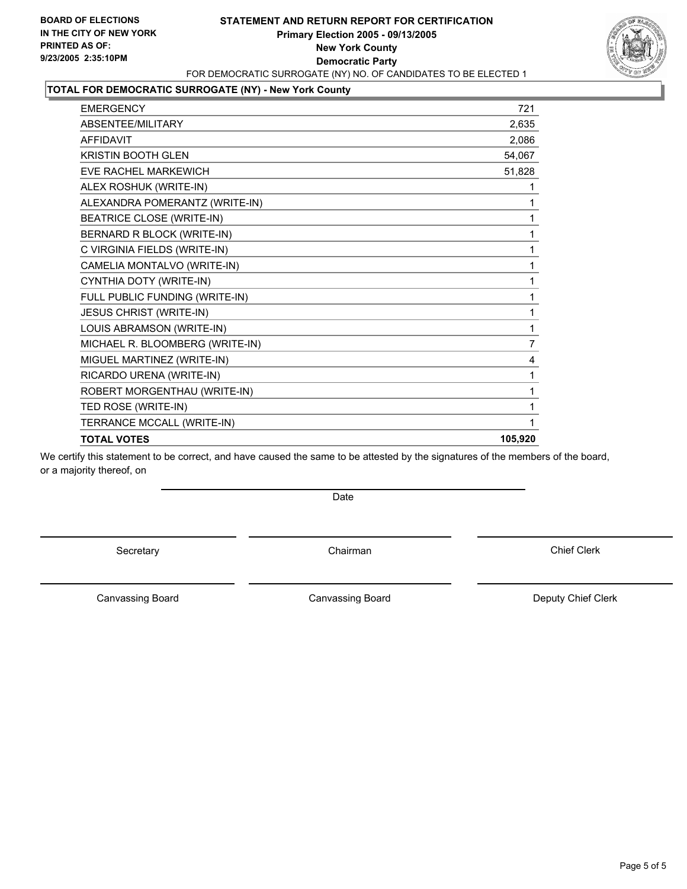**BOARD OF ELECTIONS IN THE CITY OF NEW YORK PRINTED AS OF: 9/23/2005 2:35:10PM**

# STATEMENT AND RETURN REPORT FOR CERTIFICATION
## Primary Election 2005 - 09/13/2005
## New York County
## Democratic Party

FOR DEMOCRATIC SURROGATE (NY) NO. OF CANDIDATES TO BE ELECTED 1

### TOTAL FOR DEMOCRATIC SURROGATE (NY) - New York County

| | |
|---|---|
| EMERGENCY | 721 |
| ABSENTEE/MILITARY | 2,635 |
| AFFIDAVIT | 2,086 |
| KRISTIN BOOTH GLEN | 54,067 |
| EVE RACHEL MARKEWICH | 51,828 |
| ALEX ROSHUK (WRITE-IN) | 1 |
| ALEXANDRA POMERANTZ (WRITE-IN) | 1 |
| BEATRICE CLOSE (WRITE-IN) | 1 |
| BERNARD R BLOCK (WRITE-IN) | 1 |
| C VIRGINIA FIELDS (WRITE-IN) | 1 |
| CAMELIA MONTALVO (WRITE-IN) | 1 |
| CYNTHIA DOTY (WRITE-IN) | 1 |
| FULL PUBLIC FUNDING (WRITE-IN) | 1 |
| JESUS CHRIST (WRITE-IN) | 1 |
| LOUIS ABRAMSON (WRITE-IN) | 1 |
| MICHAEL R. BLOOMBERG (WRITE-IN) | 7 |
| MIGUEL MARTINEZ (WRITE-IN) | 4 |
| RICARDO URENA (WRITE-IN) | 1 |
| ROBERT MORGENTHAU (WRITE-IN) | 1 |
| TED ROSE (WRITE-IN) | 1 |
| TERRANCE MCCALL (WRITE-IN) | 1 |
| **TOTAL VOTES** | **105,920** |

We certify this statement to be correct, and have caused the same to be attested by the signatures of the members of the board, or a majority thereof, on

Date

Secretary

Chairman

Chief Clerk

Canvassing Board

Canvassing Board

Deputy Chief Clerk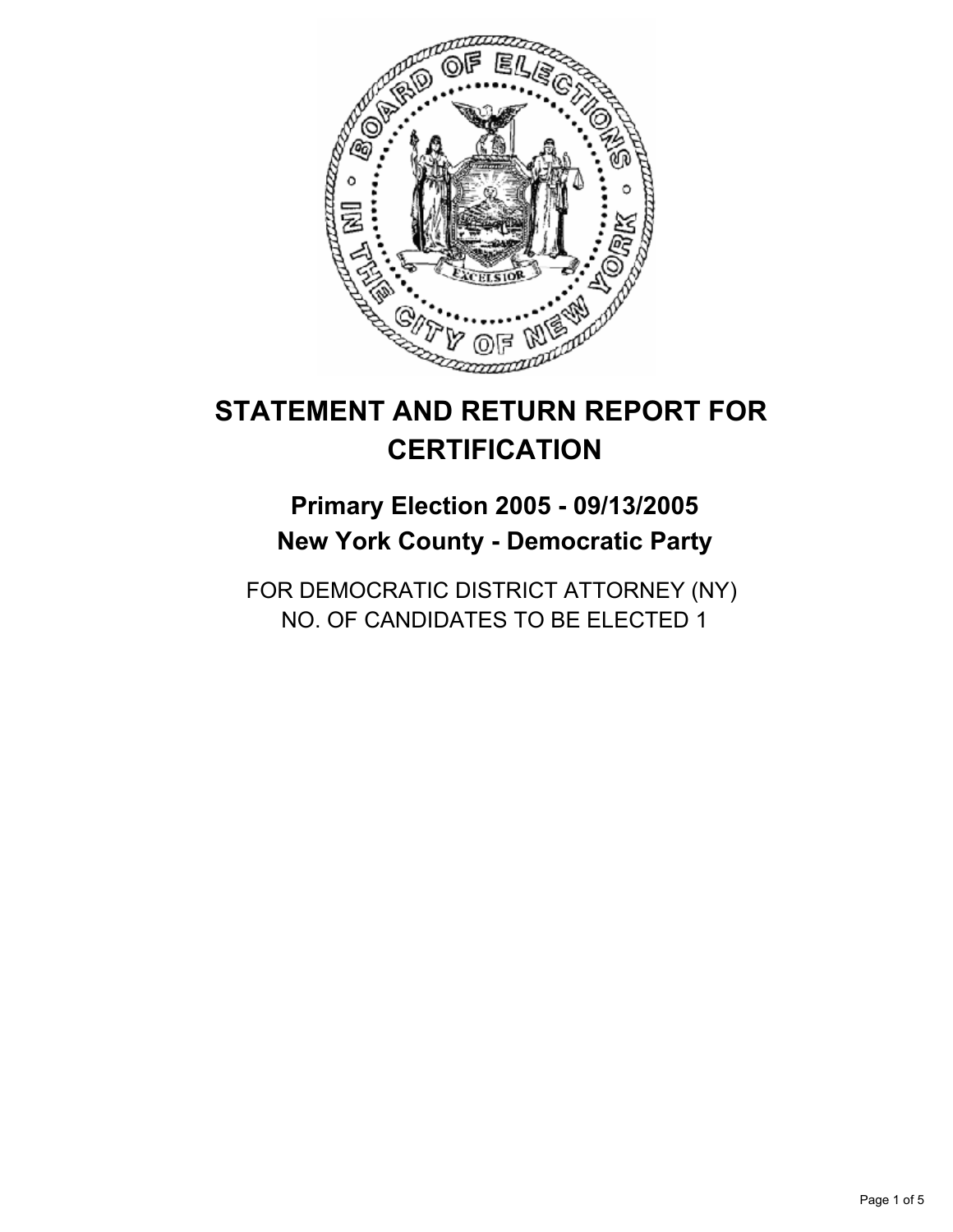# STATEMENT AND RETURN REPORT FOR CERTIFICATION

## Primary Election 2005 - 09/13/2005
## New York County - Democratic Party

FOR DEMOCRATIC DISTRICT ATTORNEY (NY)
NO. OF CANDIDATES TO BE ELECTED 1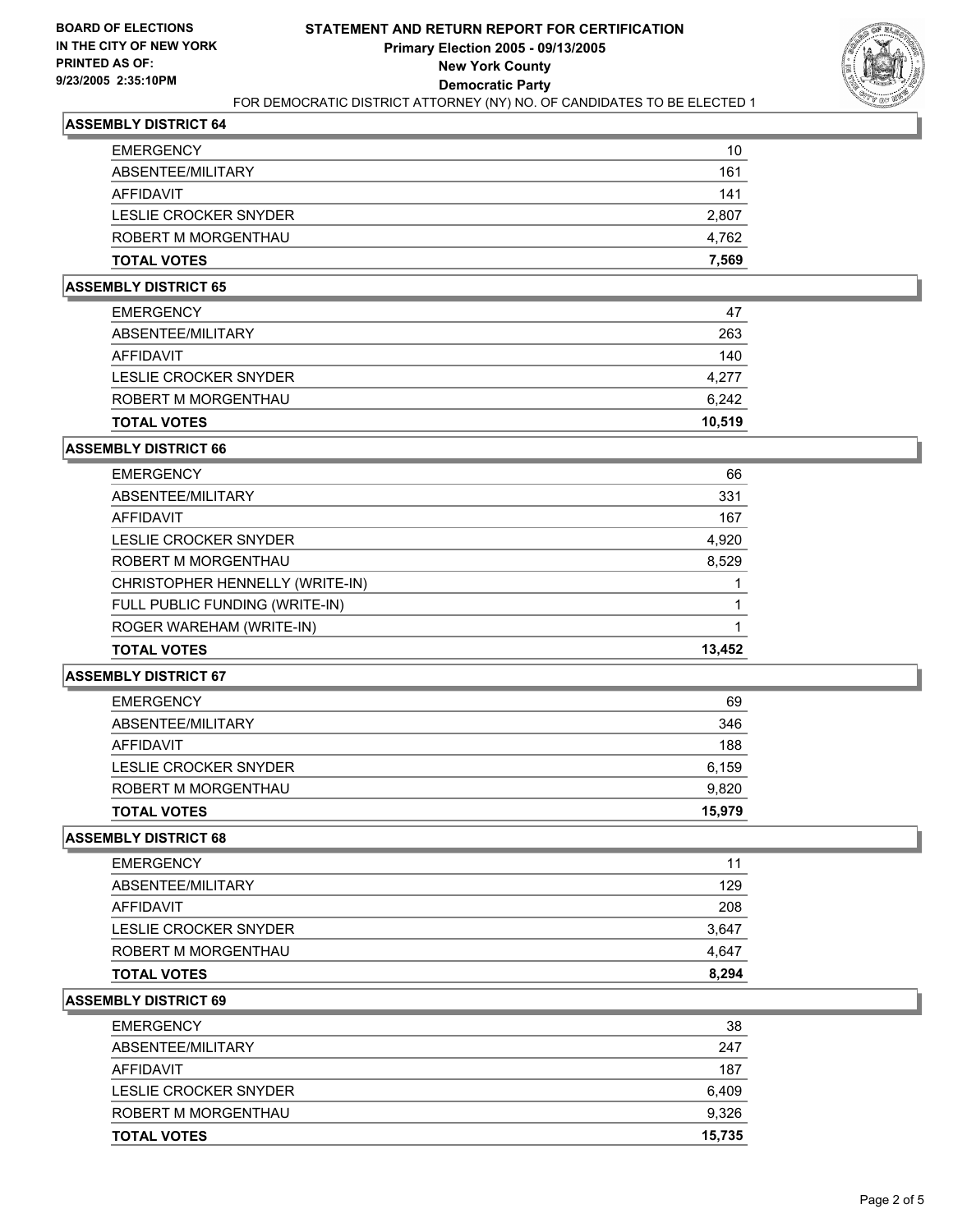**BOARD OF ELECTIONS IN THE CITY OF NEW YORK**
**PRINTED AS OF: 9/23/2005 2:35:10PM**

# STATEMENT AND RETURN REPORT FOR CERTIFICATION
## Primary Election 2005 - 09/13/2005
## New York County
## Democratic Party

FOR DEMOCRATIC DISTRICT ATTORNEY (NY) NO. OF CANDIDATES TO BE ELECTED 1

### ASSEMBLY DISTRICT 64

| | |
|---|---|
| EMERGENCY | 10 |
| ABSENTEE/MILITARY | 161 |
| AFFIDAVIT | 141 |
| LESLIE CROCKER SNYDER | 2,807 |
| ROBERT M MORGENTHAU | 4,762 |
| **TOTAL VOTES** | **7,569** |

### ASSEMBLY DISTRICT 65

| | |
|---|---|
| EMERGENCY | 47 |
| ABSENTEE/MILITARY | 263 |
| AFFIDAVIT | 140 |
| LESLIE CROCKER SNYDER | 4,277 |
| ROBERT M MORGENTHAU | 6,242 |
| **TOTAL VOTES** | **10,519** |

### ASSEMBLY DISTRICT 66

| | |
|---|---|
| EMERGENCY | 66 |
| ABSENTEE/MILITARY | 331 |
| AFFIDAVIT | 167 |
| LESLIE CROCKER SNYDER | 4,920 |
| ROBERT M MORGENTHAU | 8,529 |
| CHRISTOPHER HENNELLY (WRITE-IN) | 1 |
| FULL PUBLIC FUNDING (WRITE-IN) | 1 |
| ROGER WAREHAM (WRITE-IN) | 1 |
| **TOTAL VOTES** | **13,452** |

### ASSEMBLY DISTRICT 67

| | |
|---|---|
| EMERGENCY | 69 |
| ABSENTEE/MILITARY | 346 |
| AFFIDAVIT | 188 |
| LESLIE CROCKER SNYDER | 6,159 |
| ROBERT M MORGENTHAU | 9,820 |
| **TOTAL VOTES** | **15,979** |

### ASSEMBLY DISTRICT 68

| | |
|---|---|
| EMERGENCY | 11 |
| ABSENTEE/MILITARY | 129 |
| AFFIDAVIT | 208 |
| LESLIE CROCKER SNYDER | 3,647 |
| ROBERT M MORGENTHAU | 4,647 |
| **TOTAL VOTES** | **8,294** |

### ASSEMBLY DISTRICT 69

| | |
|---|---|
| EMERGENCY | 38 |
| ABSENTEE/MILITARY | 247 |
| AFFIDAVIT | 187 |
| LESLIE CROCKER SNYDER | 6,409 |
| ROBERT M MORGENTHAU | 9,326 |
| **TOTAL VOTES** | **15,735** |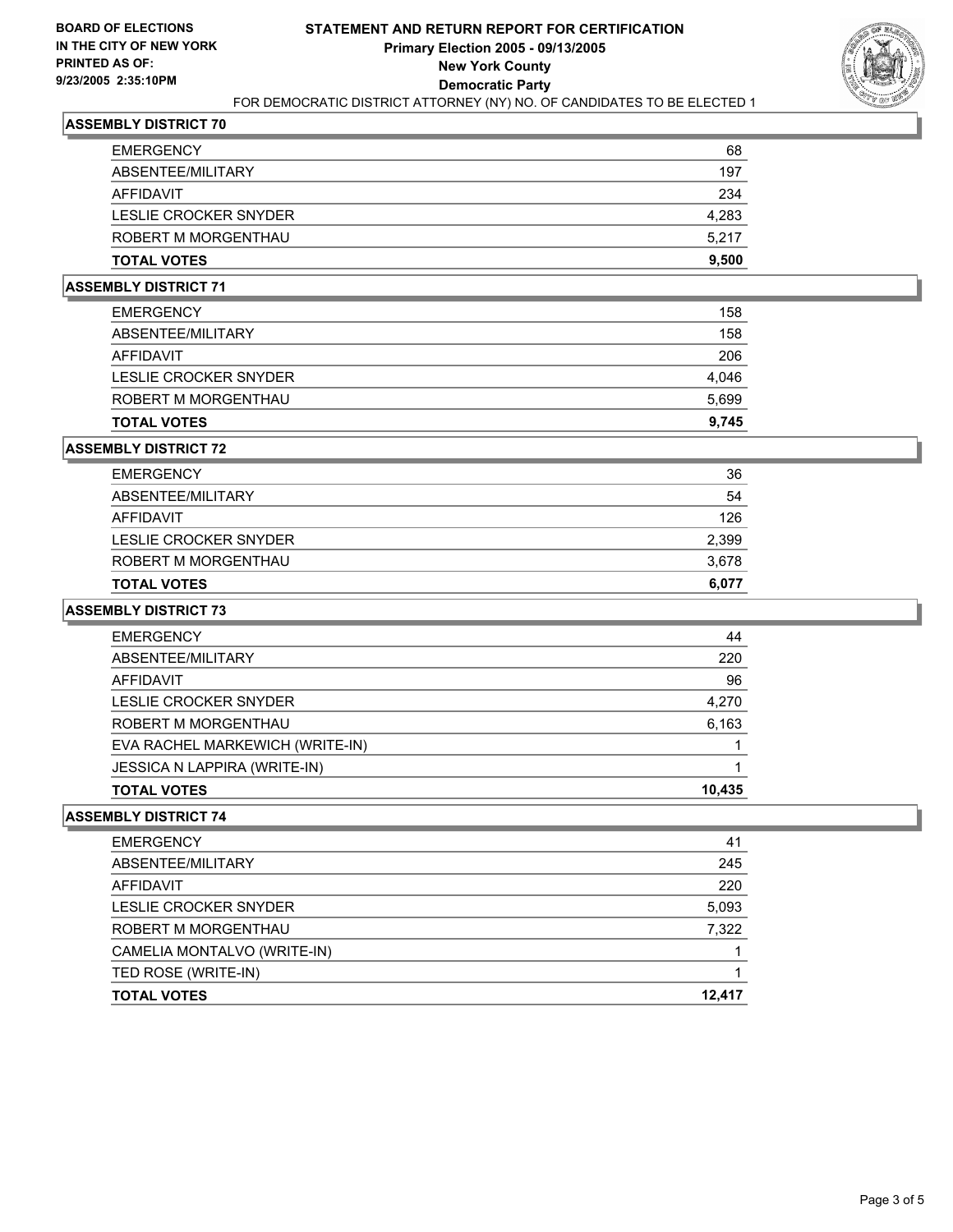**BOARD OF ELECTIONS IN THE CITY OF NEW YORK**
**PRINTED AS OF: 9/23/2005 2:35:10PM**

# STATEMENT AND RETURN REPORT FOR CERTIFICATION
## Primary Election 2005 - 09/13/2005
## New York County
## Democratic Party

FOR DEMOCRATIC DISTRICT ATTORNEY (NY) NO. OF CANDIDATES TO BE ELECTED 1

### ASSEMBLY DISTRICT 70

| | |
|---|---|
| EMERGENCY | 68 |
| ABSENTEE/MILITARY | 197 |
| AFFIDAVIT | 234 |
| LESLIE CROCKER SNYDER | 4,283 |
| ROBERT M MORGENTHAU | 5,217 |
| **TOTAL VOTES** | **9,500** |

### ASSEMBLY DISTRICT 71

| | |
|---|---|
| EMERGENCY | 158 |
| ABSENTEE/MILITARY | 158 |
| AFFIDAVIT | 206 |
| LESLIE CROCKER SNYDER | 4,046 |
| ROBERT M MORGENTHAU | 5,699 |
| **TOTAL VOTES** | **9,745** |

### ASSEMBLY DISTRICT 72

| | |
|---|---|
| EMERGENCY | 36 |
| ABSENTEE/MILITARY | 54 |
| AFFIDAVIT | 126 |
| LESLIE CROCKER SNYDER | 2,399 |
| ROBERT M MORGENTHAU | 3,678 |
| **TOTAL VOTES** | **6,077** |

### ASSEMBLY DISTRICT 73

| | |
|---|---|
| EMERGENCY | 44 |
| ABSENTEE/MILITARY | 220 |
| AFFIDAVIT | 96 |
| LESLIE CROCKER SNYDER | 4,270 |
| ROBERT M MORGENTHAU | 6,163 |
| EVA RACHEL MARKEWICH (WRITE-IN) | 1 |
| JESSICA N LAPPIRA (WRITE-IN) | 1 |
| **TOTAL VOTES** | **10,435** |

### ASSEMBLY DISTRICT 74

| | |
|---|---|
| EMERGENCY | 41 |
| ABSENTEE/MILITARY | 245 |
| AFFIDAVIT | 220 |
| LESLIE CROCKER SNYDER | 5,093 |
| ROBERT M MORGENTHAU | 7,322 |
| CAMELIA MONTALVO (WRITE-IN) | 1 |
| TED ROSE (WRITE-IN) | 1 |
| **TOTAL VOTES** | **12,417** |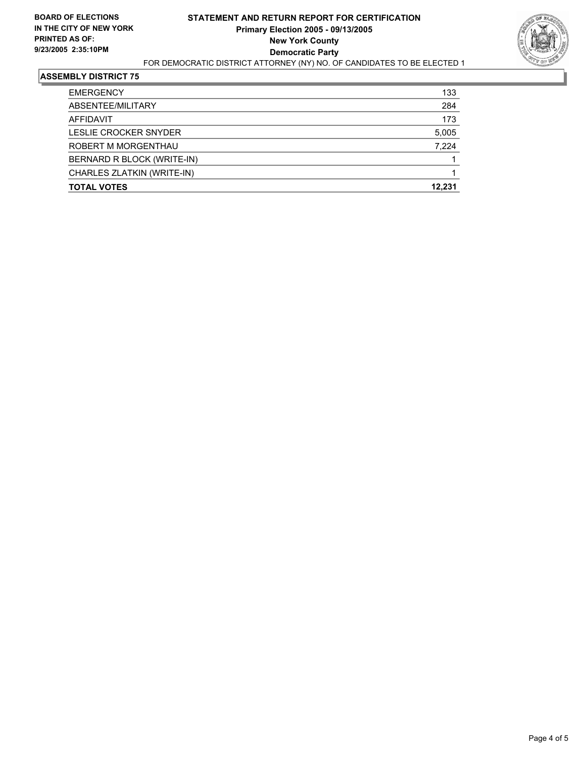**BOARD OF ELECTIONS IN THE CITY OF NEW YORK PRINTED AS OF: 9/23/2005 2:35:10PM**

# STATEMENT AND RETURN REPORT FOR CERTIFICATION
## Primary Election 2005 - 09/13/2005
## New York County
## Democratic Party

FOR DEMOCRATIC DISTRICT ATTORNEY (NY) NO. OF CANDIDATES TO BE ELECTED 1

### ASSEMBLY DISTRICT 75

| | |
|---|---|
| EMERGENCY | 133 |
| ABSENTEE/MILITARY | 284 |
| AFFIDAVIT | 173 |
| LESLIE CROCKER SNYDER | 5,005 |
| ROBERT M MORGENTHAU | 7,224 |
| BERNARD R BLOCK (WRITE-IN) | 1 |
| CHARLES ZLATKIN (WRITE-IN) | 1 |
| **TOTAL VOTES** | **12,231** |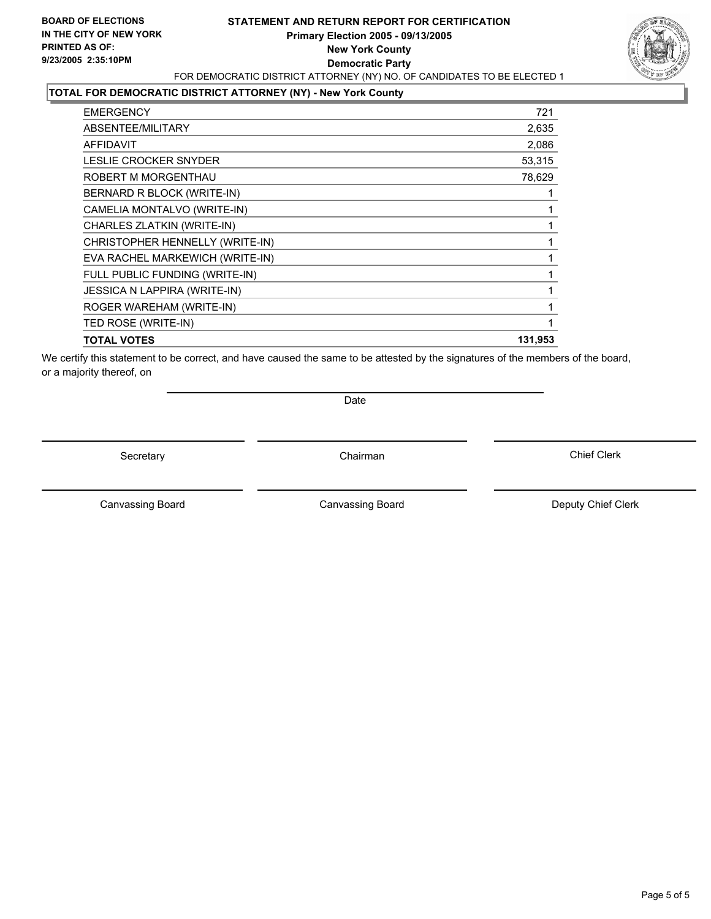**BOARD OF ELECTIONS IN THE CITY OF NEW YORK**
**PRINTED AS OF: 9/23/2005 2:35:10PM**

# STATEMENT AND RETURN REPORT FOR CERTIFICATION
## Primary Election 2005 - 09/13/2005
## New York County
## Democratic Party

FOR DEMOCRATIC DISTRICT ATTORNEY (NY) NO. OF CANDIDATES TO BE ELECTED 1

### TOTAL FOR DEMOCRATIC DISTRICT ATTORNEY (NY) - New York County

| | |
|---|---|
| EMERGENCY | 721 |
| ABSENTEE/MILITARY | 2,635 |
| AFFIDAVIT | 2,086 |
| LESLIE CROCKER SNYDER | 53,315 |
| ROBERT M MORGENTHAU | 78,629 |
| BERNARD R BLOCK (WRITE-IN) | 1 |
| CAMELIA MONTALVO (WRITE-IN) | 1 |
| CHARLES ZLATKIN (WRITE-IN) | 1 |
| CHRISTOPHER HENNELLY (WRITE-IN) | 1 |
| EVA RACHEL MARKEWICH (WRITE-IN) | 1 |
| FULL PUBLIC FUNDING (WRITE-IN) | 1 |
| JESSICA N LAPPIRA (WRITE-IN) | 1 |
| ROGER WAREHAM (WRITE-IN) | 1 |
| TED ROSE (WRITE-IN) | 1 |
| **TOTAL VOTES** | **131,953** |

We certify this statement to be correct, and have caused the same to be attested by the signatures of the members of the board, or a majority thereof, on

Date

Secretary | Chairman | Chief Clerk

Canvassing Board | Canvassing Board | Deputy Chief Clerk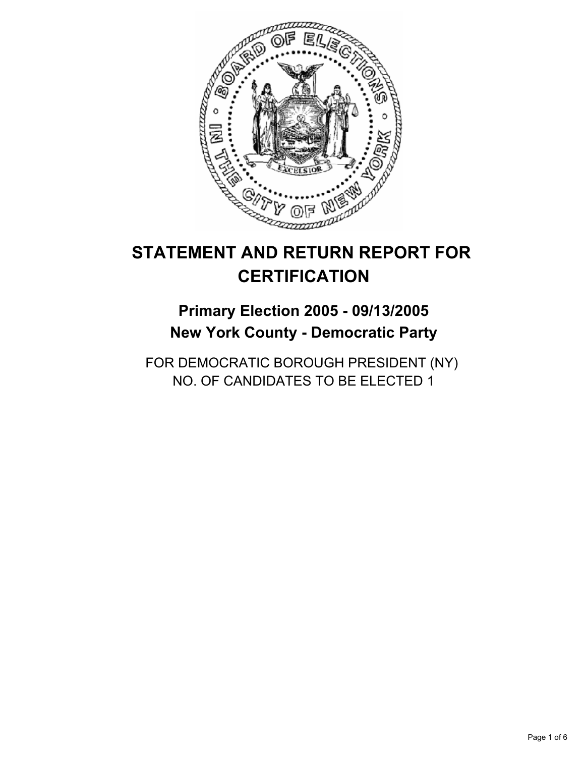# STATEMENT AND RETURN REPORT FOR CERTIFICATION

## Primary Election 2005 - 09/13/2005
## New York County - Democratic Party

FOR DEMOCRATIC BOROUGH PRESIDENT (NY)
NO. OF CANDIDATES TO BE ELECTED 1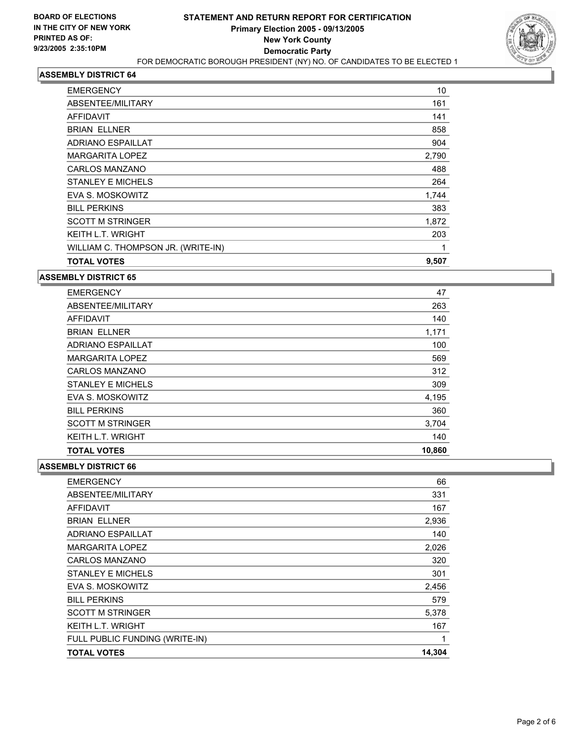**BOARD OF ELECTIONS IN THE CITY OF NEW YORK PRINTED AS OF: 9/23/2005 2:35:10PM**

# STATEMENT AND RETURN REPORT FOR CERTIFICATION
## Primary Election 2005 - 09/13/2005
## New York County
## Democratic Party

FOR DEMOCRATIC BOROUGH PRESIDENT (NY) NO. OF CANDIDATES TO BE ELECTED 1

### ASSEMBLY DISTRICT 64

| | |
|---|---|
| EMERGENCY | 10 |
| ABSENTEE/MILITARY | 161 |
| AFFIDAVIT | 141 |
| BRIAN ELLNER | 858 |
| ADRIANO ESPAILLAT | 904 |
| MARGARITA LOPEZ | 2,790 |
| CARLOS MANZANO | 488 |
| STANLEY E MICHELS | 264 |
| EVA S. MOSKOWITZ | 1,744 |
| BILL PERKINS | 383 |
| SCOTT M STRINGER | 1,872 |
| KEITH L.T. WRIGHT | 203 |
| WILLIAM C. THOMPSON JR. (WRITE-IN) | 1 |
| **TOTAL VOTES** | **9,507** |

### ASSEMBLY DISTRICT 65

| | |
|---|---|
| EMERGENCY | 47 |
| ABSENTEE/MILITARY | 263 |
| AFFIDAVIT | 140 |
| BRIAN ELLNER | 1,171 |
| ADRIANO ESPAILLAT | 100 |
| MARGARITA LOPEZ | 569 |
| CARLOS MANZANO | 312 |
| STANLEY E MICHELS | 309 |
| EVA S. MOSKOWITZ | 4,195 |
| BILL PERKINS | 360 |
| SCOTT M STRINGER | 3,704 |
| KEITH L.T. WRIGHT | 140 |
| **TOTAL VOTES** | **10,860** |

### ASSEMBLY DISTRICT 66

| | |
|---|---|
| EMERGENCY | 66 |
| ABSENTEE/MILITARY | 331 |
| AFFIDAVIT | 167 |
| BRIAN ELLNER | 2,936 |
| ADRIANO ESPAILLAT | 140 |
| MARGARITA LOPEZ | 2,026 |
| CARLOS MANZANO | 320 |
| STANLEY E MICHELS | 301 |
| EVA S. MOSKOWITZ | 2,456 |
| BILL PERKINS | 579 |
| SCOTT M STRINGER | 5,378 |
| KEITH L.T. WRIGHT | 167 |
| FULL PUBLIC FUNDING (WRITE-IN) | 1 |
| **TOTAL VOTES** | **14,304** |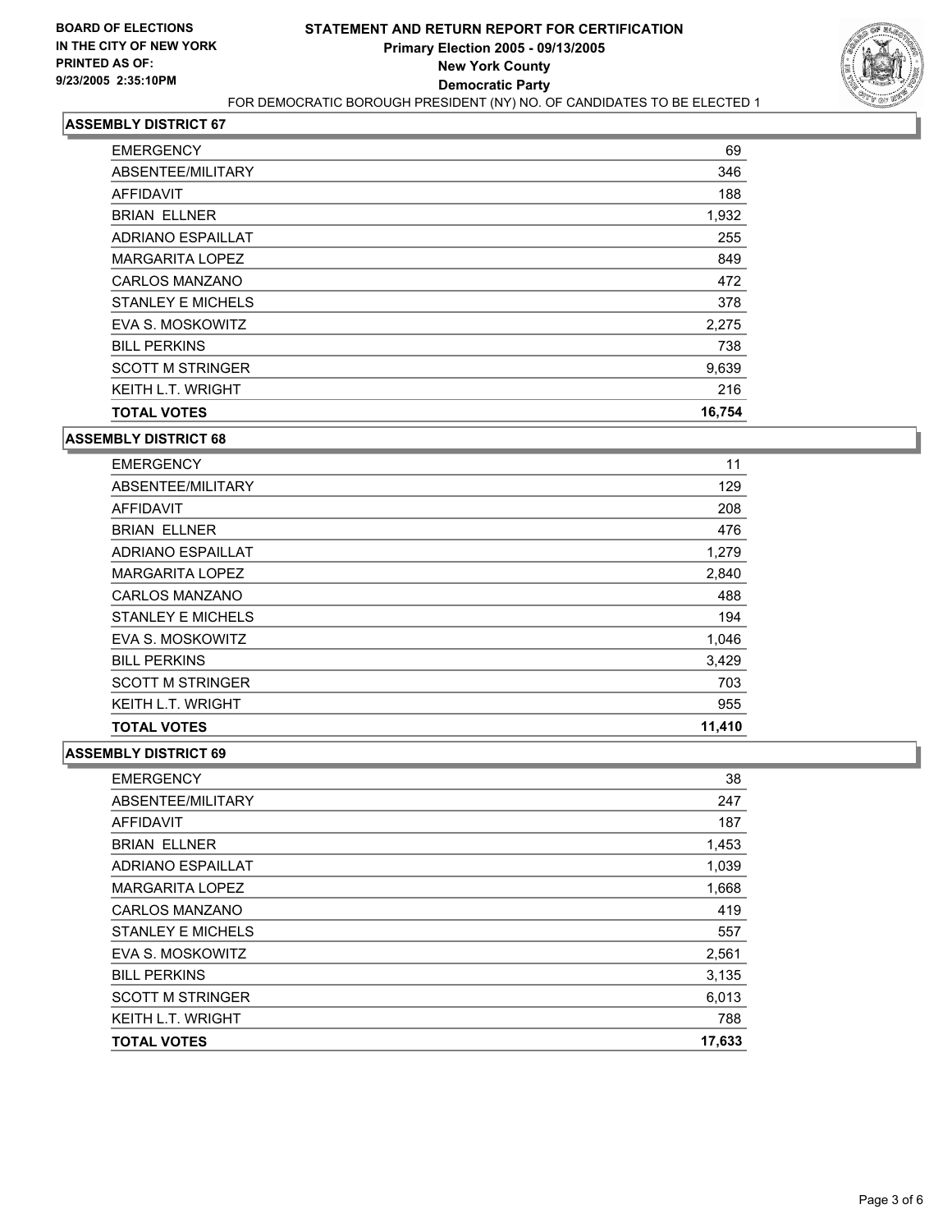**BOARD OF ELECTIONS IN THE CITY OF NEW YORK PRINTED AS OF: 9/23/2005 2:35:10PM**

# STATEMENT AND RETURN REPORT FOR CERTIFICATION
## Primary Election 2005 - 09/13/2005
## New York County
## Democratic Party

FOR DEMOCRATIC BOROUGH PRESIDENT (NY) NO. OF CANDIDATES TO BE ELECTED 1

### ASSEMBLY DISTRICT 67

| | |
|---|---|
| EMERGENCY | 69 |
| ABSENTEE/MILITARY | 346 |
| AFFIDAVIT | 188 |
| BRIAN ELLNER | 1,932 |
| ADRIANO ESPAILLAT | 255 |
| MARGARITA LOPEZ | 849 |
| CARLOS MANZANO | 472 |
| STANLEY E MICHELS | 378 |
| EVA S. MOSKOWITZ | 2,275 |
| BILL PERKINS | 738 |
| SCOTT M STRINGER | 9,639 |
| KEITH L.T. WRIGHT | 216 |
| **TOTAL VOTES** | **16,754** |

### ASSEMBLY DISTRICT 68

| | |
|---|---|
| EMERGENCY | 11 |
| ABSENTEE/MILITARY | 129 |
| AFFIDAVIT | 208 |
| BRIAN ELLNER | 476 |
| ADRIANO ESPAILLAT | 1,279 |
| MARGARITA LOPEZ | 2,840 |
| CARLOS MANZANO | 488 |
| STANLEY E MICHELS | 194 |
| EVA S. MOSKOWITZ | 1,046 |
| BILL PERKINS | 3,429 |
| SCOTT M STRINGER | 703 |
| KEITH L.T. WRIGHT | 955 |
| **TOTAL VOTES** | **11,410** |

### ASSEMBLY DISTRICT 69

| | |
|---|---|
| EMERGENCY | 38 |
| ABSENTEE/MILITARY | 247 |
| AFFIDAVIT | 187 |
| BRIAN ELLNER | 1,453 |
| ADRIANO ESPAILLAT | 1,039 |
| MARGARITA LOPEZ | 1,668 |
| CARLOS MANZANO | 419 |
| STANLEY E MICHELS | 557 |
| EVA S. MOSKOWITZ | 2,561 |
| BILL PERKINS | 3,135 |
| SCOTT M STRINGER | 6,013 |
| KEITH L.T. WRIGHT | 788 |
| **TOTAL VOTES** | **17,633** |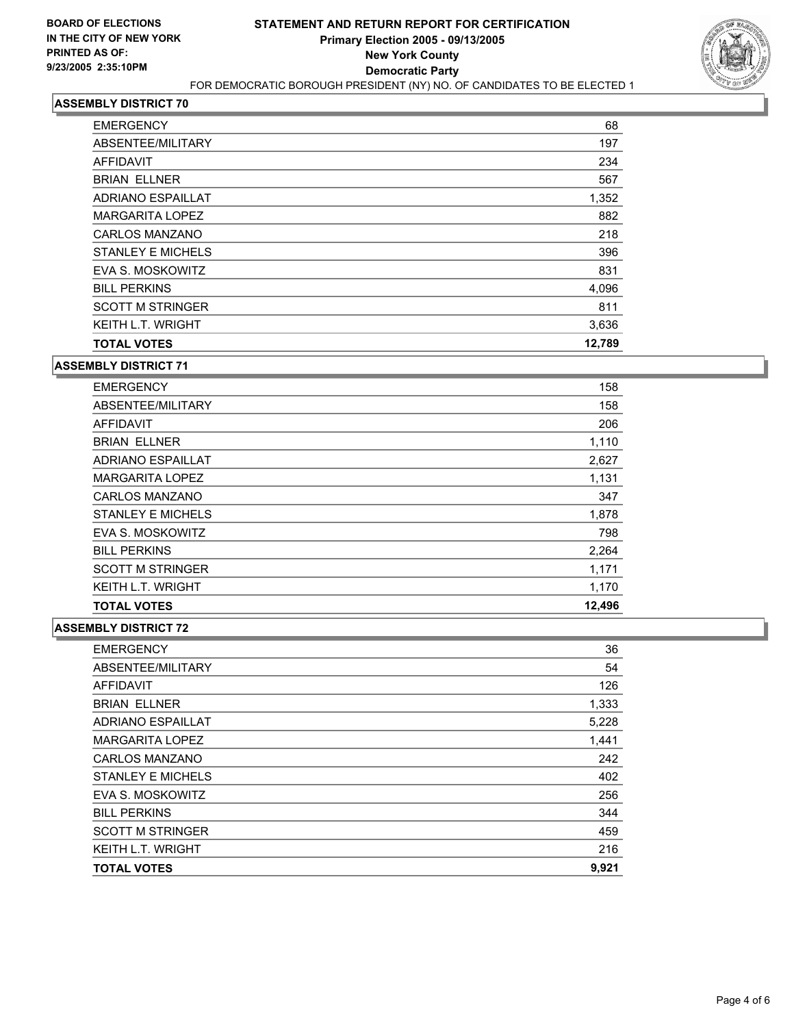**BOARD OF ELECTIONS IN THE CITY OF NEW YORK PRINTED AS OF: 9/23/2005 2:35:10PM**

# STATEMENT AND RETURN REPORT FOR CERTIFICATION
## Primary Election 2005 - 09/13/2005
## New York County
## Democratic Party

FOR DEMOCRATIC BOROUGH PRESIDENT (NY) NO. OF CANDIDATES TO BE ELECTED 1

### ASSEMBLY DISTRICT 70

| | |
|---|---|
| EMERGENCY | 68 |
| ABSENTEE/MILITARY | 197 |
| AFFIDAVIT | 234 |
| BRIAN ELLNER | 567 |
| ADRIANO ESPAILLAT | 1,352 |
| MARGARITA LOPEZ | 882 |
| CARLOS MANZANO | 218 |
| STANLEY E MICHELS | 396 |
| EVA S. MOSKOWITZ | 831 |
| BILL PERKINS | 4,096 |
| SCOTT M STRINGER | 811 |
| KEITH L.T. WRIGHT | 3,636 |
| **TOTAL VOTES** | **12,789** |

### ASSEMBLY DISTRICT 71

| | |
|---|---|
| EMERGENCY | 158 |
| ABSENTEE/MILITARY | 158 |
| AFFIDAVIT | 206 |
| BRIAN ELLNER | 1,110 |
| ADRIANO ESPAILLAT | 2,627 |
| MARGARITA LOPEZ | 1,131 |
| CARLOS MANZANO | 347 |
| STANLEY E MICHELS | 1,878 |
| EVA S. MOSKOWITZ | 798 |
| BILL PERKINS | 2,264 |
| SCOTT M STRINGER | 1,171 |
| KEITH L.T. WRIGHT | 1,170 |
| **TOTAL VOTES** | **12,496** |

### ASSEMBLY DISTRICT 72

| | |
|---|---|
| EMERGENCY | 36 |
| ABSENTEE/MILITARY | 54 |
| AFFIDAVIT | 126 |
| BRIAN ELLNER | 1,333 |
| ADRIANO ESPAILLAT | 5,228 |
| MARGARITA LOPEZ | 1,441 |
| CARLOS MANZANO | 242 |
| STANLEY E MICHELS | 402 |
| EVA S. MOSKOWITZ | 256 |
| BILL PERKINS | 344 |
| SCOTT M STRINGER | 459 |
| KEITH L.T. WRIGHT | 216 |
| **TOTAL VOTES** | **9,921** |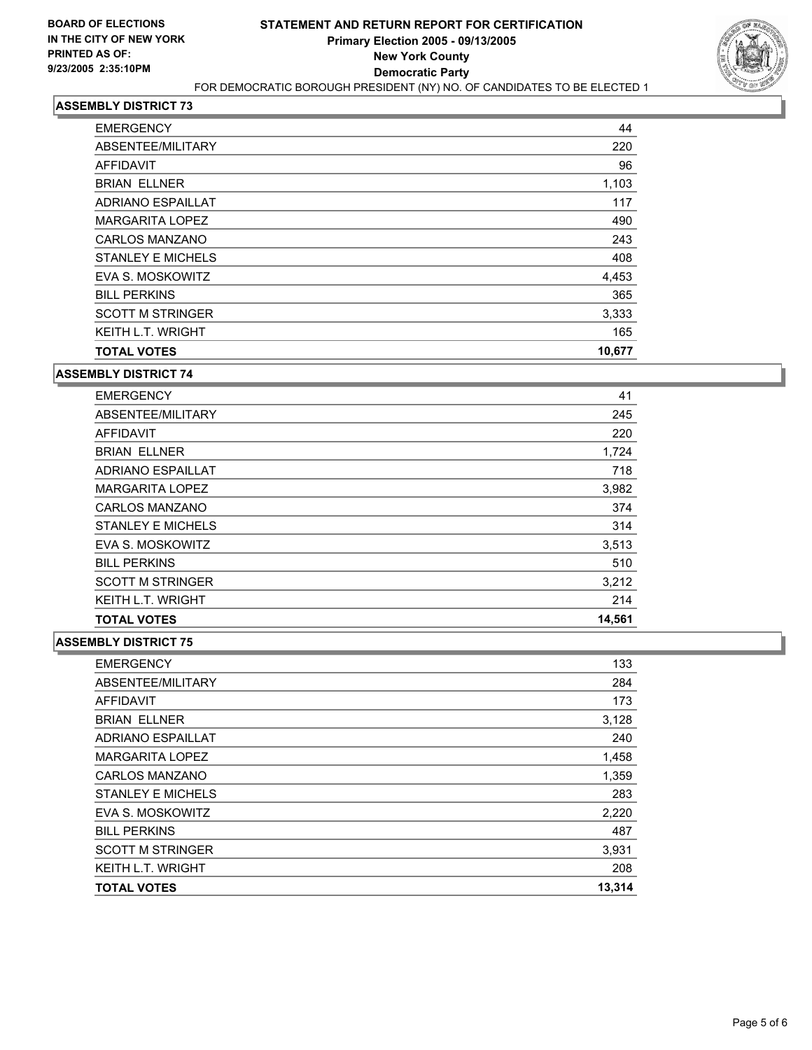**BOARD OF ELECTIONS IN THE CITY OF NEW YORK PRINTED AS OF: 9/23/2005 2:35:10PM**

# STATEMENT AND RETURN REPORT FOR CERTIFICATION

## Primary Election 2005 - 09/13/2005

## New York County

## Democratic Party

FOR DEMOCRATIC BOROUGH PRESIDENT (NY) NO. OF CANDIDATES TO BE ELECTED 1

### ASSEMBLY DISTRICT 73

| | |
|---|---|
| EMERGENCY | 44 |
| ABSENTEE/MILITARY | 220 |
| AFFIDAVIT | 96 |
| BRIAN ELLNER | 1,103 |
| ADRIANO ESPAILLAT | 117 |
| MARGARITA LOPEZ | 490 |
| CARLOS MANZANO | 243 |
| STANLEY E MICHELS | 408 |
| EVA S. MOSKOWITZ | 4,453 |
| BILL PERKINS | 365 |
| SCOTT M STRINGER | 3,333 |
| KEITH L.T. WRIGHT | 165 |
| **TOTAL VOTES** | **10,677** |

### ASSEMBLY DISTRICT 74

| | |
|---|---|
| EMERGENCY | 41 |
| ABSENTEE/MILITARY | 245 |
| AFFIDAVIT | 220 |
| BRIAN ELLNER | 1,724 |
| ADRIANO ESPAILLAT | 718 |
| MARGARITA LOPEZ | 3,982 |
| CARLOS MANZANO | 374 |
| STANLEY E MICHELS | 314 |
| EVA S. MOSKOWITZ | 3,513 |
| BILL PERKINS | 510 |
| SCOTT M STRINGER | 3,212 |
| KEITH L.T. WRIGHT | 214 |
| **TOTAL VOTES** | **14,561** |

### ASSEMBLY DISTRICT 75

| | |
|---|---|
| EMERGENCY | 133 |
| ABSENTEE/MILITARY | 284 |
| AFFIDAVIT | 173 |
| BRIAN ELLNER | 3,128 |
| ADRIANO ESPAILLAT | 240 |
| MARGARITA LOPEZ | 1,458 |
| CARLOS MANZANO | 1,359 |
| STANLEY E MICHELS | 283 |
| EVA S. MOSKOWITZ | 2,220 |
| BILL PERKINS | 487 |
| SCOTT M STRINGER | 3,931 |
| KEITH L.T. WRIGHT | 208 |
| **TOTAL VOTES** | **13,314** |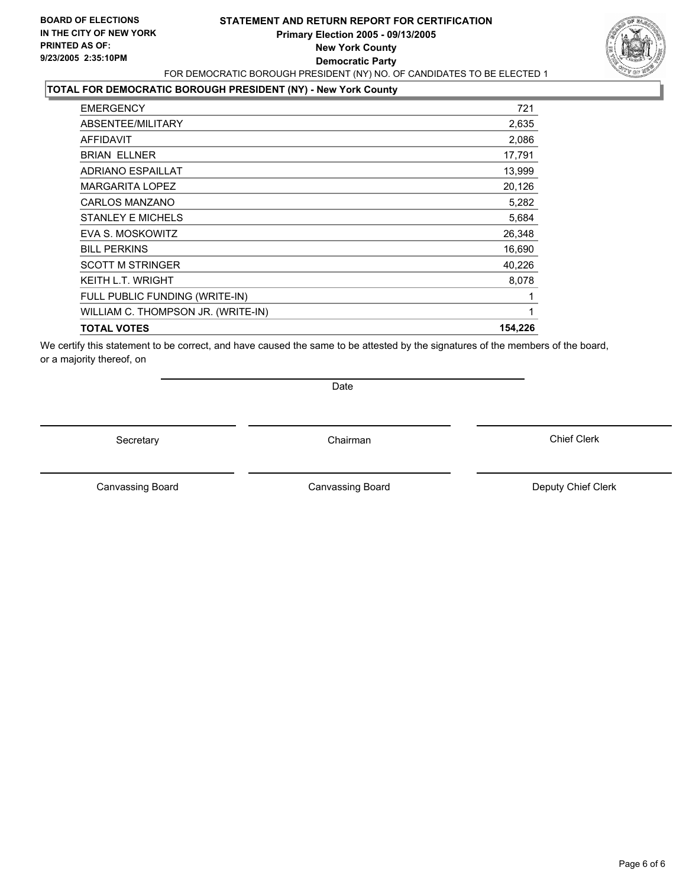**BOARD OF ELECTIONS IN THE CITY OF NEW YORK PRINTED AS OF: 9/23/2005 2:35:10PM**

# STATEMENT AND RETURN REPORT FOR CERTIFICATION
## Primary Election 2005 - 09/13/2005
## New York County
## Democratic Party

FOR DEMOCRATIC BOROUGH PRESIDENT (NY) NO. OF CANDIDATES TO BE ELECTED 1

**TOTAL FOR DEMOCRATIC BOROUGH PRESIDENT (NY) - New York County**

| | |
|---|---|
| EMERGENCY | 721 |
| ABSENTEE/MILITARY | 2,635 |
| AFFIDAVIT | 2,086 |
| BRIAN ELLNER | 17,791 |
| ADRIANO ESPAILLAT | 13,999 |
| MARGARITA LOPEZ | 20,126 |
| CARLOS MANZANO | 5,282 |
| STANLEY E MICHELS | 5,684 |
| EVA S. MOSKOWITZ | 26,348 |
| BILL PERKINS | 16,690 |
| SCOTT M STRINGER | 40,226 |
| KEITH L.T. WRIGHT | 8,078 |
| FULL PUBLIC FUNDING (WRITE-IN) | 1 |
| WILLIAM C. THOMPSON JR. (WRITE-IN) | 1 |
| **TOTAL VOTES** | **154,226** |

We certify this statement to be correct, and have caused the same to be attested by the signatures of the members of the board, or a majority thereof, on

Date

| | | |
|---|---|---|
| Secretary | Chairman | Chief Clerk |
| Canvassing Board | Canvassing Board | Deputy Chief Clerk |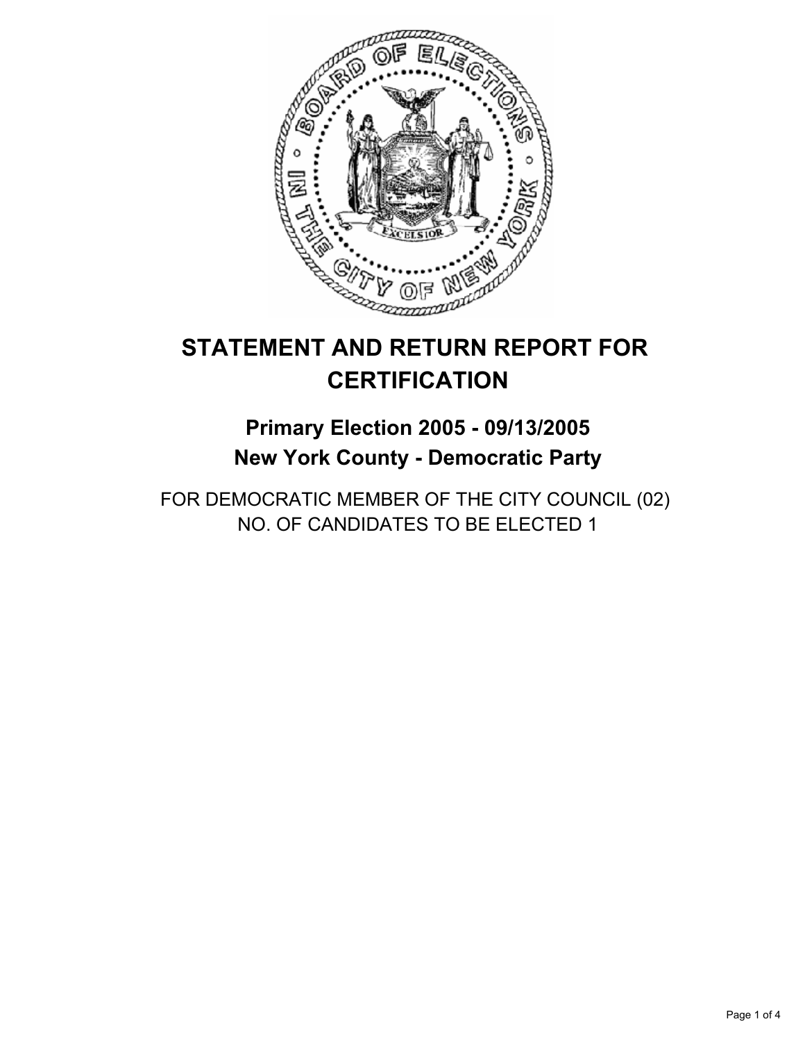# STATEMENT AND RETURN REPORT FOR CERTIFICATION

## Primary Election 2005 - 09/13/2005
## New York County - Democratic Party

FOR DEMOCRATIC MEMBER OF THE CITY COUNCIL (02)
NO. OF CANDIDATES TO BE ELECTED 1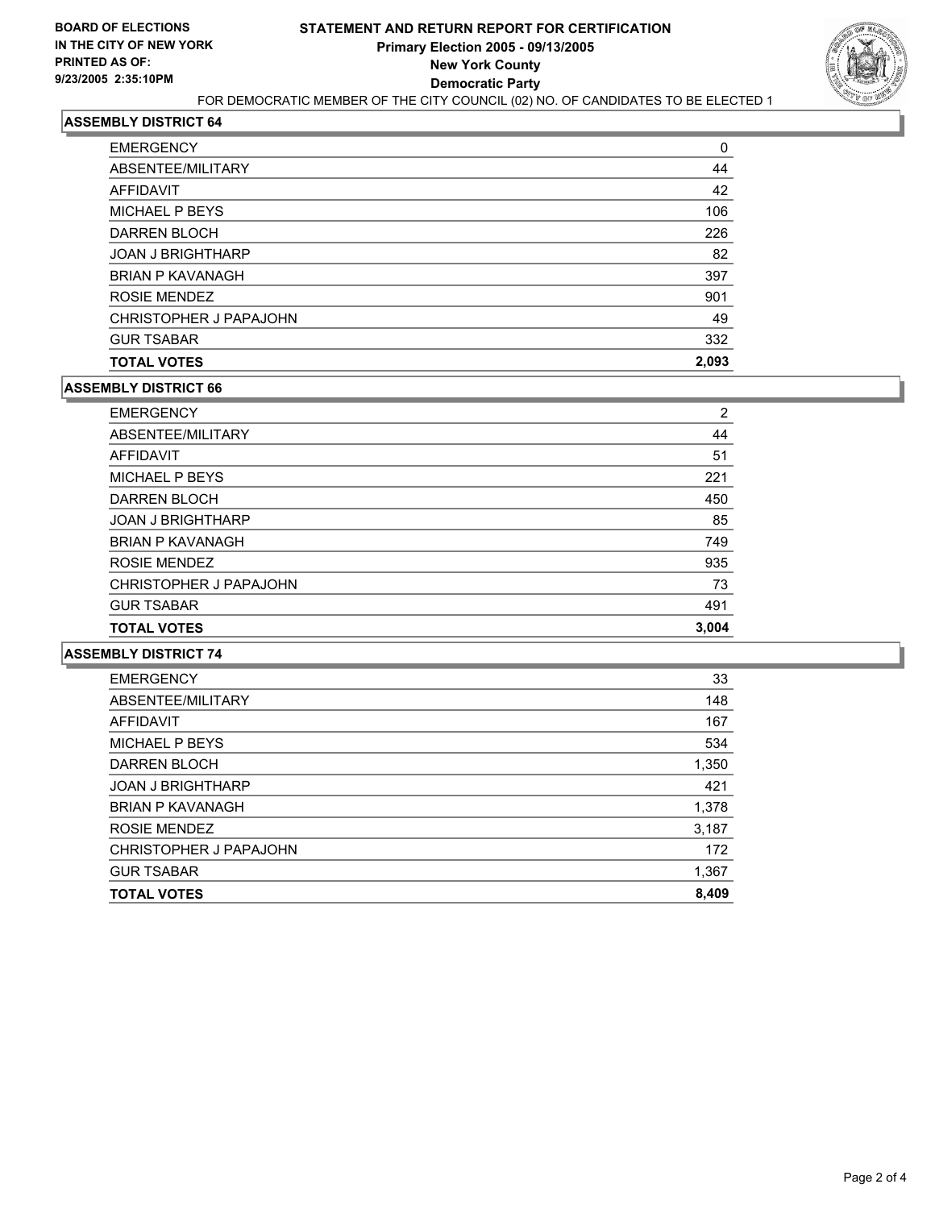**BOARD OF ELECTIONS IN THE CITY OF NEW YORK PRINTED AS OF: 9/23/2005 2:35:10PM**

# STATEMENT AND RETURN REPORT FOR CERTIFICATION

## Primary Election 2005 - 09/13/2005

## New York County

## Democratic Party

FOR DEMOCRATIC MEMBER OF THE CITY COUNCIL (02) NO. OF CANDIDATES TO BE ELECTED 1

### ASSEMBLY DISTRICT 64

| | |
|---|---|
| EMERGENCY | 0 |
| ABSENTEE/MILITARY | 44 |
| AFFIDAVIT | 42 |
| MICHAEL P BEYS | 106 |
| DARREN BLOCH | 226 |
| JOAN J BRIGHTHARP | 82 |
| BRIAN P KAVANAGH | 397 |
| ROSIE MENDEZ | 901 |
| CHRISTOPHER J PAPAJOHN | 49 |
| GUR TSABAR | 332 |
| **TOTAL VOTES** | **2,093** |

### ASSEMBLY DISTRICT 66

| | |
|---|---|
| EMERGENCY | 2 |
| ABSENTEE/MILITARY | 44 |
| AFFIDAVIT | 51 |
| MICHAEL P BEYS | 221 |
| DARREN BLOCH | 450 |
| JOAN J BRIGHTHARP | 85 |
| BRIAN P KAVANAGH | 749 |
| ROSIE MENDEZ | 935 |
| CHRISTOPHER J PAPAJOHN | 73 |
| GUR TSABAR | 491 |
| **TOTAL VOTES** | **3,004** |

### ASSEMBLY DISTRICT 74

| | |
|---|---|
| EMERGENCY | 33 |
| ABSENTEE/MILITARY | 148 |
| AFFIDAVIT | 167 |
| MICHAEL P BEYS | 534 |
| DARREN BLOCH | 1,350 |
| JOAN J BRIGHTHARP | 421 |
| BRIAN P KAVANAGH | 1,378 |
| ROSIE MENDEZ | 3,187 |
| CHRISTOPHER J PAPAJOHN | 172 |
| GUR TSABAR | 1,367 |
| **TOTAL VOTES** | **8,409** |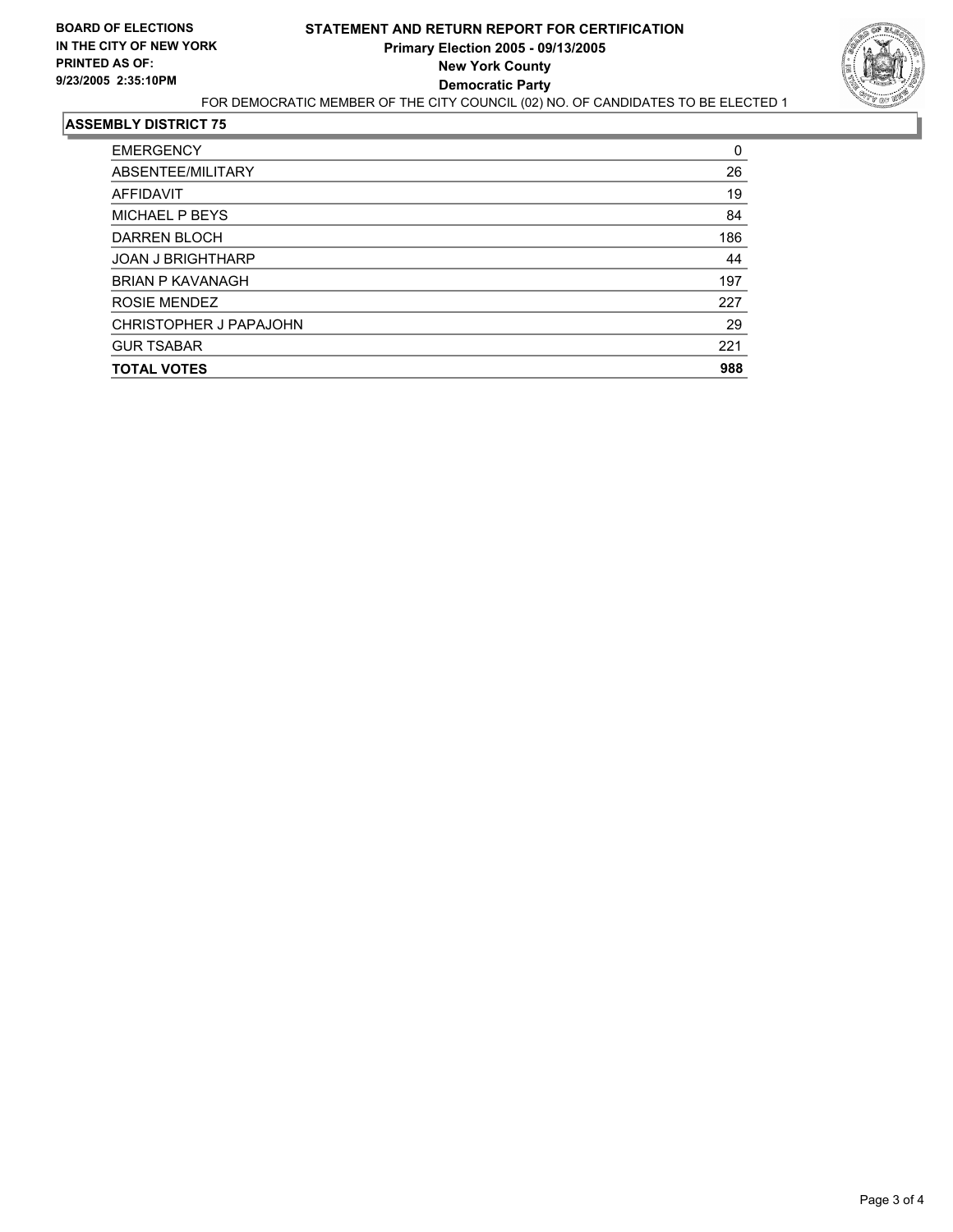**BOARD OF ELECTIONS IN THE CITY OF NEW YORK PRINTED AS OF: 9/23/2005 2:35:10PM**

# STATEMENT AND RETURN REPORT FOR CERTIFICATION
## Primary Election 2005 - 09/13/2005
## New York County
## Democratic Party

FOR DEMOCRATIC MEMBER OF THE CITY COUNCIL (02) NO. OF CANDIDATES TO BE ELECTED 1

### ASSEMBLY DISTRICT 75

| | |
|---|---|
| EMERGENCY | 0 |
| ABSENTEE/MILITARY | 26 |
| AFFIDAVIT | 19 |
| MICHAEL P BEYS | 84 |
| DARREN BLOCH | 186 |
| JOAN J BRIGHTHARP | 44 |
| BRIAN P KAVANAGH | 197 |
| ROSIE MENDEZ | 227 |
| CHRISTOPHER J PAPAJOHN | 29 |
| GUR TSABAR | 221 |
| **TOTAL VOTES** | **988** |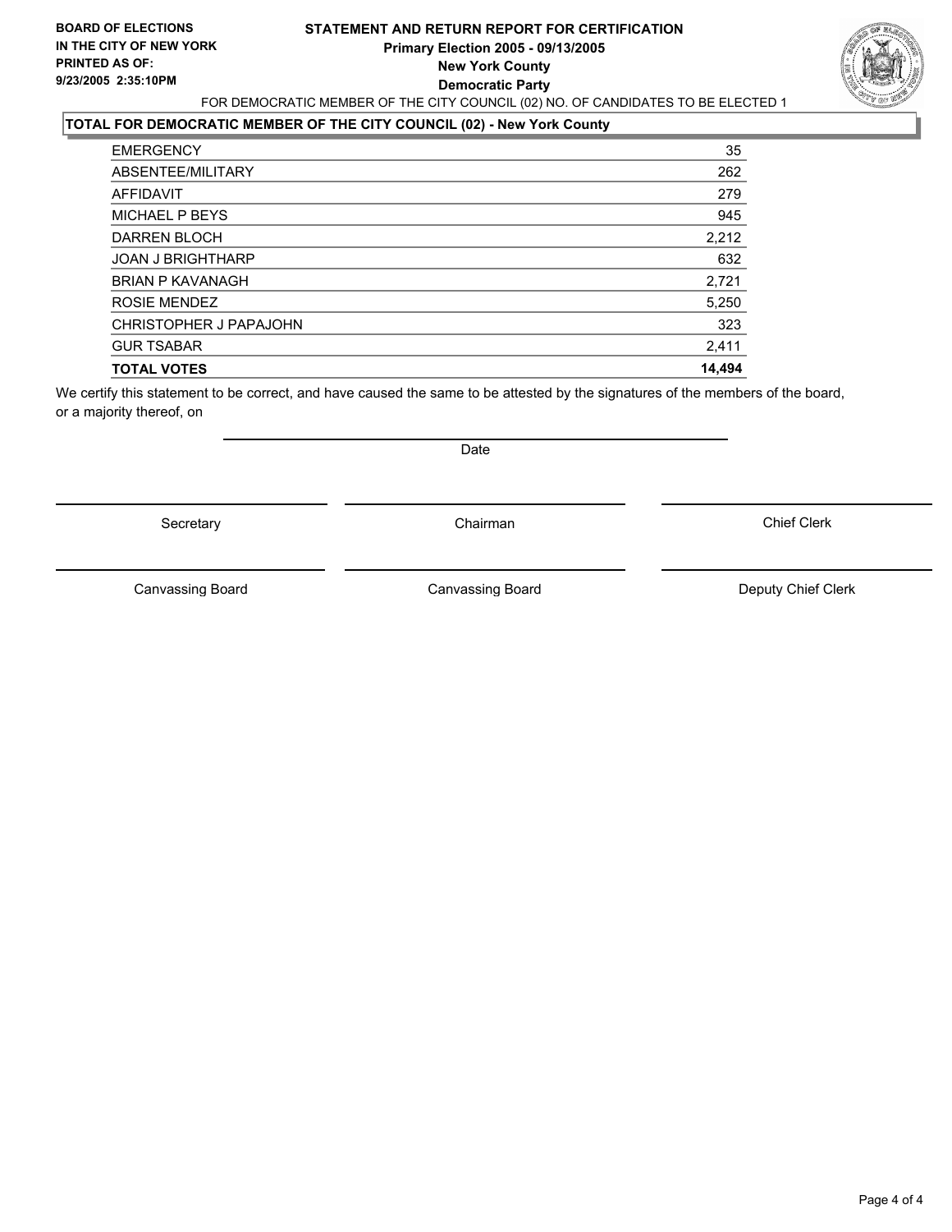**BOARD OF ELECTIONS IN THE CITY OF NEW YORK PRINTED AS OF: 9/23/2005 2:35:10PM**

# STATEMENT AND RETURN REPORT FOR CERTIFICATION
## Primary Election 2005 - 09/13/2005
## New York County
## Democratic Party

FOR DEMOCRATIC MEMBER OF THE CITY COUNCIL (02) NO. OF CANDIDATES TO BE ELECTED 1

**TOTAL FOR DEMOCRATIC MEMBER OF THE CITY COUNCIL (02) - New York County**

| | |
|---|---|
| EMERGENCY | 35 |
| ABSENTEE/MILITARY | 262 |
| AFFIDAVIT | 279 |
| MICHAEL P BEYS | 945 |
| DARREN BLOCH | 2,212 |
| JOAN J BRIGHTHARP | 632 |
| BRIAN P KAVANAGH | 2,721 |
| ROSIE MENDEZ | 5,250 |
| CHRISTOPHER J PAPAJOHN | 323 |
| GUR TSABAR | 2,411 |
| **TOTAL VOTES** | **14,494** |

We certify this statement to be correct, and have caused the same to be attested by the signatures of the members of the board, or a majority thereof, on

Date

| | | |
|---|---|---|
| Secretary | Chairman | Chief Clerk |
| Canvassing Board | Canvassing Board | Deputy Chief Clerk |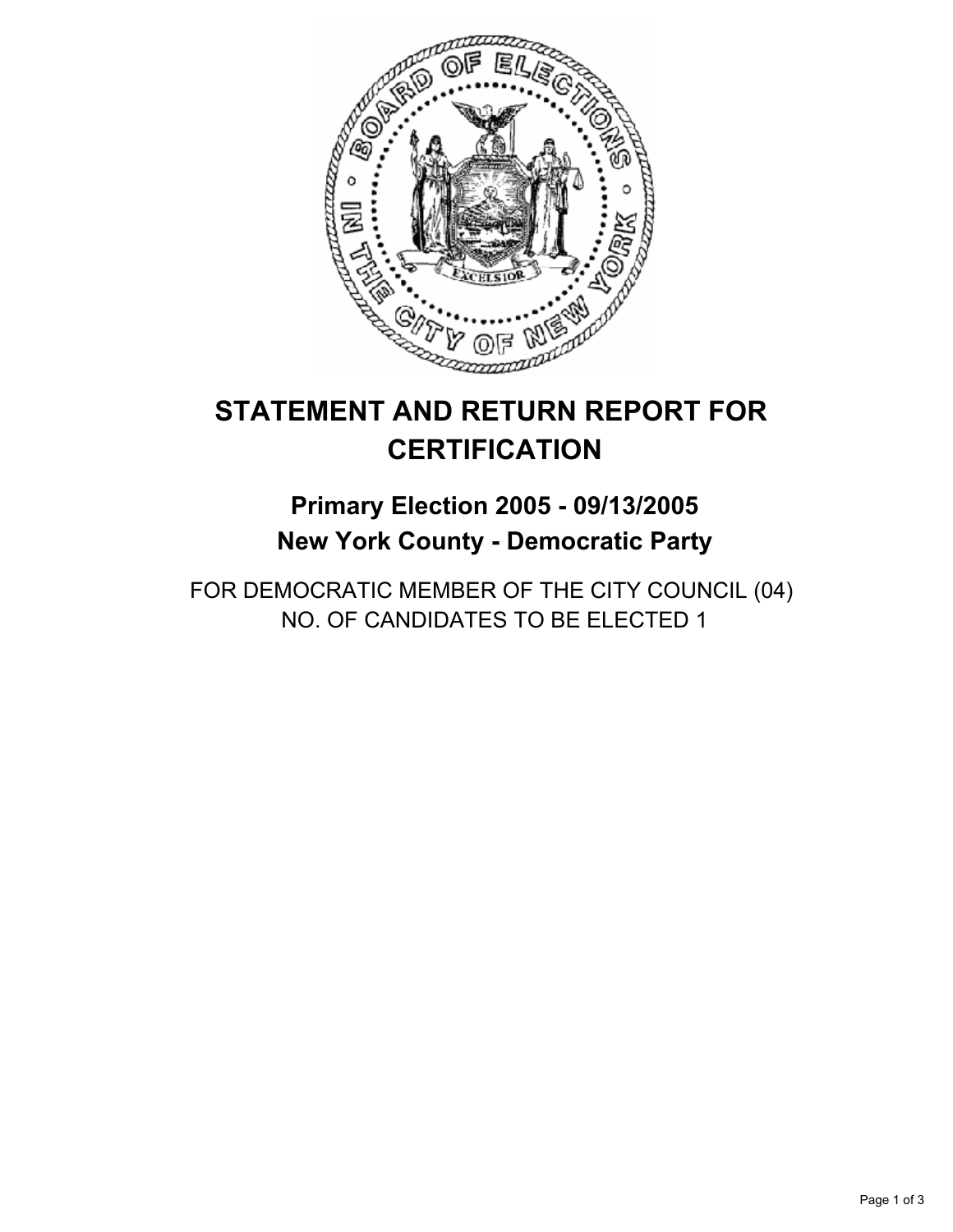# STATEMENT AND RETURN REPORT FOR CERTIFICATION

## Primary Election 2005 - 09/13/2005
## New York County - Democratic Party

FOR DEMOCRATIC MEMBER OF THE CITY COUNCIL (04)
NO. OF CANDIDATES TO BE ELECTED 1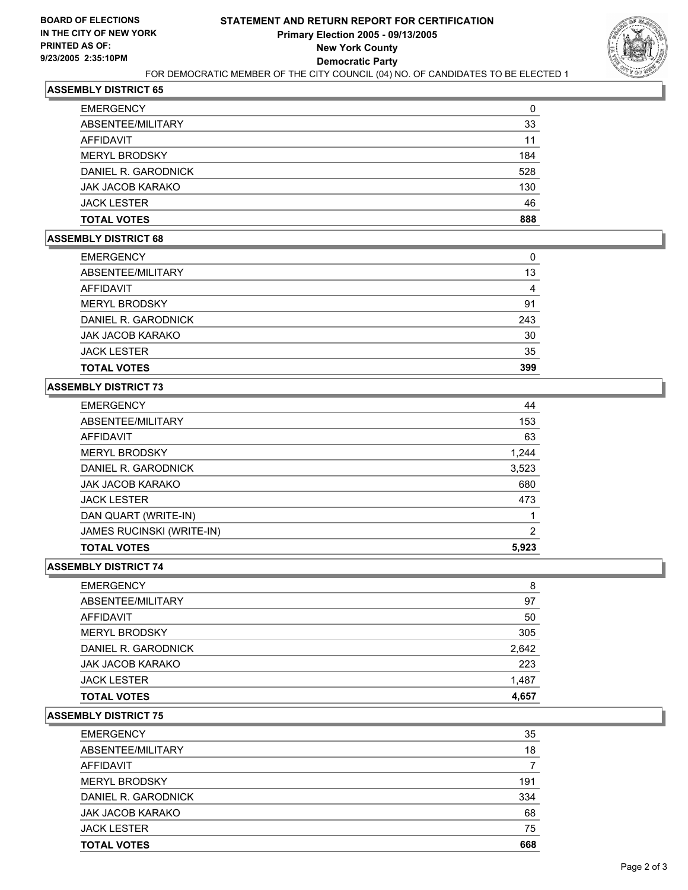**BOARD OF ELECTIONS IN THE CITY OF NEW YORK PRINTED AS OF: 9/23/2005 2:35:10PM**

# STATEMENT AND RETURN REPORT FOR CERTIFICATION
## Primary Election 2005 - 09/13/2005
## New York County
## Democratic Party

FOR DEMOCRATIC MEMBER OF THE CITY COUNCIL (04) NO. OF CANDIDATES TO BE ELECTED 1

### ASSEMBLY DISTRICT 65

| | |
|---|---|
| EMERGENCY | 0 |
| ABSENTEE/MILITARY | 33 |
| AFFIDAVIT | 11 |
| MERYL BRODSKY | 184 |
| DANIEL R. GARODNICK | 528 |
| JAK JACOB KARAKO | 130 |
| JACK LESTER | 46 |
| **TOTAL VOTES** | **888** |

### ASSEMBLY DISTRICT 68

| | |
|---|---|
| EMERGENCY | 0 |
| ABSENTEE/MILITARY | 13 |
| AFFIDAVIT | 4 |
| MERYL BRODSKY | 91 |
| DANIEL R. GARODNICK | 243 |
| JAK JACOB KARAKO | 30 |
| JACK LESTER | 35 |
| **TOTAL VOTES** | **399** |

### ASSEMBLY DISTRICT 73

| | |
|---|---|
| EMERGENCY | 44 |
| ABSENTEE/MILITARY | 153 |
| AFFIDAVIT | 63 |
| MERYL BRODSKY | 1,244 |
| DANIEL R. GARODNICK | 3,523 |
| JAK JACOB KARAKO | 680 |
| JACK LESTER | 473 |
| DAN QUART (WRITE-IN) | 1 |
| JAMES RUCINSKI (WRITE-IN) | 2 |
| **TOTAL VOTES** | **5,923** |

### ASSEMBLY DISTRICT 74

| | |
|---|---|
| EMERGENCY | 8 |
| ABSENTEE/MILITARY | 97 |
| AFFIDAVIT | 50 |
| MERYL BRODSKY | 305 |
| DANIEL R. GARODNICK | 2,642 |
| JAK JACOB KARAKO | 223 |
| JACK LESTER | 1,487 |
| **TOTAL VOTES** | **4,657** |

### ASSEMBLY DISTRICT 75

| | |
|---|---|
| EMERGENCY | 35 |
| ABSENTEE/MILITARY | 18 |
| AFFIDAVIT | 7 |
| MERYL BRODSKY | 191 |
| DANIEL R. GARODNICK | 334 |
| JAK JACOB KARAKO | 68 |
| JACK LESTER | 75 |
| **TOTAL VOTES** | **668** |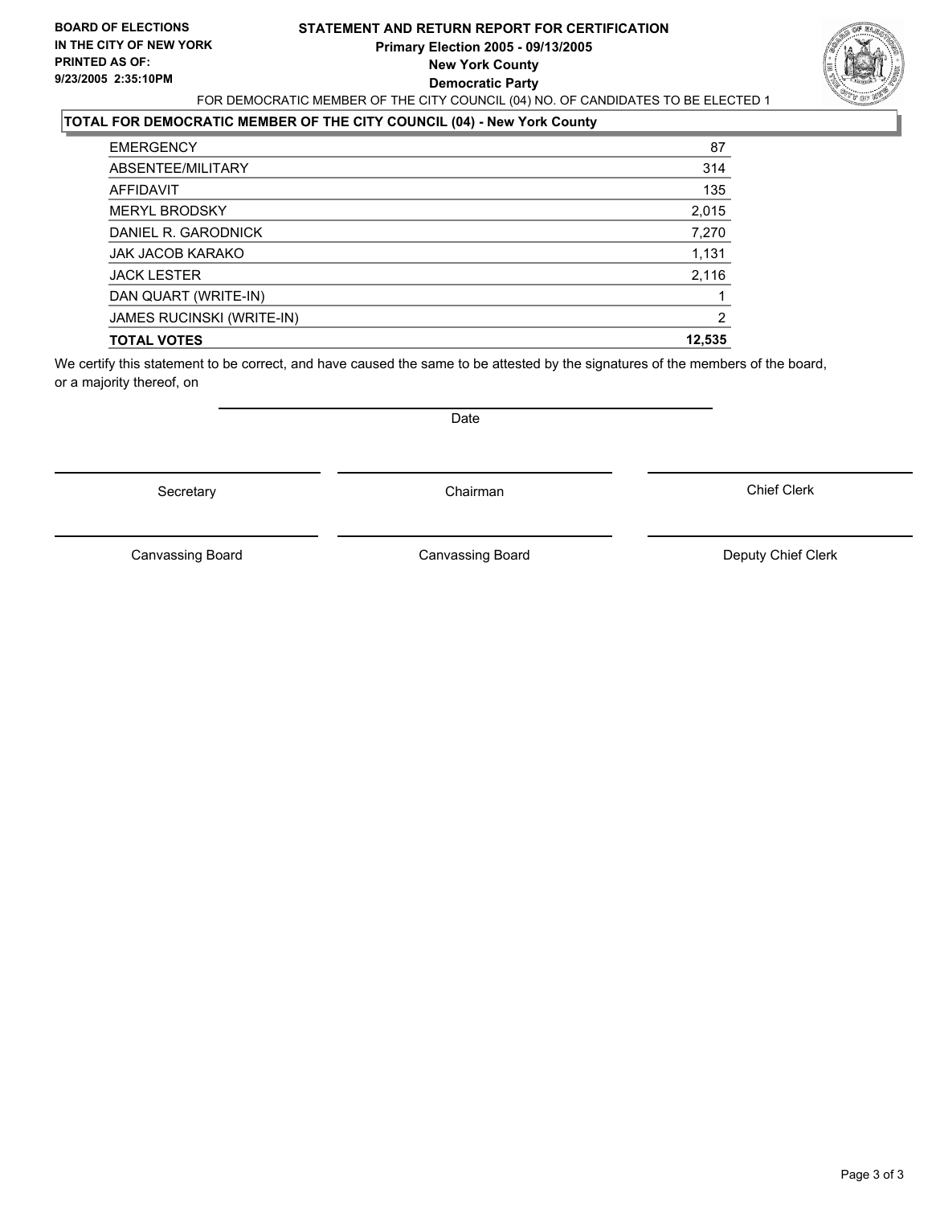**BOARD OF ELECTIONS IN THE CITY OF NEW YORK**
**PRINTED AS OF:**
**9/23/2005 2:35:10PM**

# STATEMENT AND RETURN REPORT FOR CERTIFICATION
## Primary Election 2005 - 09/13/2005
## New York County
## Democratic Party

FOR DEMOCRATIC MEMBER OF THE CITY COUNCIL (04) NO. OF CANDIDATES TO BE ELECTED 1

**TOTAL FOR DEMOCRATIC MEMBER OF THE CITY COUNCIL (04) - New York County**

| | |
|---|---|
| EMERGENCY | 87 |
| ABSENTEE/MILITARY | 314 |
| AFFIDAVIT | 135 |
| MERYL BRODSKY | 2,015 |
| DANIEL R. GARODNICK | 7,270 |
| JAK JACOB KARAKO | 1,131 |
| JACK LESTER | 2,116 |
| DAN QUART (WRITE-IN) | 1 |
| JAMES RUCINSKI (WRITE-IN) | 2 |
| **TOTAL VOTES** | **12,535** |

We certify this statement to be correct, and have caused the same to be attested by the signatures of the members of the board, or a majority thereof, on

Date

Secretary | Chairman | Chief Clerk

Canvassing Board | Canvassing Board | Deputy Chief Clerk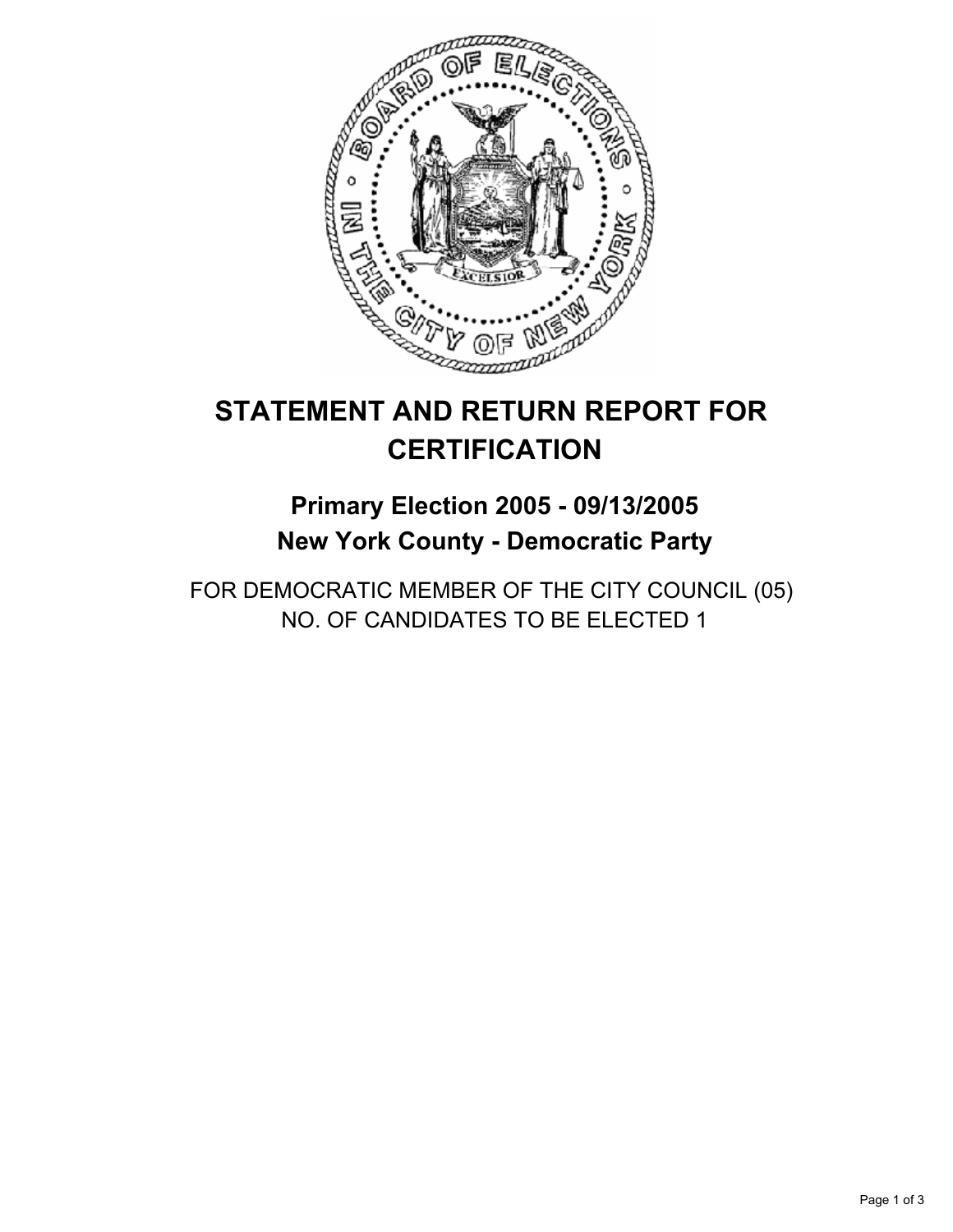# STATEMENT AND RETURN REPORT FOR CERTIFICATION

## Primary Election 2005 - 09/13/2005
## New York County - Democratic Party

FOR DEMOCRATIC MEMBER OF THE CITY COUNCIL (05)
NO. OF CANDIDATES TO BE ELECTED 1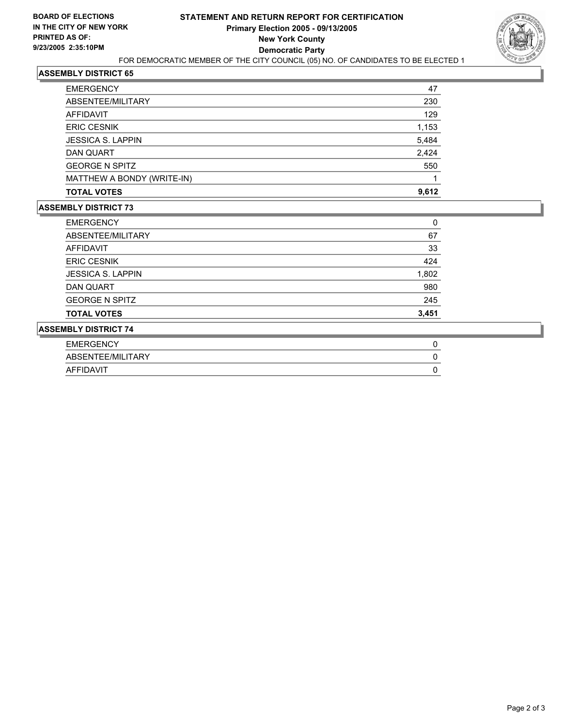**BOARD OF ELECTIONS IN THE CITY OF NEW YORK PRINTED AS OF: 9/23/2005 2:35:10PM**

# STATEMENT AND RETURN REPORT FOR CERTIFICATION
## Primary Election 2005 - 09/13/2005
## New York County
## Democratic Party

FOR DEMOCRATIC MEMBER OF THE CITY COUNCIL (05) NO. OF CANDIDATES TO BE ELECTED 1

### ASSEMBLY DISTRICT 65

| | |
|---|---|
| EMERGENCY | 47 |
| ABSENTEE/MILITARY | 230 |
| AFFIDAVIT | 129 |
| ERIC CESNIK | 1,153 |
| JESSICA S. LAPPIN | 5,484 |
| DAN QUART | 2,424 |
| GEORGE N SPITZ | 550 |
| MATTHEW A BONDY (WRITE-IN) | 1 |
| **TOTAL VOTES** | **9,612** |

### ASSEMBLY DISTRICT 73

| | |
|---|---|
| EMERGENCY | 0 |
| ABSENTEE/MILITARY | 67 |
| AFFIDAVIT | 33 |
| ERIC CESNIK | 424 |
| JESSICA S. LAPPIN | 1,802 |
| DAN QUART | 980 |
| GEORGE N SPITZ | 245 |
| **TOTAL VOTES** | **3,451** |

### ASSEMBLY DISTRICT 74

| | |
|---|---|
| EMERGENCY | 0 |
| ABSENTEE/MILITARY | 0 |
| AFFIDAVIT | 0 |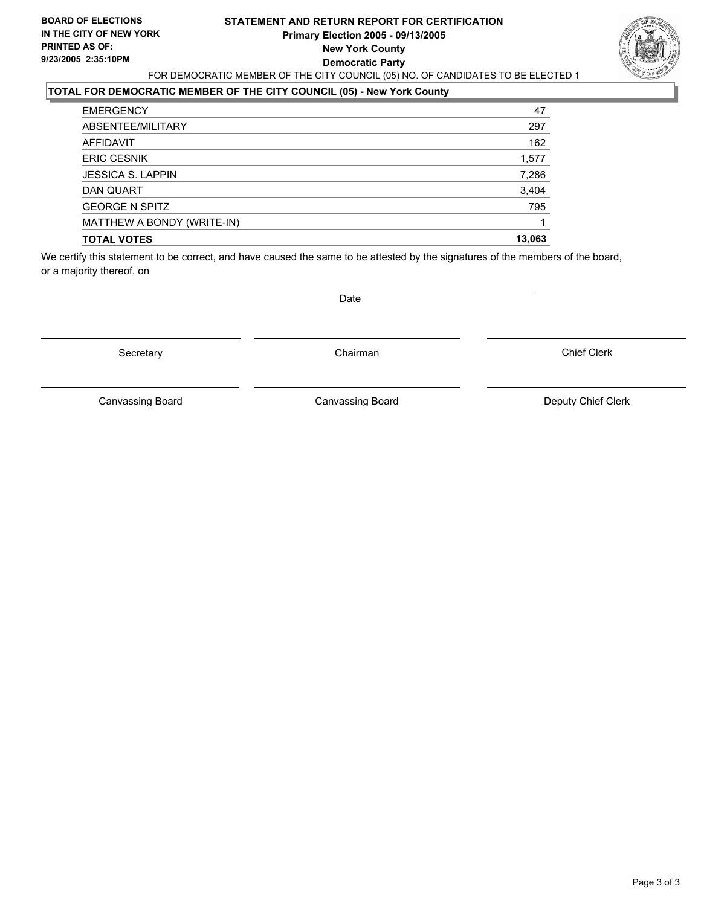**BOARD OF ELECTIONS IN THE CITY OF NEW YORK**
**PRINTED AS OF: 9/23/2005 2:35:10PM**

# STATEMENT AND RETURN REPORT FOR CERTIFICATION
## Primary Election 2005 - 09/13/2005
## New York County
## Democratic Party

FOR DEMOCRATIC MEMBER OF THE CITY COUNCIL (05) NO. OF CANDIDATES TO BE ELECTED 1

### TOTAL FOR DEMOCRATIC MEMBER OF THE CITY COUNCIL (05) - New York County

| | |
|---|---|
| EMERGENCY | 47 |
| ABSENTEE/MILITARY | 297 |
| AFFIDAVIT | 162 |
| ERIC CESNIK | 1,577 |
| JESSICA S. LAPPIN | 7,286 |
| DAN QUART | 3,404 |
| GEORGE N SPITZ | 795 |
| MATTHEW A BONDY (WRITE-IN) | 1 |
| **TOTAL VOTES** | **13,063** |

We certify this statement to be correct, and have caused the same to be attested by the signatures of the members of the board, or a majority thereof, on

Date

Secretary | Chairman | Chief Clerk

Canvassing Board | Canvassing Board | Deputy Chief Clerk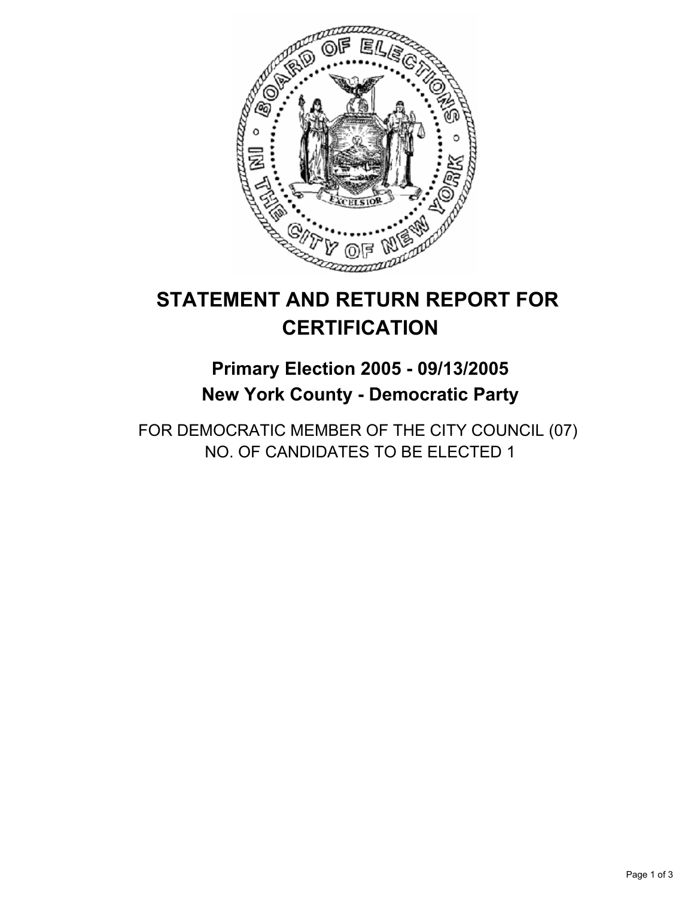# STATEMENT AND RETURN REPORT FOR CERTIFICATION

## Primary Election 2005 - 09/13/2005
## New York County - Democratic Party

FOR DEMOCRATIC MEMBER OF THE CITY COUNCIL (07)
NO. OF CANDIDATES TO BE ELECTED 1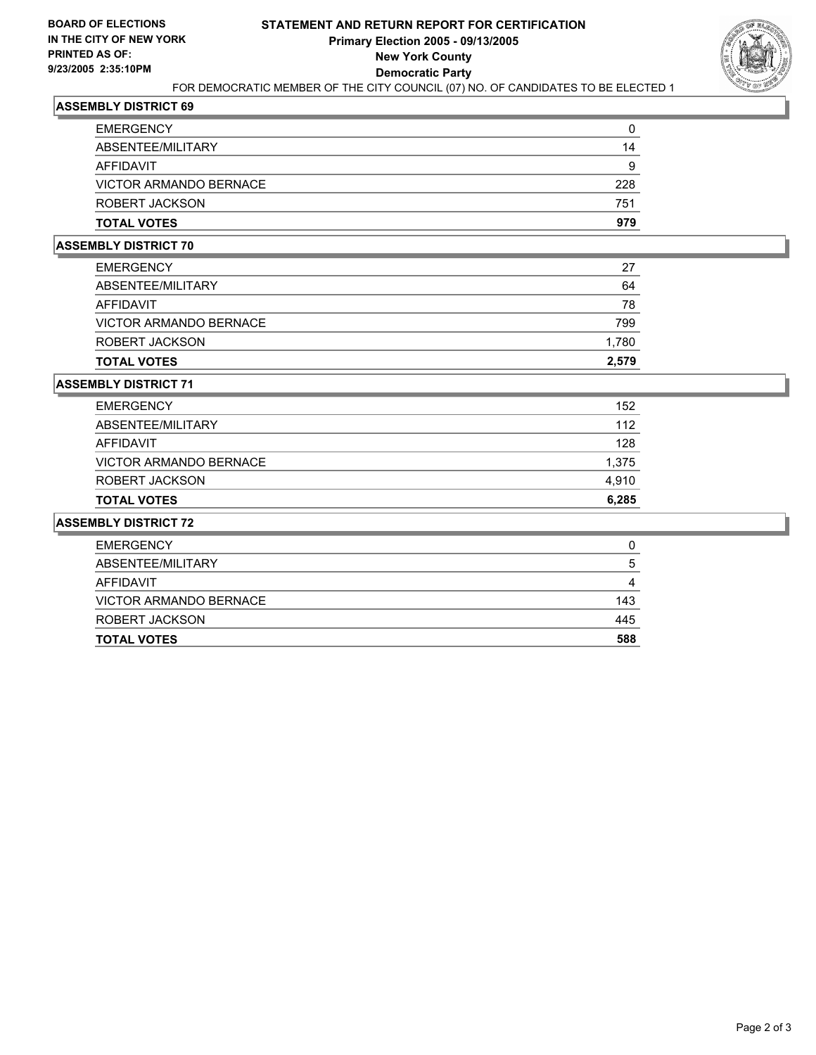**BOARD OF ELECTIONS IN THE CITY OF NEW YORK PRINTED AS OF: 9/23/2005 2:35:10PM**

# STATEMENT AND RETURN REPORT FOR CERTIFICATION
## Primary Election 2005 - 09/13/2005
## New York County
## Democratic Party

FOR DEMOCRATIC MEMBER OF THE CITY COUNCIL (07) NO. OF CANDIDATES TO BE ELECTED 1

### ASSEMBLY DISTRICT 69

| | |
|---|---|
| EMERGENCY | 0 |
| ABSENTEE/MILITARY | 14 |
| AFFIDAVIT | 9 |
| VICTOR ARMANDO BERNACE | 228 |
| ROBERT JACKSON | 751 |
| **TOTAL VOTES** | **979** |

### ASSEMBLY DISTRICT 70

| | |
|---|---|
| EMERGENCY | 27 |
| ABSENTEE/MILITARY | 64 |
| AFFIDAVIT | 78 |
| VICTOR ARMANDO BERNACE | 799 |
| ROBERT JACKSON | 1,780 |
| **TOTAL VOTES** | **2,579** |

### ASSEMBLY DISTRICT 71

| | |
|---|---|
| EMERGENCY | 152 |
| ABSENTEE/MILITARY | 112 |
| AFFIDAVIT | 128 |
| VICTOR ARMANDO BERNACE | 1,375 |
| ROBERT JACKSON | 4,910 |
| **TOTAL VOTES** | **6,285** |

### ASSEMBLY DISTRICT 72

| | |
|---|---|
| EMERGENCY | 0 |
| ABSENTEE/MILITARY | 5 |
| AFFIDAVIT | 4 |
| VICTOR ARMANDO BERNACE | 143 |
| ROBERT JACKSON | 445 |
| **TOTAL VOTES** | **588** |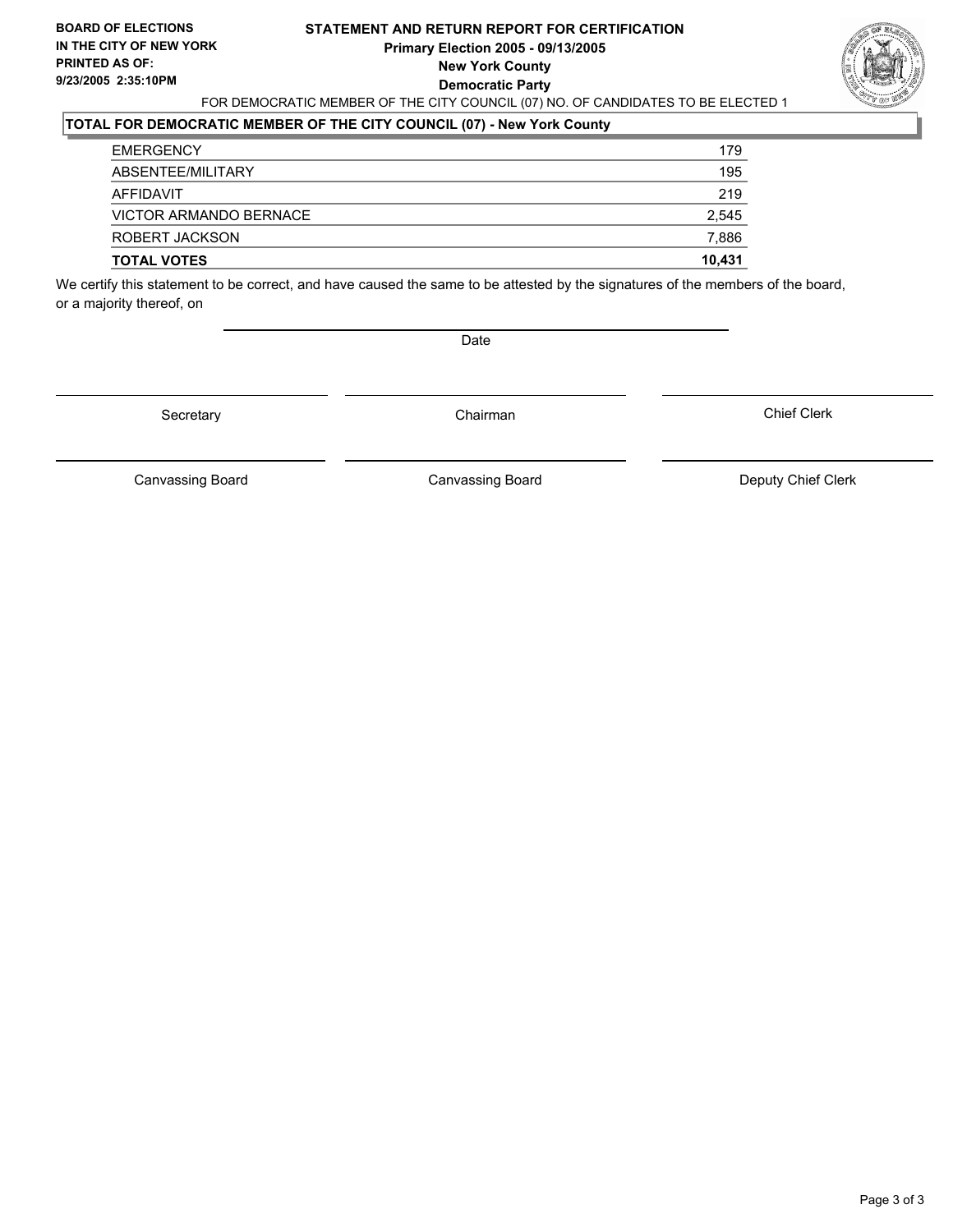**BOARD OF ELECTIONS IN THE CITY OF NEW YORK**
**PRINTED AS OF: 9/23/2005 2:35:10PM**

# STATEMENT AND RETURN REPORT FOR CERTIFICATION
## Primary Election 2005 - 09/13/2005
## New York County
## Democratic Party

FOR DEMOCRATIC MEMBER OF THE CITY COUNCIL (07) NO. OF CANDIDATES TO BE ELECTED 1

### TOTAL FOR DEMOCRATIC MEMBER OF THE CITY COUNCIL (07) - New York County

| | |
|---|---:|
| EMERGENCY | 179 |
| ABSENTEE/MILITARY | 195 |
| AFFIDAVIT | 219 |
| VICTOR ARMANDO BERNACE | 2,545 |
| ROBERT JACKSON | 7,886 |
| **TOTAL VOTES** | **10,431** |

We certify this statement to be correct, and have caused the same to be attested by the signatures of the members of the board, or a majority thereof, on

Date

| | | |
|---|---|---|
| Secretary | Chairman | Chief Clerk |
| Canvassing Board | Canvassing Board | Deputy Chief Clerk |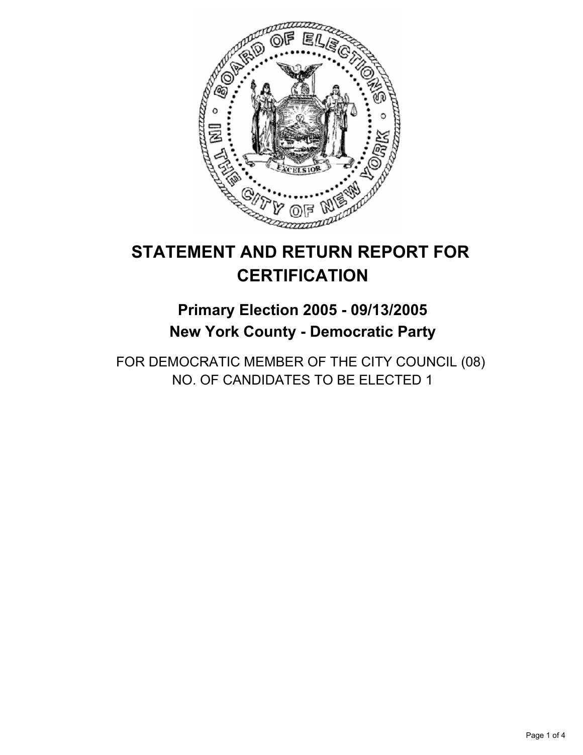# STATEMENT AND RETURN REPORT FOR CERTIFICATION

## Primary Election 2005 - 09/13/2005
## New York County - Democratic Party

FOR DEMOCRATIC MEMBER OF THE CITY COUNCIL (08)
NO. OF CANDIDATES TO BE ELECTED 1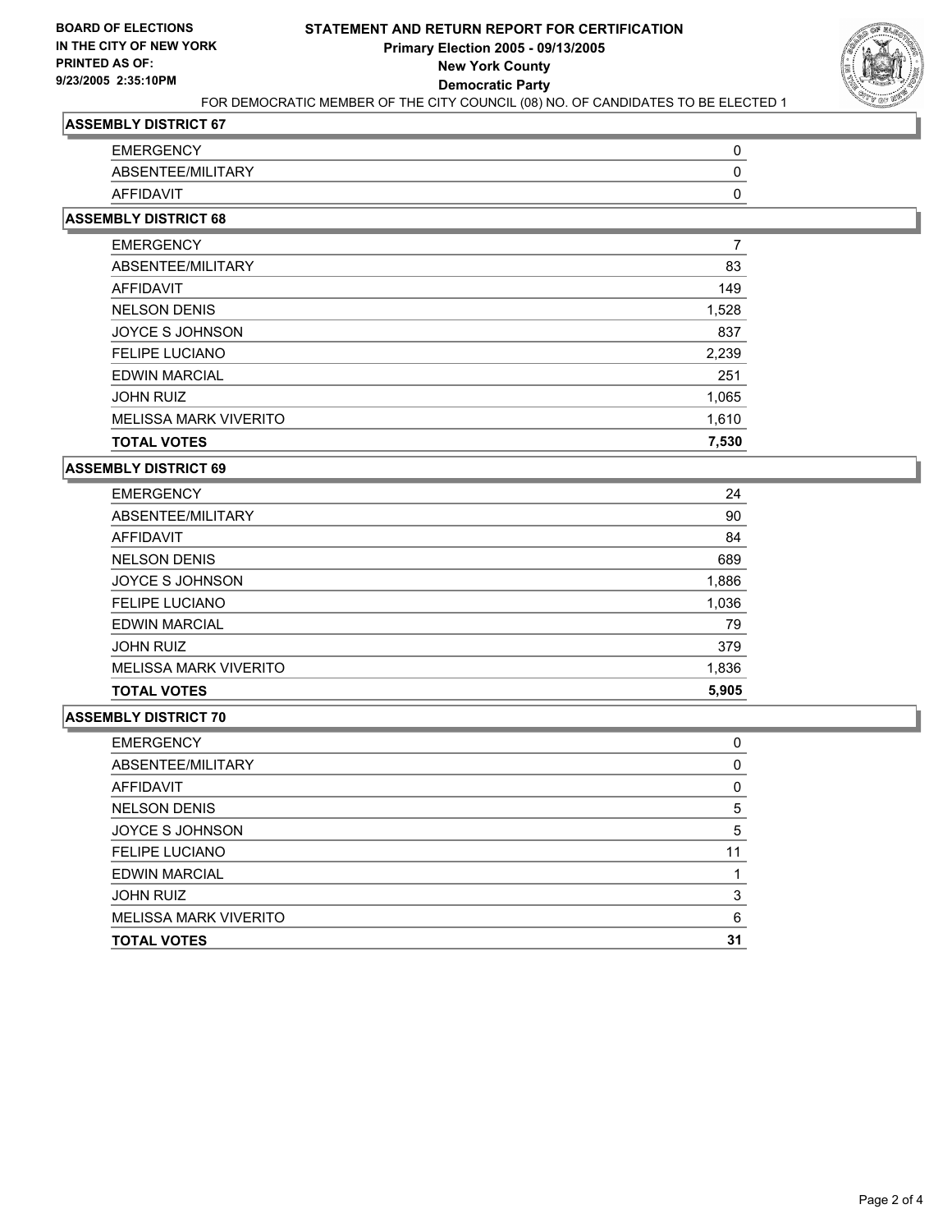**BOARD OF ELECTIONS IN THE CITY OF NEW YORK PRINTED AS OF: 9/23/2005 2:35:10PM**

# STATEMENT AND RETURN REPORT FOR CERTIFICATION
## Primary Election 2005 - 09/13/2005
## New York County
## Democratic Party

FOR DEMOCRATIC MEMBER OF THE CITY COUNCIL (08) NO. OF CANDIDATES TO BE ELECTED 1

### ASSEMBLY DISTRICT 67

| | |
|---|---|
| EMERGENCY | 0 |
| ABSENTEE/MILITARY | 0 |
| AFFIDAVIT | 0 |

### ASSEMBLY DISTRICT 68

| | |
|---|---|
| EMERGENCY | 7 |
| ABSENTEE/MILITARY | 83 |
| AFFIDAVIT | 149 |
| NELSON DENIS | 1,528 |
| JOYCE S JOHNSON | 837 |
| FELIPE LUCIANO | 2,239 |
| EDWIN MARCIAL | 251 |
| JOHN RUIZ | 1,065 |
| MELISSA MARK VIVERITO | 1,610 |
| **TOTAL VOTES** | **7,530** |

### ASSEMBLY DISTRICT 69

| | |
|---|---|
| EMERGENCY | 24 |
| ABSENTEE/MILITARY | 90 |
| AFFIDAVIT | 84 |
| NELSON DENIS | 689 |
| JOYCE S JOHNSON | 1,886 |
| FELIPE LUCIANO | 1,036 |
| EDWIN MARCIAL | 79 |
| JOHN RUIZ | 379 |
| MELISSA MARK VIVERITO | 1,836 |
| **TOTAL VOTES** | **5,905** |

### ASSEMBLY DISTRICT 70

| | |
|---|---|
| EMERGENCY | 0 |
| ABSENTEE/MILITARY | 0 |
| AFFIDAVIT | 0 |
| NELSON DENIS | 5 |
| JOYCE S JOHNSON | 5 |
| FELIPE LUCIANO | 11 |
| EDWIN MARCIAL | 1 |
| JOHN RUIZ | 3 |
| MELISSA MARK VIVERITO | 6 |
| **TOTAL VOTES** | **31** |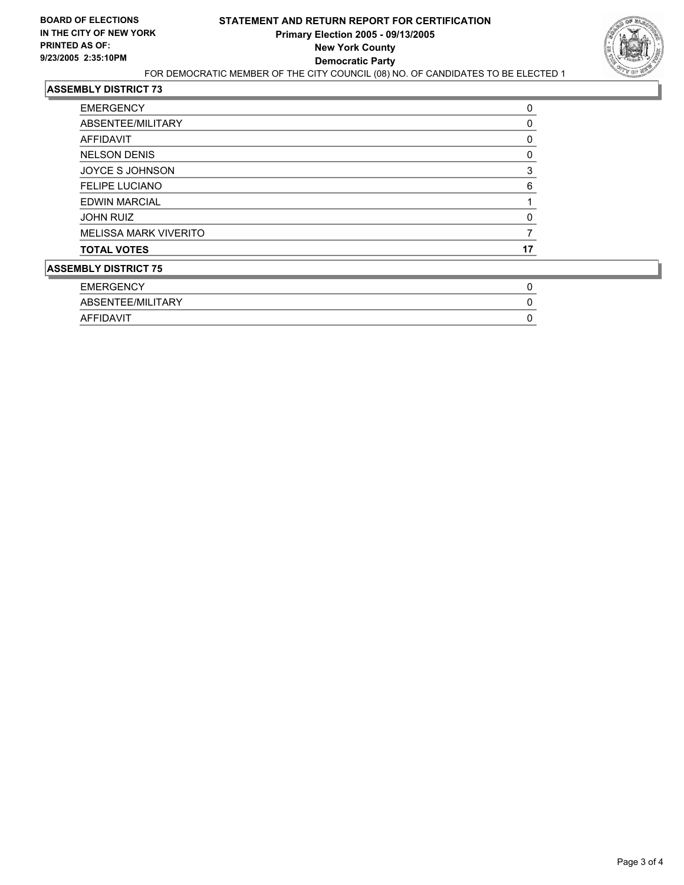**BOARD OF ELECTIONS IN THE CITY OF NEW YORK PRINTED AS OF: 9/23/2005 2:35:10PM**

# STATEMENT AND RETURN REPORT FOR CERTIFICATION
## Primary Election 2005 - 09/13/2005
## New York County
## Democratic Party

FOR DEMOCRATIC MEMBER OF THE CITY COUNCIL (08) NO. OF CANDIDATES TO BE ELECTED 1

### ASSEMBLY DISTRICT 73

| | |
|---|---|
| EMERGENCY | 0 |
| ABSENTEE/MILITARY | 0 |
| AFFIDAVIT | 0 |
| NELSON DENIS | 0 |
| JOYCE S JOHNSON | 3 |
| FELIPE LUCIANO | 6 |
| EDWIN MARCIAL | 1 |
| JOHN RUIZ | 0 |
| MELISSA MARK VIVERITO | 7 |
| **TOTAL VOTES** | **17** |

### ASSEMBLY DISTRICT 75

| | |
|---|---|
| EMERGENCY | 0 |
| ABSENTEE/MILITARY | 0 |
| AFFIDAVIT | 0 |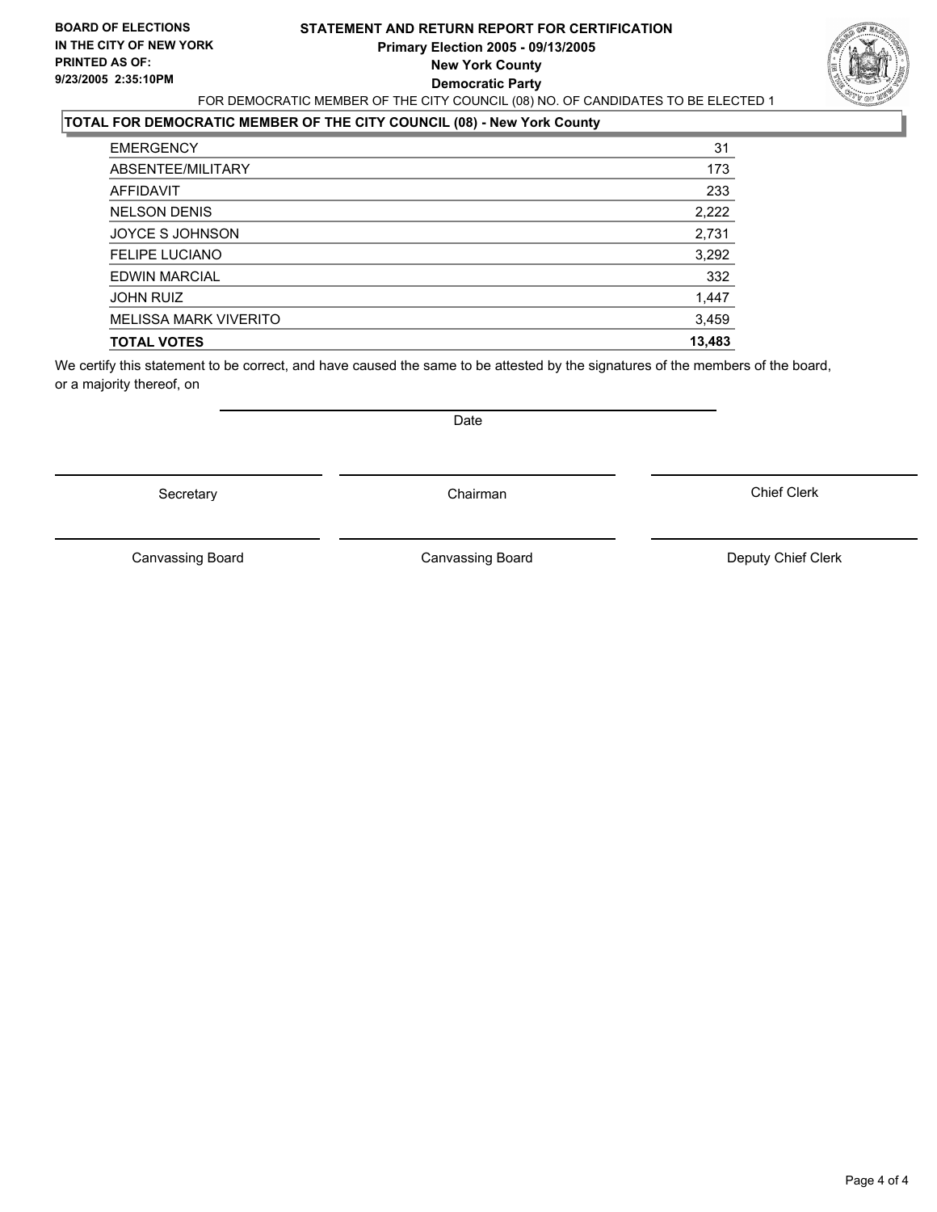**BOARD OF ELECTIONS IN THE CITY OF NEW YORK**
**PRINTED AS OF: 9/23/2005 2:35:10PM**

# STATEMENT AND RETURN REPORT FOR CERTIFICATION
## Primary Election 2005 - 09/13/2005
## New York County
## Democratic Party

FOR DEMOCRATIC MEMBER OF THE CITY COUNCIL (08) NO. OF CANDIDATES TO BE ELECTED 1

### TOTAL FOR DEMOCRATIC MEMBER OF THE CITY COUNCIL (08) - New York County

| | |
|---|---|
| EMERGENCY | 31 |
| ABSENTEE/MILITARY | 173 |
| AFFIDAVIT | 233 |
| NELSON DENIS | 2,222 |
| JOYCE S JOHNSON | 2,731 |
| FELIPE LUCIANO | 3,292 |
| EDWIN MARCIAL | 332 |
| JOHN RUIZ | 1,447 |
| MELISSA MARK VIVERITO | 3,459 |
| **TOTAL VOTES** | **13,483** |

We certify this statement to be correct, and have caused the same to be attested by the signatures of the members of the board, or a majority thereof, on

Date

Secretary | Chairman | Chief Clerk

Canvassing Board | Canvassing Board | Deputy Chief Clerk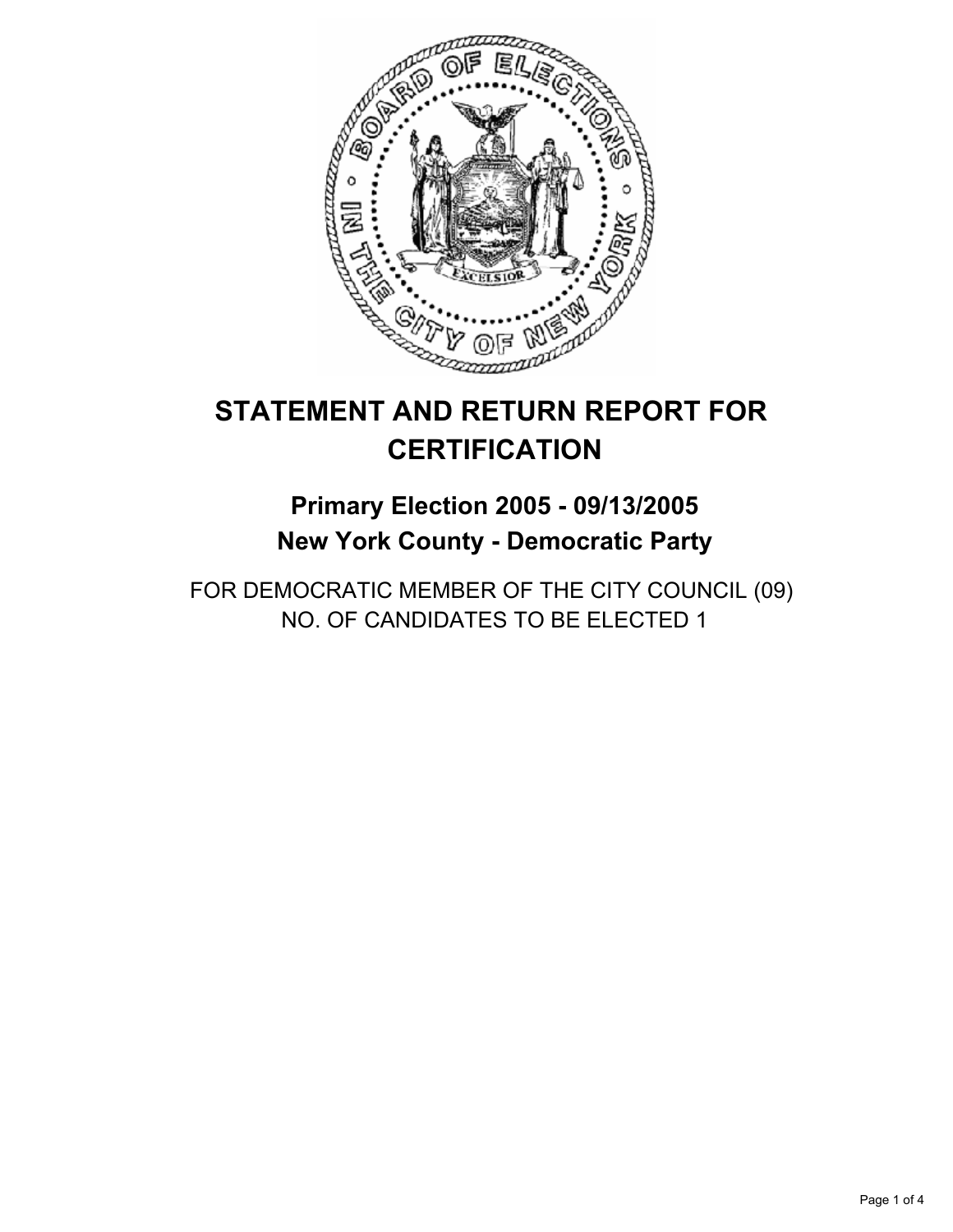# STATEMENT AND RETURN REPORT FOR CERTIFICATION

## Primary Election 2005 - 09/13/2005
## New York County - Democratic Party

FOR DEMOCRATIC MEMBER OF THE CITY COUNCIL (09)
NO. OF CANDIDATES TO BE ELECTED 1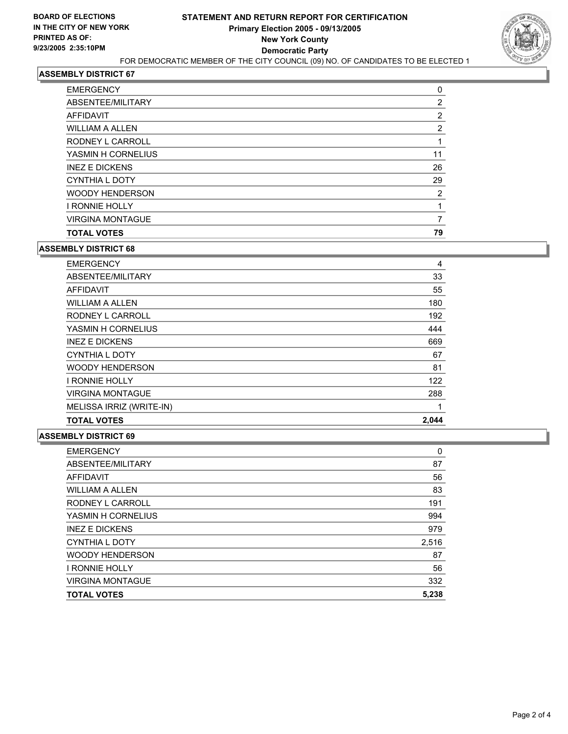**BOARD OF ELECTIONS IN THE CITY OF NEW YORK**
**PRINTED AS OF: 9/23/2005 2:35:10PM**

# STATEMENT AND RETURN REPORT FOR CERTIFICATION
## Primary Election 2005 - 09/13/2005
## New York County
## Democratic Party

FOR DEMOCRATIC MEMBER OF THE CITY COUNCIL (09) NO. OF CANDIDATES TO BE ELECTED 1

### ASSEMBLY DISTRICT 67

| | |
|---|---|
| EMERGENCY | 0 |
| ABSENTEE/MILITARY | 2 |
| AFFIDAVIT | 2 |
| WILLIAM A ALLEN | 2 |
| RODNEY L CARROLL | 1 |
| YASMIN H CORNELIUS | 11 |
| INEZ E DICKENS | 26 |
| CYNTHIA L DOTY | 29 |
| WOODY HENDERSON | 2 |
| I RONNIE HOLLY | 1 |
| VIRGINA MONTAGUE | 7 |
| **TOTAL VOTES** | **79** |

### ASSEMBLY DISTRICT 68

| | |
|---|---|
| EMERGENCY | 4 |
| ABSENTEE/MILITARY | 33 |
| AFFIDAVIT | 55 |
| WILLIAM A ALLEN | 180 |
| RODNEY L CARROLL | 192 |
| YASMIN H CORNELIUS | 444 |
| INEZ E DICKENS | 669 |
| CYNTHIA L DOTY | 67 |
| WOODY HENDERSON | 81 |
| I RONNIE HOLLY | 122 |
| VIRGINA MONTAGUE | 288 |
| MELISSA IRRIZ (WRITE-IN) | 1 |
| **TOTAL VOTES** | **2,044** |

### ASSEMBLY DISTRICT 69

| | |
|---|---|
| EMERGENCY | 0 |
| ABSENTEE/MILITARY | 87 |
| AFFIDAVIT | 56 |
| WILLIAM A ALLEN | 83 |
| RODNEY L CARROLL | 191 |
| YASMIN H CORNELIUS | 994 |
| INEZ E DICKENS | 979 |
| CYNTHIA L DOTY | 2,516 |
| WOODY HENDERSON | 87 |
| I RONNIE HOLLY | 56 |
| VIRGINA MONTAGUE | 332 |
| **TOTAL VOTES** | **5,238** |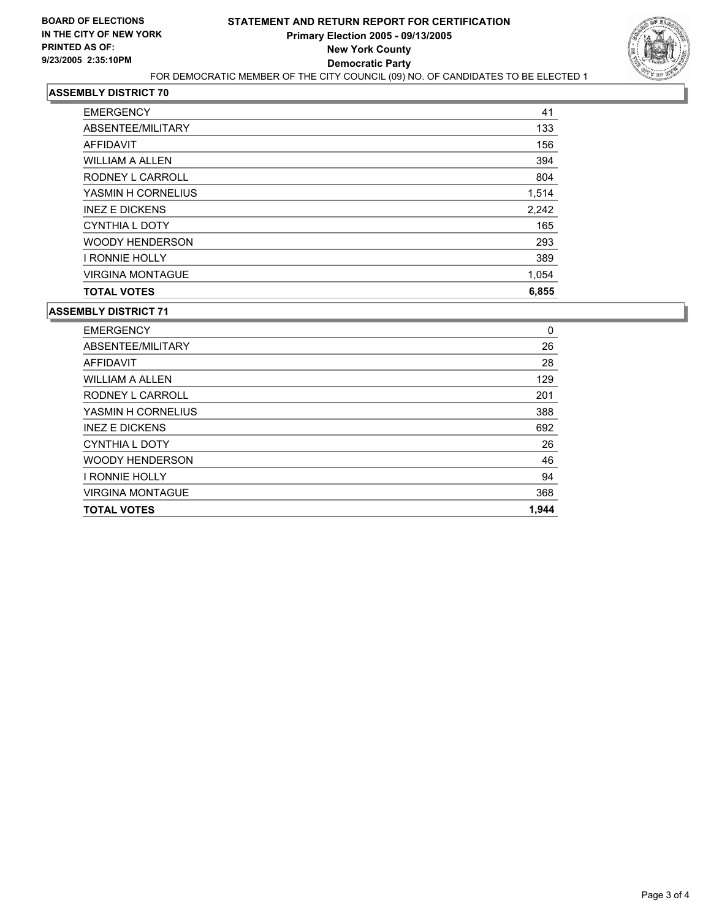**BOARD OF ELECTIONS IN THE CITY OF NEW YORK**
**PRINTED AS OF: 9/23/2005 2:35:10PM**

# STATEMENT AND RETURN REPORT FOR CERTIFICATION
## Primary Election 2005 - 09/13/2005
## New York County
## Democratic Party

FOR DEMOCRATIC MEMBER OF THE CITY COUNCIL (09) NO. OF CANDIDATES TO BE ELECTED 1

### ASSEMBLY DISTRICT 70

| | |
|---|---|
| EMERGENCY | 41 |
| ABSENTEE/MILITARY | 133 |
| AFFIDAVIT | 156 |
| WILLIAM A ALLEN | 394 |
| RODNEY L CARROLL | 804 |
| YASMIN H CORNELIUS | 1,514 |
| INEZ E DICKENS | 2,242 |
| CYNTHIA L DOTY | 165 |
| WOODY HENDERSON | 293 |
| I RONNIE HOLLY | 389 |
| VIRGINA MONTAGUE | 1,054 |
| **TOTAL VOTES** | **6,855** |

### ASSEMBLY DISTRICT 71

| | |
|---|---|
| EMERGENCY | 0 |
| ABSENTEE/MILITARY | 26 |
| AFFIDAVIT | 28 |
| WILLIAM A ALLEN | 129 |
| RODNEY L CARROLL | 201 |
| YASMIN H CORNELIUS | 388 |
| INEZ E DICKENS | 692 |
| CYNTHIA L DOTY | 26 |
| WOODY HENDERSON | 46 |
| I RONNIE HOLLY | 94 |
| VIRGINA MONTAGUE | 368 |
| **TOTAL VOTES** | **1,944** |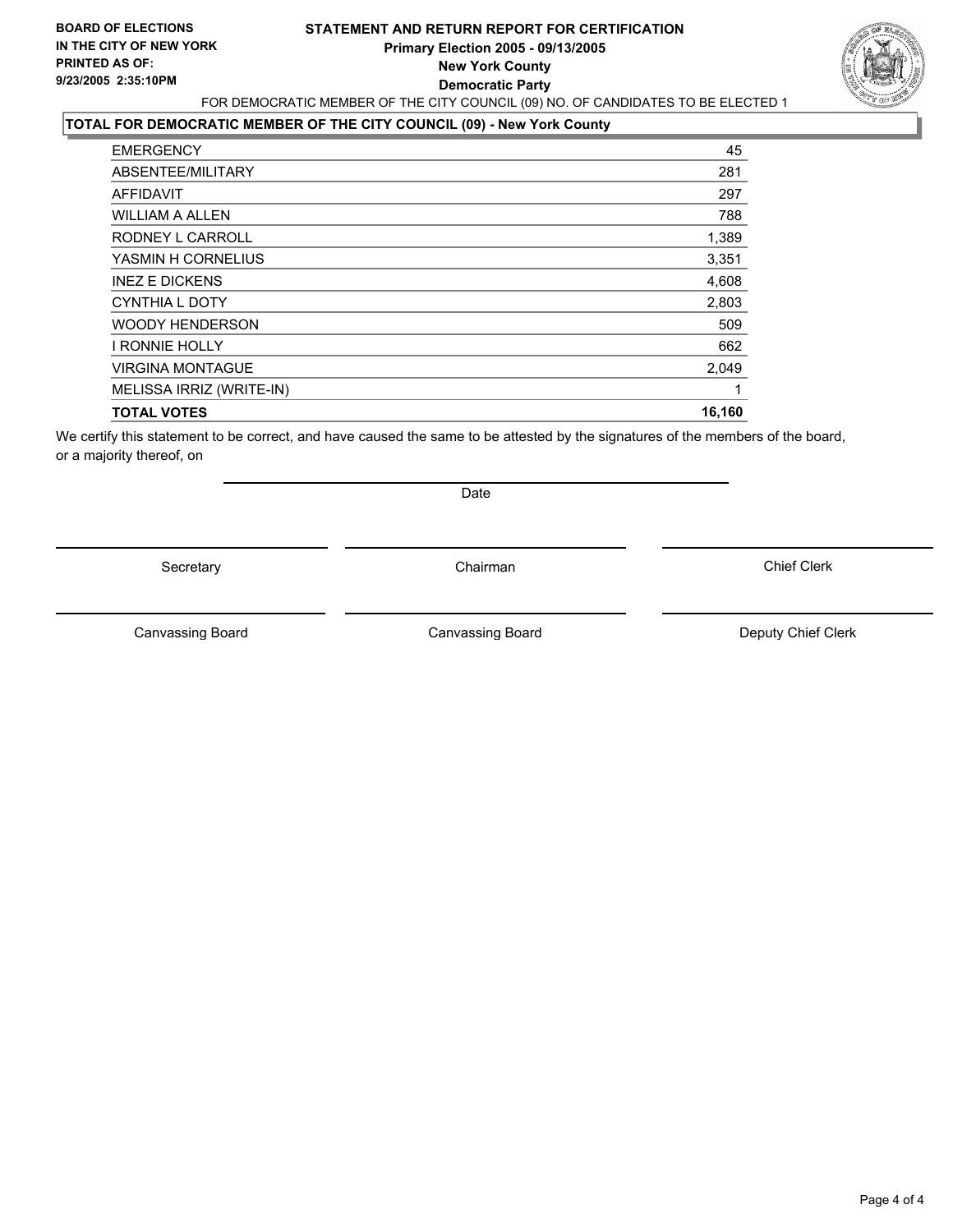**BOARD OF ELECTIONS IN THE CITY OF NEW YORK**
**PRINTED AS OF: 9/23/2005 2:35:10PM**

## STATEMENT AND RETURN REPORT FOR CERTIFICATION
### Primary Election 2005 - 09/13/2005
### New York County
### Democratic Party

FOR DEMOCRATIC MEMBER OF THE CITY COUNCIL (09) NO. OF CANDIDATES TO BE ELECTED 1

**TOTAL FOR DEMOCRATIC MEMBER OF THE CITY COUNCIL (09) - New York County**

| | |
|---|---|
| EMERGENCY | 45 |
| ABSENTEE/MILITARY | 281 |
| AFFIDAVIT | 297 |
| WILLIAM A ALLEN | 788 |
| RODNEY L CARROLL | 1,389 |
| YASMIN H CORNELIUS | 3,351 |
| INEZ E DICKENS | 4,608 |
| CYNTHIA L DOTY | 2,803 |
| WOODY HENDERSON | 509 |
| I RONNIE HOLLY | 662 |
| VIRGINA MONTAGUE | 2,049 |
| MELISSA IRRIZ (WRITE-IN) | 1 |
| **TOTAL VOTES** | **16,160** |

We certify this statement to be correct, and have caused the same to be attested by the signatures of the members of the board, or a majority thereof, on

Date

Secretary          Chairman          Chief Clerk

Canvassing Board          Canvassing Board          Deputy Chief Clerk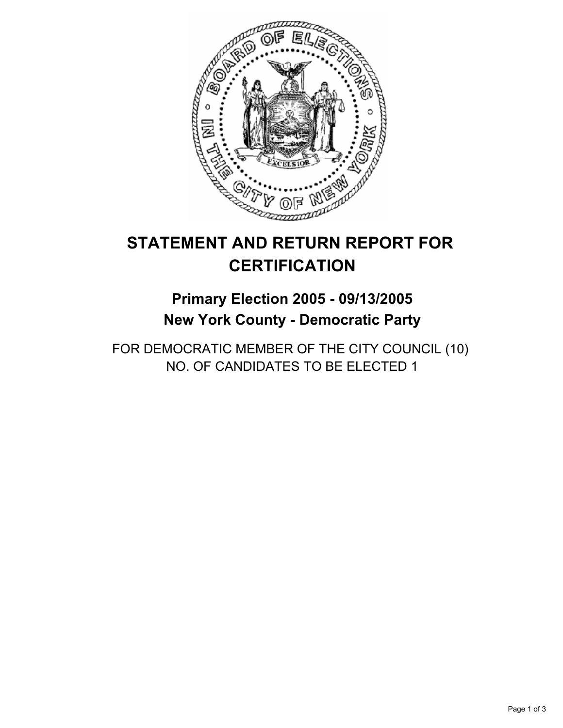# STATEMENT AND RETURN REPORT FOR CERTIFICATION

## Primary Election 2005 - 09/13/2005
## New York County - Democratic Party

FOR DEMOCRATIC MEMBER OF THE CITY COUNCIL (10)
NO. OF CANDIDATES TO BE ELECTED 1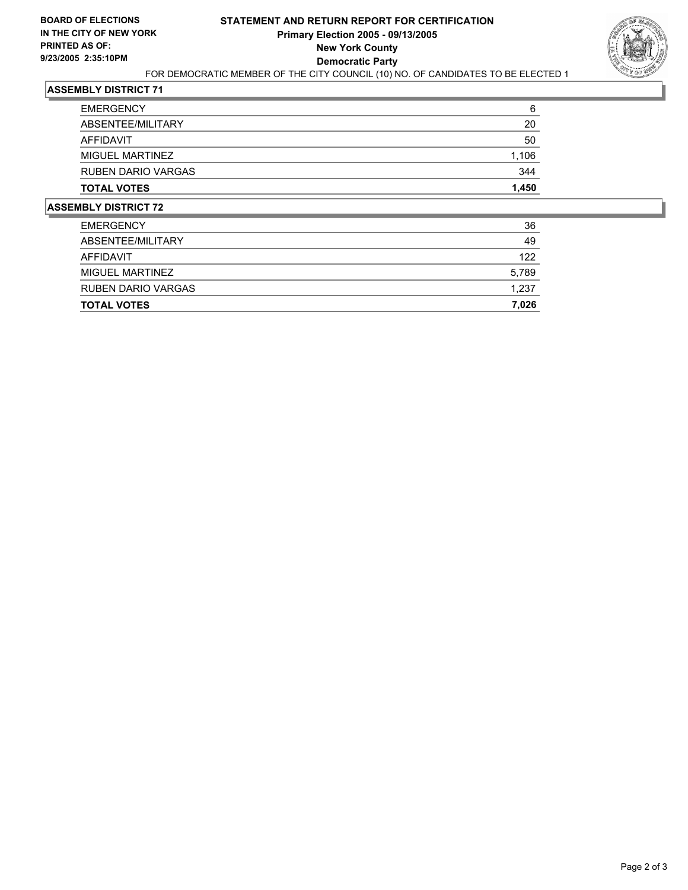**BOARD OF ELECTIONS**
**IN THE CITY OF NEW YORK**
**PRINTED AS OF:**
**9/23/2005 2:35:10PM**

# STATEMENT AND RETURN REPORT FOR CERTIFICATION
## Primary Election 2005 - 09/13/2005
## New York County
## Democratic Party

FOR DEMOCRATIC MEMBER OF THE CITY COUNCIL (10) NO. OF CANDIDATES TO BE ELECTED 1

### ASSEMBLY DISTRICT 71

| | |
|---|---|
| EMERGENCY | 6 |
| ABSENTEE/MILITARY | 20 |
| AFFIDAVIT | 50 |
| MIGUEL MARTINEZ | 1,106 |
| RUBEN DARIO VARGAS | 344 |
| **TOTAL VOTES** | **1,450** |

### ASSEMBLY DISTRICT 72

| | |
|---|---|
| EMERGENCY | 36 |
| ABSENTEE/MILITARY | 49 |
| AFFIDAVIT | 122 |
| MIGUEL MARTINEZ | 5,789 |
| RUBEN DARIO VARGAS | 1,237 |
| **TOTAL VOTES** | **7,026** |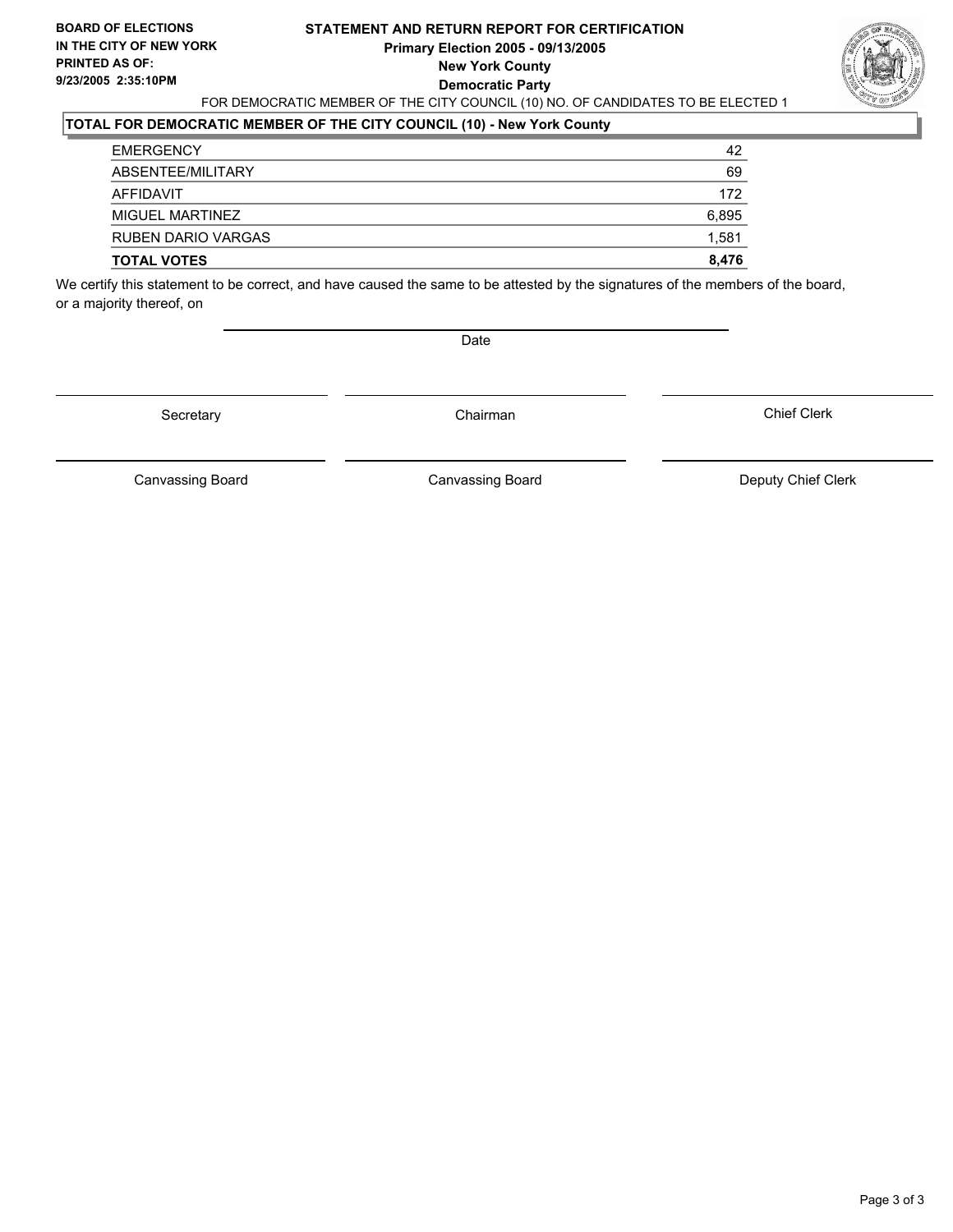**BOARD OF ELECTIONS IN THE CITY OF NEW YORK PRINTED AS OF: 9/23/2005 2:35:10PM**

# STATEMENT AND RETURN REPORT FOR CERTIFICATION
## Primary Election 2005 - 09/13/2005
## New York County
## Democratic Party

FOR DEMOCRATIC MEMBER OF THE CITY COUNCIL (10) NO. OF CANDIDATES TO BE ELECTED 1

**TOTAL FOR DEMOCRATIC MEMBER OF THE CITY COUNCIL (10) - New York County**

| | |
|---|---|
| EMERGENCY | 42 |
| ABSENTEE/MILITARY | 69 |
| AFFIDAVIT | 172 |
| MIGUEL MARTINEZ | 6,895 |
| RUBEN DARIO VARGAS | 1,581 |
| **TOTAL VOTES** | **8,476** |

We certify this statement to be correct, and have caused the same to be attested by the signatures of the members of the board, or a majority thereof, on

Date

| | | |
|---|---|---|
| Secretary | Chairman | Chief Clerk |
| Canvassing Board | Canvassing Board | Deputy Chief Clerk |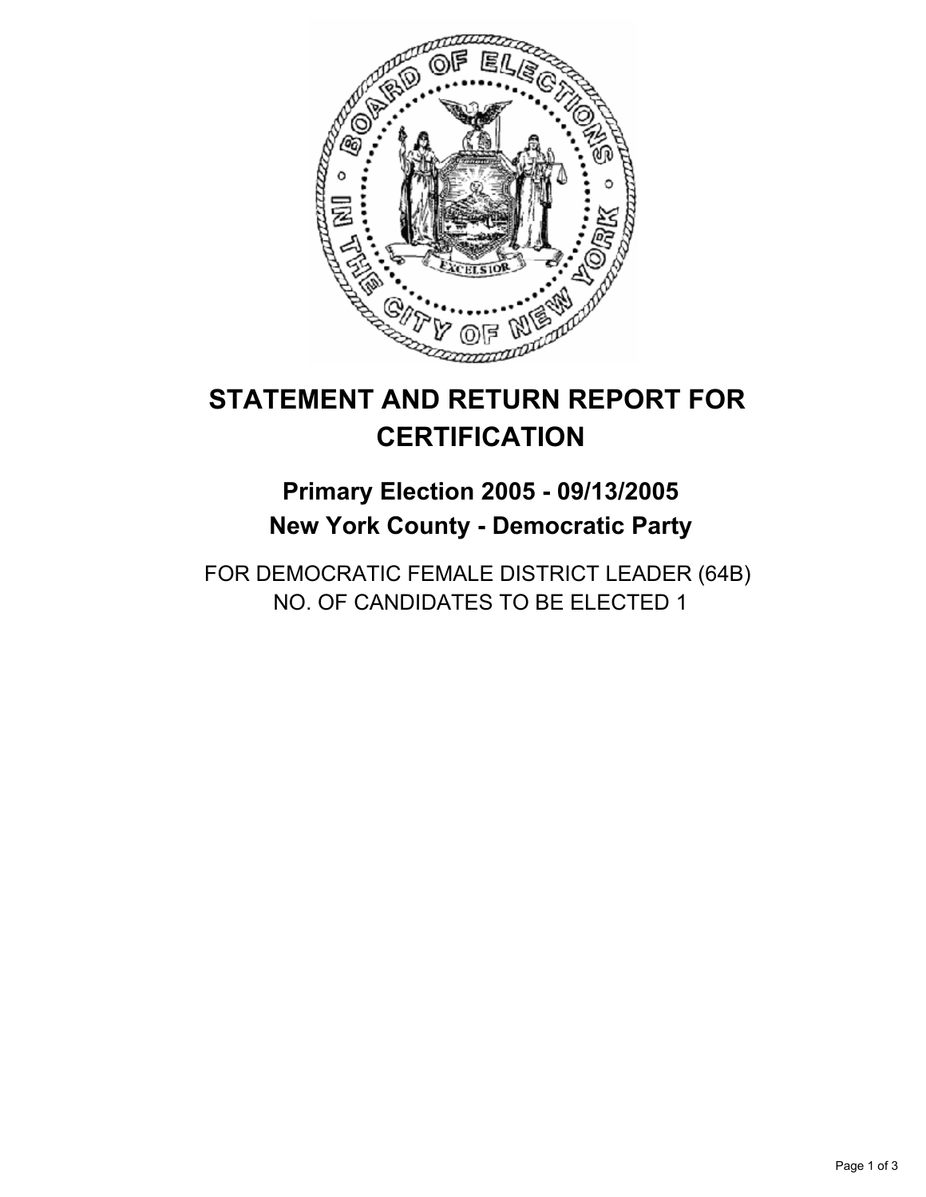# STATEMENT AND RETURN REPORT FOR CERTIFICATION

## Primary Election 2005 - 09/13/2005
## New York County - Democratic Party

FOR DEMOCRATIC FEMALE DISTRICT LEADER (64B)
NO. OF CANDIDATES TO BE ELECTED 1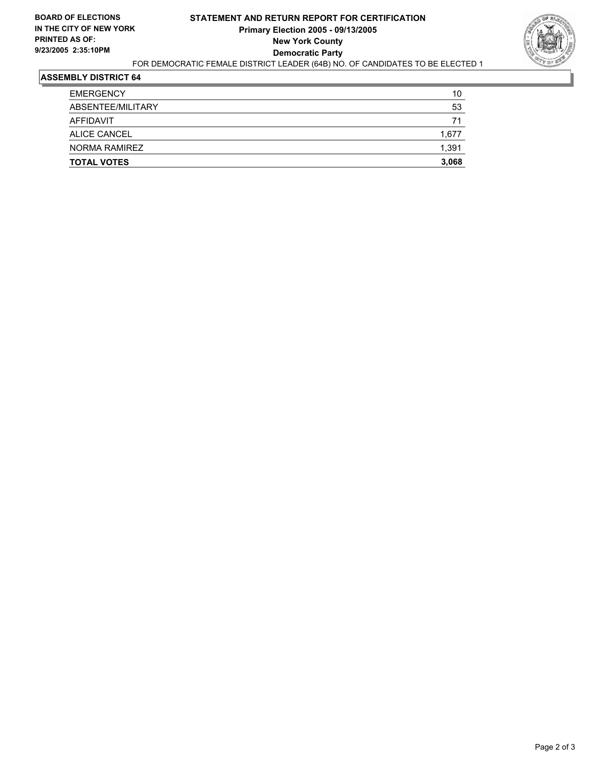**BOARD OF ELECTIONS IN THE CITY OF NEW YORK**
**PRINTED AS OF: 9/23/2005 2:35:10PM**

# STATEMENT AND RETURN REPORT FOR CERTIFICATION
## Primary Election 2005 - 09/13/2005
## New York County
## Democratic Party

FOR DEMOCRATIC FEMALE DISTRICT LEADER (64B) NO. OF CANDIDATES TO BE ELECTED 1

### ASSEMBLY DISTRICT 64

| | |
|---|---|
| EMERGENCY | 10 |
| ABSENTEE/MILITARY | 53 |
| AFFIDAVIT | 71 |
| ALICE CANCEL | 1,677 |
| NORMA RAMIREZ | 1,391 |
| **TOTAL VOTES** | **3,068** |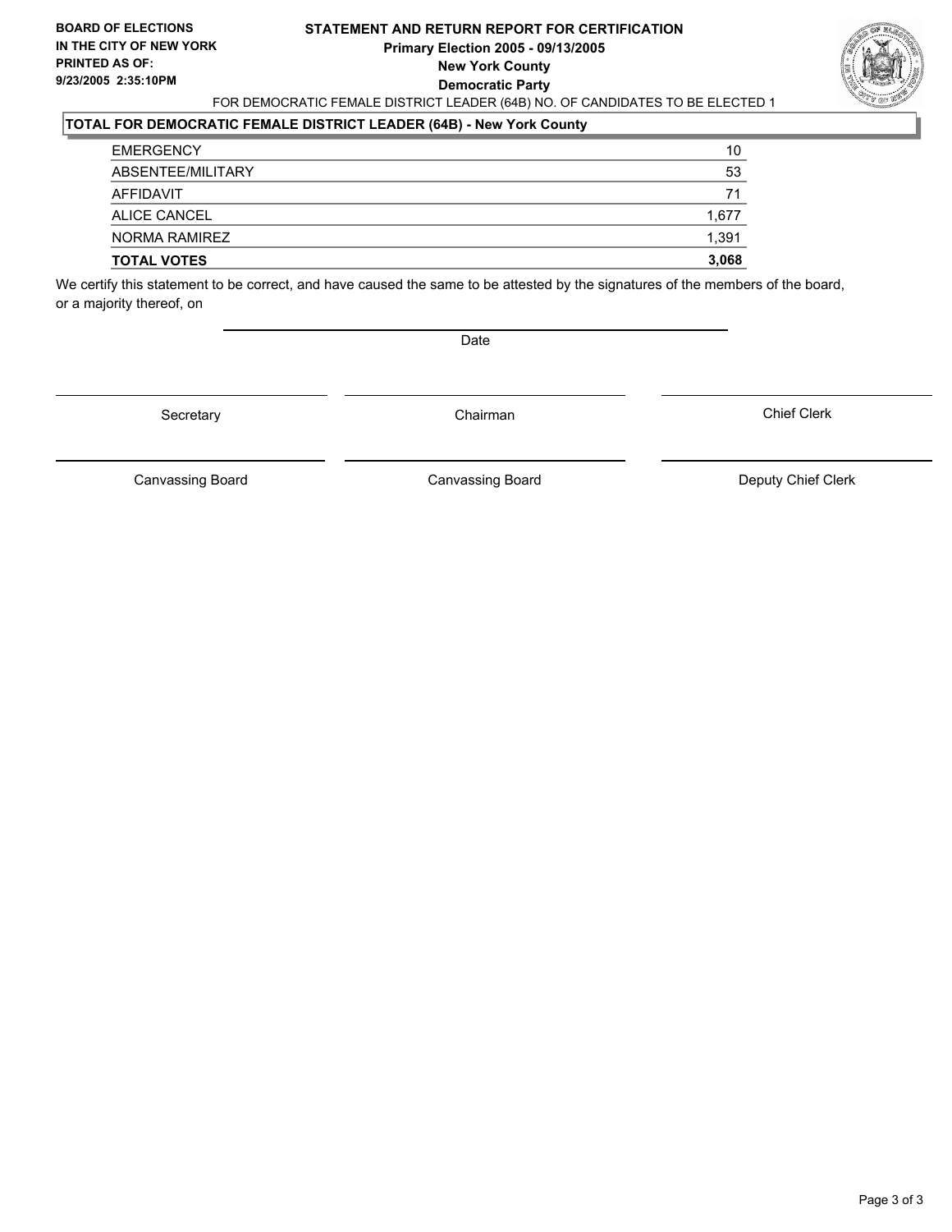**BOARD OF ELECTIONS IN THE CITY OF NEW YORK**
**PRINTED AS OF: 9/23/2005 2:35:10PM**

# STATEMENT AND RETURN REPORT FOR CERTIFICATION
## Primary Election 2005 - 09/13/2005
## New York County
## Democratic Party

FOR DEMOCRATIC FEMALE DISTRICT LEADER (64B) NO. OF CANDIDATES TO BE ELECTED 1

### TOTAL FOR DEMOCRATIC FEMALE DISTRICT LEADER (64B) - New York County

| | |
|---|---|
| EMERGENCY | 10 |
| ABSENTEE/MILITARY | 53 |
| AFFIDAVIT | 71 |
| ALICE CANCEL | 1,677 |
| NORMA RAMIREZ | 1,391 |
| **TOTAL VOTES** | **3,068** |

We certify this statement to be correct, and have caused the same to be attested by the signatures of the members of the board, or a majority thereof, on

Date

| | | |
|---|---|---|
| Secretary | Chairman | Chief Clerk |
| Canvassing Board | Canvassing Board | Deputy Chief Clerk |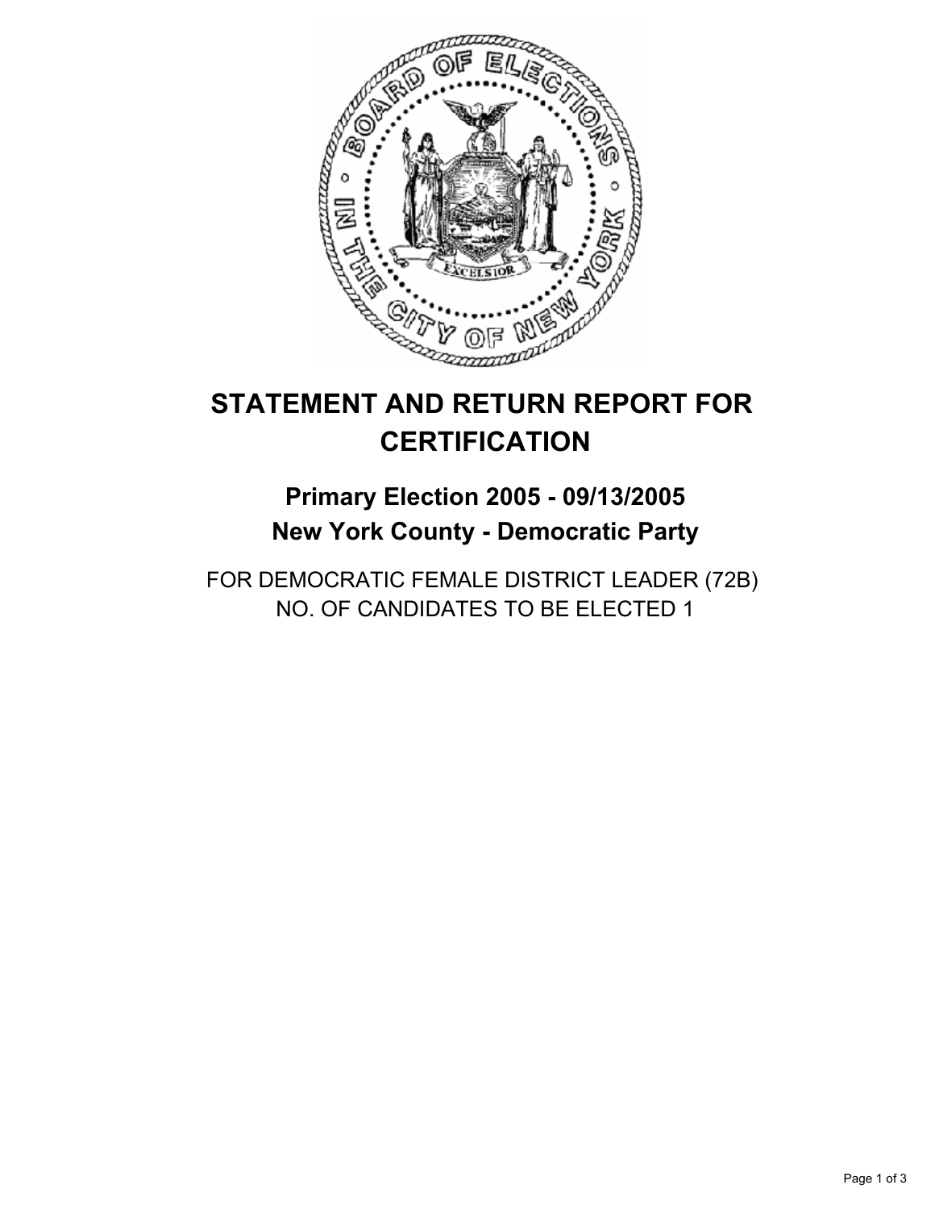# STATEMENT AND RETURN REPORT FOR CERTIFICATION

## Primary Election 2005 - 09/13/2005
## New York County - Democratic Party

FOR DEMOCRATIC FEMALE DISTRICT LEADER (72B)
NO. OF CANDIDATES TO BE ELECTED 1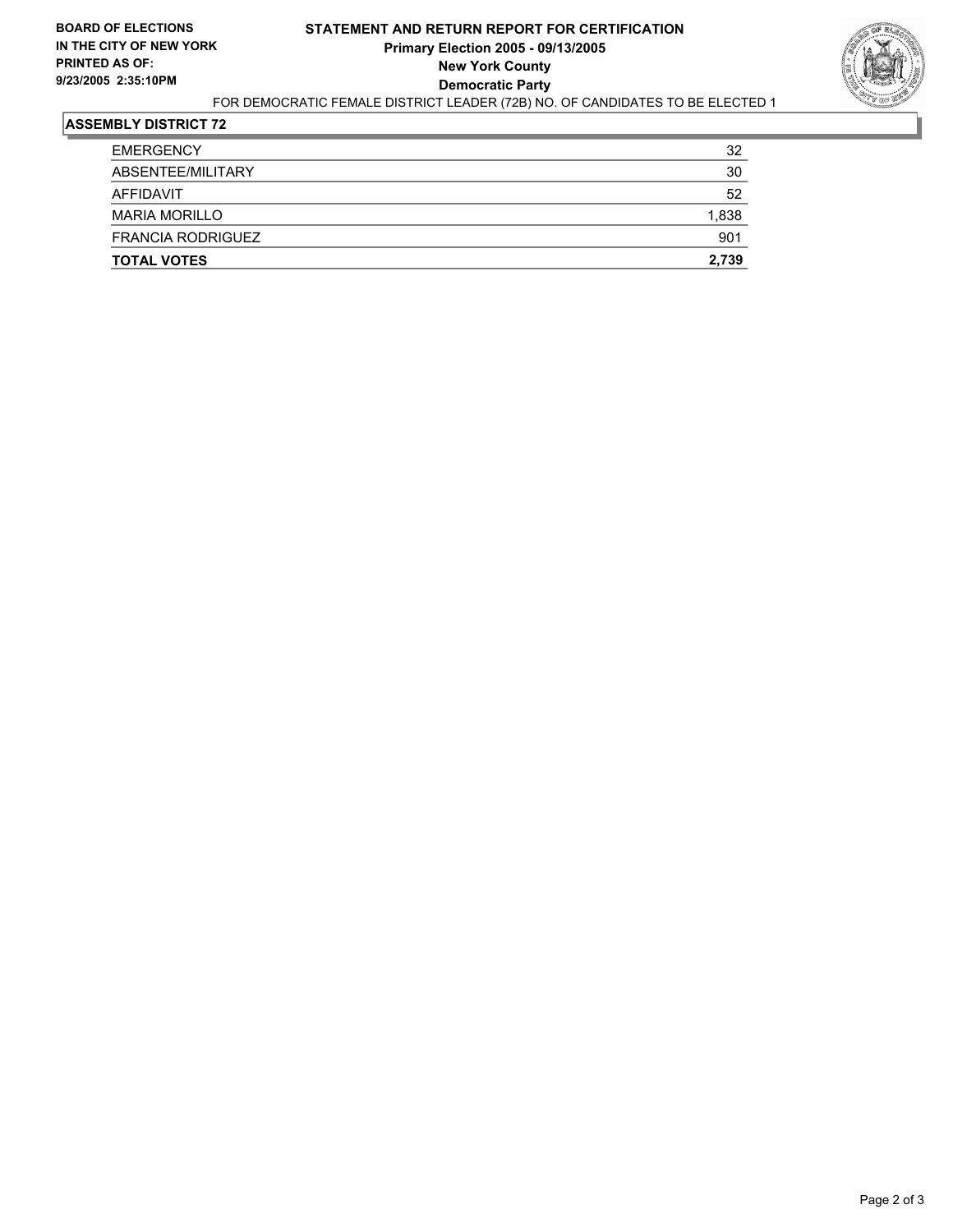**BOARD OF ELECTIONS IN THE CITY OF NEW YORK PRINTED AS OF: 9/23/2005 2:35:10PM**

# STATEMENT AND RETURN REPORT FOR CERTIFICATION
## Primary Election 2005 - 09/13/2005
## New York County
## Democratic Party

FOR DEMOCRATIC FEMALE DISTRICT LEADER (72B) NO. OF CANDIDATES TO BE ELECTED 1

### ASSEMBLY DISTRICT 72

| | |
|---|---|
| EMERGENCY | 32 |
| ABSENTEE/MILITARY | 30 |
| AFFIDAVIT | 52 |
| MARIA MORILLO | 1,838 |
| FRANCIA RODRIGUEZ | 901 |
| **TOTAL VOTES** | **2,739** |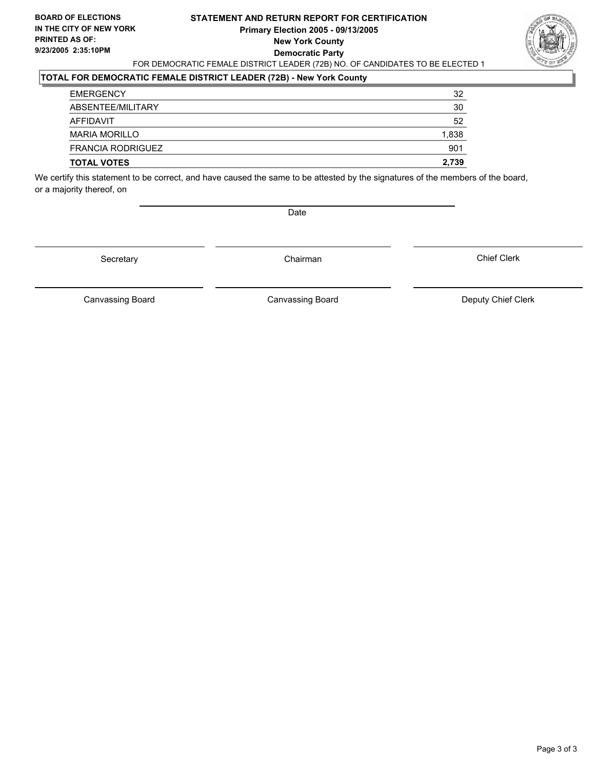**BOARD OF ELECTIONS IN THE CITY OF NEW YORK PRINTED AS OF: 9/23/2005 2:35:10PM**

**STATEMENT AND RETURN REPORT FOR CERTIFICATION**
**Primary Election 2005 - 09/13/2005**
**New York County**
**Democratic Party**

FOR DEMOCRATIC FEMALE DISTRICT LEADER (72B) NO. OF CANDIDATES TO BE ELECTED 1

## TOTAL FOR DEMOCRATIC FEMALE DISTRICT LEADER (72B) - New York County

| | |
|---|---|
| EMERGENCY | 32 |
| ABSENTEE/MILITARY | 30 |
| AFFIDAVIT | 52 |
| MARIA MORILLO | 1,838 |
| FRANCIA RODRIGUEZ | 901 |
| **TOTAL VOTES** | **2,739** |

We certify this statement to be correct, and have caused the same to be attested by the signatures of the members of the board, or a majority thereof, on

Date

| | | |
|---|---|---|
| Secretary | Chairman | Chief Clerk |
| Canvassing Board | Canvassing Board | Deputy Chief Clerk |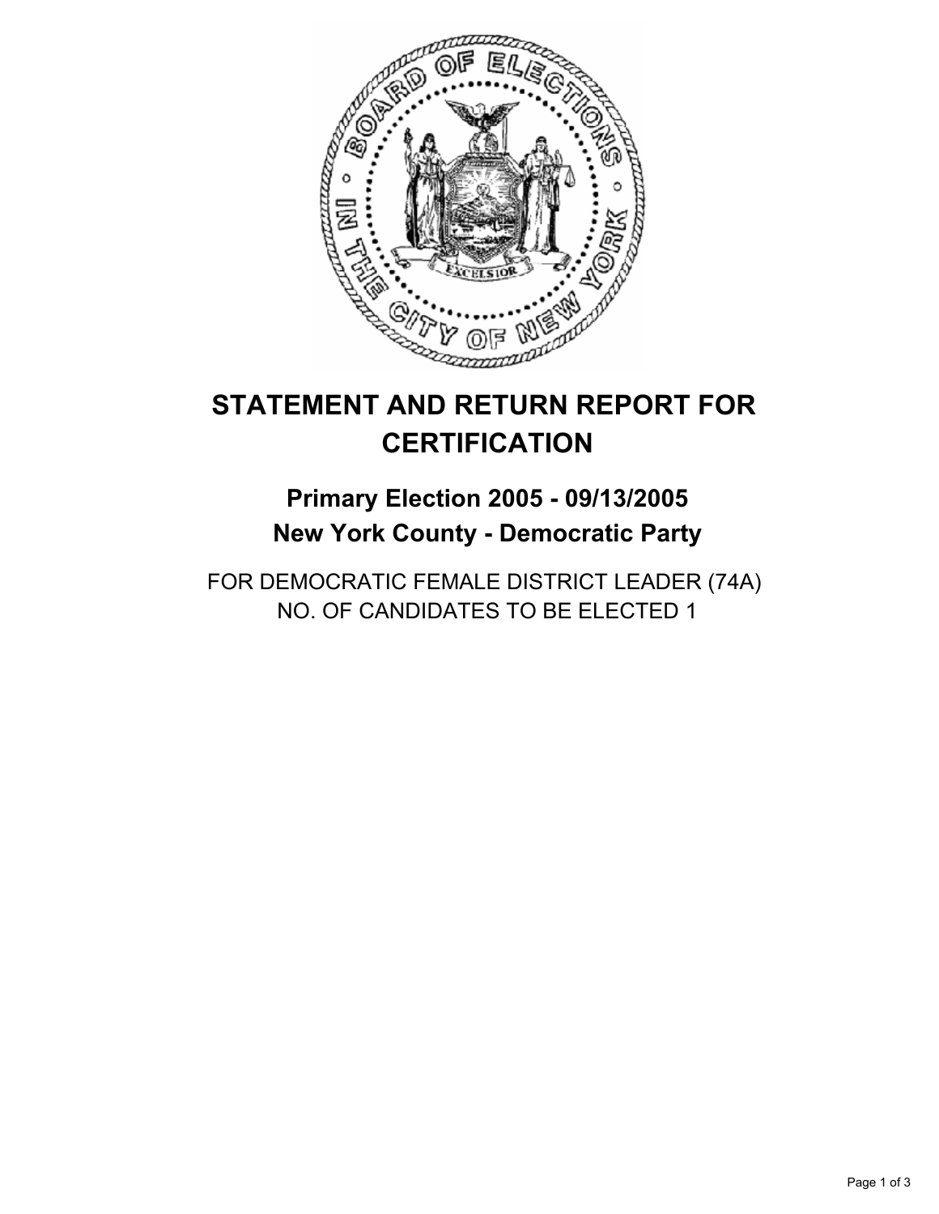# STATEMENT AND RETURN REPORT FOR CERTIFICATION

## Primary Election 2005 - 09/13/2005
## New York County - Democratic Party

FOR DEMOCRATIC FEMALE DISTRICT LEADER (74A)
NO. OF CANDIDATES TO BE ELECTED 1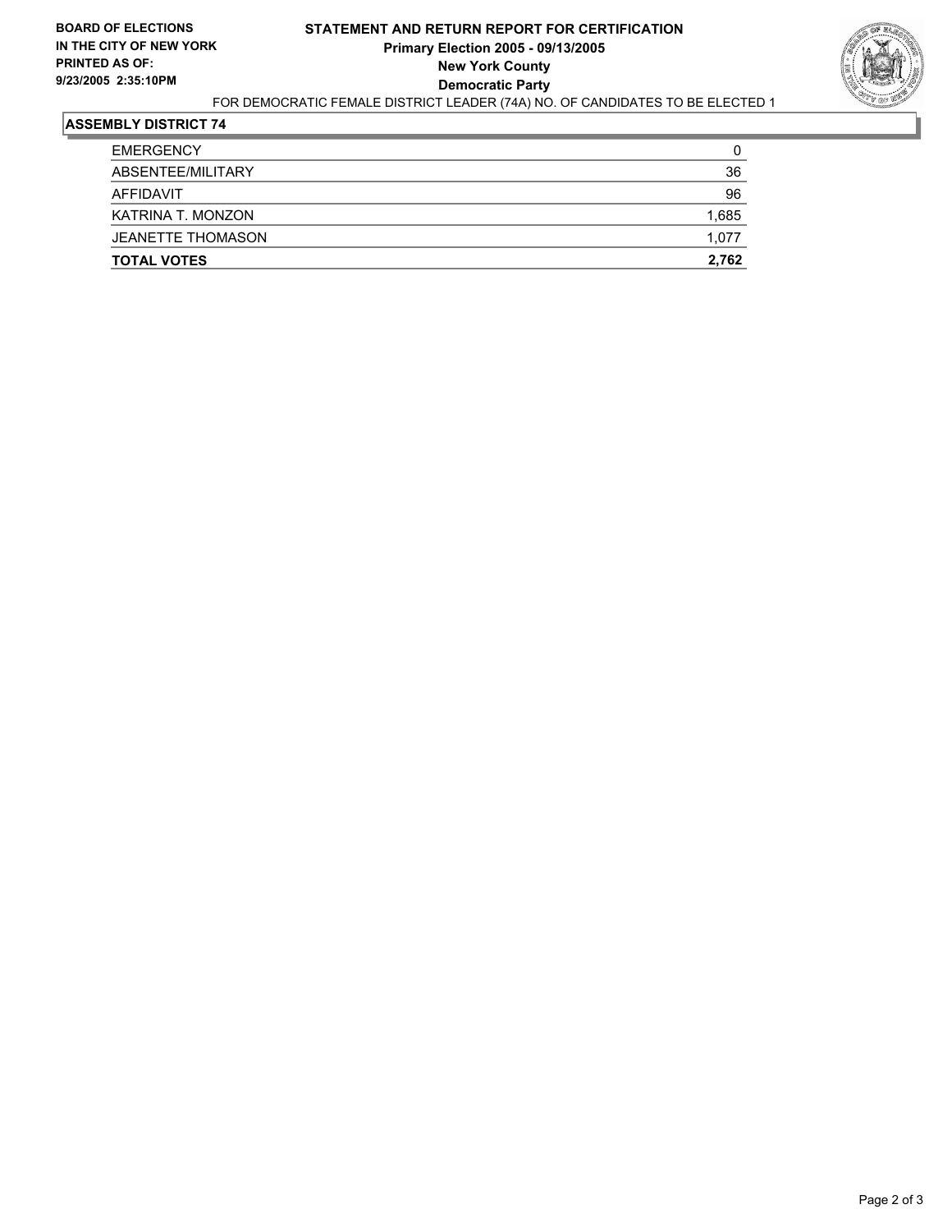**BOARD OF ELECTIONS IN THE CITY OF NEW YORK PRINTED AS OF: 9/23/2005 2:35:10PM**

# STATEMENT AND RETURN REPORT FOR CERTIFICATION
## Primary Election 2005 - 09/13/2005
## New York County
## Democratic Party

FOR DEMOCRATIC FEMALE DISTRICT LEADER (74A) NO. OF CANDIDATES TO BE ELECTED 1

### ASSEMBLY DISTRICT 74

| | |
|---|---|
| EMERGENCY | 0 |
| ABSENTEE/MILITARY | 36 |
| AFFIDAVIT | 96 |
| KATRINA T. MONZON | 1,685 |
| JEANETTE THOMASON | 1,077 |
| **TOTAL VOTES** | **2,762** |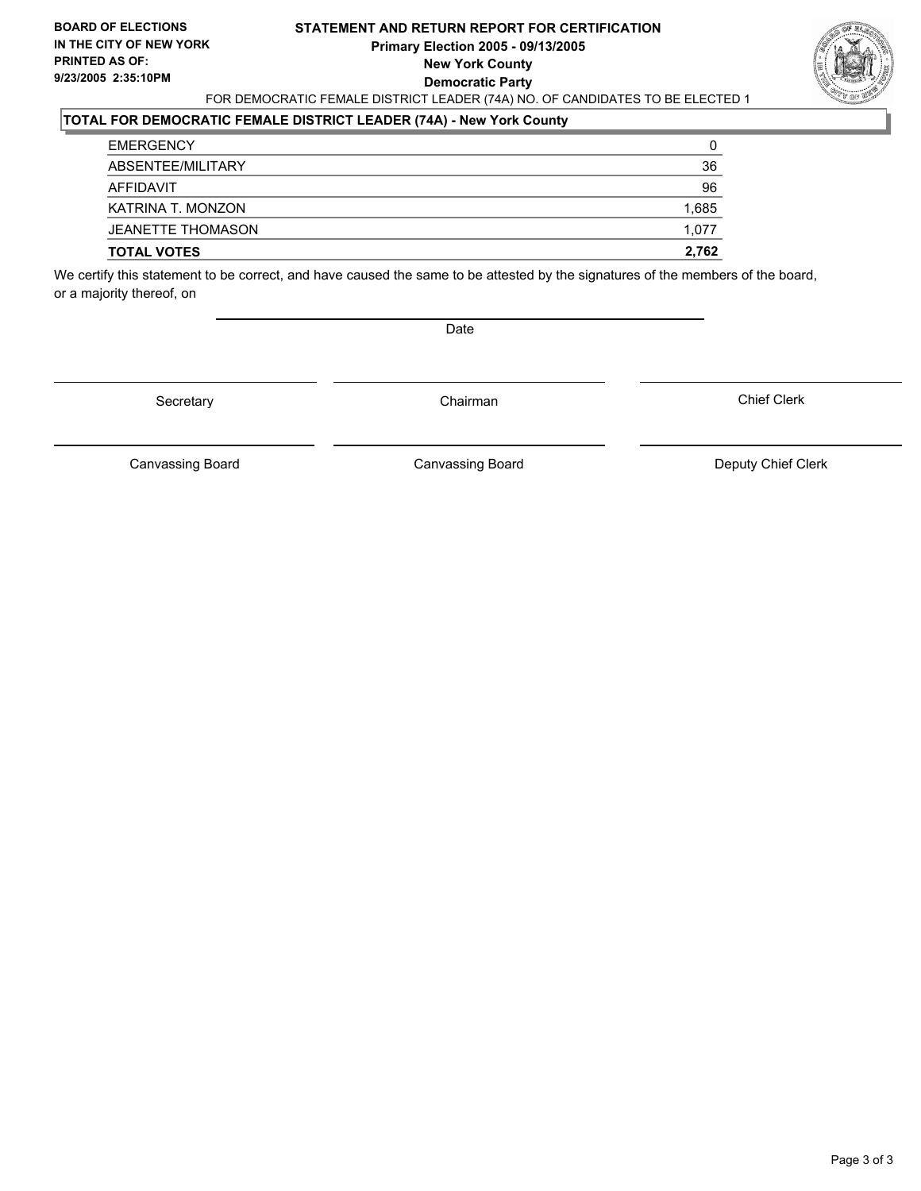**BOARD OF ELECTIONS IN THE CITY OF NEW YORK**
**PRINTED AS OF:**
**9/23/2005 2:35:10PM**

# STATEMENT AND RETURN REPORT FOR CERTIFICATION
## Primary Election 2005 - 09/13/2005
## New York County
## Democratic Party

FOR DEMOCRATIC FEMALE DISTRICT LEADER (74A) NO. OF CANDIDATES TO BE ELECTED 1

**TOTAL FOR DEMOCRATIC FEMALE DISTRICT LEADER (74A) - New York County**

| | |
|---|---|
| EMERGENCY | 0 |
| ABSENTEE/MILITARY | 36 |
| AFFIDAVIT | 96 |
| KATRINA T. MONZON | 1,685 |
| JEANETTE THOMASON | 1,077 |
| **TOTAL VOTES** | **2,762** |

We certify this statement to be correct, and have caused the same to be attested by the signatures of the members of the board, or a majority thereof, on

Date

Secretary

Chairman

Chief Clerk

Canvassing Board

Canvassing Board

Deputy Chief Clerk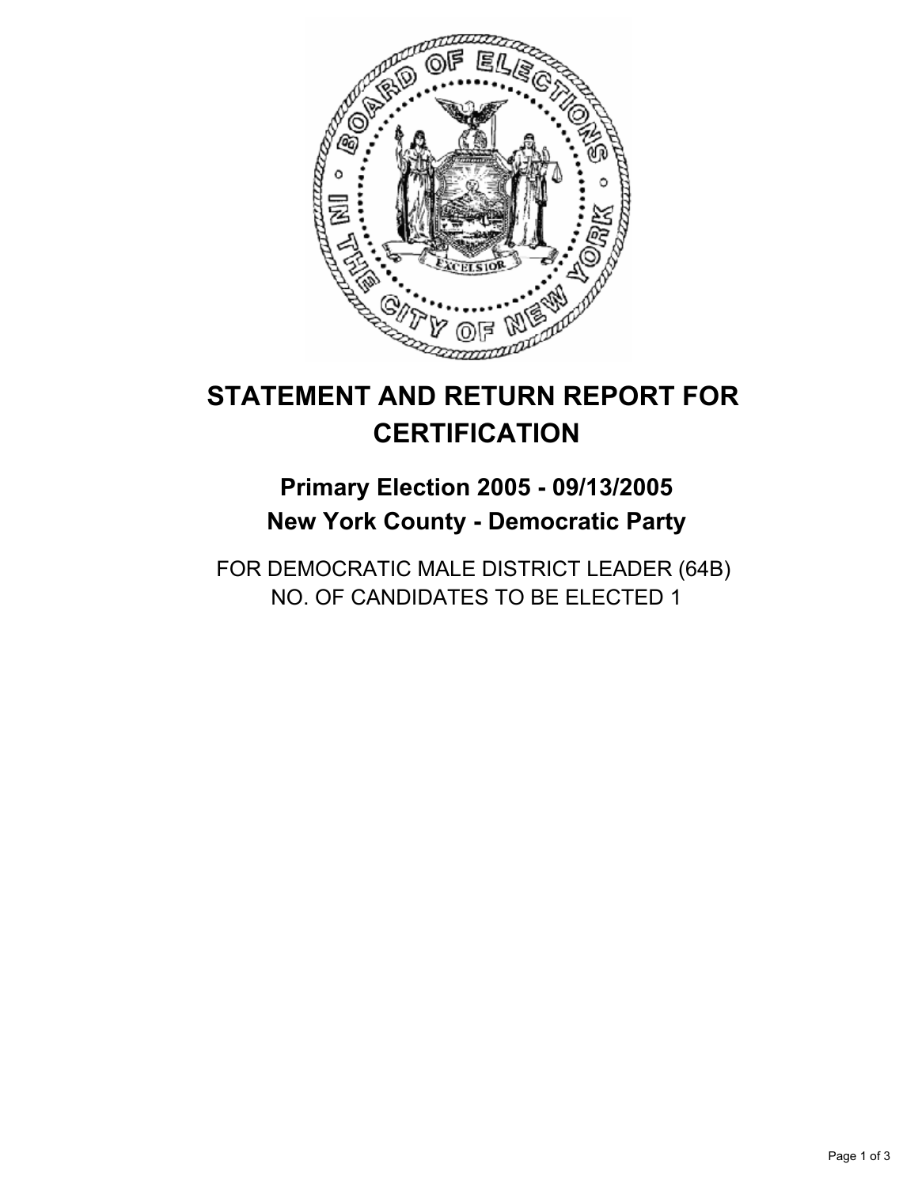# STATEMENT AND RETURN REPORT FOR CERTIFICATION

## Primary Election 2005 - 09/13/2005
## New York County - Democratic Party

FOR DEMOCRATIC MALE DISTRICT LEADER (64B)
NO. OF CANDIDATES TO BE ELECTED 1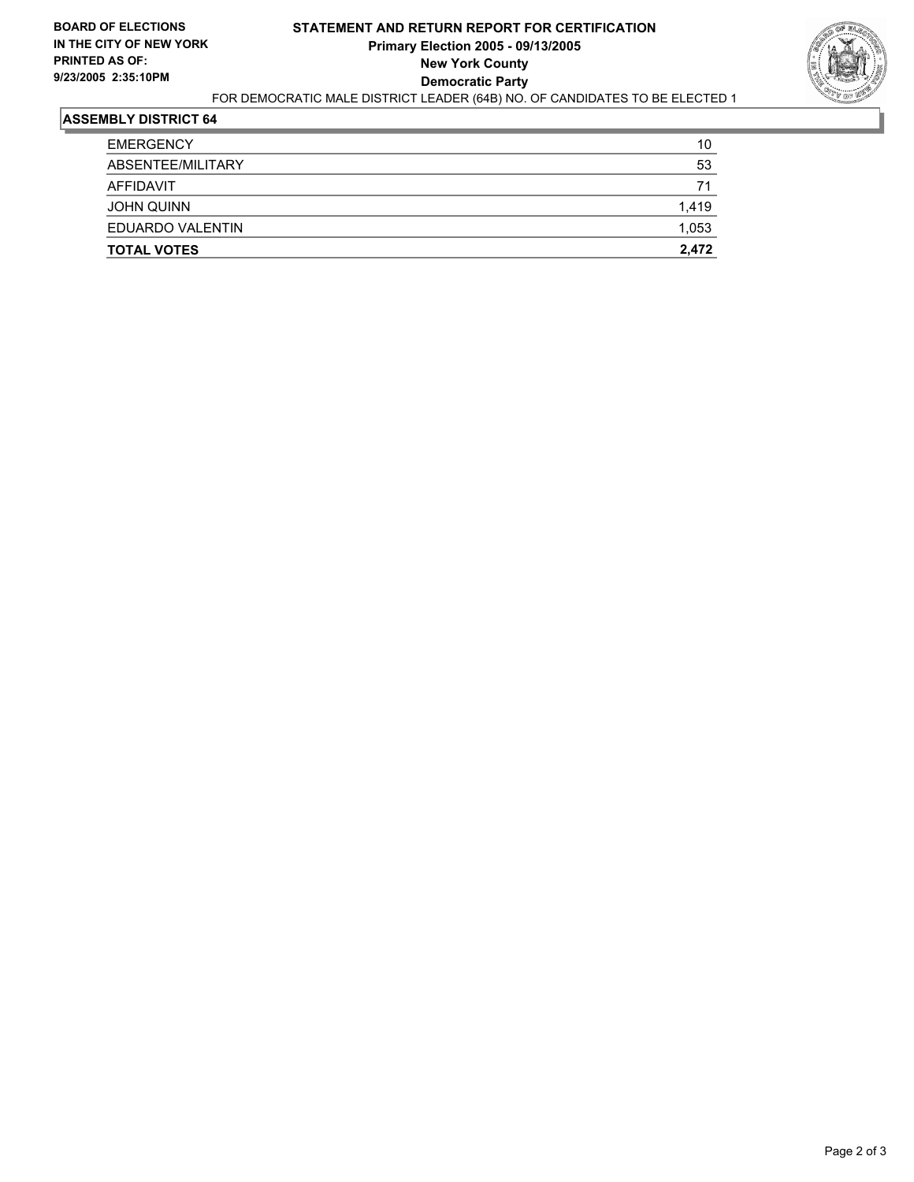**BOARD OF ELECTIONS IN THE CITY OF NEW YORK**
**PRINTED AS OF:**
**9/23/2005 2:35:10PM**

# STATEMENT AND RETURN REPORT FOR CERTIFICATION
## Primary Election 2005 - 09/13/2005
## New York County
## Democratic Party

FOR DEMOCRATIC MALE DISTRICT LEADER (64B) NO. OF CANDIDATES TO BE ELECTED 1

### ASSEMBLY DISTRICT 64

| | |
|---|---|
| EMERGENCY | 10 |
| ABSENTEE/MILITARY | 53 |
| AFFIDAVIT | 71 |
| JOHN QUINN | 1,419 |
| EDUARDO VALENTIN | 1,053 |
| **TOTAL VOTES** | **2,472** |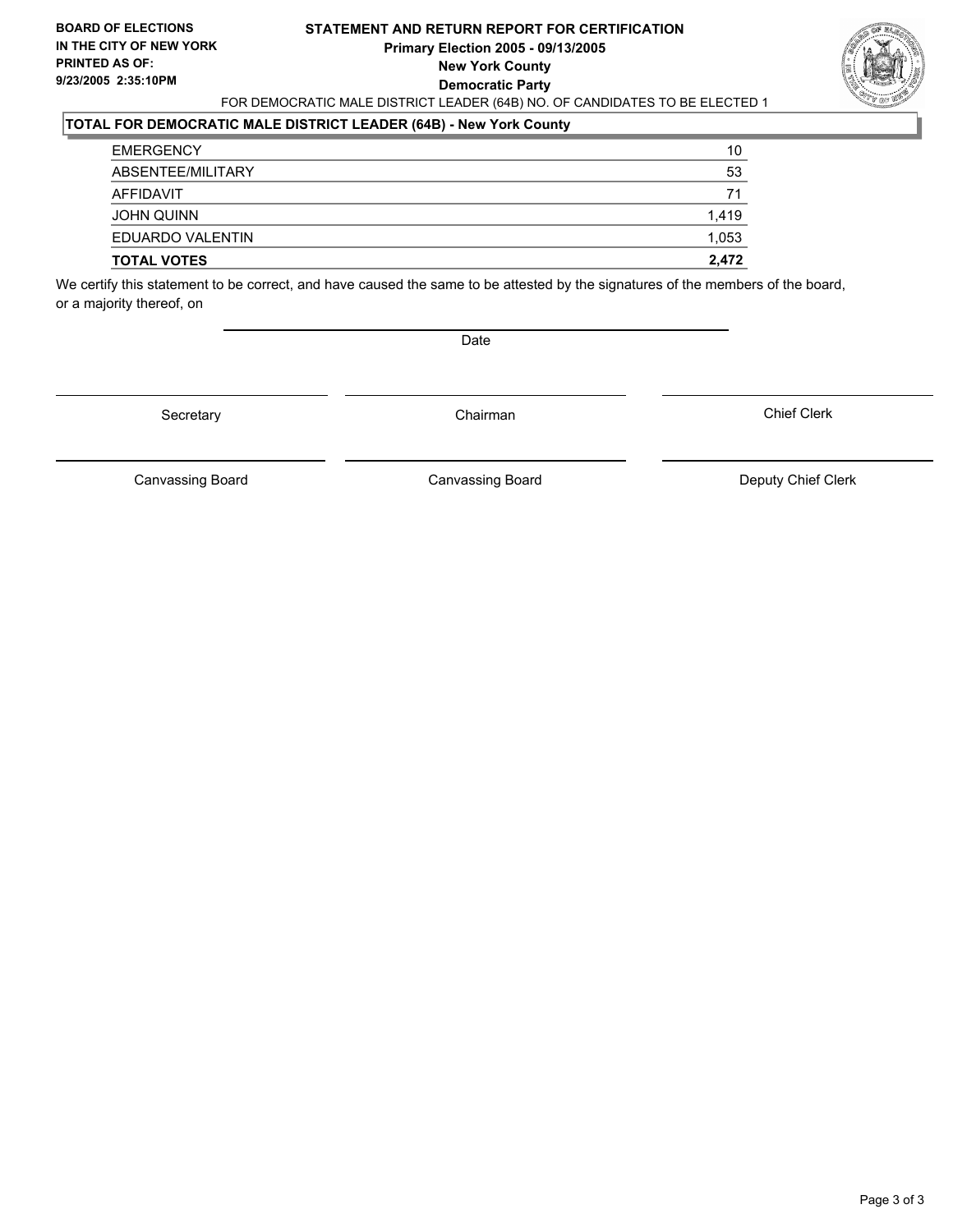**BOARD OF ELECTIONS IN THE CITY OF NEW YORK**
**PRINTED AS OF:**
**9/23/2005 2:35:10PM**

**STATEMENT AND RETURN REPORT FOR CERTIFICATION**
**Primary Election 2005 - 09/13/2005**
**New York County**
**Democratic Party**

FOR DEMOCRATIC MALE DISTRICT LEADER (64B) NO. OF CANDIDATES TO BE ELECTED 1

## TOTAL FOR DEMOCRATIC MALE DISTRICT LEADER (64B) - New York County

| | |
|---|---|
| EMERGENCY | 10 |
| ABSENTEE/MILITARY | 53 |
| AFFIDAVIT | 71 |
| JOHN QUINN | 1,419 |
| EDUARDO VALENTIN | 1,053 |
| **TOTAL VOTES** | **2,472** |

We certify this statement to be correct, and have caused the same to be attested by the signatures of the members of the board, or a majority thereof, on

Date

Secretary | Chairman | Chief Clerk

Canvassing Board | Canvassing Board | Deputy Chief Clerk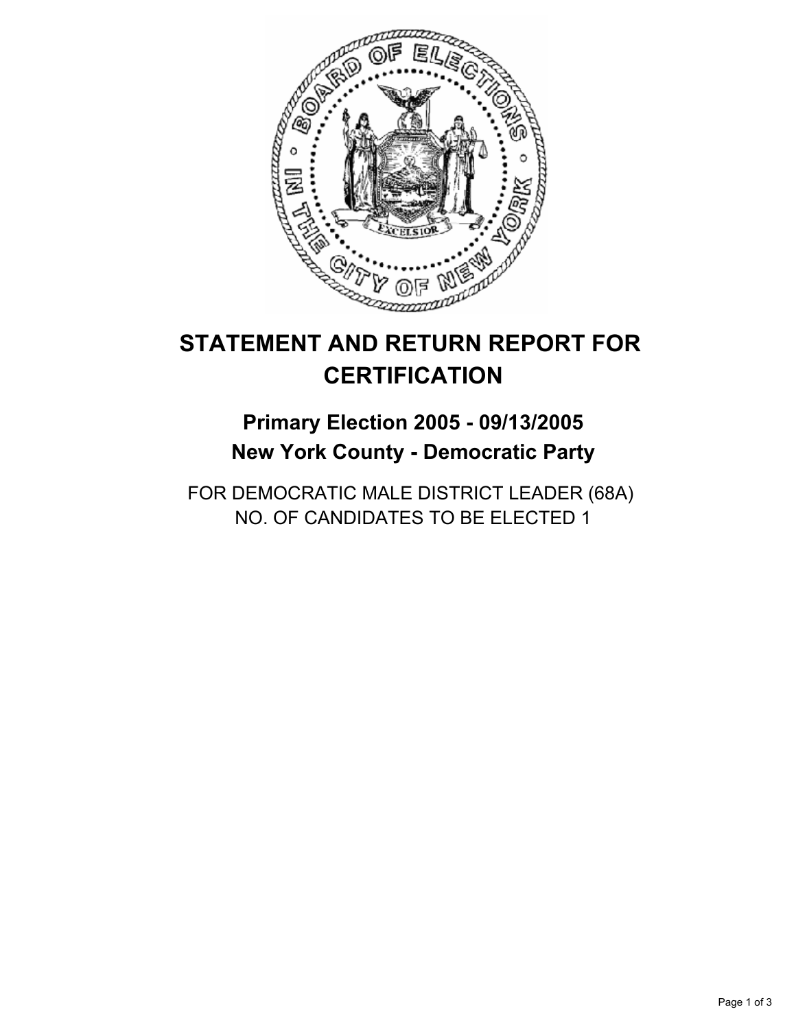# STATEMENT AND RETURN REPORT FOR CERTIFICATION

## Primary Election 2005 - 09/13/2005
## New York County - Democratic Party

FOR DEMOCRATIC MALE DISTRICT LEADER (68A)
NO. OF CANDIDATES TO BE ELECTED 1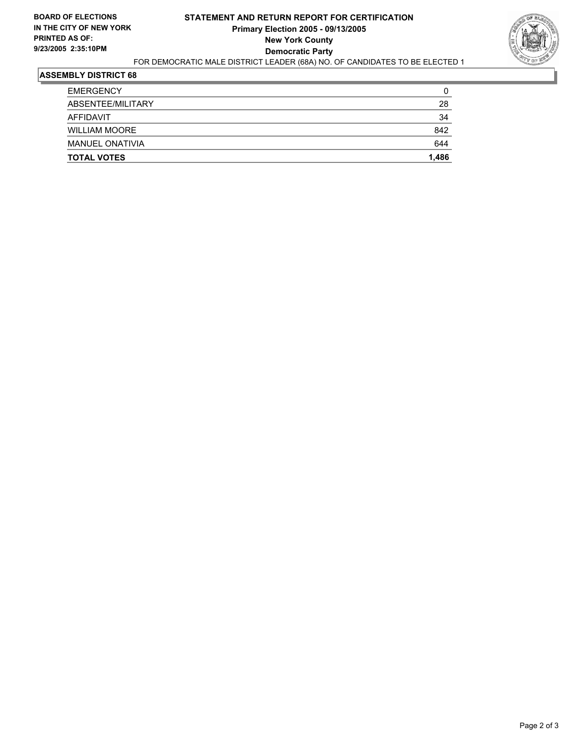**BOARD OF ELECTIONS IN THE CITY OF NEW YORK**
**PRINTED AS OF: 9/23/2005 2:35:10PM**

# STATEMENT AND RETURN REPORT FOR CERTIFICATION
## Primary Election 2005 - 09/13/2005
## New York County
## Democratic Party

FOR DEMOCRATIC MALE DISTRICT LEADER (68A) NO. OF CANDIDATES TO BE ELECTED 1

**ASSEMBLY DISTRICT 68**

| | |
|---|---|
| EMERGENCY | 0 |
| ABSENTEE/MILITARY | 28 |
| AFFIDAVIT | 34 |
| WILLIAM MOORE | 842 |
| MANUEL ONATIVIA | 644 |
| **TOTAL VOTES** | **1,486** |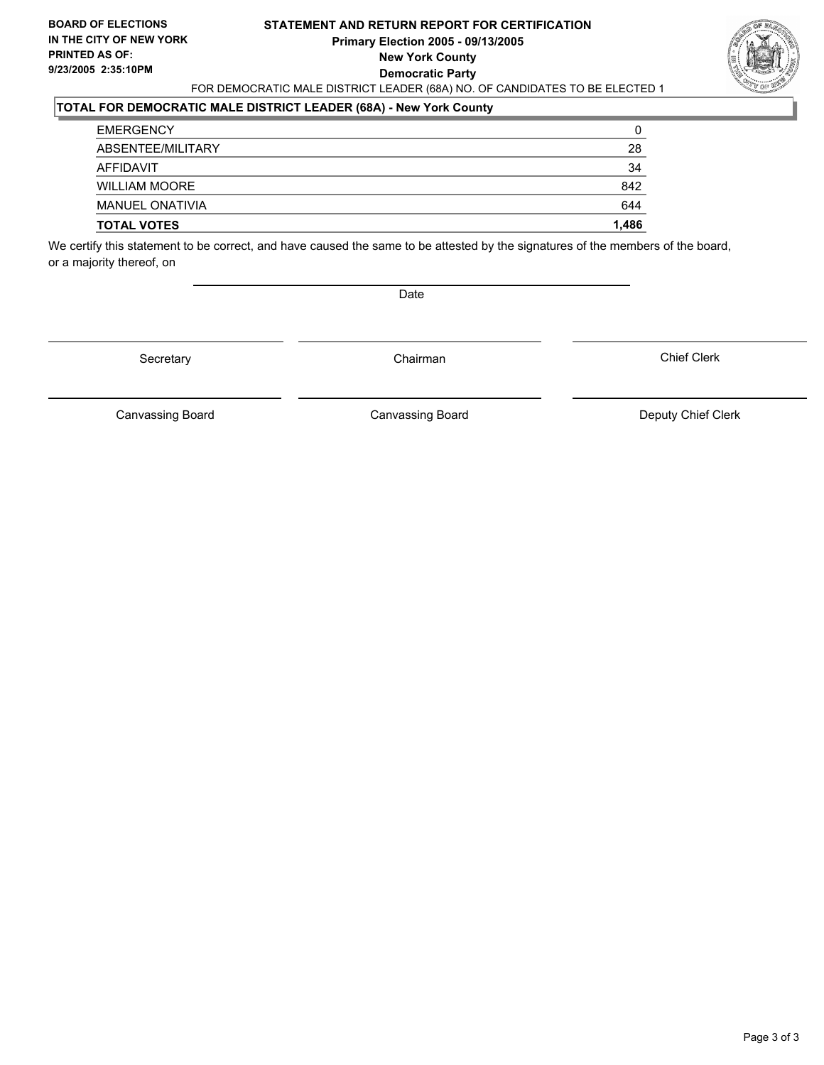**BOARD OF ELECTIONS IN THE CITY OF NEW YORK PRINTED AS OF: 9/23/2005 2:35:10PM**

# STATEMENT AND RETURN REPORT FOR CERTIFICATION

**Primary Election 2005 - 09/13/2005**
**New York County**
**Democratic Party**

FOR DEMOCRATIC MALE DISTRICT LEADER (68A) NO. OF CANDIDATES TO BE ELECTED 1

## TOTAL FOR DEMOCRATIC MALE DISTRICT LEADER (68A) - New York County

| | |
|---|---|
| EMERGENCY | 0 |
| ABSENTEE/MILITARY | 28 |
| AFFIDAVIT | 34 |
| WILLIAM MOORE | 842 |
| MANUEL ONATIVIA | 644 |
| **TOTAL VOTES** | **1,486** |

We certify this statement to be correct, and have caused the same to be attested by the signatures of the members of the board, or a majority thereof, on

Date

Secretary | Chairman | Chief Clerk

Canvassing Board | Canvassing Board | Deputy Chief Clerk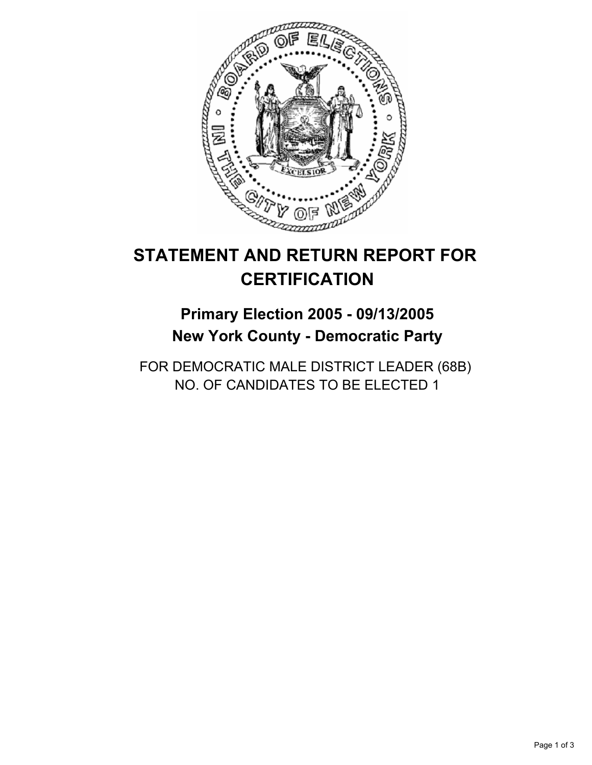# STATEMENT AND RETURN REPORT FOR CERTIFICATION

## Primary Election 2005 - 09/13/2005
## New York County - Democratic Party

FOR DEMOCRATIC MALE DISTRICT LEADER (68B)
NO. OF CANDIDATES TO BE ELECTED 1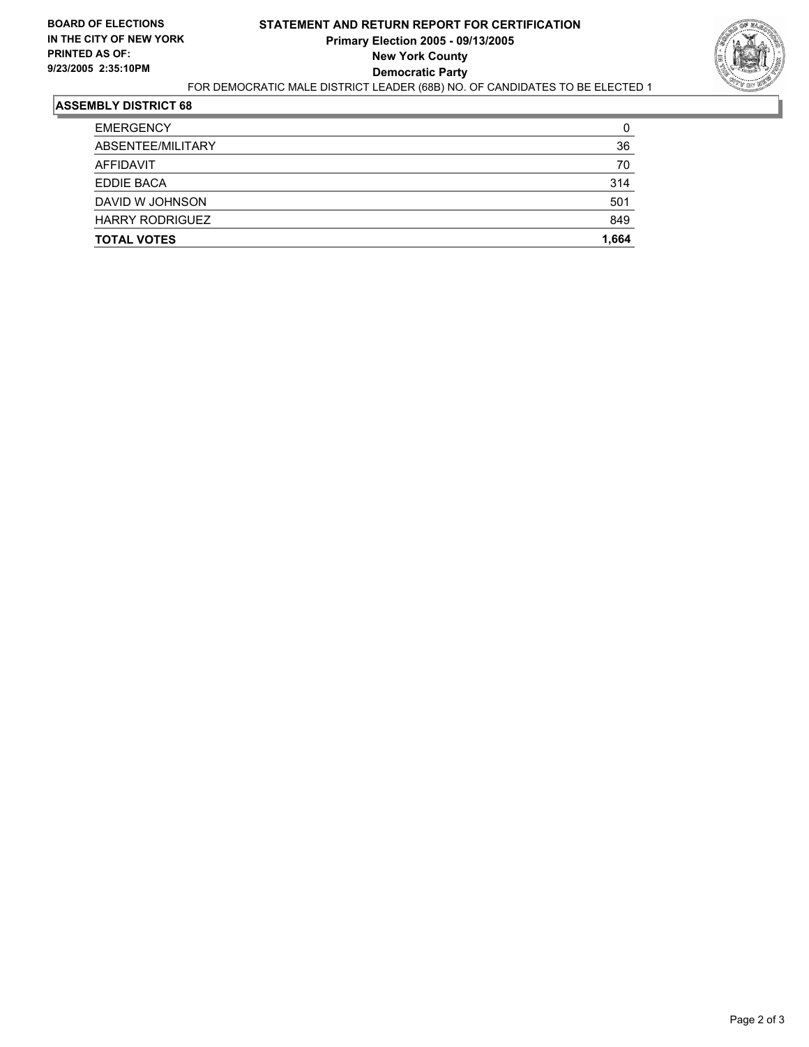**BOARD OF ELECTIONS IN THE CITY OF NEW YORK**
**PRINTED AS OF:**
**9/23/2005 2:35:10PM**

# STATEMENT AND RETURN REPORT FOR CERTIFICATION
**Primary Election 2005 - 09/13/2005**
**New York County**
**Democratic Party**

FOR DEMOCRATIC MALE DISTRICT LEADER (68B) NO. OF CANDIDATES TO BE ELECTED 1

## ASSEMBLY DISTRICT 68

| | |
|---|---|
| EMERGENCY | 0 |
| ABSENTEE/MILITARY | 36 |
| AFFIDAVIT | 70 |
| EDDIE BACA | 314 |
| DAVID W JOHNSON | 501 |
| HARRY RODRIGUEZ | 849 |
| **TOTAL VOTES** | **1,664** |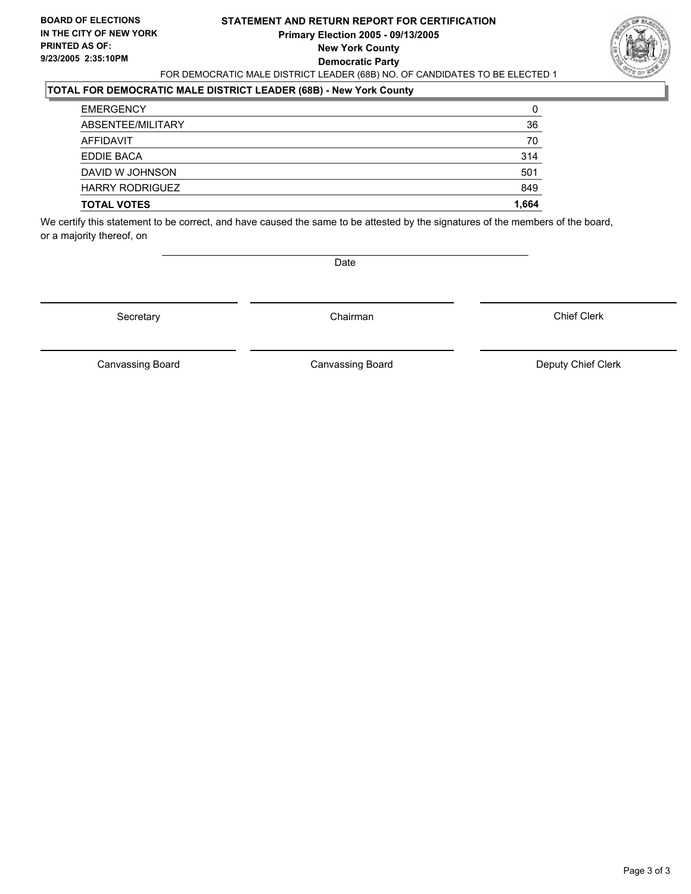**BOARD OF ELECTIONS**
**IN THE CITY OF NEW YORK**
**PRINTED AS OF:**
**9/23/2005 2:35:10PM**

# STATEMENT AND RETURN REPORT FOR CERTIFICATION
## Primary Election 2005 - 09/13/2005
## New York County
## Democratic Party

FOR DEMOCRATIC MALE DISTRICT LEADER (68B) NO. OF CANDIDATES TO BE ELECTED 1

### TOTAL FOR DEMOCRATIC MALE DISTRICT LEADER (68B) - New York County

| | |
|---|---|
| EMERGENCY | 0 |
| ABSENTEE/MILITARY | 36 |
| AFFIDAVIT | 70 |
| EDDIE BACA | 314 |
| DAVID W JOHNSON | 501 |
| HARRY RODRIGUEZ | 849 |
| **TOTAL VOTES** | **1,664** |

We certify this statement to be correct, and have caused the same to be attested by the signatures of the members of the board, or a majority thereof, on

Date

Secretary

Chairman

Chief Clerk

Canvassing Board

Canvassing Board

Deputy Chief Clerk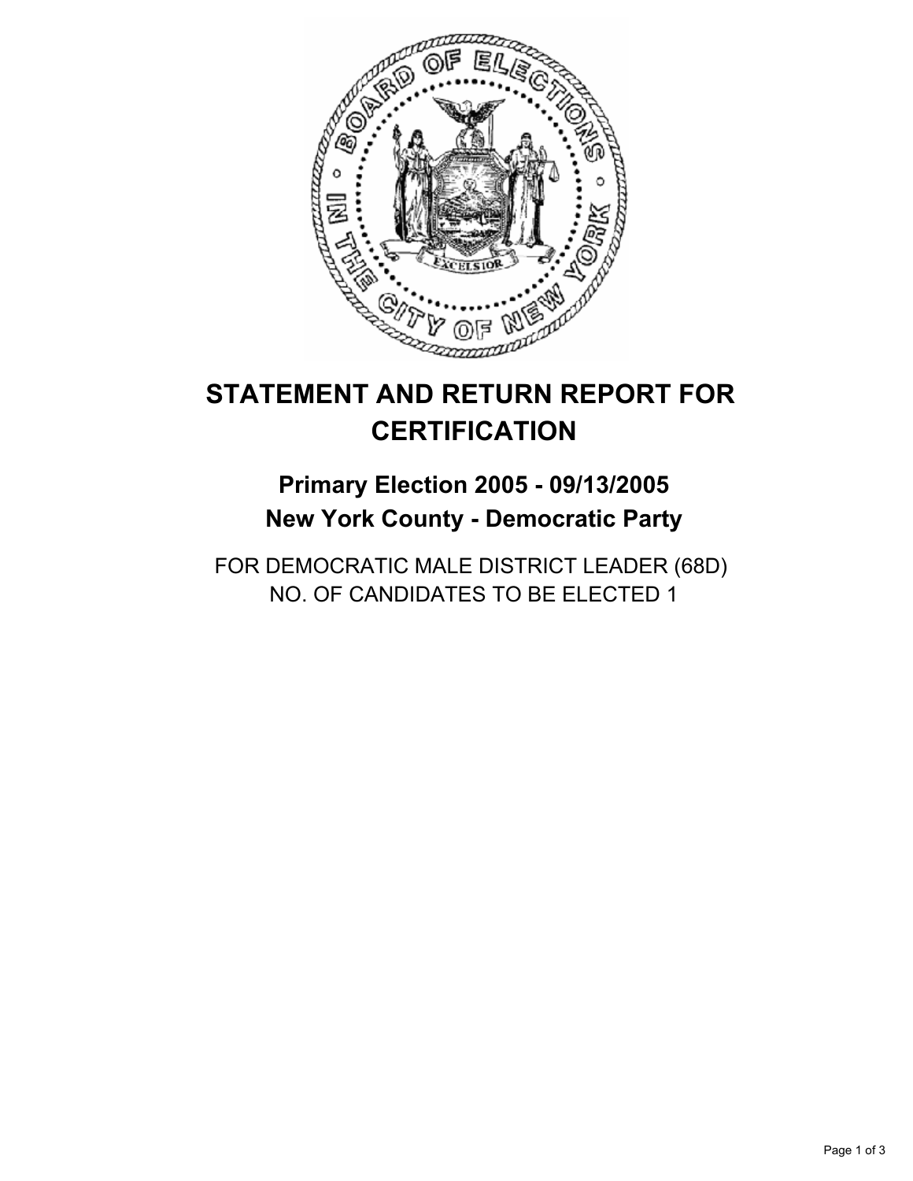# STATEMENT AND RETURN REPORT FOR CERTIFICATION

## Primary Election 2005 - 09/13/2005
## New York County - Democratic Party

FOR DEMOCRATIC MALE DISTRICT LEADER (68D)
NO. OF CANDIDATES TO BE ELECTED 1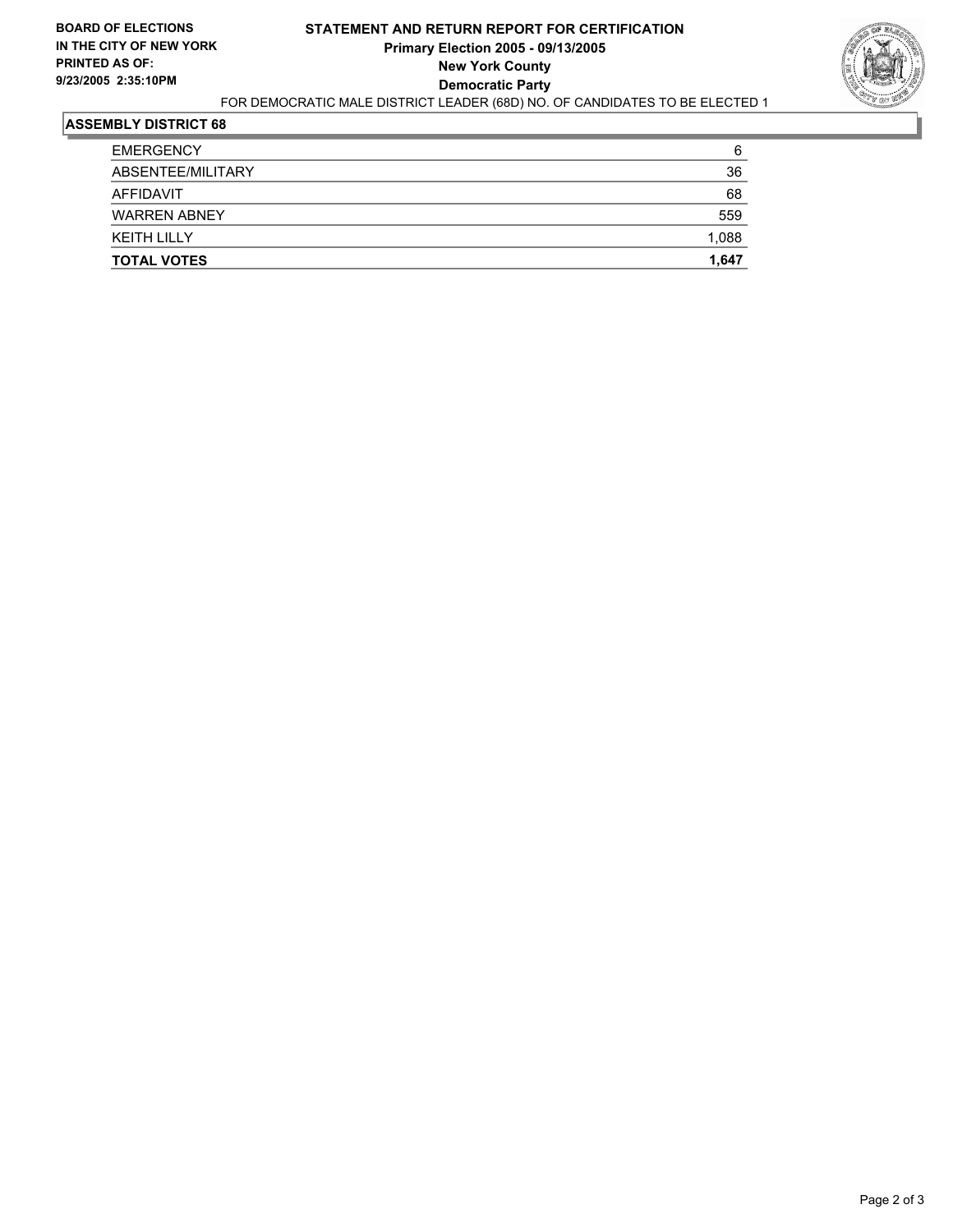**BOARD OF ELECTIONS IN THE CITY OF NEW YORK PRINTED AS OF: 9/23/2005 2:35:10PM**

# STATEMENT AND RETURN REPORT FOR CERTIFICATION
## Primary Election 2005 - 09/13/2005
## New York County
## Democratic Party

FOR DEMOCRATIC MALE DISTRICT LEADER (68D) NO. OF CANDIDATES TO BE ELECTED 1

### ASSEMBLY DISTRICT 68

| | |
|---|---|
| EMERGENCY | 6 |
| ABSENTEE/MILITARY | 36 |
| AFFIDAVIT | 68 |
| WARREN ABNEY | 559 |
| KEITH LILLY | 1,088 |
| **TOTAL VOTES** | **1,647** |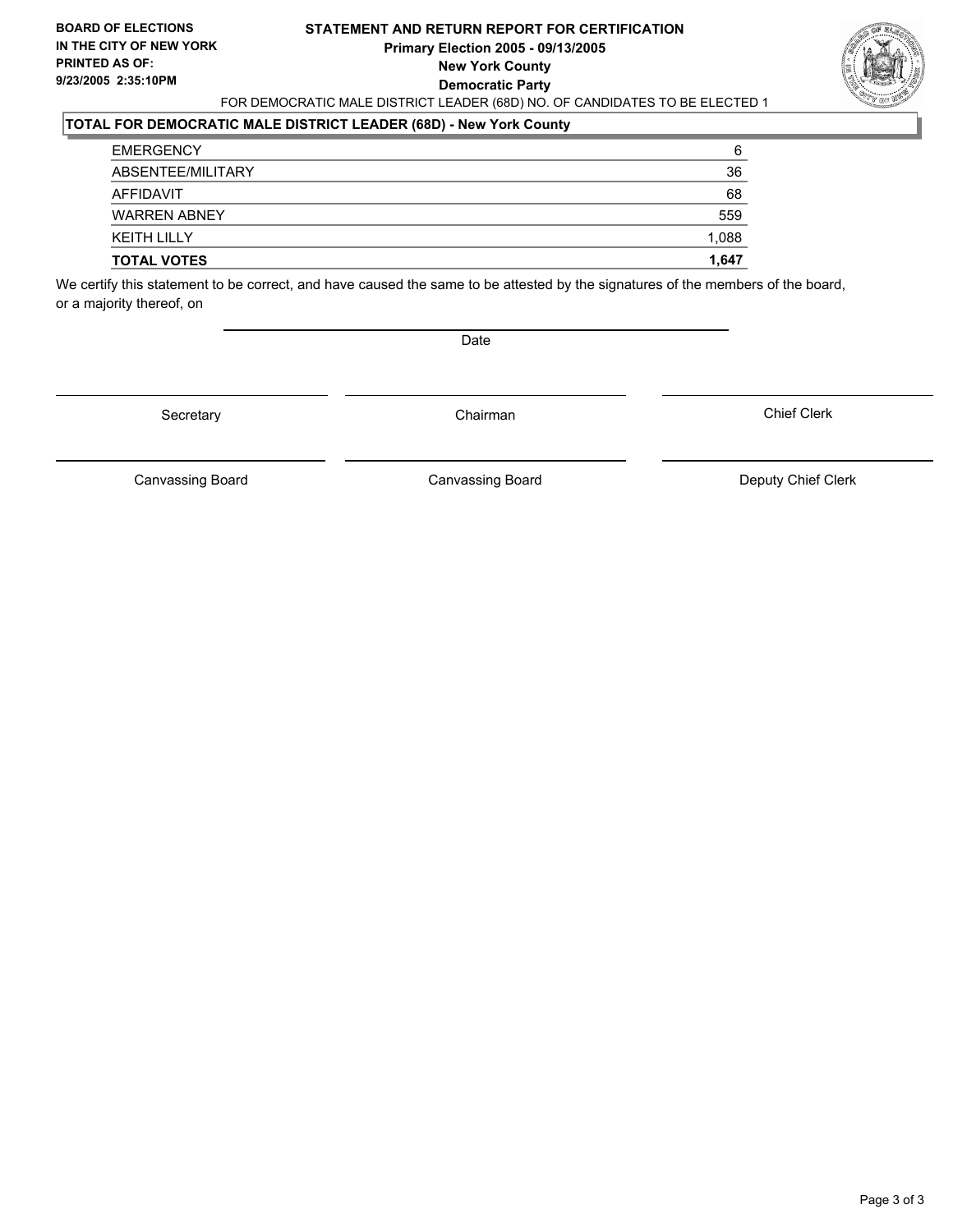**BOARD OF ELECTIONS IN THE CITY OF NEW YORK**
**PRINTED AS OF:**
**9/23/2005 2:35:10PM**

# STATEMENT AND RETURN REPORT FOR CERTIFICATION
## Primary Election 2005 - 09/13/2005
## New York County
## Democratic Party

FOR DEMOCRATIC MALE DISTRICT LEADER (68D) NO. OF CANDIDATES TO BE ELECTED 1

**TOTAL FOR DEMOCRATIC MALE DISTRICT LEADER (68D) - New York County**

| | |
|---|---|
| EMERGENCY | 6 |
| ABSENTEE/MILITARY | 36 |
| AFFIDAVIT | 68 |
| WARREN ABNEY | 559 |
| KEITH LILLY | 1,088 |
| **TOTAL VOTES** | **1,647** |

We certify this statement to be correct, and have caused the same to be attested by the signatures of the members of the board, or a majority thereof, on

Date

Secretary | Chairman | Chief Clerk

Canvassing Board | Canvassing Board | Deputy Chief Clerk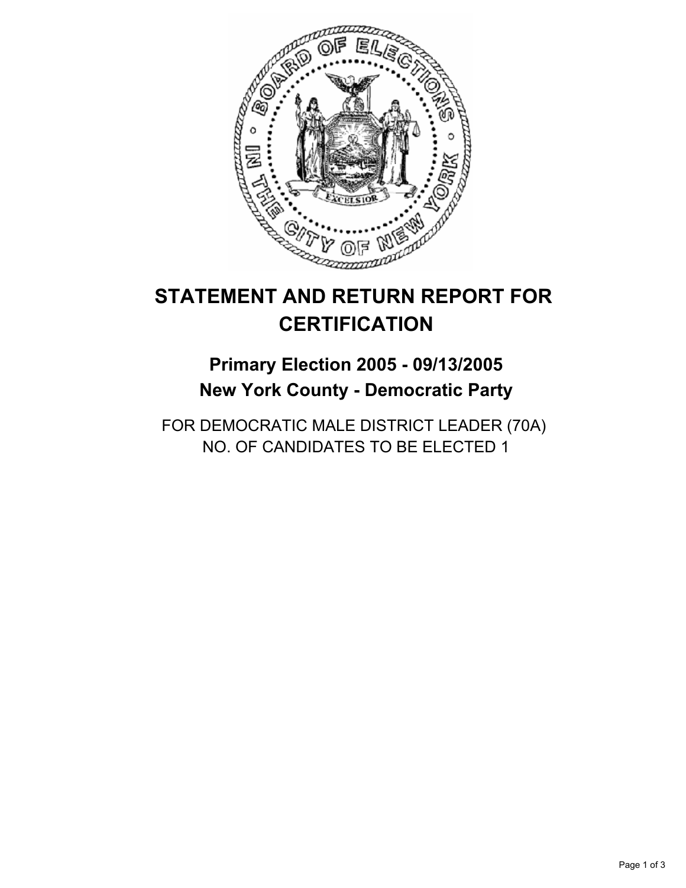# STATEMENT AND RETURN REPORT FOR CERTIFICATION

## Primary Election 2005 - 09/13/2005
## New York County - Democratic Party

FOR DEMOCRATIC MALE DISTRICT LEADER (70A)
NO. OF CANDIDATES TO BE ELECTED 1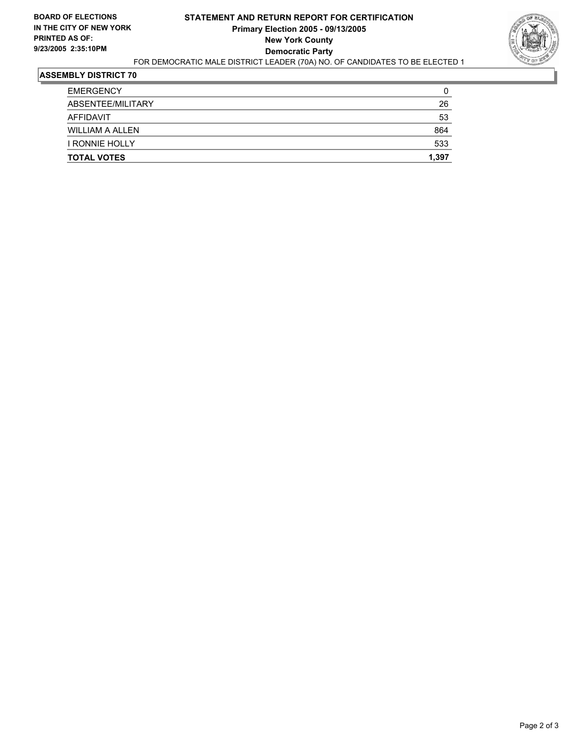**BOARD OF ELECTIONS IN THE CITY OF NEW YORK**
**PRINTED AS OF: 9/23/2005 2:35:10PM**

# STATEMENT AND RETURN REPORT FOR CERTIFICATION
## Primary Election 2005 - 09/13/2005
## New York County
## Democratic Party

FOR DEMOCRATIC MALE DISTRICT LEADER (70A) NO. OF CANDIDATES TO BE ELECTED 1

### ASSEMBLY DISTRICT 70

| | |
|---|---|
| EMERGENCY | 0 |
| ABSENTEE/MILITARY | 26 |
| AFFIDAVIT | 53 |
| WILLIAM A ALLEN | 864 |
| I RONNIE HOLLY | 533 |
| **TOTAL VOTES** | **1,397** |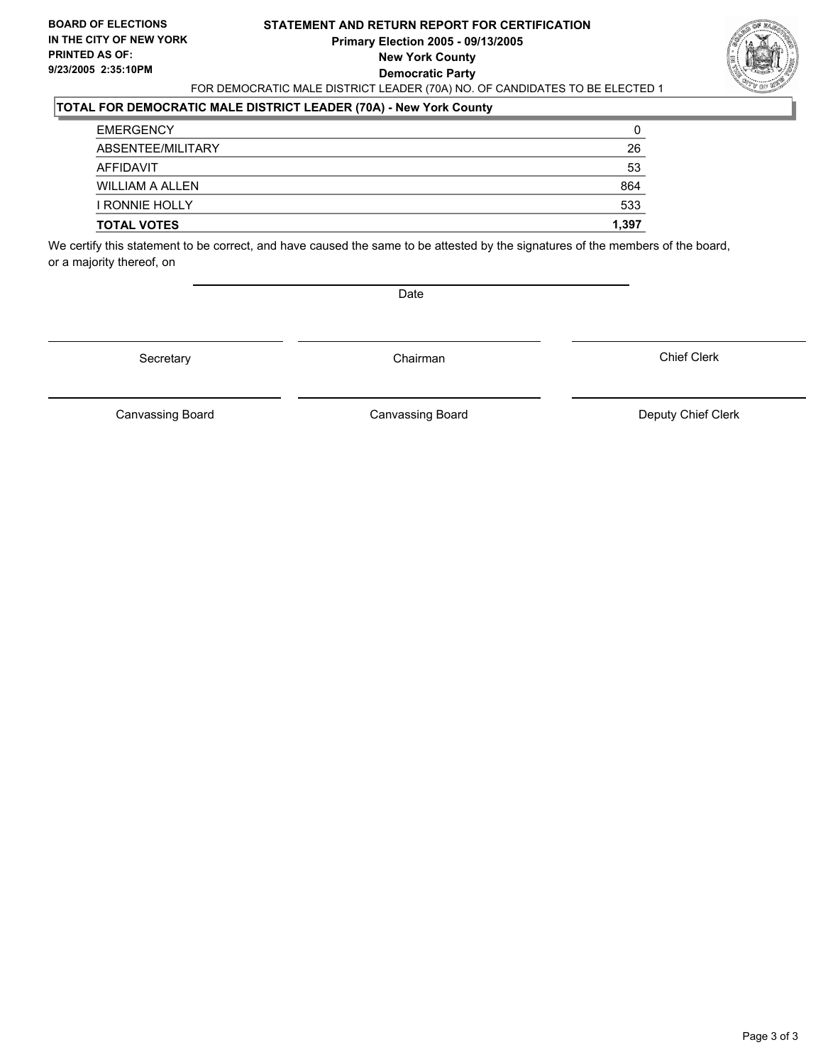**BOARD OF ELECTIONS IN THE CITY OF NEW YORK**
**PRINTED AS OF: 9/23/2005 2:35:10PM**

# STATEMENT AND RETURN REPORT FOR CERTIFICATION
## Primary Election 2005 - 09/13/2005
## New York County
## Democratic Party

FOR DEMOCRATIC MALE DISTRICT LEADER (70A) NO. OF CANDIDATES TO BE ELECTED 1

### TOTAL FOR DEMOCRATIC MALE DISTRICT LEADER (70A) - New York County

| | |
|---|---|
| EMERGENCY | 0 |
| ABSENTEE/MILITARY | 26 |
| AFFIDAVIT | 53 |
| WILLIAM A ALLEN | 864 |
| I RONNIE HOLLY | 533 |
| **TOTAL VOTES** | **1,397** |

We certify this statement to be correct, and have caused the same to be attested by the signatures of the members of the board, or a majority thereof, on

Date

| | | |
|---|---|---|
| Secretary | Chairman | Chief Clerk |
| Canvassing Board | Canvassing Board | Deputy Chief Clerk |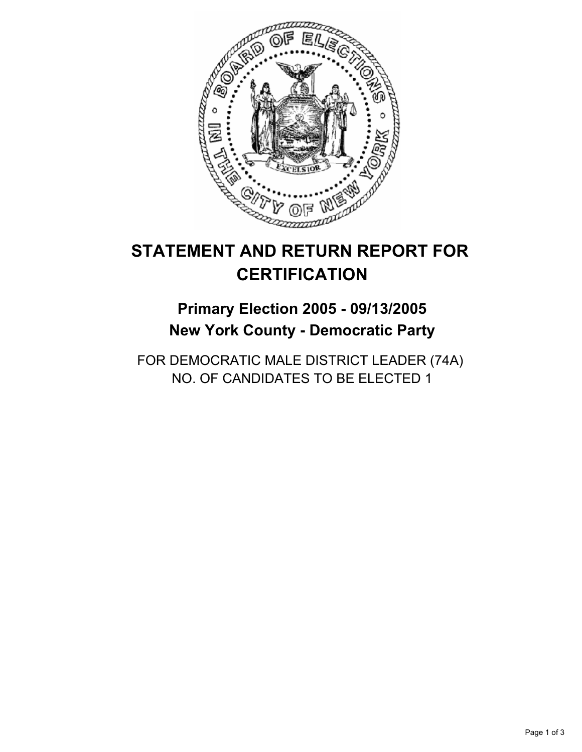# STATEMENT AND RETURN REPORT FOR CERTIFICATION

## Primary Election 2005 - 09/13/2005
## New York County - Democratic Party

FOR DEMOCRATIC MALE DISTRICT LEADER (74A)
NO. OF CANDIDATES TO BE ELECTED 1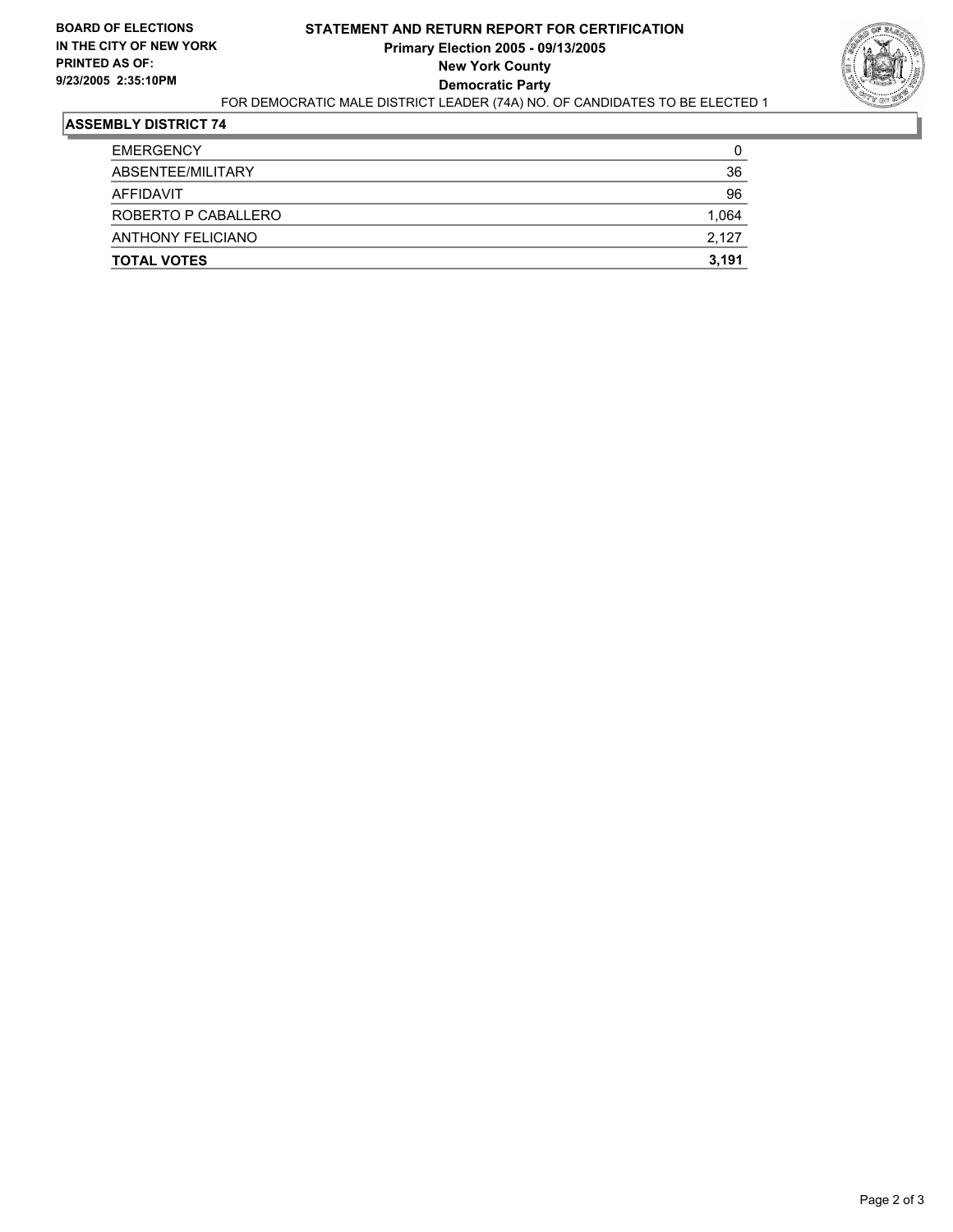**BOARD OF ELECTIONS IN THE CITY OF NEW YORK**
**PRINTED AS OF: 9/23/2005 2:35:10PM**

# STATEMENT AND RETURN REPORT FOR CERTIFICATION
## Primary Election 2005 - 09/13/2005
## New York County
## Democratic Party

FOR DEMOCRATIC MALE DISTRICT LEADER (74A) NO. OF CANDIDATES TO BE ELECTED 1

### ASSEMBLY DISTRICT 74

| | |
|---|---|
| EMERGENCY | 0 |
| ABSENTEE/MILITARY | 36 |
| AFFIDAVIT | 96 |
| ROBERTO P CABALLERO | 1,064 |
| ANTHONY FELICIANO | 2,127 |
| **TOTAL VOTES** | **3,191** |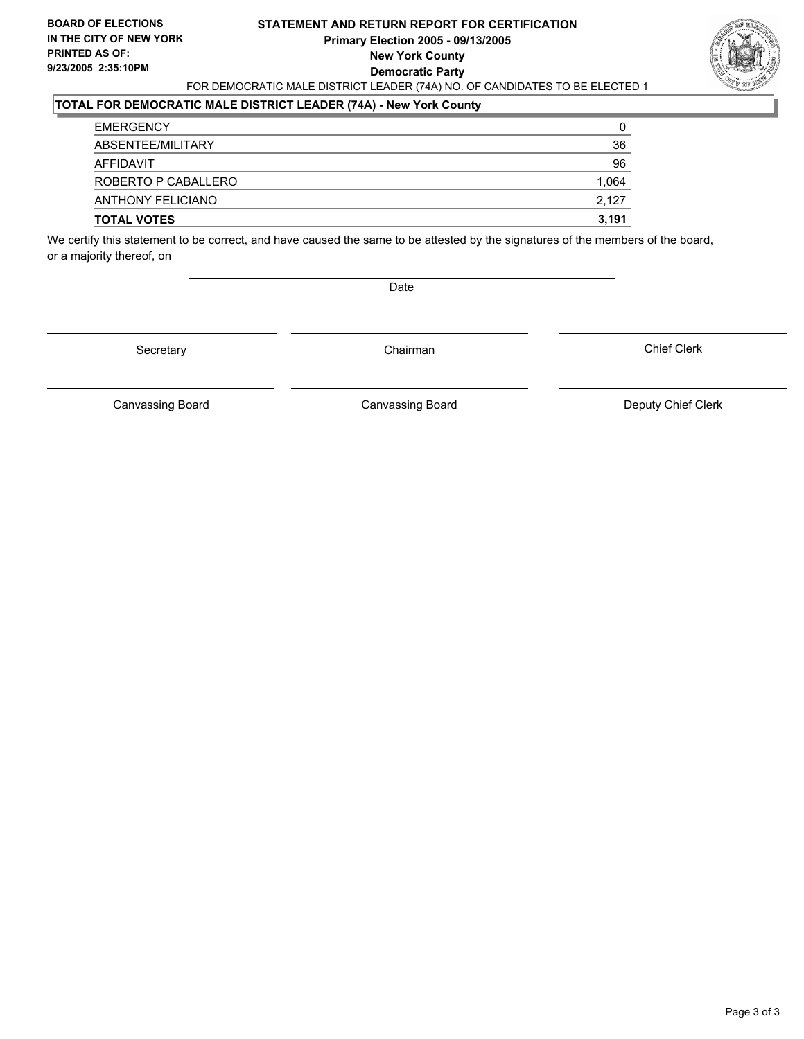**BOARD OF ELECTIONS IN THE CITY OF NEW YORK PRINTED AS OF: 9/23/2005 2:35:10PM**

# STATEMENT AND RETURN REPORT FOR CERTIFICATION

**Primary Election 2005 - 09/13/2005**
**New York County**
**Democratic Party**

FOR DEMOCRATIC MALE DISTRICT LEADER (74A) NO. OF CANDIDATES TO BE ELECTED 1

## TOTAL FOR DEMOCRATIC MALE DISTRICT LEADER (74A) - New York County

| | |
|---|---|
| EMERGENCY | 0 |
| ABSENTEE/MILITARY | 36 |
| AFFIDAVIT | 96 |
| ROBERTO P CABALLERO | 1,064 |
| ANTHONY FELICIANO | 2,127 |
| **TOTAL VOTES** | **3,191** |

We certify this statement to be correct, and have caused the same to be attested by the signatures of the members of the board, or a majority thereof, on

Date

Secretary | Chairman | Chief Clerk

Canvassing Board | Canvassing Board | Deputy Chief Clerk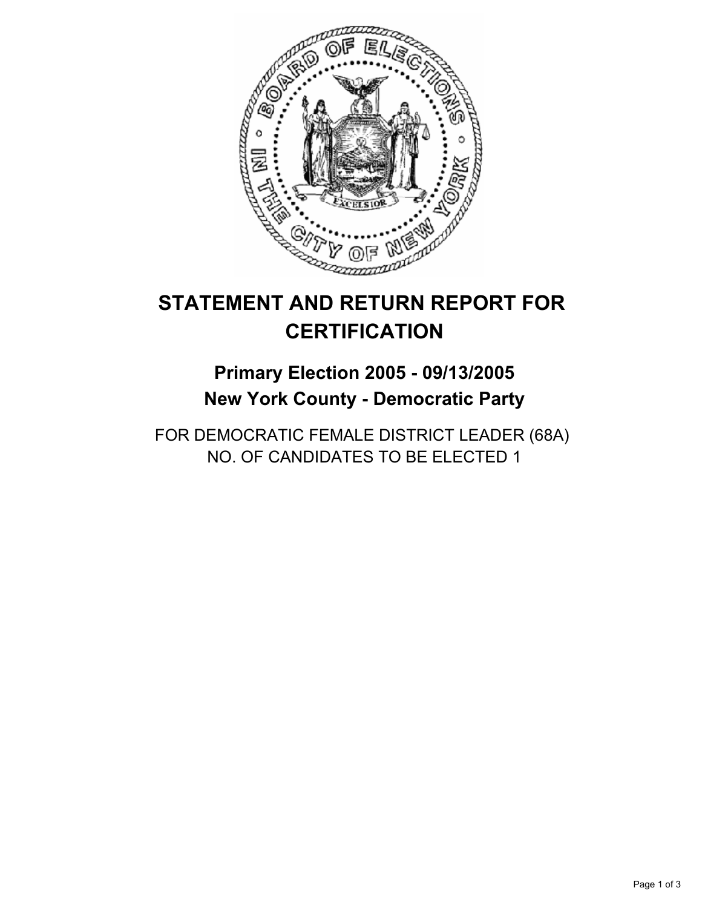# STATEMENT AND RETURN REPORT FOR CERTIFICATION

## Primary Election 2005 - 09/13/2005
## New York County - Democratic Party

FOR DEMOCRATIC FEMALE DISTRICT LEADER (68A)
NO. OF CANDIDATES TO BE ELECTED 1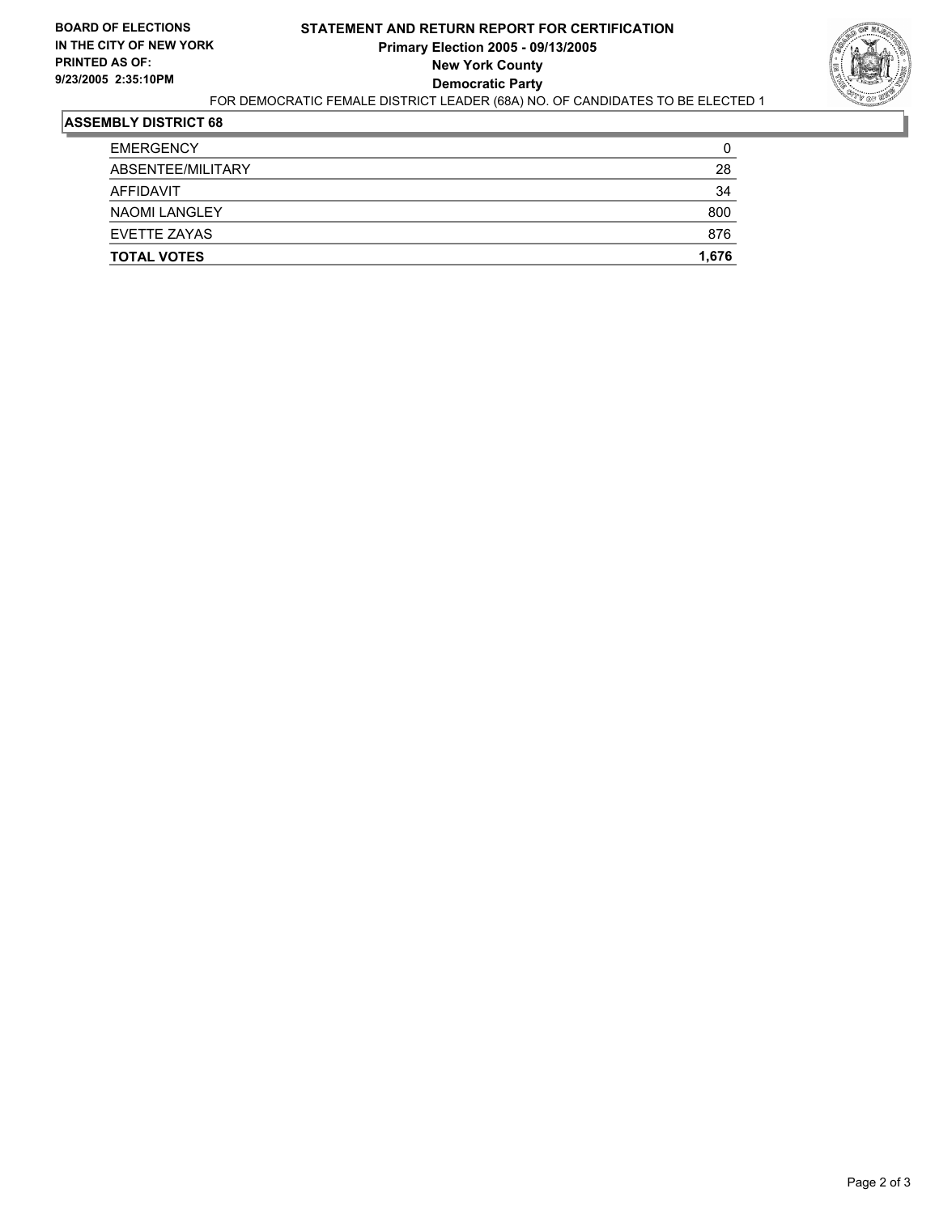**BOARD OF ELECTIONS IN THE CITY OF NEW YORK**
**PRINTED AS OF: 9/23/2005 2:35:10PM**

# STATEMENT AND RETURN REPORT FOR CERTIFICATION

## Primary Election 2005 - 09/13/2005

## New York County

## Democratic Party

FOR DEMOCRATIC FEMALE DISTRICT LEADER (68A) NO. OF CANDIDATES TO BE ELECTED 1

### ASSEMBLY DISTRICT 68

| | |
|---|---|
| EMERGENCY | 0 |
| ABSENTEE/MILITARY | 28 |
| AFFIDAVIT | 34 |
| NAOMI LANGLEY | 800 |
| EVETTE ZAYAS | 876 |
| **TOTAL VOTES** | **1,676** |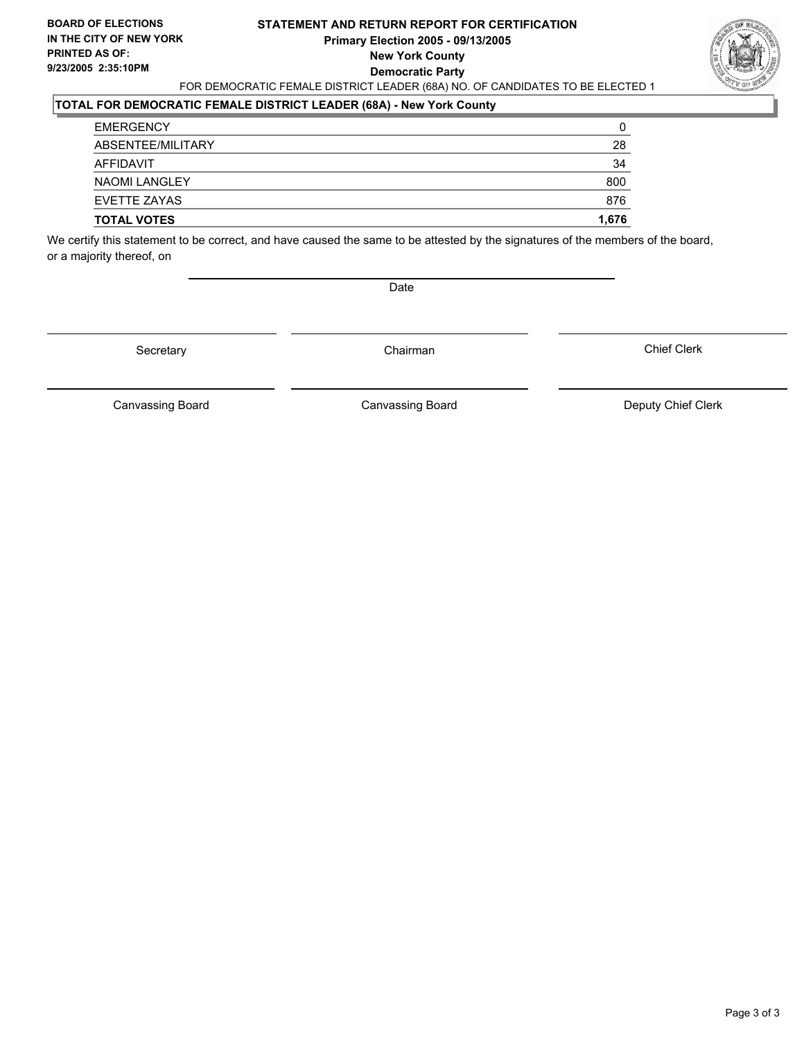**BOARD OF ELECTIONS IN THE CITY OF NEW YORK**
**PRINTED AS OF: 9/23/2005 2:35:10PM**

**STATEMENT AND RETURN REPORT FOR CERTIFICATION**
**Primary Election 2005 - 09/13/2005**
**New York County**
**Democratic Party**

FOR DEMOCRATIC FEMALE DISTRICT LEADER (68A) NO. OF CANDIDATES TO BE ELECTED 1

**TOTAL FOR DEMOCRATIC FEMALE DISTRICT LEADER (68A) - New York County**

| | |
|---|---|
| EMERGENCY | 0 |
| ABSENTEE/MILITARY | 28 |
| AFFIDAVIT | 34 |
| NAOMI LANGLEY | 800 |
| EVETTE ZAYAS | 876 |
| **TOTAL VOTES** | **1,676** |

We certify this statement to be correct, and have caused the same to be attested by the signatures of the members of the board, or a majority thereof, on

Date

Secretary | Chairman | Chief Clerk

Canvassing Board | Canvassing Board | Deputy Chief Clerk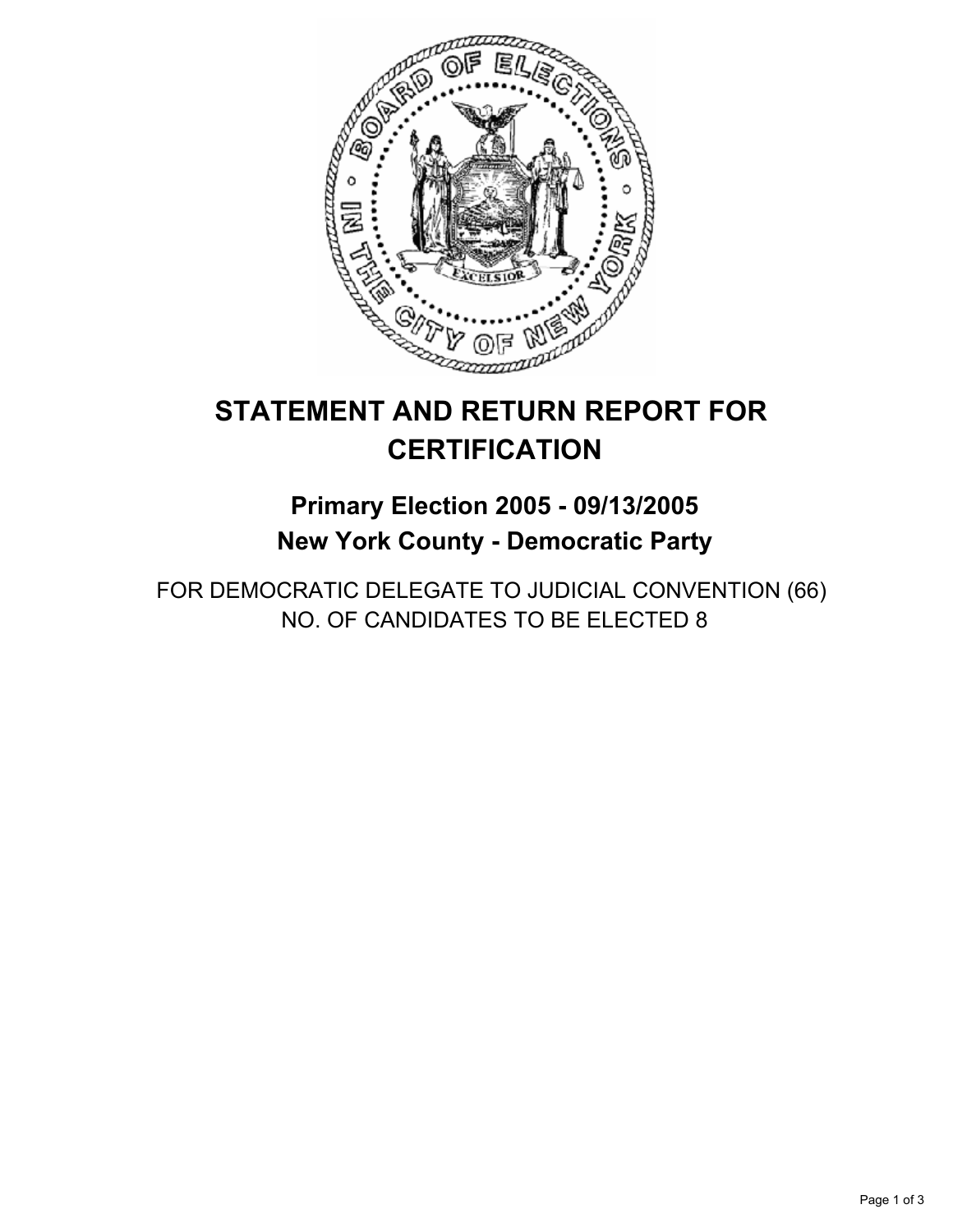# STATEMENT AND RETURN REPORT FOR CERTIFICATION

## Primary Election 2005 - 09/13/2005
## New York County - Democratic Party

FOR DEMOCRATIC DELEGATE TO JUDICIAL CONVENTION (66)
NO. OF CANDIDATES TO BE ELECTED 8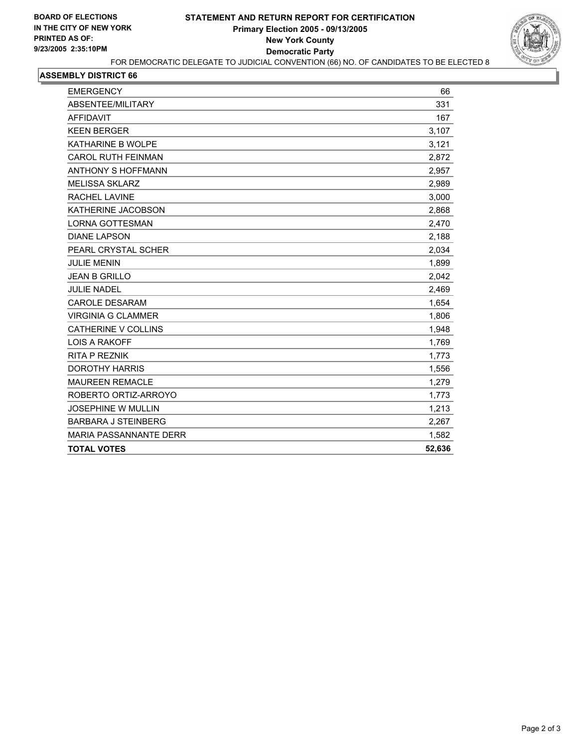**BOARD OF ELECTIONS IN THE CITY OF NEW YORK**
**PRINTED AS OF: 9/23/2005 2:35:10PM**

# STATEMENT AND RETURN REPORT FOR CERTIFICATION
## Primary Election 2005 - 09/13/2005
## New York County
## Democratic Party

FOR DEMOCRATIC DELEGATE TO JUDICIAL CONVENTION (66) NO. OF CANDIDATES TO BE ELECTED 8

### ASSEMBLY DISTRICT 66

| | |
|---|---|
| EMERGENCY | 66 |
| ABSENTEE/MILITARY | 331 |
| AFFIDAVIT | 167 |
| KEEN BERGER | 3,107 |
| KATHARINE B WOLPE | 3,121 |
| CAROL RUTH FEINMAN | 2,872 |
| ANTHONY S HOFFMANN | 2,957 |
| MELISSA SKLARZ | 2,989 |
| RACHEL LAVINE | 3,000 |
| KATHERINE JACOBSON | 2,868 |
| LORNA GOTTESMAN | 2,470 |
| DIANE LAPSON | 2,188 |
| PEARL CRYSTAL SCHER | 2,034 |
| JULIE MENIN | 1,899 |
| JEAN B GRILLO | 2,042 |
| JULIE NADEL | 2,469 |
| CAROLE DESARAM | 1,654 |
| VIRGINIA G CLAMMER | 1,806 |
| CATHERINE V COLLINS | 1,948 |
| LOIS A RAKOFF | 1,769 |
| RITA P REZNIK | 1,773 |
| DOROTHY HARRIS | 1,556 |
| MAUREEN REMACLE | 1,279 |
| ROBERTO ORTIZ-ARROYO | 1,773 |
| JOSEPHINE W MULLIN | 1,213 |
| BARBARA J STEINBERG | 2,267 |
| MARIA PASSANNANTE DERR | 1,582 |
| **TOTAL VOTES** | **52,636** |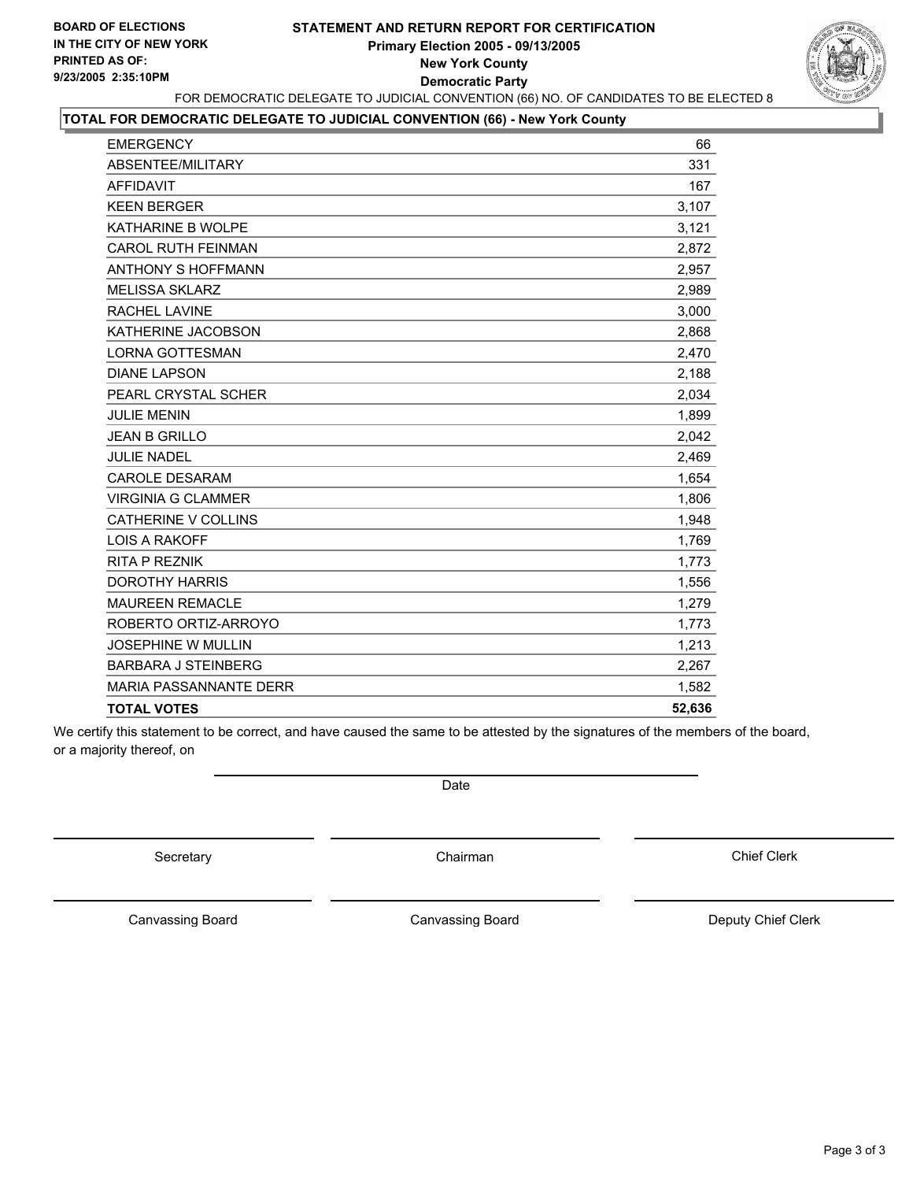**BOARD OF ELECTIONS IN THE CITY OF NEW YORK**
**PRINTED AS OF: 9/23/2005 2:35:10PM**

**STATEMENT AND RETURN REPORT FOR CERTIFICATION**
**Primary Election 2005 - 09/13/2005**
**New York County**
**Democratic Party**

FOR DEMOCRATIC DELEGATE TO JUDICIAL CONVENTION (66) NO. OF CANDIDATES TO BE ELECTED 8

**TOTAL FOR DEMOCRATIC DELEGATE TO JUDICIAL CONVENTION (66) - New York County**

| | |
|---|---|
| EMERGENCY | 66 |
| ABSENTEE/MILITARY | 331 |
| AFFIDAVIT | 167 |
| KEEN BERGER | 3,107 |
| KATHARINE B WOLPE | 3,121 |
| CAROL RUTH FEINMAN | 2,872 |
| ANTHONY S HOFFMANN | 2,957 |
| MELISSA SKLARZ | 2,989 |
| RACHEL LAVINE | 3,000 |
| KATHERINE JACOBSON | 2,868 |
| LORNA GOTTESMAN | 2,470 |
| DIANE LAPSON | 2,188 |
| PEARL CRYSTAL SCHER | 2,034 |
| JULIE MENIN | 1,899 |
| JEAN B GRILLO | 2,042 |
| JULIE NADEL | 2,469 |
| CAROLE DESARAM | 1,654 |
| VIRGINIA G CLAMMER | 1,806 |
| CATHERINE V COLLINS | 1,948 |
| LOIS A RAKOFF | 1,769 |
| RITA P REZNIK | 1,773 |
| DOROTHY HARRIS | 1,556 |
| MAUREEN REMACLE | 1,279 |
| ROBERTO ORTIZ-ARROYO | 1,773 |
| JOSEPHINE W MULLIN | 1,213 |
| BARBARA J STEINBERG | 2,267 |
| MARIA PASSANNANTE DERR | 1,582 |
| **TOTAL VOTES** | **52,636** |

We certify this statement to be correct, and have caused the same to be attested by the signatures of the members of the board, or a majority thereof, on

Date

| | | |
|---|---|---|
| Secretary | Chairman | Chief Clerk |
| Canvassing Board | Canvassing Board | Deputy Chief Clerk |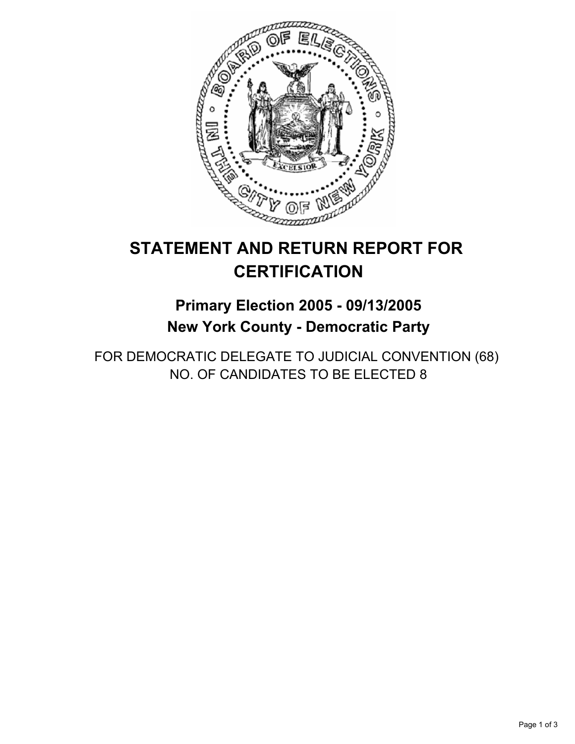# STATEMENT AND RETURN REPORT FOR CERTIFICATION

## Primary Election 2005 - 09/13/2005
## New York County - Democratic Party

FOR DEMOCRATIC DELEGATE TO JUDICIAL CONVENTION (68)
NO. OF CANDIDATES TO BE ELECTED 8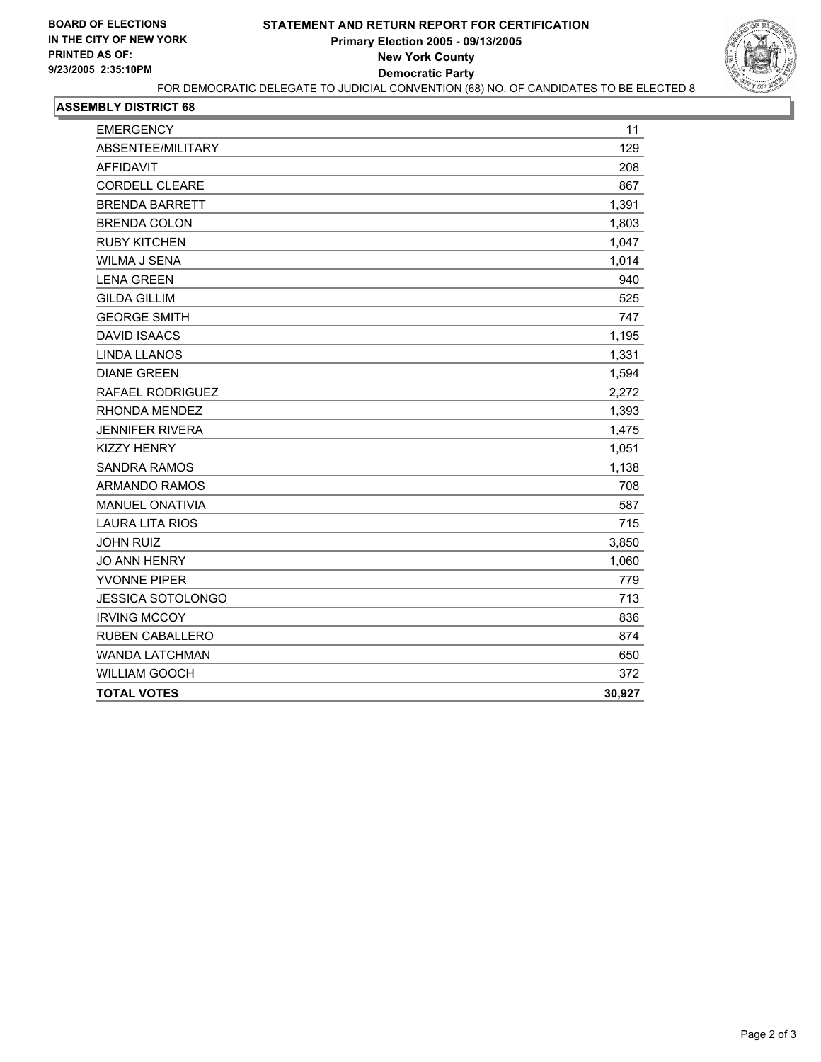**BOARD OF ELECTIONS IN THE CITY OF NEW YORK**
**PRINTED AS OF:**
**9/23/2005 2:35:10PM**

# STATEMENT AND RETURN REPORT FOR CERTIFICATION
## Primary Election 2005 - 09/13/2005
## New York County
## Democratic Party

FOR DEMOCRATIC DELEGATE TO JUDICIAL CONVENTION (68) NO. OF CANDIDATES TO BE ELECTED 8

**ASSEMBLY DISTRICT 68**

| | |
|---|---|
| EMERGENCY | 11 |
| ABSENTEE/MILITARY | 129 |
| AFFIDAVIT | 208 |
| CORDELL CLEARE | 867 |
| BRENDA BARRETT | 1,391 |
| BRENDA COLON | 1,803 |
| RUBY KITCHEN | 1,047 |
| WILMA J SENA | 1,014 |
| LENA GREEN | 940 |
| GILDA GILLIM | 525 |
| GEORGE SMITH | 747 |
| DAVID ISAACS | 1,195 |
| LINDA LLANOS | 1,331 |
| DIANE GREEN | 1,594 |
| RAFAEL RODRIGUEZ | 2,272 |
| RHONDA MENDEZ | 1,393 |
| JENNIFER RIVERA | 1,475 |
| KIZZY HENRY | 1,051 |
| SANDRA RAMOS | 1,138 |
| ARMANDO RAMOS | 708 |
| MANUEL ONATIVIA | 587 |
| LAURA LITA RIOS | 715 |
| JOHN RUIZ | 3,850 |
| JO ANN HENRY | 1,060 |
| YVONNE PIPER | 779 |
| JESSICA SOTOLONGO | 713 |
| IRVING MCCOY | 836 |
| RUBEN CABALLERO | 874 |
| WANDA LATCHMAN | 650 |
| WILLIAM GOOCH | 372 |
| **TOTAL VOTES** | **30,927** |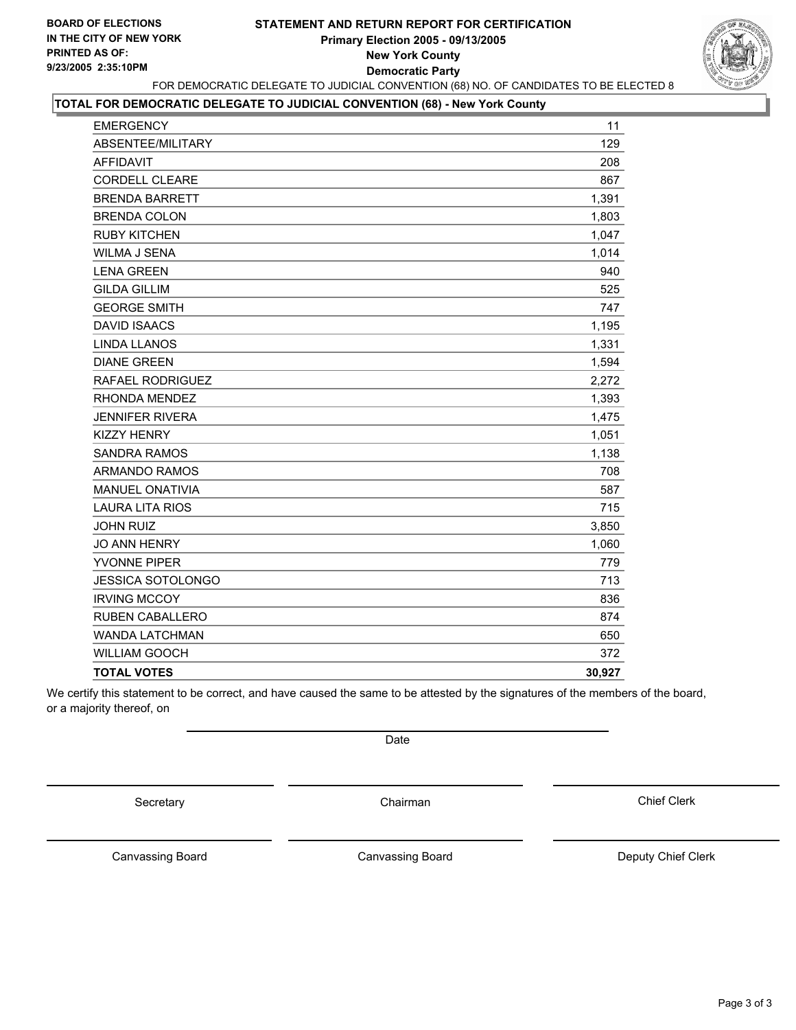**BOARD OF ELECTIONS IN THE CITY OF NEW YORK PRINTED AS OF: 9/23/2005 2:35:10PM**

# STATEMENT AND RETURN REPORT FOR CERTIFICATION
## Primary Election 2005 - 09/13/2005
## New York County
## Democratic Party

FOR DEMOCRATIC DELEGATE TO JUDICIAL CONVENTION (68) NO. OF CANDIDATES TO BE ELECTED 8

**TOTAL FOR DEMOCRATIC DELEGATE TO JUDICIAL CONVENTION (68) - New York County**

| | |
|---|---|
| EMERGENCY | 11 |
| ABSENTEE/MILITARY | 129 |
| AFFIDAVIT | 208 |
| CORDELL CLEARE | 867 |
| BRENDA BARRETT | 1,391 |
| BRENDA COLON | 1,803 |
| RUBY KITCHEN | 1,047 |
| WILMA J SENA | 1,014 |
| LENA GREEN | 940 |
| GILDA GILLIM | 525 |
| GEORGE SMITH | 747 |
| DAVID ISAACS | 1,195 |
| LINDA LLANOS | 1,331 |
| DIANE GREEN | 1,594 |
| RAFAEL RODRIGUEZ | 2,272 |
| RHONDA MENDEZ | 1,393 |
| JENNIFER RIVERA | 1,475 |
| KIZZY HENRY | 1,051 |
| SANDRA RAMOS | 1,138 |
| ARMANDO RAMOS | 708 |
| MANUEL ONATIVIA | 587 |
| LAURA LITA RIOS | 715 |
| JOHN RUIZ | 3,850 |
| JO ANN HENRY | 1,060 |
| YVONNE PIPER | 779 |
| JESSICA SOTOLONGO | 713 |
| IRVING MCCOY | 836 |
| RUBEN CABALLERO | 874 |
| WANDA LATCHMAN | 650 |
| WILLIAM GOOCH | 372 |
| **TOTAL VOTES** | **30,927** |

We certify this statement to be correct, and have caused the same to be attested by the signatures of the members of the board, or a majority thereof, on

Date

| | | |
|---|---|---|
| Secretary | Chairman | Chief Clerk |
| Canvassing Board | Canvassing Board | Deputy Chief Clerk |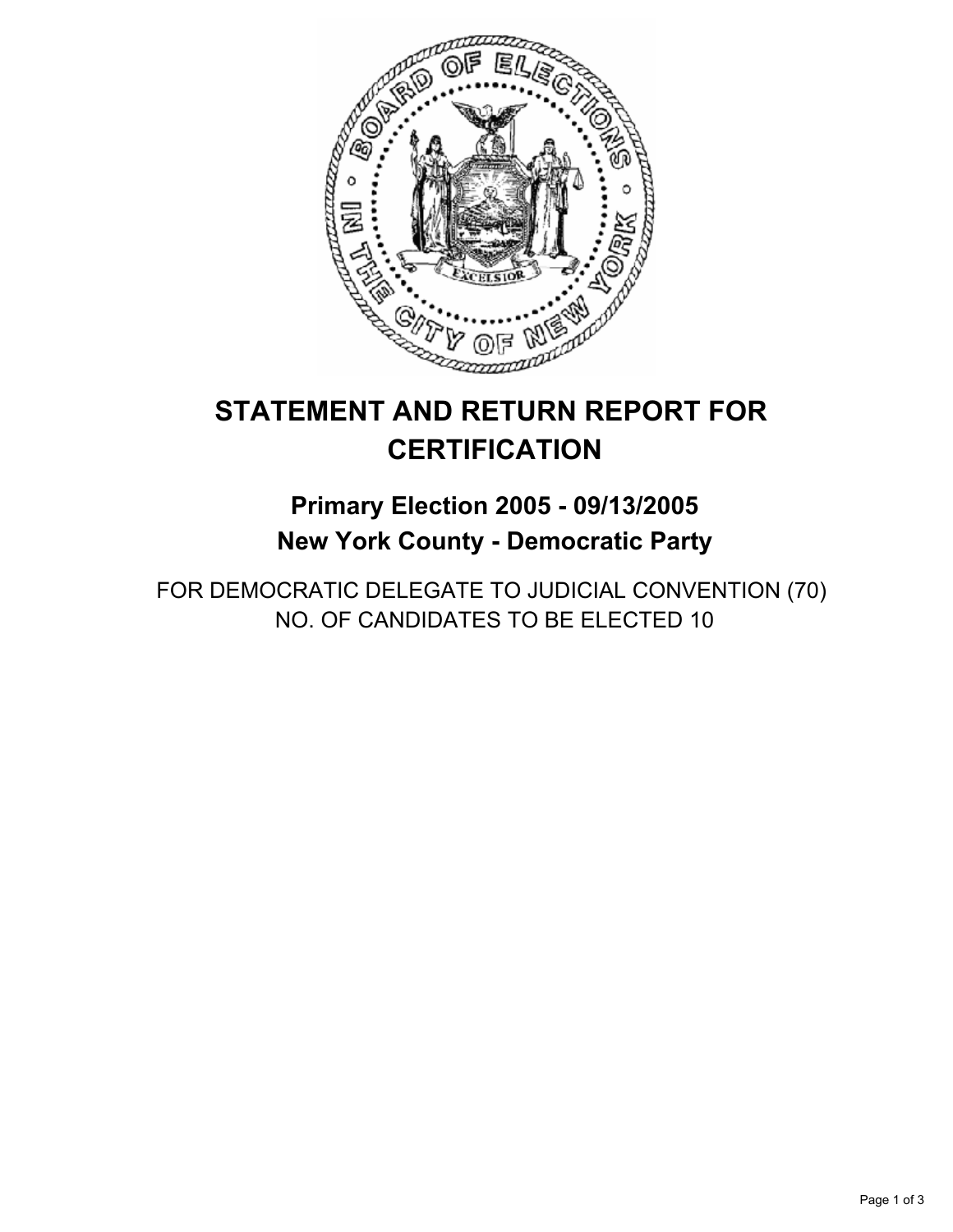# STATEMENT AND RETURN REPORT FOR CERTIFICATION

## Primary Election 2005 - 09/13/2005
## New York County - Democratic Party

FOR DEMOCRATIC DELEGATE TO JUDICIAL CONVENTION (70)
NO. OF CANDIDATES TO BE ELECTED 10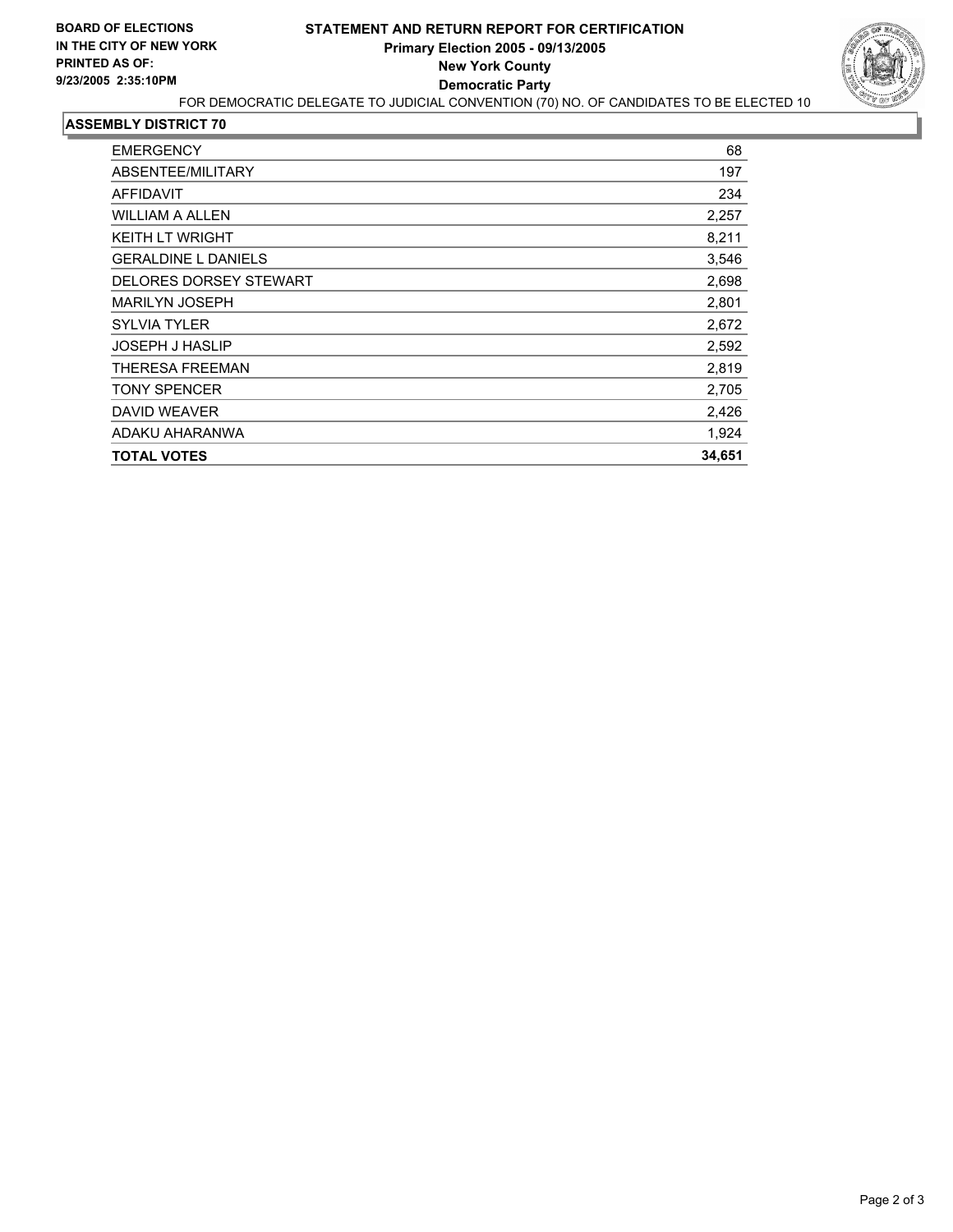**BOARD OF ELECTIONS**
**IN THE CITY OF NEW YORK**
**PRINTED AS OF:**
**9/23/2005 2:35:10PM**

# STATEMENT AND RETURN REPORT FOR CERTIFICATION
## Primary Election 2005 - 09/13/2005
## New York County
## Democratic Party

FOR DEMOCRATIC DELEGATE TO JUDICIAL CONVENTION (70) NO. OF CANDIDATES TO BE ELECTED 10

### ASSEMBLY DISTRICT 70

| | |
|---|---|
| EMERGENCY | 68 |
| ABSENTEE/MILITARY | 197 |
| AFFIDAVIT | 234 |
| WILLIAM A ALLEN | 2,257 |
| KEITH LT WRIGHT | 8,211 |
| GERALDINE L DANIELS | 3,546 |
| DELORES DORSEY STEWART | 2,698 |
| MARILYN JOSEPH | 2,801 |
| SYLVIA TYLER | 2,672 |
| JOSEPH J HASLIP | 2,592 |
| THERESA FREEMAN | 2,819 |
| TONY SPENCER | 2,705 |
| DAVID WEAVER | 2,426 |
| ADAKU AHARANWA | 1,924 |
| **TOTAL VOTES** | **34,651** |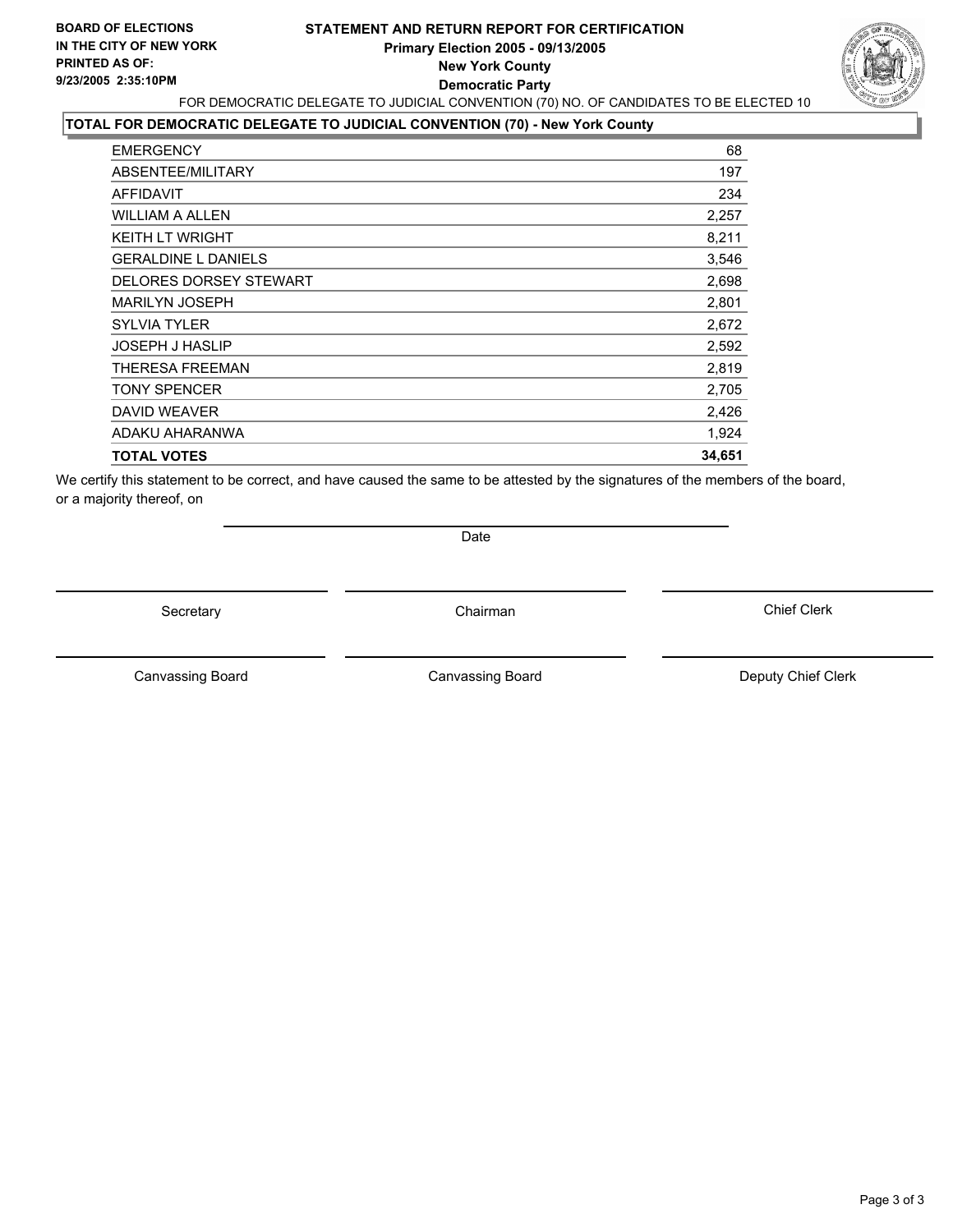**BOARD OF ELECTIONS IN THE CITY OF NEW YORK**
**PRINTED AS OF: 9/23/2005 2:35:10PM**

# STATEMENT AND RETURN REPORT FOR CERTIFICATION
## Primary Election 2005 - 09/13/2005
## New York County
## Democratic Party

FOR DEMOCRATIC DELEGATE TO JUDICIAL CONVENTION (70) NO. OF CANDIDATES TO BE ELECTED 10

**TOTAL FOR DEMOCRATIC DELEGATE TO JUDICIAL CONVENTION (70) - New York County**

| | |
|---|---|
| EMERGENCY | 68 |
| ABSENTEE/MILITARY | 197 |
| AFFIDAVIT | 234 |
| WILLIAM A ALLEN | 2,257 |
| KEITH LT WRIGHT | 8,211 |
| GERALDINE L DANIELS | 3,546 |
| DELORES DORSEY STEWART | 2,698 |
| MARILYN JOSEPH | 2,801 |
| SYLVIA TYLER | 2,672 |
| JOSEPH J HASLIP | 2,592 |
| THERESA FREEMAN | 2,819 |
| TONY SPENCER | 2,705 |
| DAVID WEAVER | 2,426 |
| ADAKU AHARANWA | 1,924 |
| **TOTAL VOTES** | **34,651** |

We certify this statement to be correct, and have caused the same to be attested by the signatures of the members of the board, or a majority thereof, on

Date

Secretary | Chairman | Chief Clerk

Canvassing Board | Canvassing Board | Deputy Chief Clerk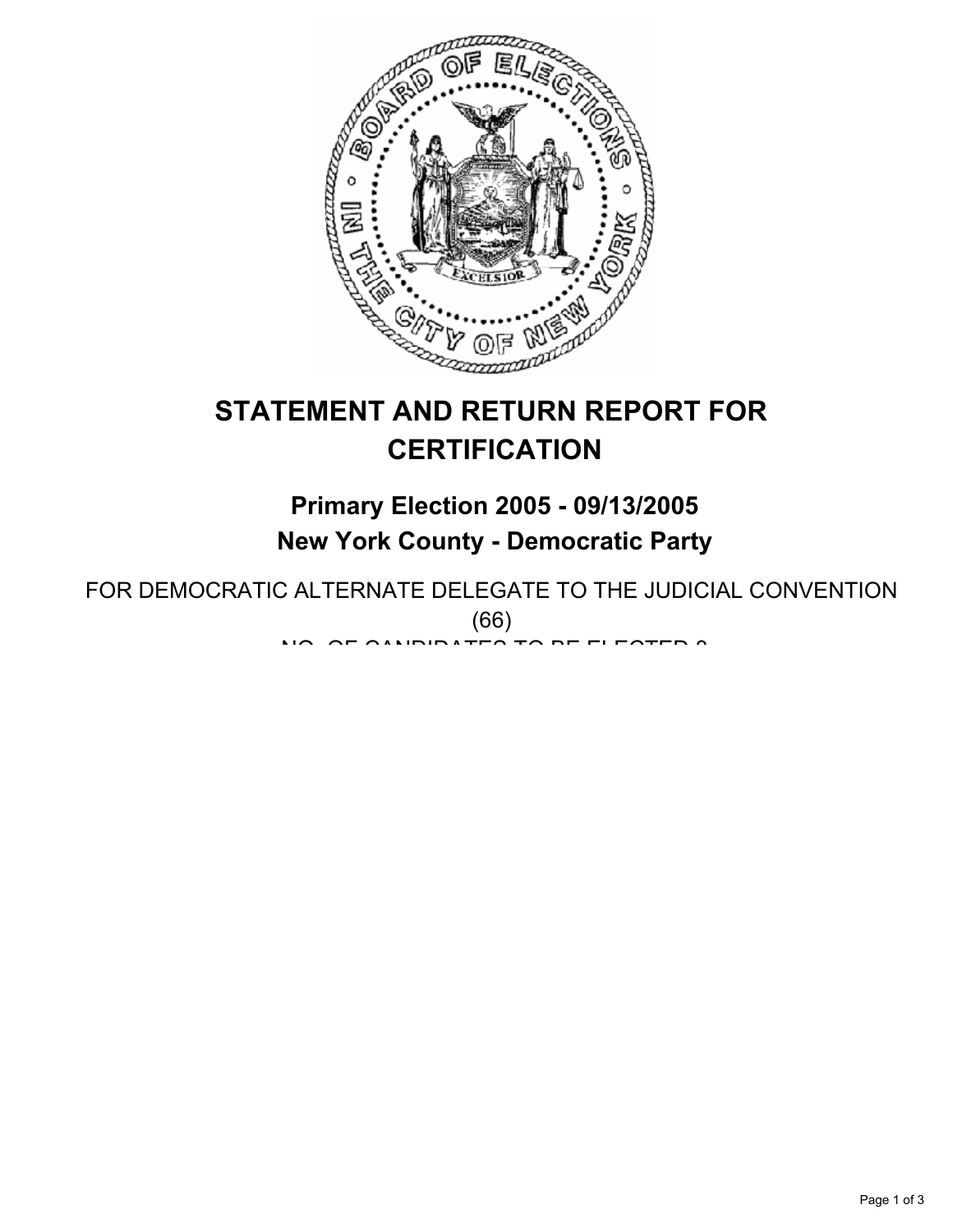# STATEMENT AND RETURN REPORT FOR CERTIFICATION

## Primary Election 2005 - 09/13/2005
## New York County - Democratic Party

FOR DEMOCRATIC ALTERNATE DELEGATE TO THE JUDICIAL CONVENTION (66)

NO. OF CANDIDATES TO BE ELECTED 8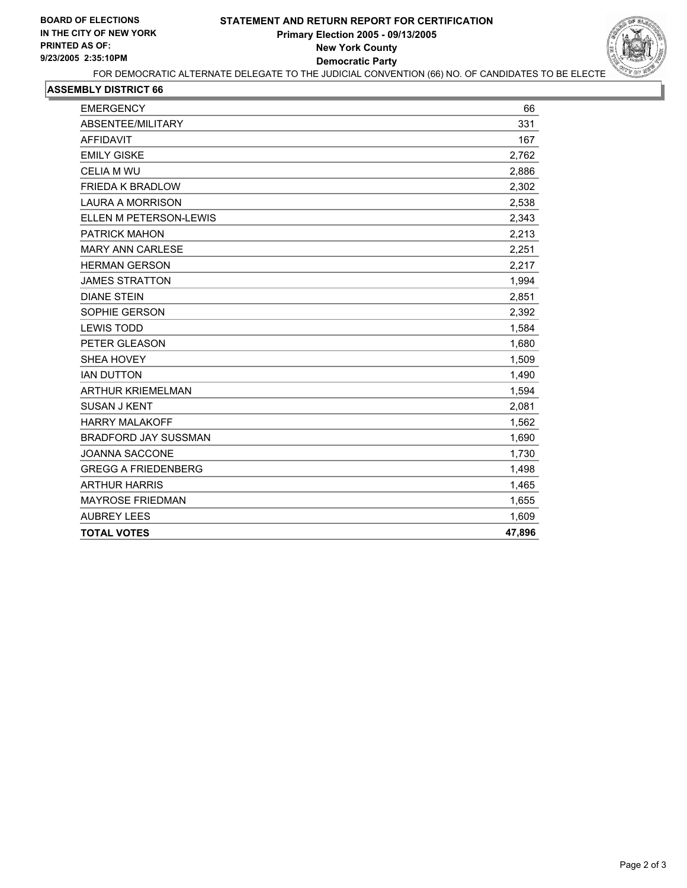**BOARD OF ELECTIONS**
**IN THE CITY OF NEW YORK**
**PRINTED AS OF:**
**9/23/2005 2:35:10PM**

# STATEMENT AND RETURN REPORT FOR CERTIFICATION
## Primary Election 2005 - 09/13/2005
## New York County
## Democratic Party

FOR DEMOCRATIC ALTERNATE DELEGATE TO THE JUDICIAL CONVENTION (66) NO. OF CANDIDATES TO BE ELECTE

**ASSEMBLY DISTRICT 66**

| | |
|---|---|
| EMERGENCY | 66 |
| ABSENTEE/MILITARY | 331 |
| AFFIDAVIT | 167 |
| EMILY GISKE | 2,762 |
| CELIA M WU | 2,886 |
| FRIEDA K BRADLOW | 2,302 |
| LAURA A MORRISON | 2,538 |
| ELLEN M PETERSON-LEWIS | 2,343 |
| PATRICK MAHON | 2,213 |
| MARY ANN CARLESE | 2,251 |
| HERMAN GERSON | 2,217 |
| JAMES STRATTON | 1,994 |
| DIANE STEIN | 2,851 |
| SOPHIE GERSON | 2,392 |
| LEWIS TODD | 1,584 |
| PETER GLEASON | 1,680 |
| SHEA HOVEY | 1,509 |
| IAN DUTTON | 1,490 |
| ARTHUR KRIEMELMAN | 1,594 |
| SUSAN J KENT | 2,081 |
| HARRY MALAKOFF | 1,562 |
| BRADFORD JAY SUSSMAN | 1,690 |
| JOANNA SACCONE | 1,730 |
| GREGG A FRIEDENBERG | 1,498 |
| ARTHUR HARRIS | 1,465 |
| MAYROSE FRIEDMAN | 1,655 |
| AUBREY LEES | 1,609 |
| **TOTAL VOTES** | **47,896** |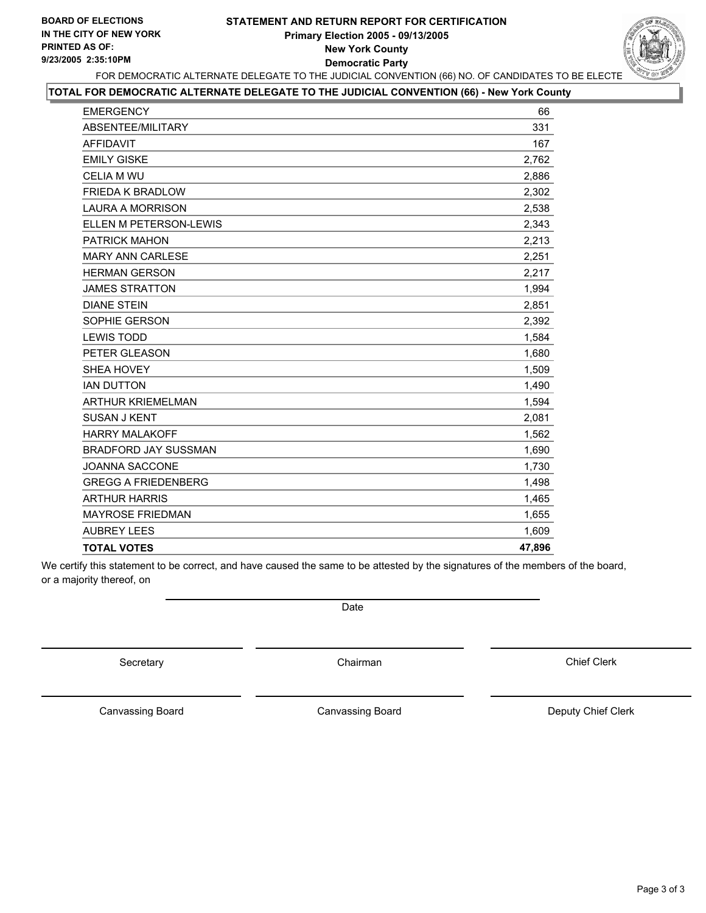**BOARD OF ELECTIONS IN THE CITY OF NEW YORK**
**PRINTED AS OF: 9/23/2005 2:35:10PM**

# STATEMENT AND RETURN REPORT FOR CERTIFICATION
## Primary Election 2005 - 09/13/2005
## New York County
## Democratic Party

FOR DEMOCRATIC ALTERNATE DELEGATE TO THE JUDICIAL CONVENTION (66) NO. OF CANDIDATES TO BE ELECTE

### TOTAL FOR DEMOCRATIC ALTERNATE DELEGATE TO THE JUDICIAL CONVENTION (66) - New York County

| | |
|---|---|
| EMERGENCY | 66 |
| ABSENTEE/MILITARY | 331 |
| AFFIDAVIT | 167 |
| EMILY GISKE | 2,762 |
| CELIA M WU | 2,886 |
| FRIEDA K BRADLOW | 2,302 |
| LAURA A MORRISON | 2,538 |
| ELLEN M PETERSON-LEWIS | 2,343 |
| PATRICK MAHON | 2,213 |
| MARY ANN CARLESE | 2,251 |
| HERMAN GERSON | 2,217 |
| JAMES STRATTON | 1,994 |
| DIANE STEIN | 2,851 |
| SOPHIE GERSON | 2,392 |
| LEWIS TODD | 1,584 |
| PETER GLEASON | 1,680 |
| SHEA HOVEY | 1,509 |
| IAN DUTTON | 1,490 |
| ARTHUR KRIEMELMAN | 1,594 |
| SUSAN J KENT | 2,081 |
| HARRY MALAKOFF | 1,562 |
| BRADFORD JAY SUSSMAN | 1,690 |
| JOANNA SACCONE | 1,730 |
| GREGG A FRIEDENBERG | 1,498 |
| ARTHUR HARRIS | 1,465 |
| MAYROSE FRIEDMAN | 1,655 |
| AUBREY LEES | 1,609 |
| **TOTAL VOTES** | **47,896** |

We certify this statement to be correct, and have caused the same to be attested by the signatures of the members of the board, or a majority thereof, on

Date

Secretary | Chairman | Chief Clerk

Canvassing Board | Canvassing Board | Deputy Chief Clerk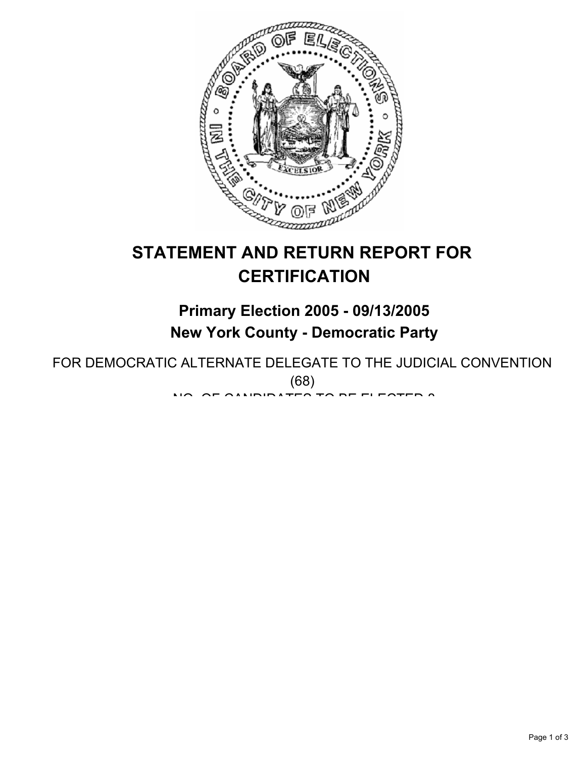# STATEMENT AND RETURN REPORT FOR CERTIFICATION

## Primary Election 2005 - 09/13/2005
## New York County - Democratic Party

FOR DEMOCRATIC ALTERNATE DELEGATE TO THE JUDICIAL CONVENTION (68)

NO. OF CANDIDATES TO BE ELECTED 8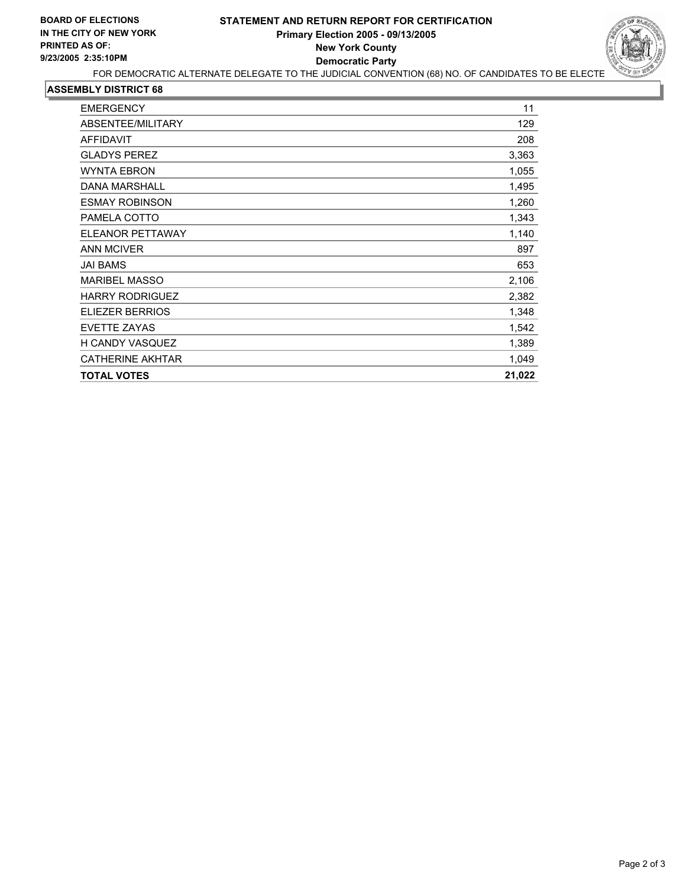**BOARD OF ELECTIONS**
**IN THE CITY OF NEW YORK**
**PRINTED AS OF:**
**9/23/2005 2:35:10PM**

# STATEMENT AND RETURN REPORT FOR CERTIFICATION
## Primary Election 2005 - 09/13/2005
## New York County
## Democratic Party

FOR DEMOCRATIC ALTERNATE DELEGATE TO THE JUDICIAL CONVENTION (68) NO. OF CANDIDATES TO BE ELECTE

### ASSEMBLY DISTRICT 68

| | |
|---|---|
| EMERGENCY | 11 |
| ABSENTEE/MILITARY | 129 |
| AFFIDAVIT | 208 |
| GLADYS PEREZ | 3,363 |
| WYNTA EBRON | 1,055 |
| DANA MARSHALL | 1,495 |
| ESMAY ROBINSON | 1,260 |
| PAMELA COTTO | 1,343 |
| ELEANOR PETTAWAY | 1,140 |
| ANN MCIVER | 897 |
| JAI BAMS | 653 |
| MARIBEL MASSO | 2,106 |
| HARRY RODRIGUEZ | 2,382 |
| ELIEZER BERRIOS | 1,348 |
| EVETTE ZAYAS | 1,542 |
| H CANDY VASQUEZ | 1,389 |
| CATHERINE AKHTAR | 1,049 |
| **TOTAL VOTES** | **21,022** |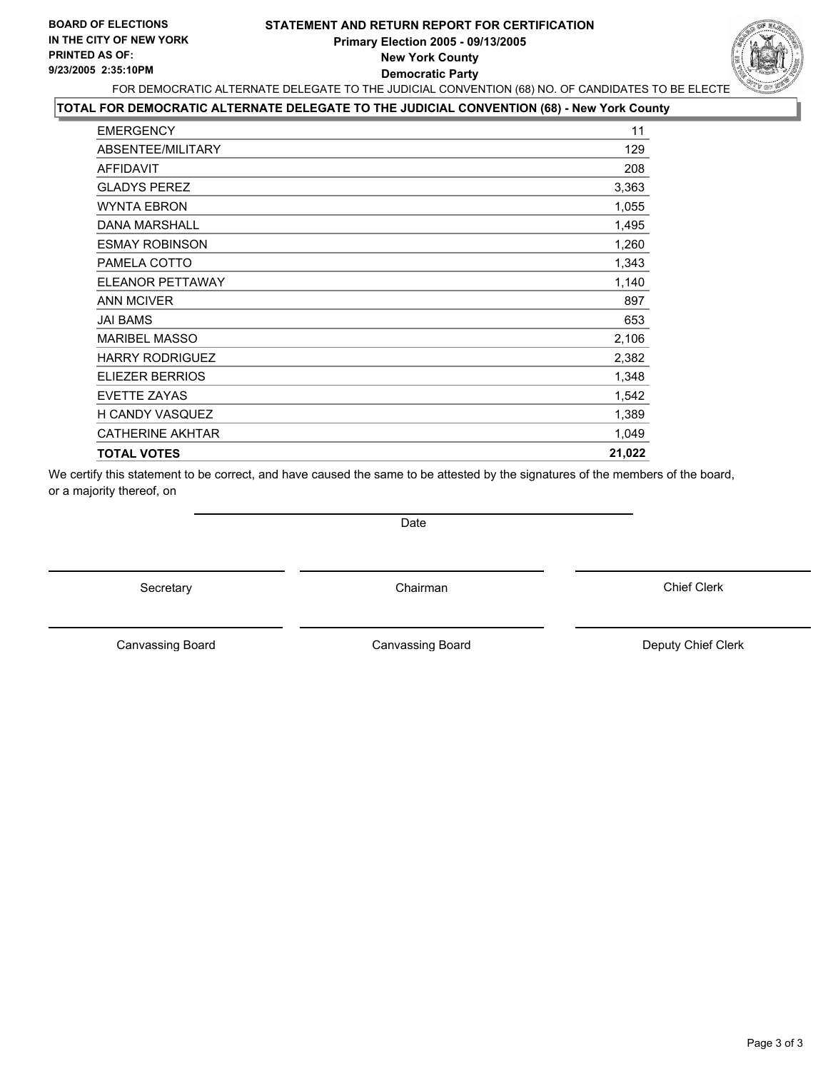BOARD OF ELECTIONS
IN THE CITY OF NEW YORK
PRINTED AS OF:
9/23/2005 2:35:10PM

# STATEMENT AND RETURN REPORT FOR CERTIFICATION
## Primary Election 2005 - 09/13/2005
## New York County
## Democratic Party

FOR DEMOCRATIC ALTERNATE DELEGATE TO THE JUDICIAL CONVENTION (68) NO. OF CANDIDATES TO BE ELECTE

**TOTAL FOR DEMOCRATIC ALTERNATE DELEGATE TO THE JUDICIAL CONVENTION (68) - New York County**

| | |
|---|---|
| EMERGENCY | 11 |
| ABSENTEE/MILITARY | 129 |
| AFFIDAVIT | 208 |
| GLADYS PEREZ | 3,363 |
| WYNTA EBRON | 1,055 |
| DANA MARSHALL | 1,495 |
| ESMAY ROBINSON | 1,260 |
| PAMELA COTTO | 1,343 |
| ELEANOR PETTAWAY | 1,140 |
| ANN MCIVER | 897 |
| JAI BAMS | 653 |
| MARIBEL MASSO | 2,106 |
| HARRY RODRIGUEZ | 2,382 |
| ELIEZER BERRIOS | 1,348 |
| EVETTE ZAYAS | 1,542 |
| H CANDY VASQUEZ | 1,389 |
| CATHERINE AKHTAR | 1,049 |
| **TOTAL VOTES** | **21,022** |

We certify this statement to be correct, and have caused the same to be attested by the signatures of the members of the board, or a majority thereof, on

Date

Secretary | Chairman | Chief Clerk

Canvassing Board | Canvassing Board | Deputy Chief Clerk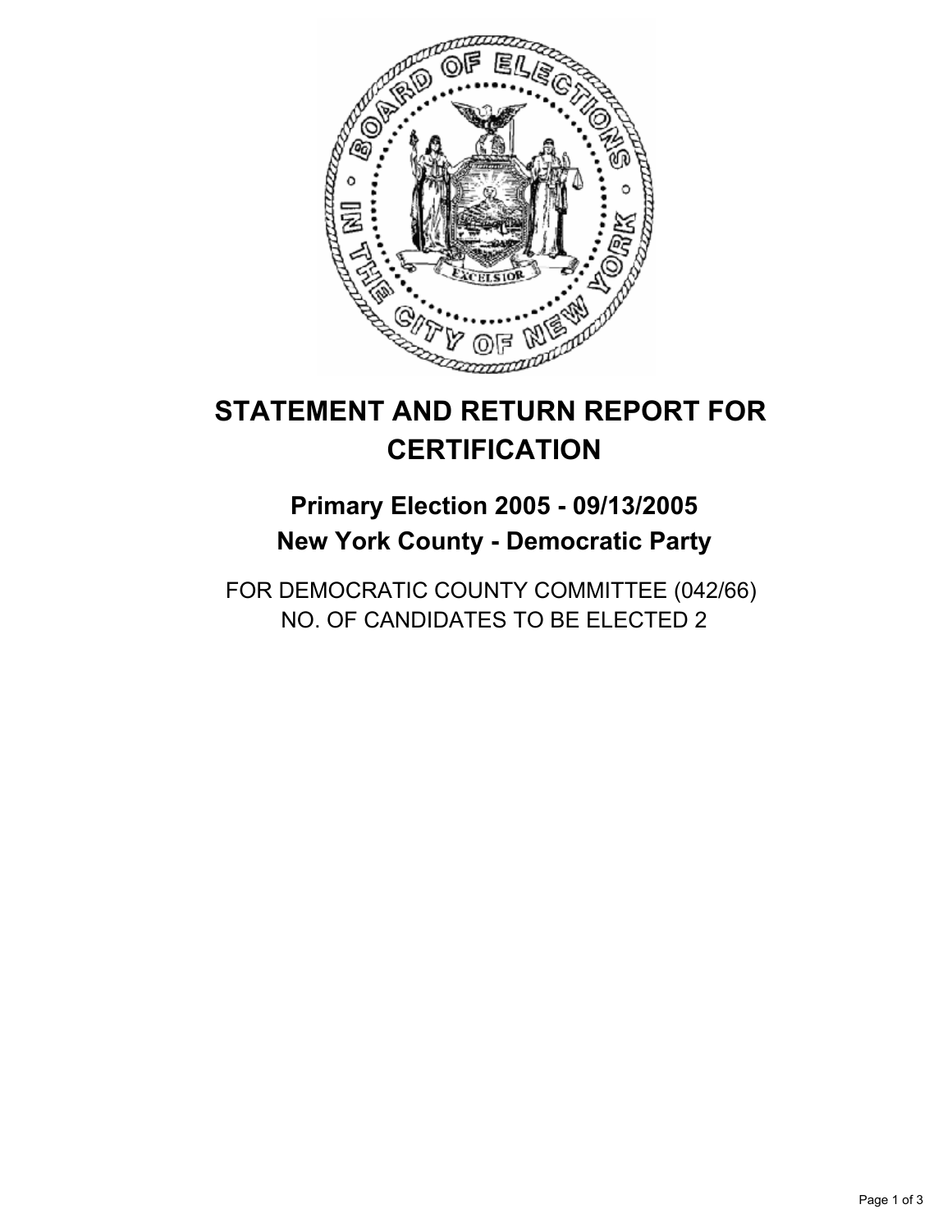# STATEMENT AND RETURN REPORT FOR CERTIFICATION

## Primary Election 2005 - 09/13/2005
## New York County - Democratic Party

FOR DEMOCRATIC COUNTY COMMITTEE (042/66)
NO. OF CANDIDATES TO BE ELECTED 2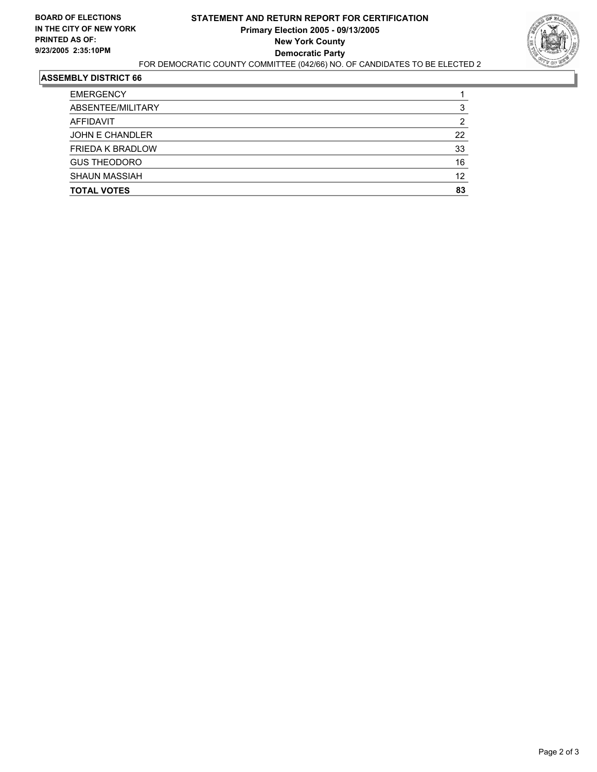**BOARD OF ELECTIONS IN THE CITY OF NEW YORK PRINTED AS OF: 9/23/2005 2:35:10PM**

# STATEMENT AND RETURN REPORT FOR CERTIFICATION
## Primary Election 2005 - 09/13/2005
## New York County
## Democratic Party

FOR DEMOCRATIC COUNTY COMMITTEE (042/66) NO. OF CANDIDATES TO BE ELECTED 2

### ASSEMBLY DISTRICT 66

| | |
|---|---|
| EMERGENCY | 1 |
| ABSENTEE/MILITARY | 3 |
| AFFIDAVIT | 2 |
| JOHN E CHANDLER | 22 |
| FRIEDA K BRADLOW | 33 |
| GUS THEODORO | 16 |
| SHAUN MASSIAH | 12 |
| **TOTAL VOTES** | **83** |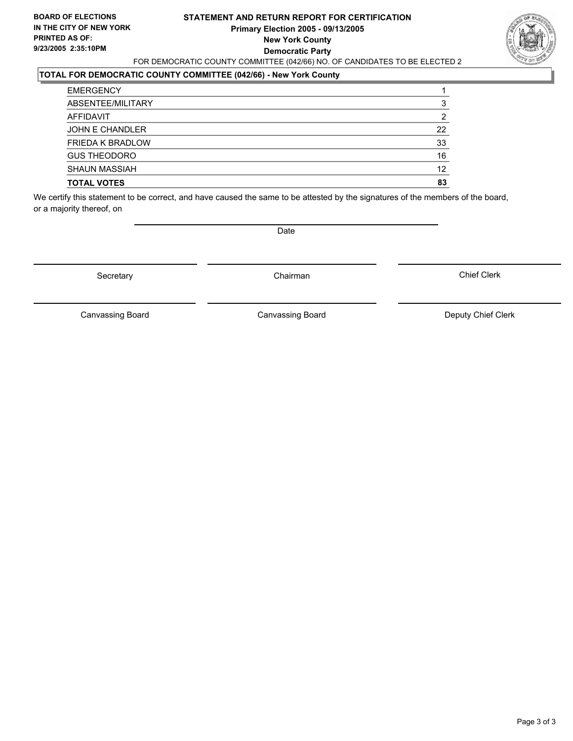**BOARD OF ELECTIONS IN THE CITY OF NEW YORK**
**PRINTED AS OF:**
**9/23/2005 2:35:10PM**

# STATEMENT AND RETURN REPORT FOR CERTIFICATION

**Primary Election 2005 - 09/13/2005**
**New York County**
**Democratic Party**

FOR DEMOCRATIC COUNTY COMMITTEE (042/66) NO. OF CANDIDATES TO BE ELECTED 2

## TOTAL FOR DEMOCRATIC COUNTY COMMITTEE (042/66) - New York County

| | |
|---|---|
| EMERGENCY | 1 |
| ABSENTEE/MILITARY | 3 |
| AFFIDAVIT | 2 |
| JOHN E CHANDLER | 22 |
| FRIEDA K BRADLOW | 33 |
| GUS THEODORO | 16 |
| SHAUN MASSIAH | 12 |
| **TOTAL VOTES** | **83** |

We certify this statement to be correct, and have caused the same to be attested by the signatures of the members of the board, or a majority thereof, on

Date

| | | |
|---|---|---|
| Secretary | Chairman | Chief Clerk |
| Canvassing Board | Canvassing Board | Deputy Chief Clerk |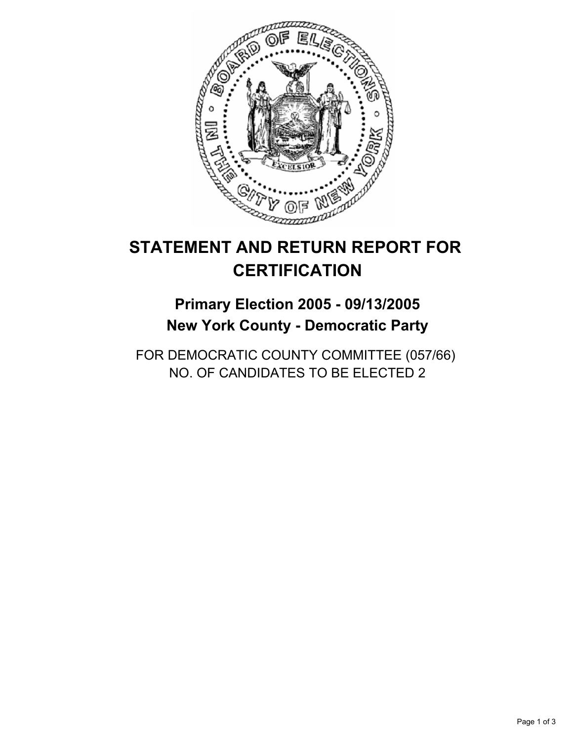# STATEMENT AND RETURN REPORT FOR CERTIFICATION

## Primary Election 2005 - 09/13/2005
## New York County - Democratic Party

FOR DEMOCRATIC COUNTY COMMITTEE (057/66)
NO. OF CANDIDATES TO BE ELECTED 2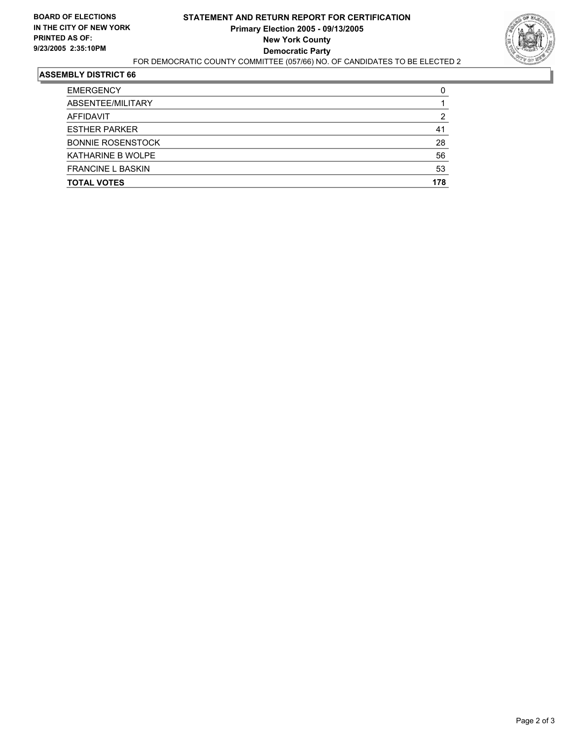**BOARD OF ELECTIONS**
**IN THE CITY OF NEW YORK**
**PRINTED AS OF:**
**9/23/2005 2:35:10PM**

# STATEMENT AND RETURN REPORT FOR CERTIFICATION
## Primary Election 2005 - 09/13/2005
## New York County
## Democratic Party

FOR DEMOCRATIC COUNTY COMMITTEE (057/66) NO. OF CANDIDATES TO BE ELECTED 2

### ASSEMBLY DISTRICT 66

| | |
|---|---|
| EMERGENCY | 0 |
| ABSENTEE/MILITARY | 1 |
| AFFIDAVIT | 2 |
| ESTHER PARKER | 41 |
| BONNIE ROSENSTOCK | 28 |
| KATHARINE B WOLPE | 56 |
| FRANCINE L BASKIN | 53 |
| **TOTAL VOTES** | **178** |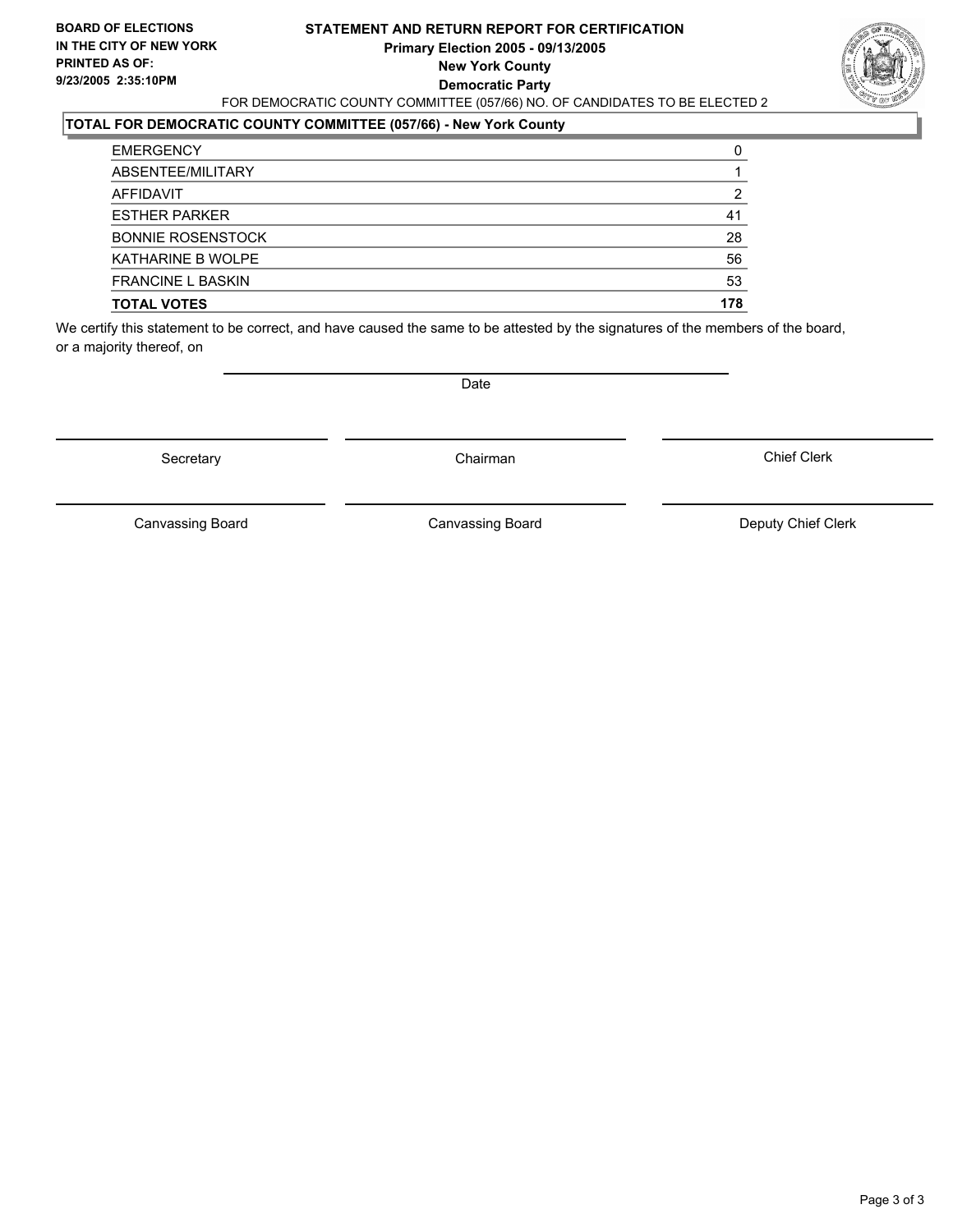**BOARD OF ELECTIONS IN THE CITY OF NEW YORK PRINTED AS OF: 9/23/2005 2:35:10PM**

# STATEMENT AND RETURN REPORT FOR CERTIFICATION
## Primary Election 2005 - 09/13/2005
## New York County
## Democratic Party

FOR DEMOCRATIC COUNTY COMMITTEE (057/66) NO. OF CANDIDATES TO BE ELECTED 2

**TOTAL FOR DEMOCRATIC COUNTY COMMITTEE (057/66) - New York County**

| | |
|---|---|
| EMERGENCY | 0 |
| ABSENTEE/MILITARY | 1 |
| AFFIDAVIT | 2 |
| ESTHER PARKER | 41 |
| BONNIE ROSENSTOCK | 28 |
| KATHARINE B WOLPE | 56 |
| FRANCINE L BASKIN | 53 |
| **TOTAL VOTES** | **178** |

We certify this statement to be correct, and have caused the same to be attested by the signatures of the members of the board, or a majority thereof, on

Date

| | | |
|---|---|---|
| Secretary | Chairman | Chief Clerk |
| Canvassing Board | Canvassing Board | Deputy Chief Clerk |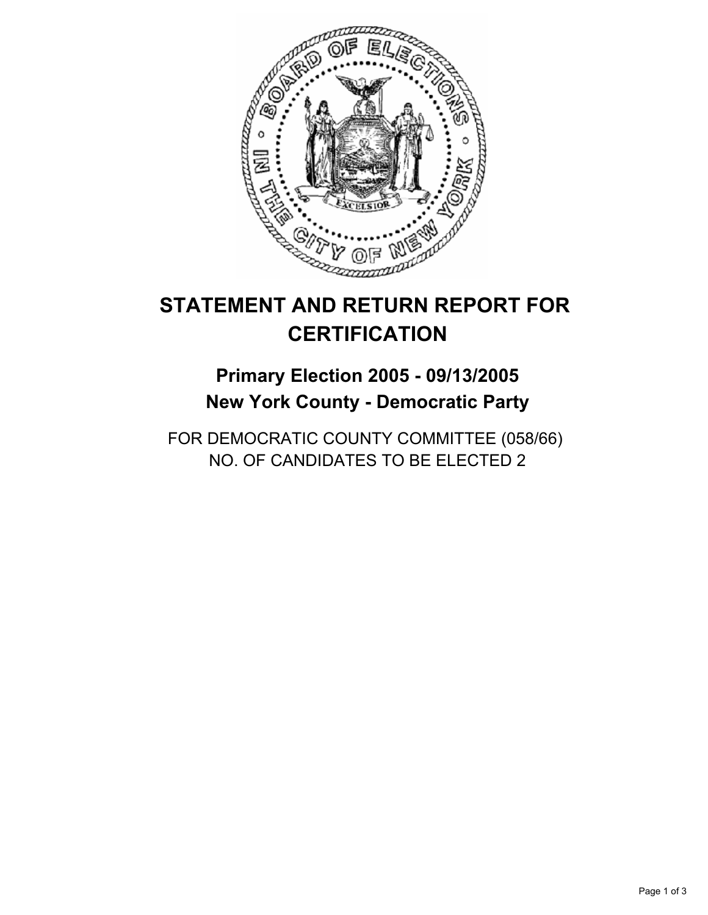# STATEMENT AND RETURN REPORT FOR CERTIFICATION

## Primary Election 2005 - 09/13/2005
## New York County - Democratic Party

FOR DEMOCRATIC COUNTY COMMITTEE (058/66)
NO. OF CANDIDATES TO BE ELECTED 2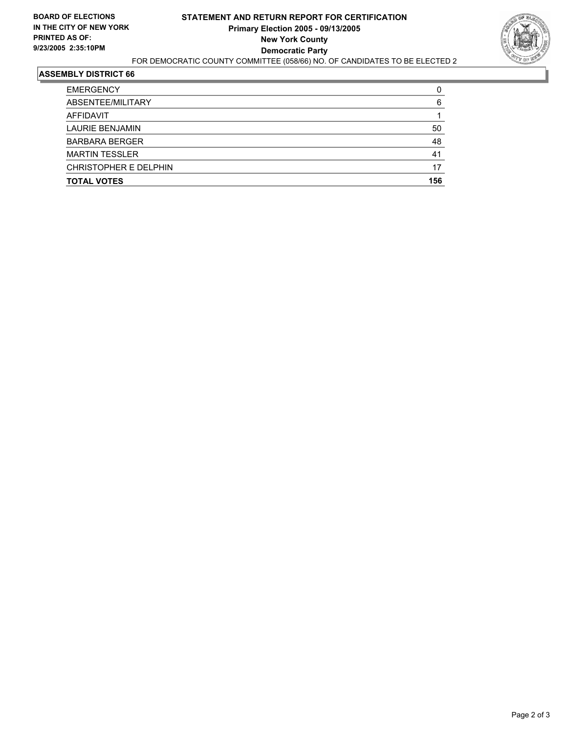**BOARD OF ELECTIONS IN THE CITY OF NEW YORK PRINTED AS OF: 9/23/2005 2:35:10PM**

# STATEMENT AND RETURN REPORT FOR CERTIFICATION
## Primary Election 2005 - 09/13/2005
## New York County
## Democratic Party

FOR DEMOCRATIC COUNTY COMMITTEE (058/66) NO. OF CANDIDATES TO BE ELECTED 2

### ASSEMBLY DISTRICT 66

| | |
|---|---|
| EMERGENCY | 0 |
| ABSENTEE/MILITARY | 6 |
| AFFIDAVIT | 1 |
| LAURIE BENJAMIN | 50 |
| BARBARA BERGER | 48 |
| MARTIN TESSLER | 41 |
| CHRISTOPHER E DELPHIN | 17 |
| **TOTAL VOTES** | **156** |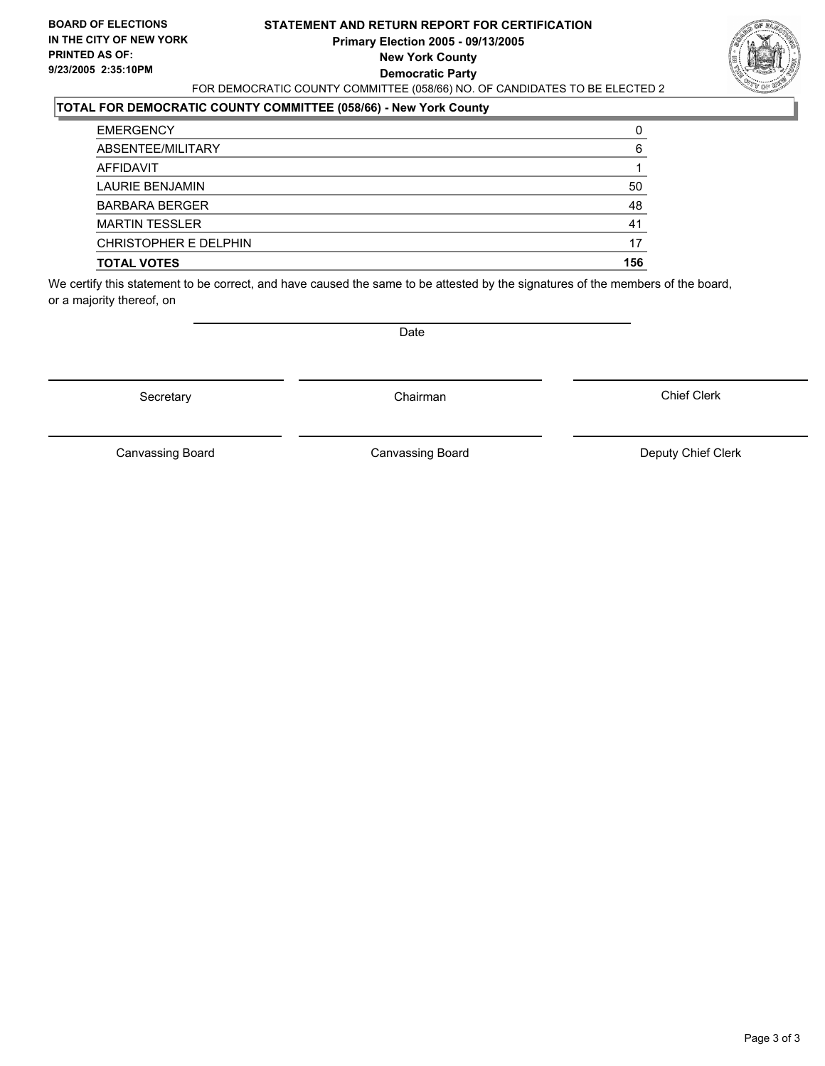**BOARD OF ELECTIONS**
**IN THE CITY OF NEW YORK**
**PRINTED AS OF:**
**9/23/2005 2:35:10PM**

**STATEMENT AND RETURN REPORT FOR CERTIFICATION**
**Primary Election 2005 - 09/13/2005**
**New York County**
**Democratic Party**

FOR DEMOCRATIC COUNTY COMMITTEE (058/66) NO. OF CANDIDATES TO BE ELECTED 2

**TOTAL FOR DEMOCRATIC COUNTY COMMITTEE (058/66) - New York County**

| | |
|---|---|
| EMERGENCY | 0 |
| ABSENTEE/MILITARY | 6 |
| AFFIDAVIT | 1 |
| LAURIE BENJAMIN | 50 |
| BARBARA BERGER | 48 |
| MARTIN TESSLER | 41 |
| CHRISTOPHER E DELPHIN | 17 |
| **TOTAL VOTES** | **156** |

We certify this statement to be correct, and have caused the same to be attested by the signatures of the members of the board, or a majority thereof, on

Date

Secretary | Chairman | Chief Clerk

Canvassing Board | Canvassing Board | Deputy Chief Clerk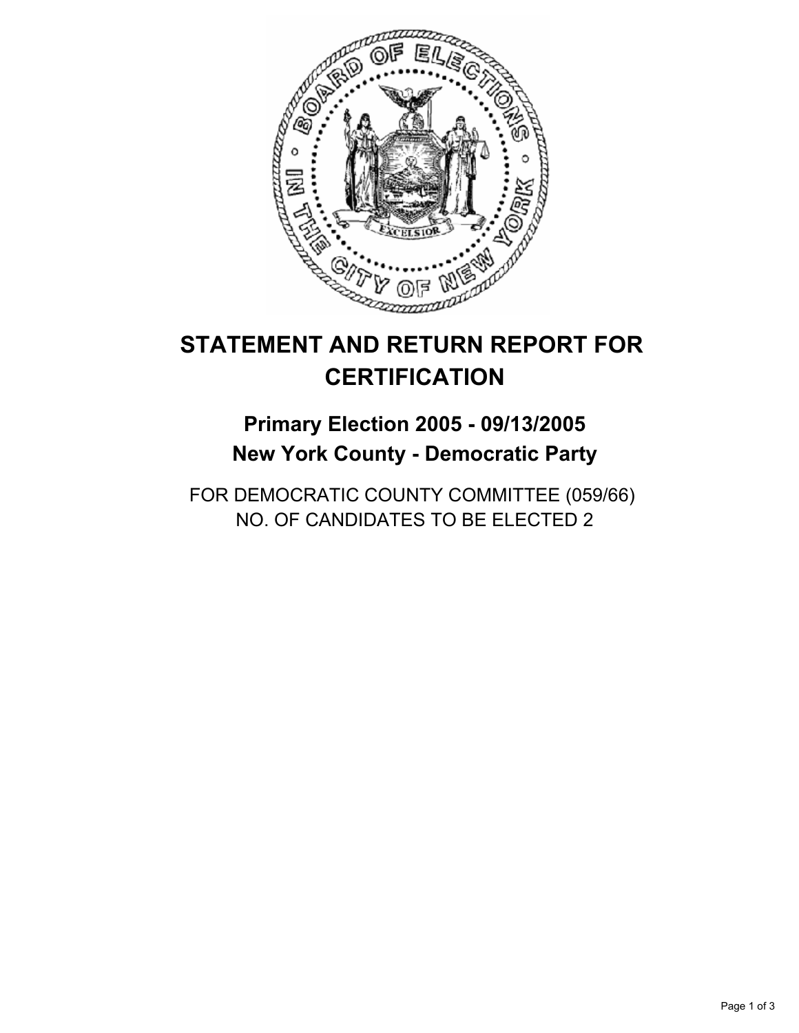# STATEMENT AND RETURN REPORT FOR CERTIFICATION

## Primary Election 2005 - 09/13/2005
## New York County - Democratic Party

FOR DEMOCRATIC COUNTY COMMITTEE (059/66)
NO. OF CANDIDATES TO BE ELECTED 2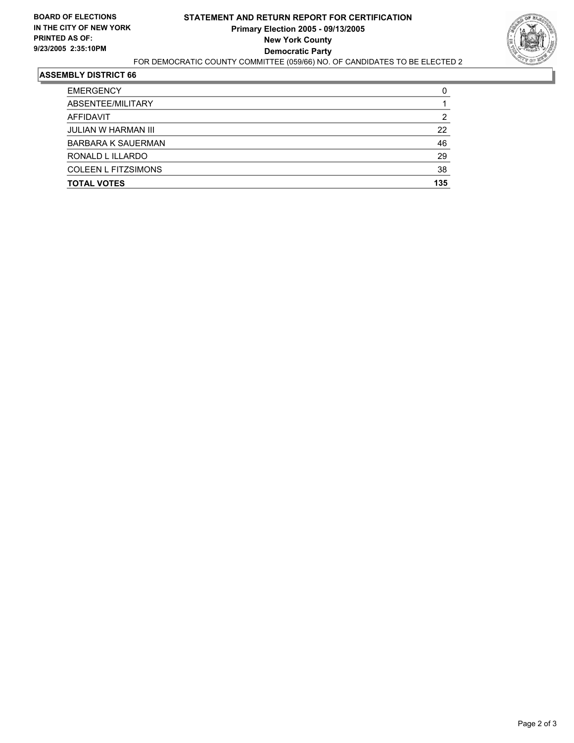**BOARD OF ELECTIONS IN THE CITY OF NEW YORK PRINTED AS OF: 9/23/2005 2:35:10PM**

# STATEMENT AND RETURN REPORT FOR CERTIFICATION
## Primary Election 2005 - 09/13/2005
## New York County
## Democratic Party

FOR DEMOCRATIC COUNTY COMMITTEE (059/66) NO. OF CANDIDATES TO BE ELECTED 2

### ASSEMBLY DISTRICT 66

| | |
|---|---|
| EMERGENCY | 0 |
| ABSENTEE/MILITARY | 1 |
| AFFIDAVIT | 2 |
| JULIAN W HARMAN III | 22 |
| BARBARA K SAUERMAN | 46 |
| RONALD L ILLARDO | 29 |
| COLEEN L FITZSIMONS | 38 |
| **TOTAL VOTES** | **135** |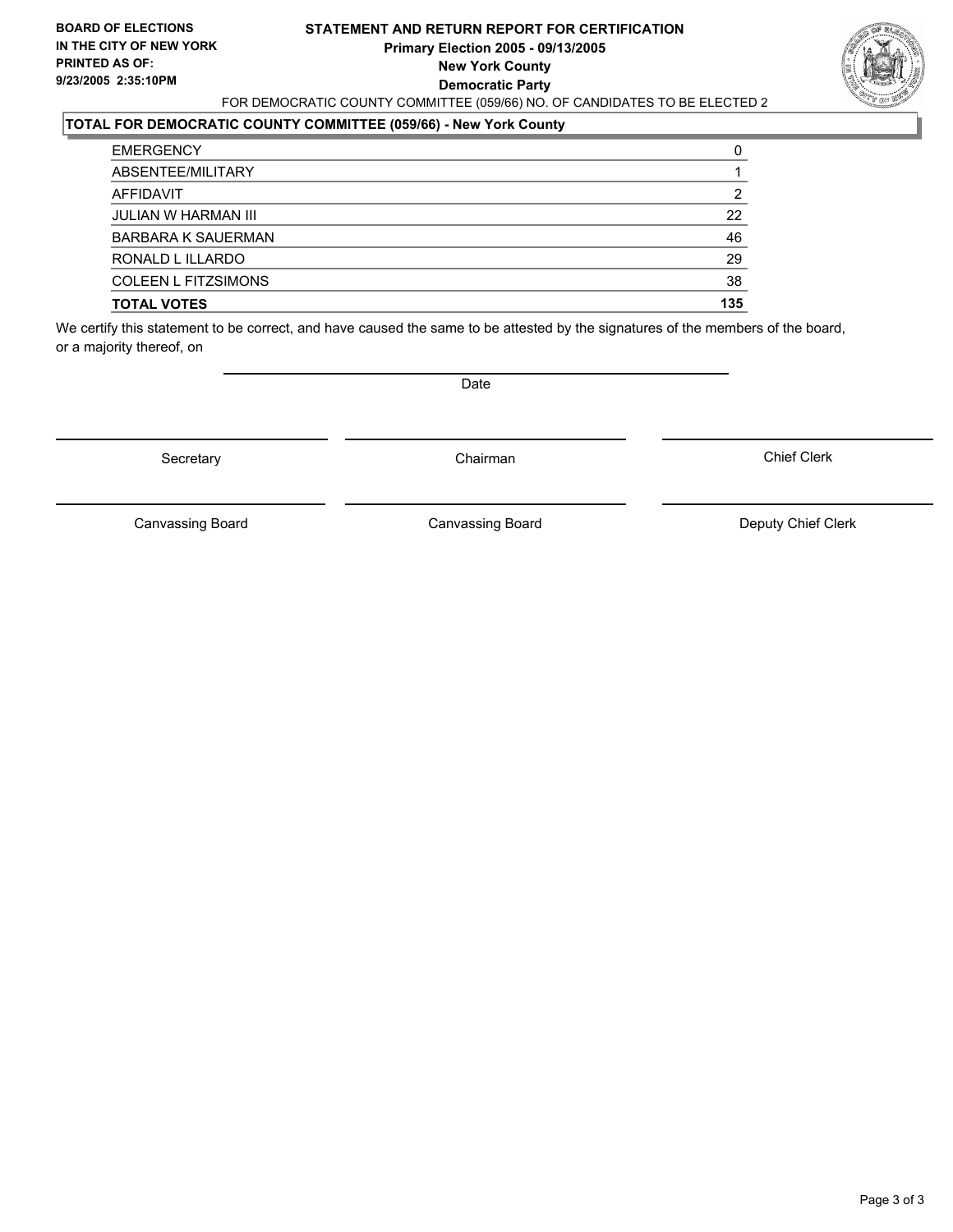**BOARD OF ELECTIONS**
**IN THE CITY OF NEW YORK**
**PRINTED AS OF:**
**9/23/2005 2:35:10PM**

# STATEMENT AND RETURN REPORT FOR CERTIFICATION

**Primary Election 2005 - 09/13/2005**
**New York County**
**Democratic Party**

FOR DEMOCRATIC COUNTY COMMITTEE (059/66) NO. OF CANDIDATES TO BE ELECTED 2

## TOTAL FOR DEMOCRATIC COUNTY COMMITTEE (059/66) - New York County

| | |
|---|---|
| EMERGENCY | 0 |
| ABSENTEE/MILITARY | 1 |
| AFFIDAVIT | 2 |
| JULIAN W HARMAN III | 22 |
| BARBARA K SAUERMAN | 46 |
| RONALD L ILLARDO | 29 |
| COLEEN L FITZSIMONS | 38 |
| **TOTAL VOTES** | **135** |

We certify this statement to be correct, and have caused the same to be attested by the signatures of the members of the board, or a majority thereof, on

Date

| | | |
|---|---|---|
| Secretary | Chairman | Chief Clerk |
| Canvassing Board | Canvassing Board | Deputy Chief Clerk |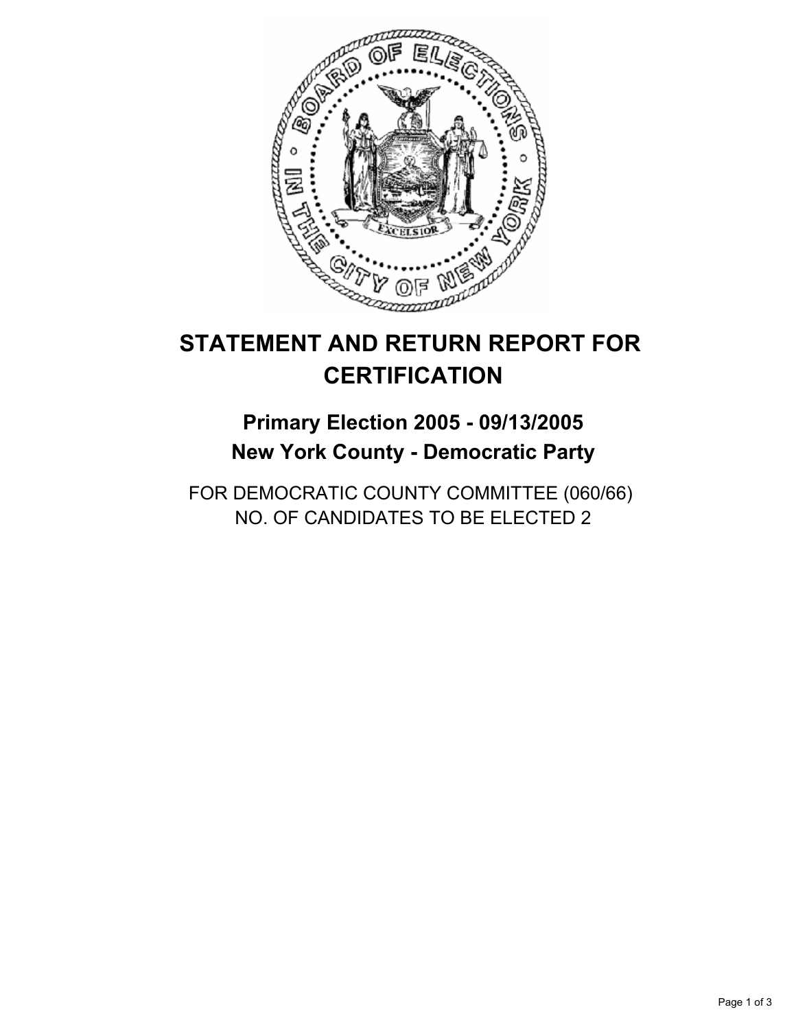# STATEMENT AND RETURN REPORT FOR CERTIFICATION

## Primary Election 2005 - 09/13/2005
## New York County - Democratic Party

FOR DEMOCRATIC COUNTY COMMITTEE (060/66)
NO. OF CANDIDATES TO BE ELECTED 2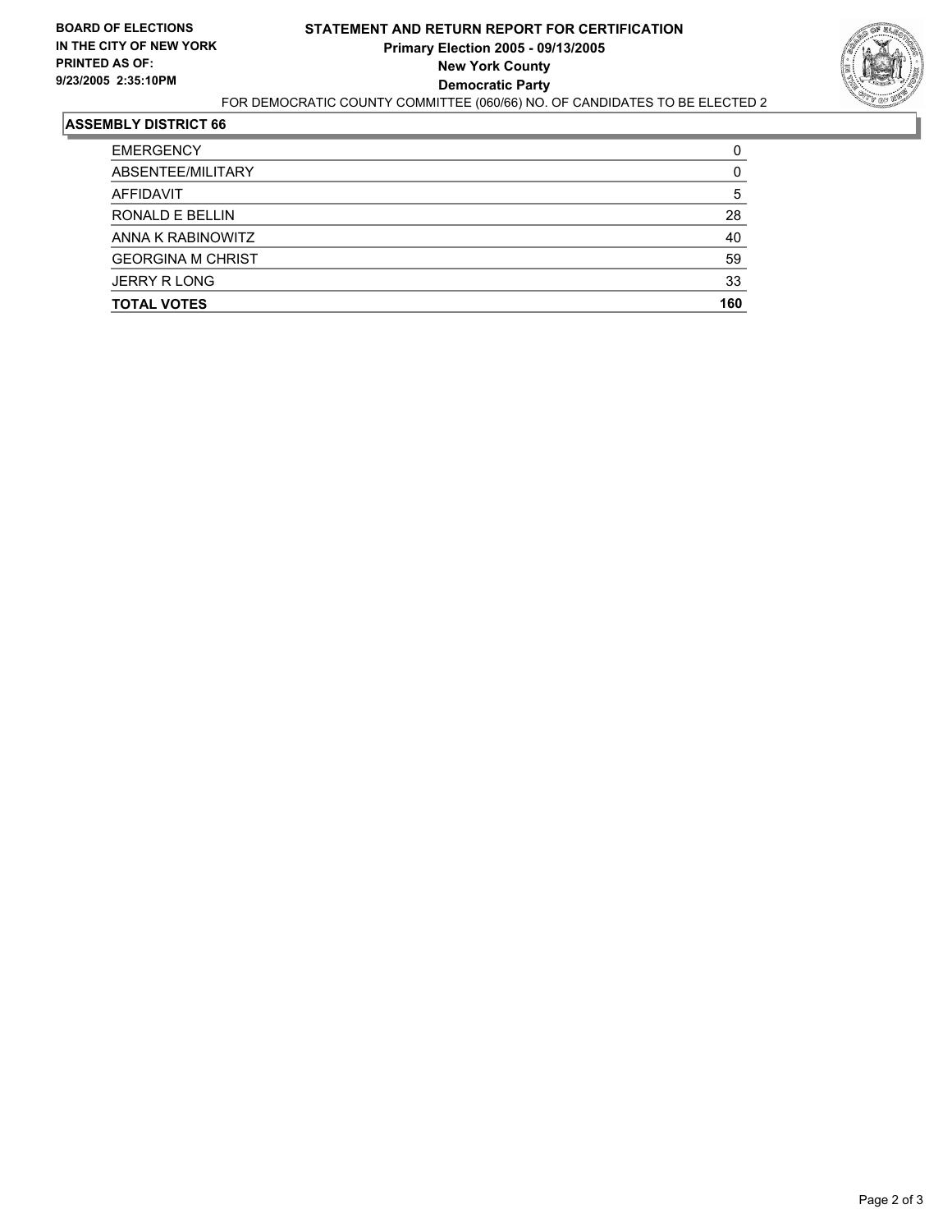**BOARD OF ELECTIONS IN THE CITY OF NEW YORK**
**PRINTED AS OF: 9/23/2005 2:35:10PM**

# STATEMENT AND RETURN REPORT FOR CERTIFICATION
## Primary Election 2005 - 09/13/2005
## New York County
## Democratic Party

FOR DEMOCRATIC COUNTY COMMITTEE (060/66) NO. OF CANDIDATES TO BE ELECTED 2

### ASSEMBLY DISTRICT 66

| | |
|---|---|
| EMERGENCY | 0 |
| ABSENTEE/MILITARY | 0 |
| AFFIDAVIT | 5 |
| RONALD E BELLIN | 28 |
| ANNA K RABINOWITZ | 40 |
| GEORGINA M CHRIST | 59 |
| JERRY R LONG | 33 |
| **TOTAL VOTES** | **160** |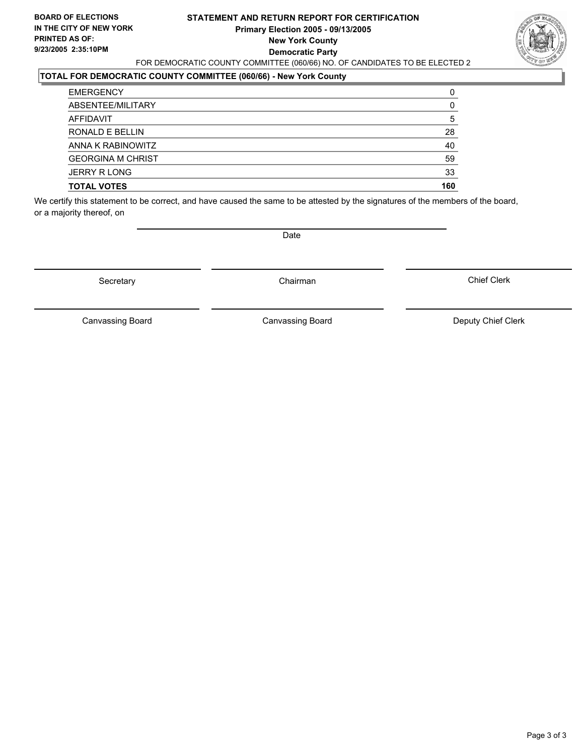**BOARD OF ELECTIONS IN THE CITY OF NEW YORK PRINTED AS OF: 9/23/2005 2:35:10PM**

# STATEMENT AND RETURN REPORT FOR CERTIFICATION
## Primary Election 2005 - 09/13/2005
## New York County
## Democratic Party

FOR DEMOCRATIC COUNTY COMMITTEE (060/66) NO. OF CANDIDATES TO BE ELECTED 2

### TOTAL FOR DEMOCRATIC COUNTY COMMITTEE (060/66) - New York County

| | |
|---|---|
| EMERGENCY | 0 |
| ABSENTEE/MILITARY | 0 |
| AFFIDAVIT | 5 |
| RONALD E BELLIN | 28 |
| ANNA K RABINOWITZ | 40 |
| GEORGINA M CHRIST | 59 |
| JERRY R LONG | 33 |
| **TOTAL VOTES** | **160** |

We certify this statement to be correct, and have caused the same to be attested by the signatures of the members of the board, or a majority thereof, on

Date

Secretary | Chairman | Chief Clerk

Canvassing Board | Canvassing Board | Deputy Chief Clerk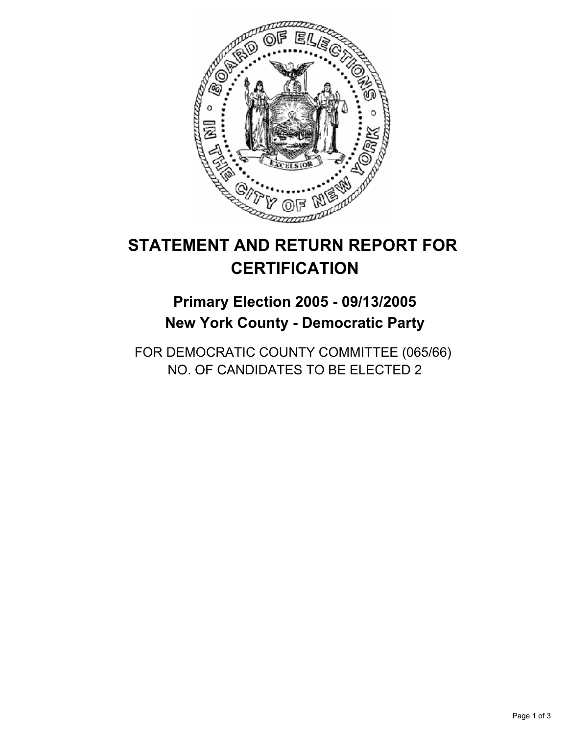# STATEMENT AND RETURN REPORT FOR CERTIFICATION

## Primary Election 2005 - 09/13/2005
## New York County - Democratic Party

FOR DEMOCRATIC COUNTY COMMITTEE (065/66)
NO. OF CANDIDATES TO BE ELECTED 2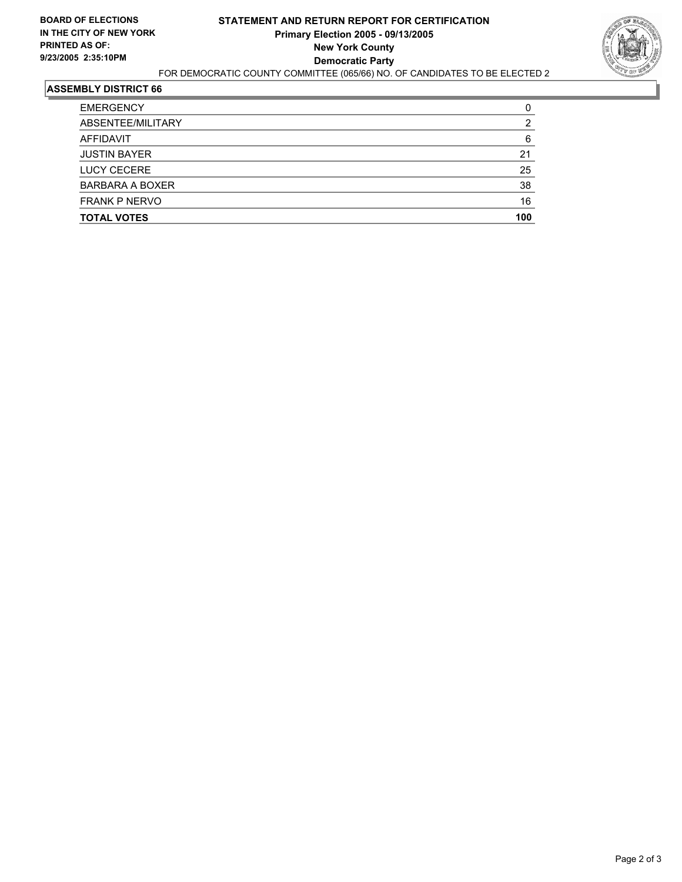**BOARD OF ELECTIONS IN THE CITY OF NEW YORK PRINTED AS OF: 9/23/2005 2:35:10PM**

# STATEMENT AND RETURN REPORT FOR CERTIFICATION

**Primary Election 2005 - 09/13/2005**
**New York County**
**Democratic Party**

FOR DEMOCRATIC COUNTY COMMITTEE (065/66) NO. OF CANDIDATES TO BE ELECTED 2

## ASSEMBLY DISTRICT 66

| | |
|---|---|
| EMERGENCY | 0 |
| ABSENTEE/MILITARY | 2 |
| AFFIDAVIT | 6 |
| JUSTIN BAYER | 21 |
| LUCY CECERE | 25 |
| BARBARA A BOXER | 38 |
| FRANK P NERVO | 16 |
| **TOTAL VOTES** | **100** |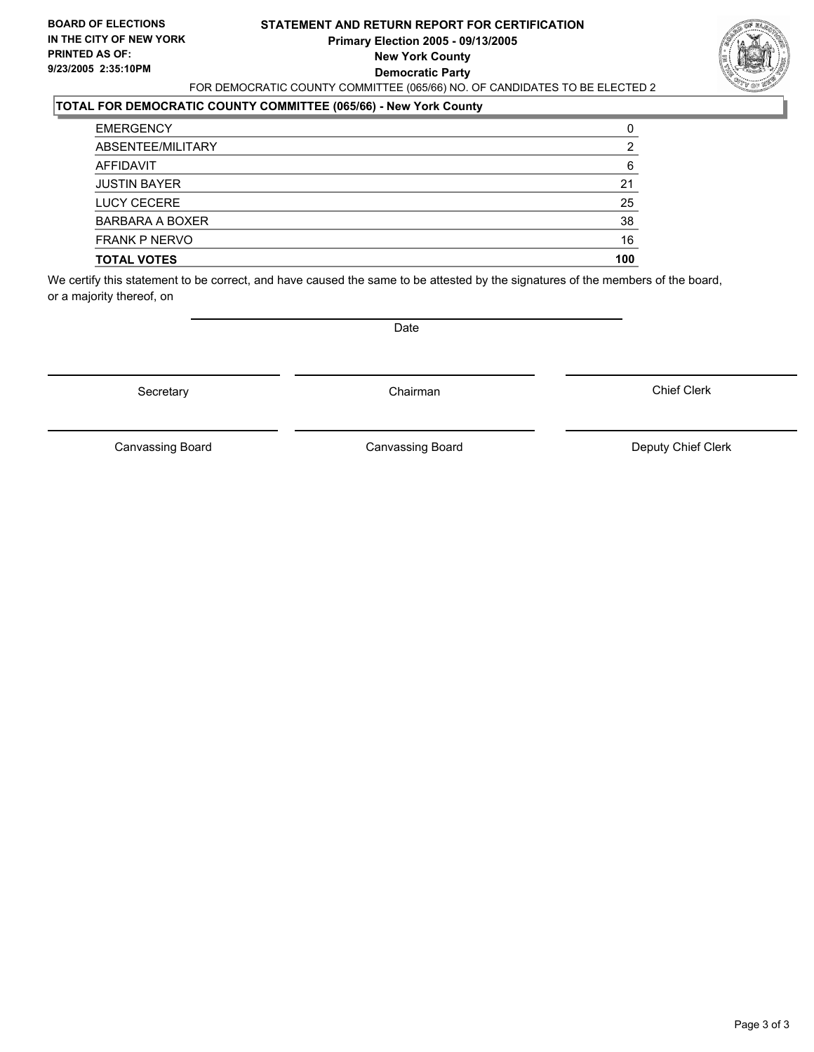**BOARD OF ELECTIONS IN THE CITY OF NEW YORK**
**PRINTED AS OF:**
**9/23/2005 2:35:10PM**

# STATEMENT AND RETURN REPORT FOR CERTIFICATION
## Primary Election 2005 - 09/13/2005
## New York County
## Democratic Party

FOR DEMOCRATIC COUNTY COMMITTEE (065/66) NO. OF CANDIDATES TO BE ELECTED 2

**TOTAL FOR DEMOCRATIC COUNTY COMMITTEE (065/66) - New York County**

| | |
|---|---|
| EMERGENCY | 0 |
| ABSENTEE/MILITARY | 2 |
| AFFIDAVIT | 6 |
| JUSTIN BAYER | 21 |
| LUCY CECERE | 25 |
| BARBARA A BOXER | 38 |
| FRANK P NERVO | 16 |
| **TOTAL VOTES** | **100** |

We certify this statement to be correct, and have caused the same to be attested by the signatures of the members of the board, or a majority thereof, on

Date

Secretary

Chairman

Chief Clerk

Canvassing Board

Canvassing Board

Deputy Chief Clerk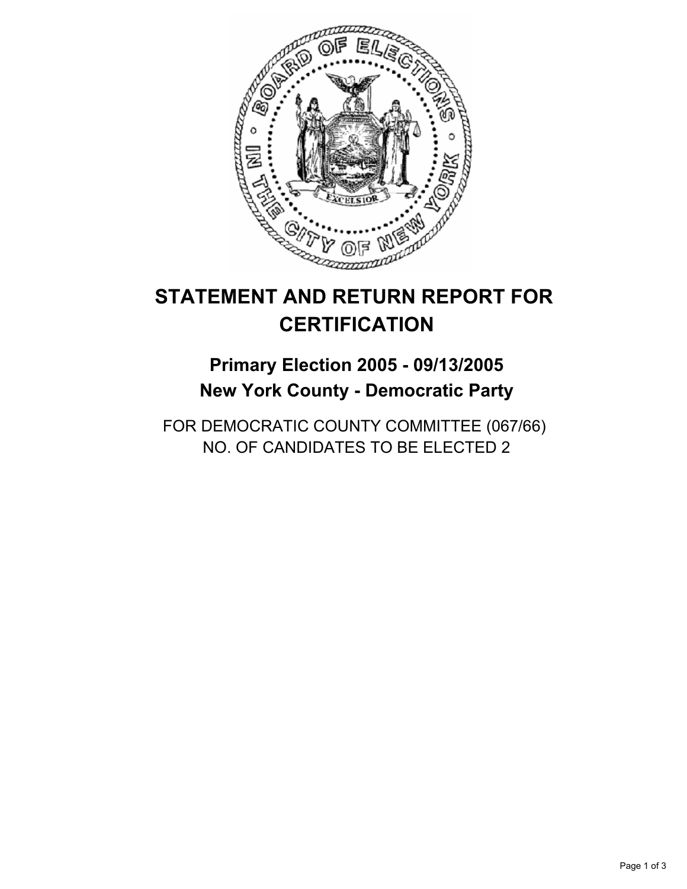# STATEMENT AND RETURN REPORT FOR CERTIFICATION

## Primary Election 2005 - 09/13/2005
## New York County - Democratic Party

FOR DEMOCRATIC COUNTY COMMITTEE (067/66)
NO. OF CANDIDATES TO BE ELECTED 2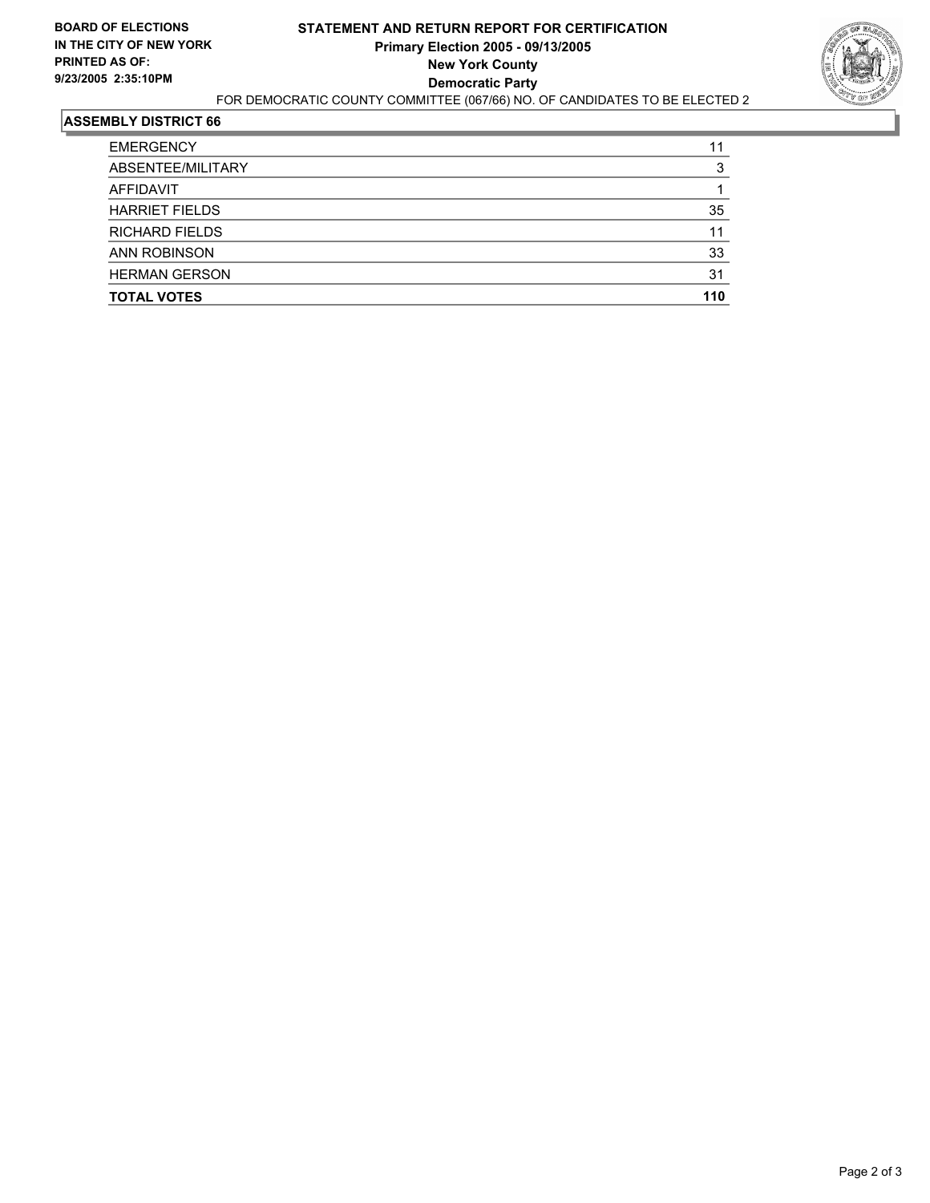**BOARD OF ELECTIONS IN THE CITY OF NEW YORK PRINTED AS OF: 9/23/2005 2:35:10PM**

# STATEMENT AND RETURN REPORT FOR CERTIFICATION
## Primary Election 2005 - 09/13/2005
## New York County
## Democratic Party

FOR DEMOCRATIC COUNTY COMMITTEE (067/66) NO. OF CANDIDATES TO BE ELECTED 2

### ASSEMBLY DISTRICT 66

| | |
|---|---|
| EMERGENCY | 11 |
| ABSENTEE/MILITARY | 3 |
| AFFIDAVIT | 1 |
| HARRIET FIELDS | 35 |
| RICHARD FIELDS | 11 |
| ANN ROBINSON | 33 |
| HERMAN GERSON | 31 |
| **TOTAL VOTES** | **110** |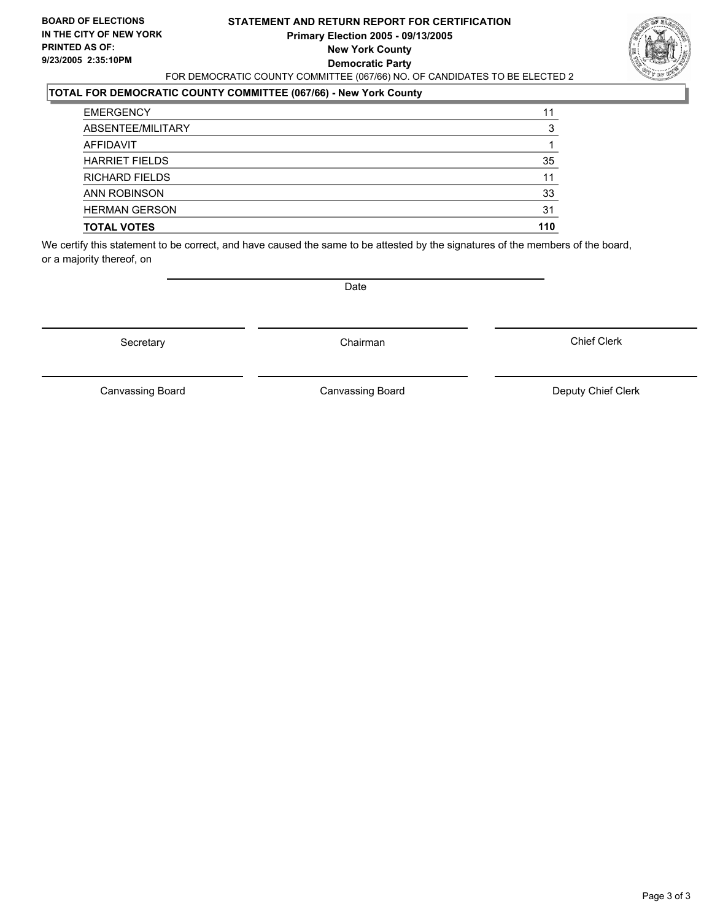**BOARD OF ELECTIONS**
**IN THE CITY OF NEW YORK**
**PRINTED AS OF:**
**9/23/2005 2:35:10PM**

# STATEMENT AND RETURN REPORT FOR CERTIFICATION
## Primary Election 2005 - 09/13/2005
## New York County
## Democratic Party

FOR DEMOCRATIC COUNTY COMMITTEE (067/66) NO. OF CANDIDATES TO BE ELECTED 2

### TOTAL FOR DEMOCRATIC COUNTY COMMITTEE (067/66) - New York County

| | |
|---|---|
| EMERGENCY | 11 |
| ABSENTEE/MILITARY | 3 |
| AFFIDAVIT | 1 |
| HARRIET FIELDS | 35 |
| RICHARD FIELDS | 11 |
| ANN ROBINSON | 33 |
| HERMAN GERSON | 31 |
| **TOTAL VOTES** | **110** |

We certify this statement to be correct, and have caused the same to be attested by the signatures of the members of the board, or a majority thereof, on

Date

Secretary | Chairman | Chief Clerk

Canvassing Board | Canvassing Board | Deputy Chief Clerk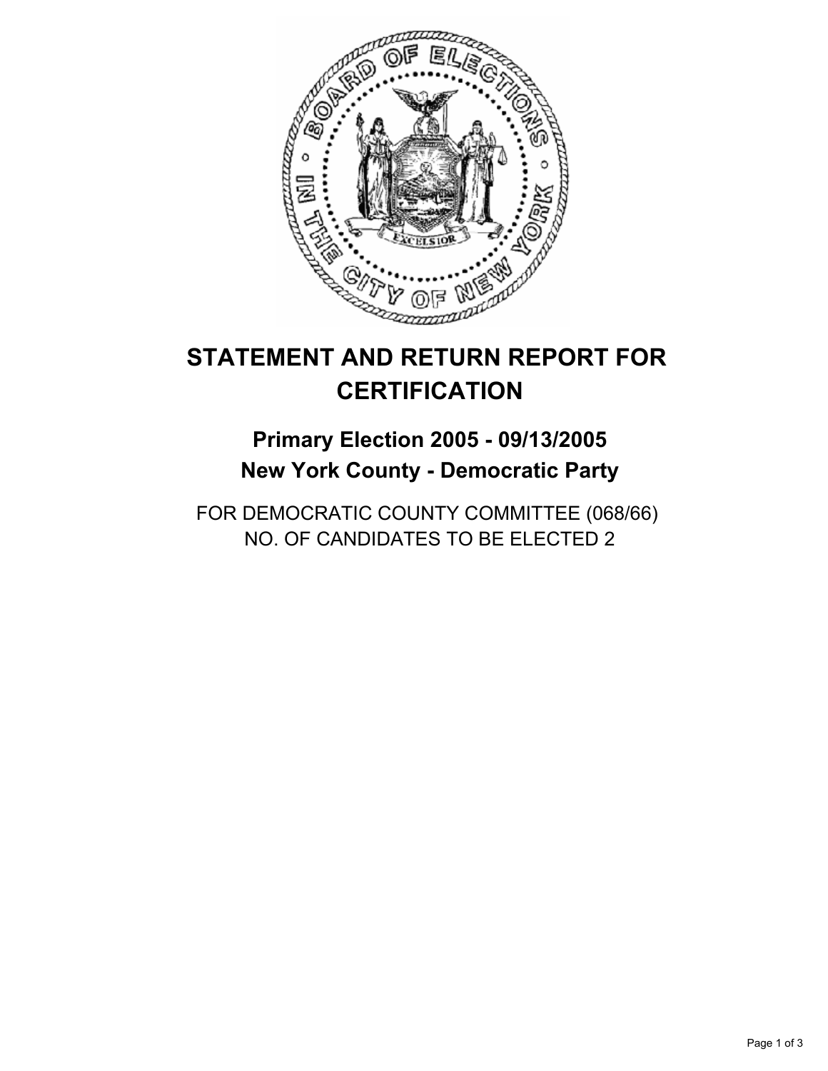# STATEMENT AND RETURN REPORT FOR CERTIFICATION

## Primary Election 2005 - 09/13/2005
## New York County - Democratic Party

FOR DEMOCRATIC COUNTY COMMITTEE (068/66)
NO. OF CANDIDATES TO BE ELECTED 2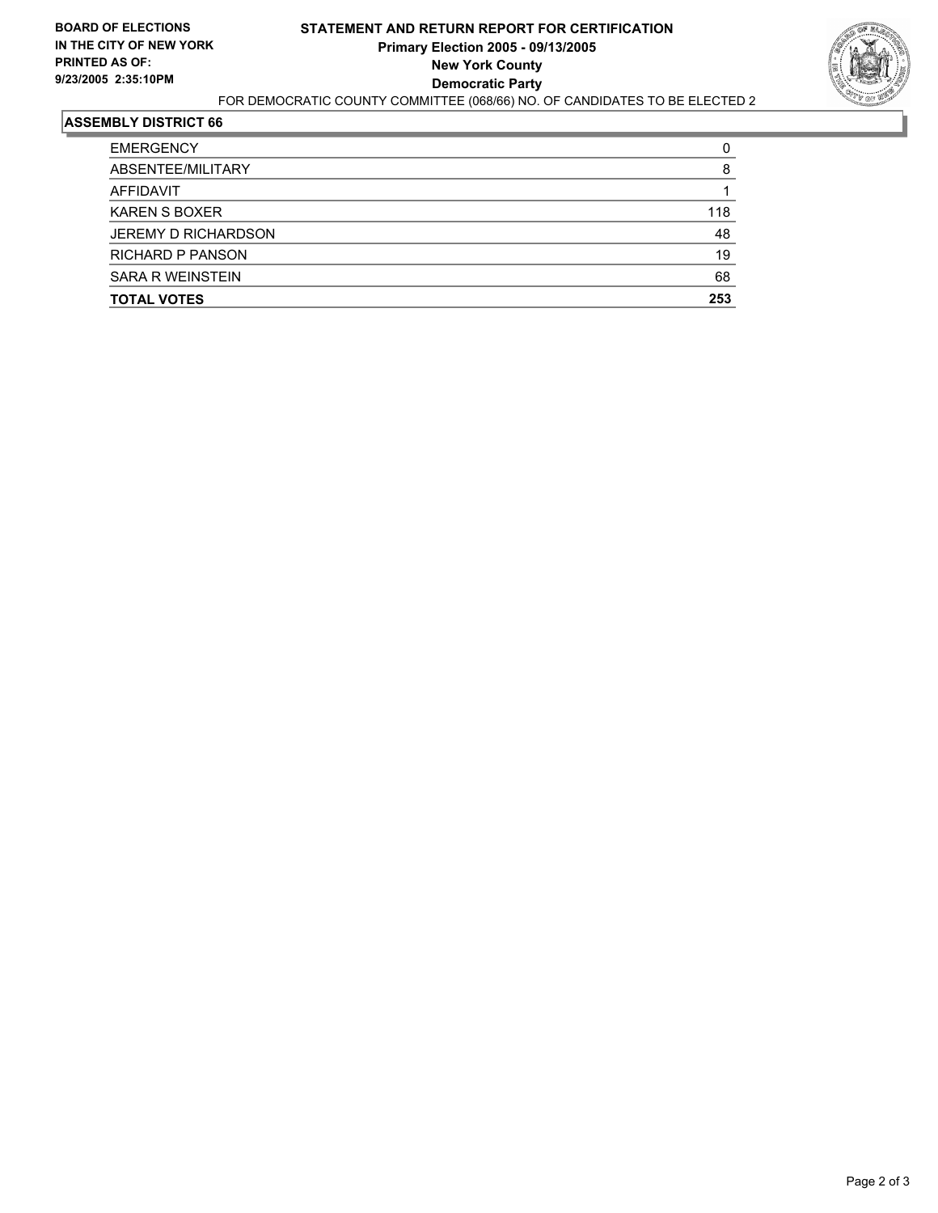**BOARD OF ELECTIONS IN THE CITY OF NEW YORK PRINTED AS OF: 9/23/2005 2:35:10PM**

# STATEMENT AND RETURN REPORT FOR CERTIFICATION
## Primary Election 2005 - 09/13/2005
## New York County
## Democratic Party

FOR DEMOCRATIC COUNTY COMMITTEE (068/66) NO. OF CANDIDATES TO BE ELECTED 2

### ASSEMBLY DISTRICT 66

| | |
|---|---|
| EMERGENCY | 0 |
| ABSENTEE/MILITARY | 8 |
| AFFIDAVIT | 1 |
| KAREN S BOXER | 118 |
| JEREMY D RICHARDSON | 48 |
| RICHARD P PANSON | 19 |
| SARA R WEINSTEIN | 68 |
| **TOTAL VOTES** | **253** |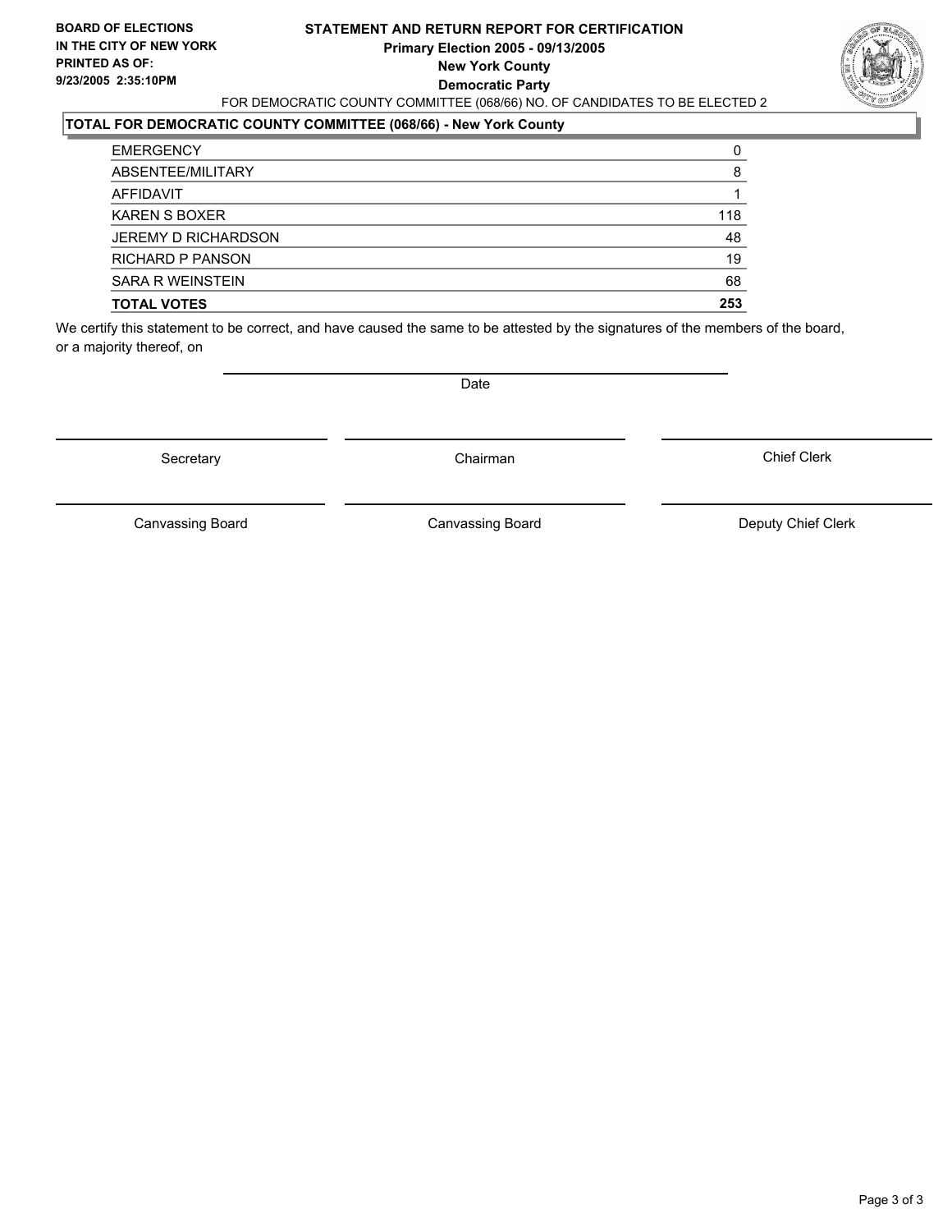**BOARD OF ELECTIONS IN THE CITY OF NEW YORK**
**PRINTED AS OF: 9/23/2005 2:35:10PM**

# STATEMENT AND RETURN REPORT FOR CERTIFICATION
## Primary Election 2005 - 09/13/2005
## New York County
## Democratic Party

FOR DEMOCRATIC COUNTY COMMITTEE (068/66) NO. OF CANDIDATES TO BE ELECTED 2

### TOTAL FOR DEMOCRATIC COUNTY COMMITTEE (068/66) - New York County

| | |
|---|---|
| EMERGENCY | 0 |
| ABSENTEE/MILITARY | 8 |
| AFFIDAVIT | 1 |
| KAREN S BOXER | 118 |
| JEREMY D RICHARDSON | 48 |
| RICHARD P PANSON | 19 |
| SARA R WEINSTEIN | 68 |
| **TOTAL VOTES** | **253** |

We certify this statement to be correct, and have caused the same to be attested by the signatures of the members of the board, or a majority thereof, on

Date

Secretary | Chairman | Chief Clerk

Canvassing Board | Canvassing Board | Deputy Chief Clerk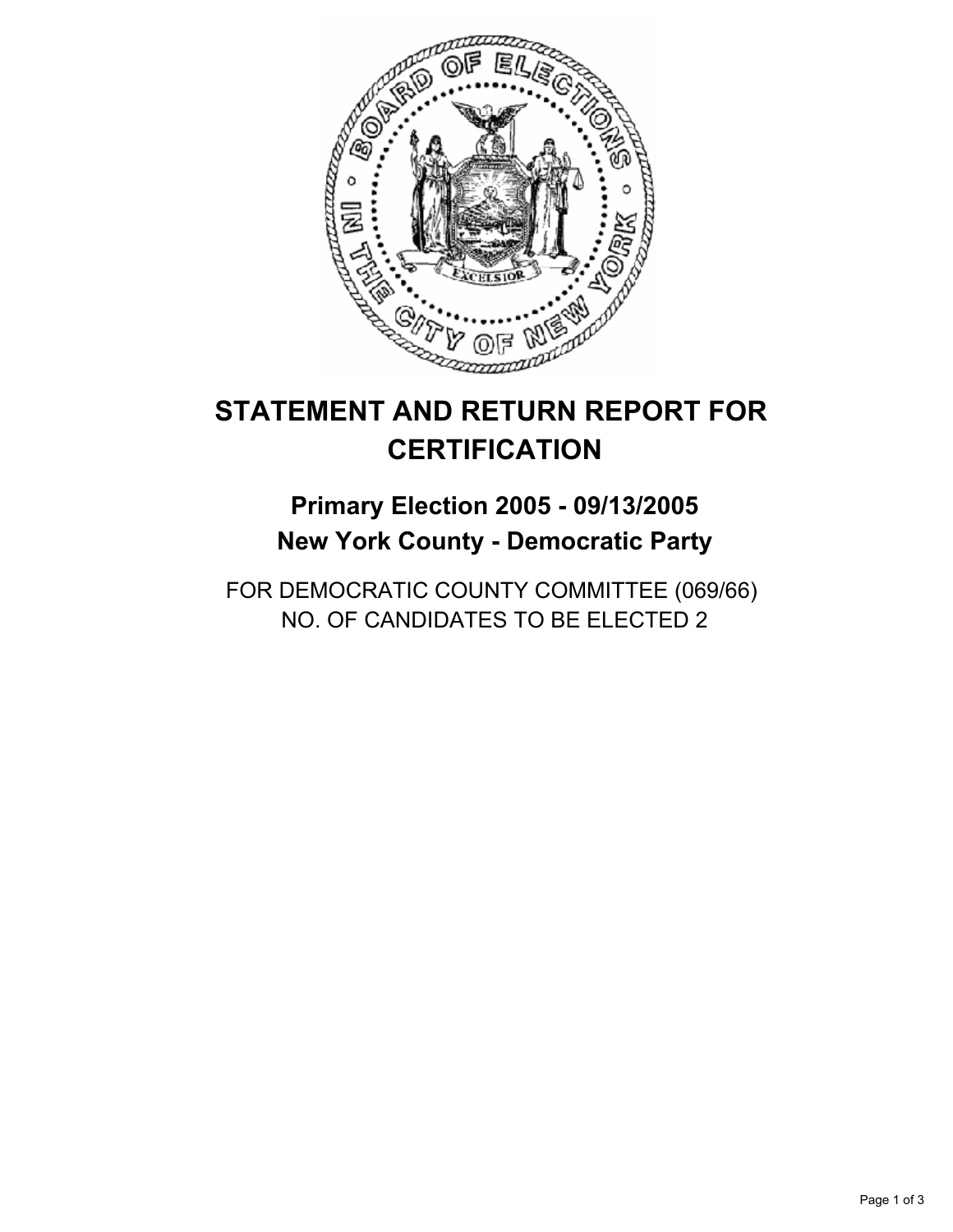# STATEMENT AND RETURN REPORT FOR CERTIFICATION

## Primary Election 2005 - 09/13/2005
## New York County - Democratic Party

FOR DEMOCRATIC COUNTY COMMITTEE (069/66)
NO. OF CANDIDATES TO BE ELECTED 2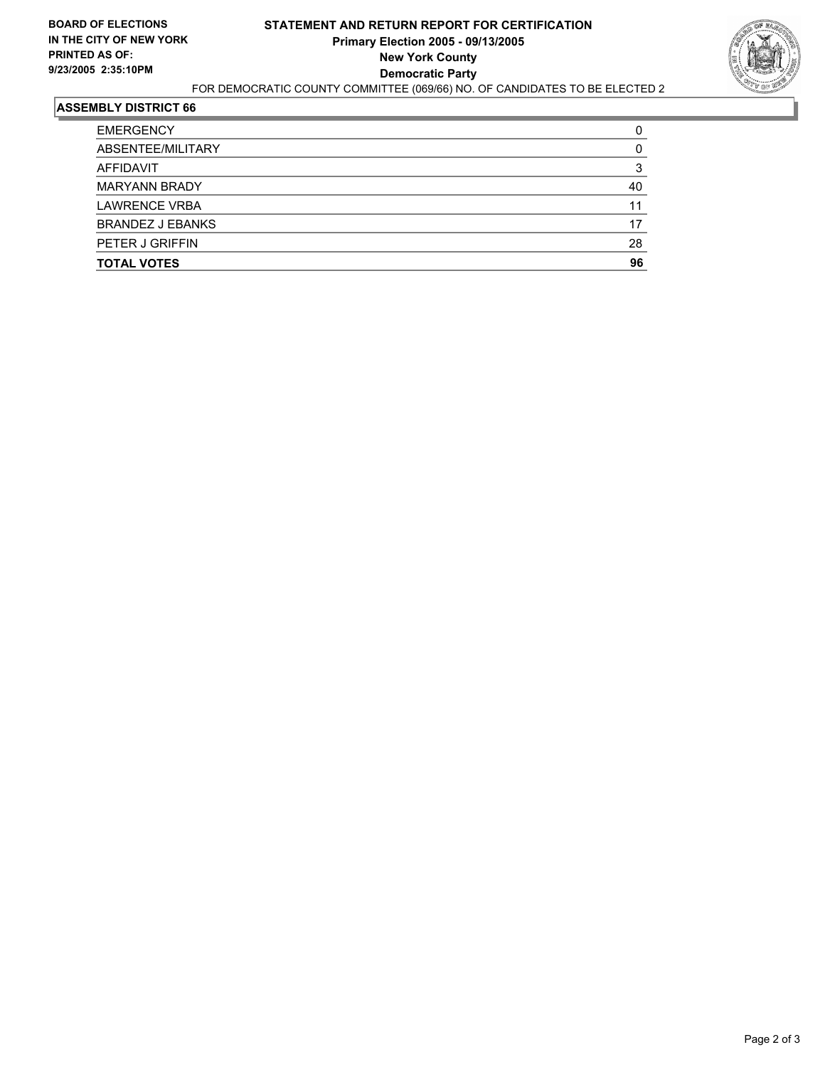**BOARD OF ELECTIONS IN THE CITY OF NEW YORK PRINTED AS OF: 9/23/2005 2:35:10PM**

# STATEMENT AND RETURN REPORT FOR CERTIFICATION
## Primary Election 2005 - 09/13/2005
## New York County
## Democratic Party

FOR DEMOCRATIC COUNTY COMMITTEE (069/66) NO. OF CANDIDATES TO BE ELECTED 2

### ASSEMBLY DISTRICT 66

| | |
|---|---|
| EMERGENCY | 0 |
| ABSENTEE/MILITARY | 0 |
| AFFIDAVIT | 3 |
| MARYANN BRADY | 40 |
| LAWRENCE VRBA | 11 |
| BRANDEZ J EBANKS | 17 |
| PETER J GRIFFIN | 28 |
| **TOTAL VOTES** | **96** |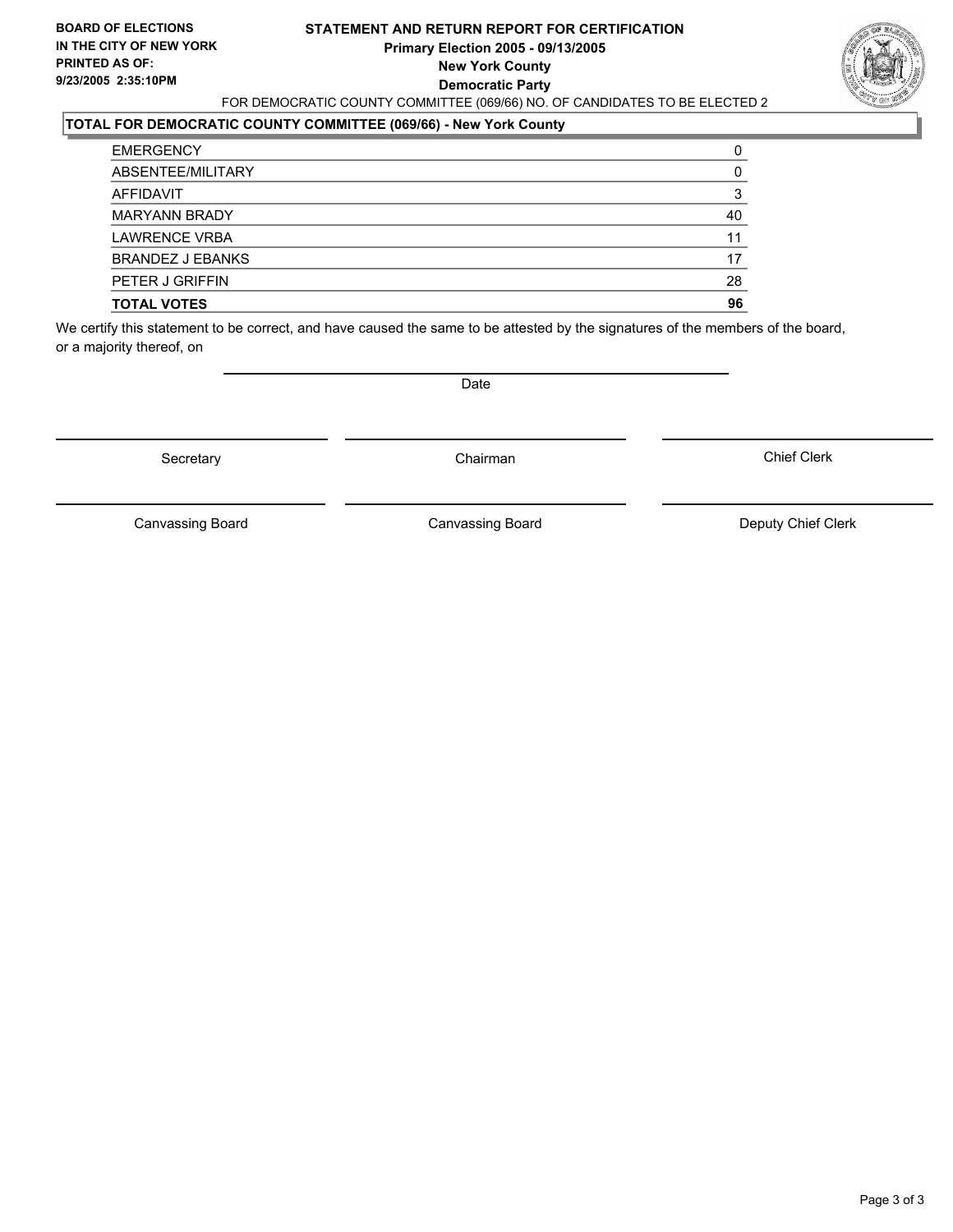**BOARD OF ELECTIONS**
**IN THE CITY OF NEW YORK**
**PRINTED AS OF:**
**9/23/2005 2:35:10PM**

# STATEMENT AND RETURN REPORT FOR CERTIFICATION
## Primary Election 2005 - 09/13/2005
## New York County
## Democratic Party

FOR DEMOCRATIC COUNTY COMMITTEE (069/66) NO. OF CANDIDATES TO BE ELECTED 2

**TOTAL FOR DEMOCRATIC COUNTY COMMITTEE (069/66) - New York County**

| | |
|---|---|
| EMERGENCY | 0 |
| ABSENTEE/MILITARY | 0 |
| AFFIDAVIT | 3 |
| MARYANN BRADY | 40 |
| LAWRENCE VRBA | 11 |
| BRANDEZ J EBANKS | 17 |
| PETER J GRIFFIN | 28 |
| **TOTAL VOTES** | **96** |

We certify this statement to be correct, and have caused the same to be attested by the signatures of the members of the board, or a majority thereof, on

Date

Secretary | Chairman | Chief Clerk

Canvassing Board | Canvassing Board | Deputy Chief Clerk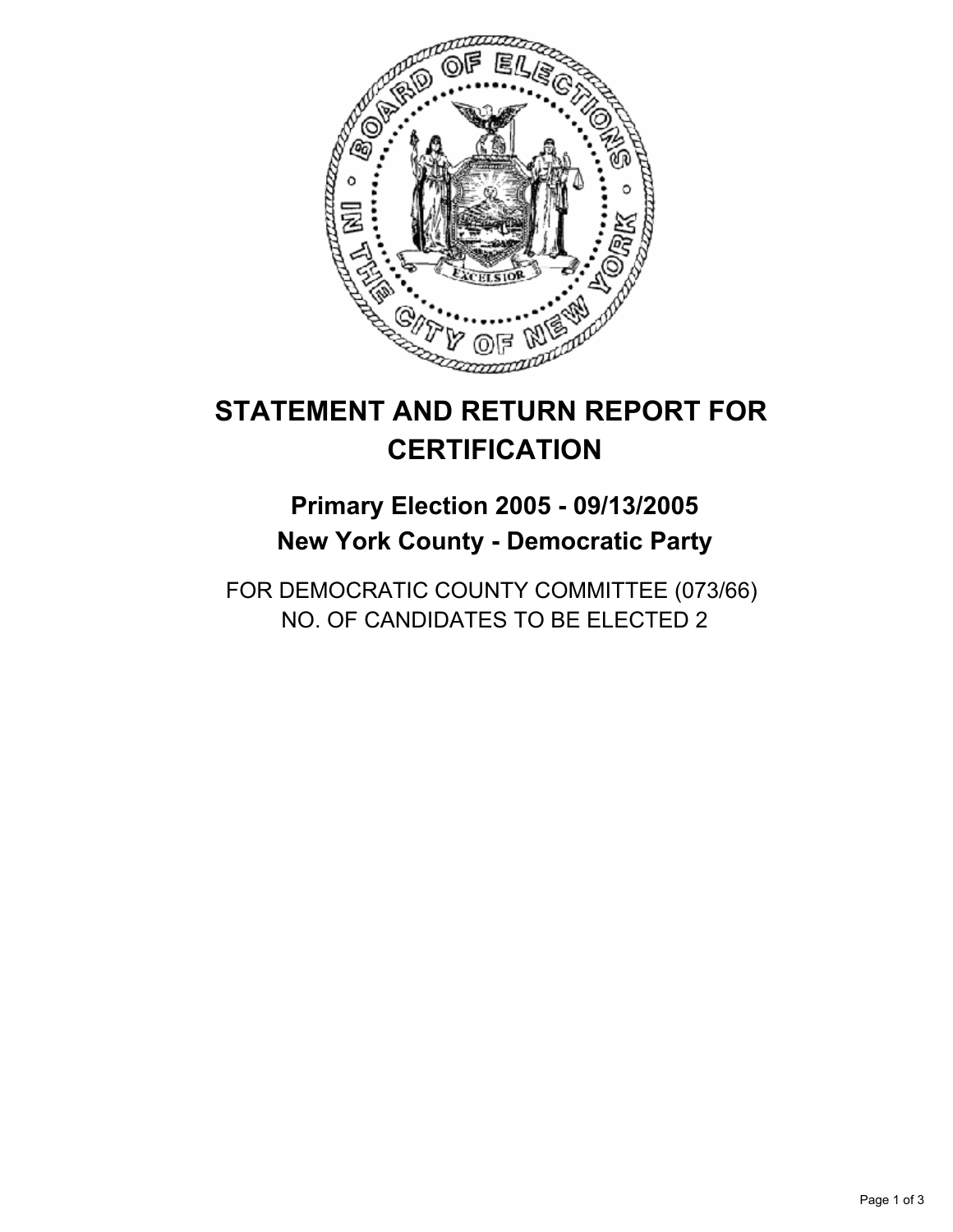# STATEMENT AND RETURN REPORT FOR CERTIFICATION

## Primary Election 2005 - 09/13/2005
## New York County - Democratic Party

FOR DEMOCRATIC COUNTY COMMITTEE (073/66)
NO. OF CANDIDATES TO BE ELECTED 2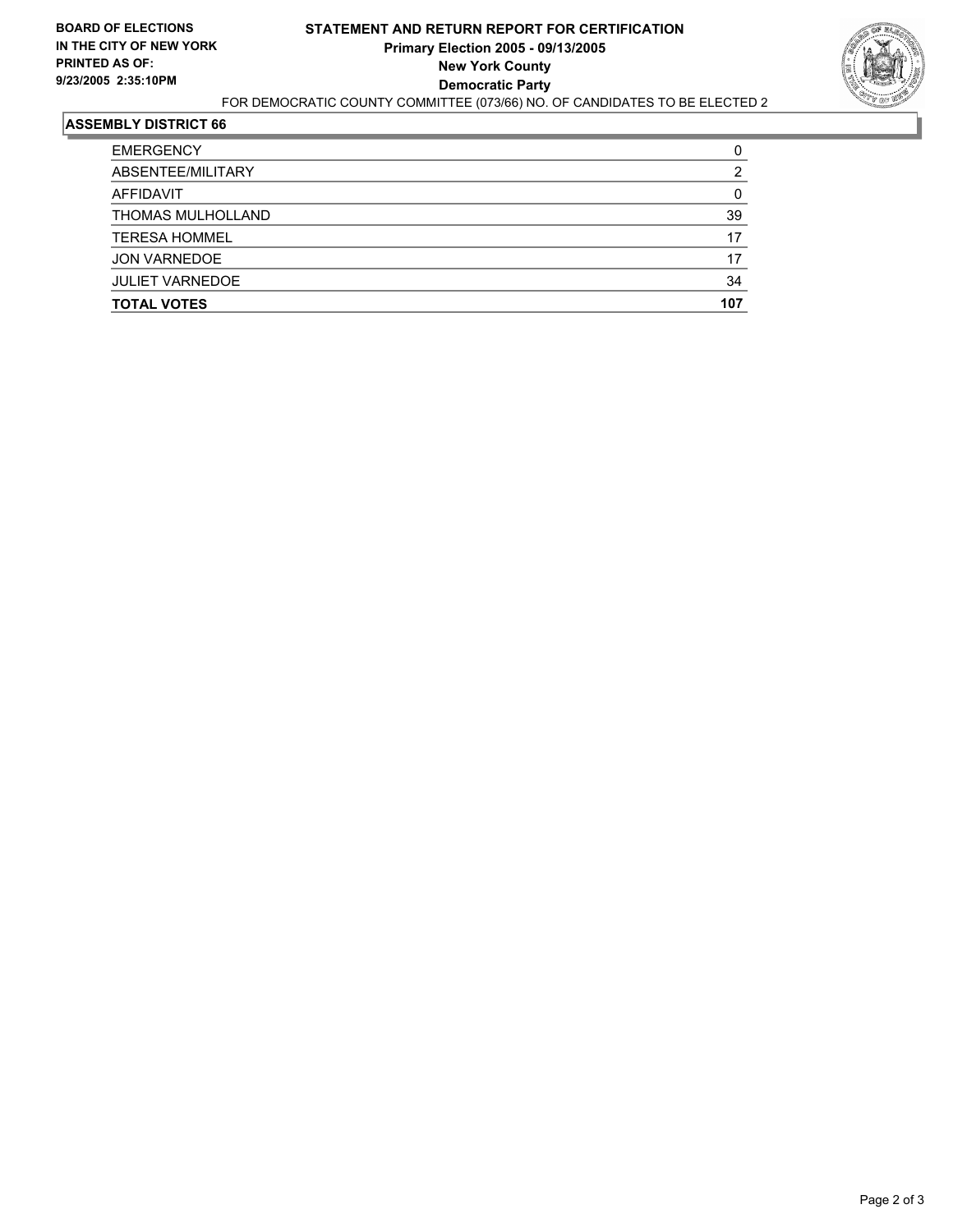**BOARD OF ELECTIONS IN THE CITY OF NEW YORK**
**PRINTED AS OF: 9/23/2005 2:35:10PM**

# STATEMENT AND RETURN REPORT FOR CERTIFICATION
## Primary Election 2005 - 09/13/2005
## New York County
## Democratic Party

FOR DEMOCRATIC COUNTY COMMITTEE (073/66) NO. OF CANDIDATES TO BE ELECTED 2

### ASSEMBLY DISTRICT 66

| | |
|---|---|
| EMERGENCY | 0 |
| ABSENTEE/MILITARY | 2 |
| AFFIDAVIT | 0 |
| THOMAS MULHOLLAND | 39 |
| TERESA HOMMEL | 17 |
| JON VARNEDOE | 17 |
| JULIET VARNEDOE | 34 |
| **TOTAL VOTES** | **107** |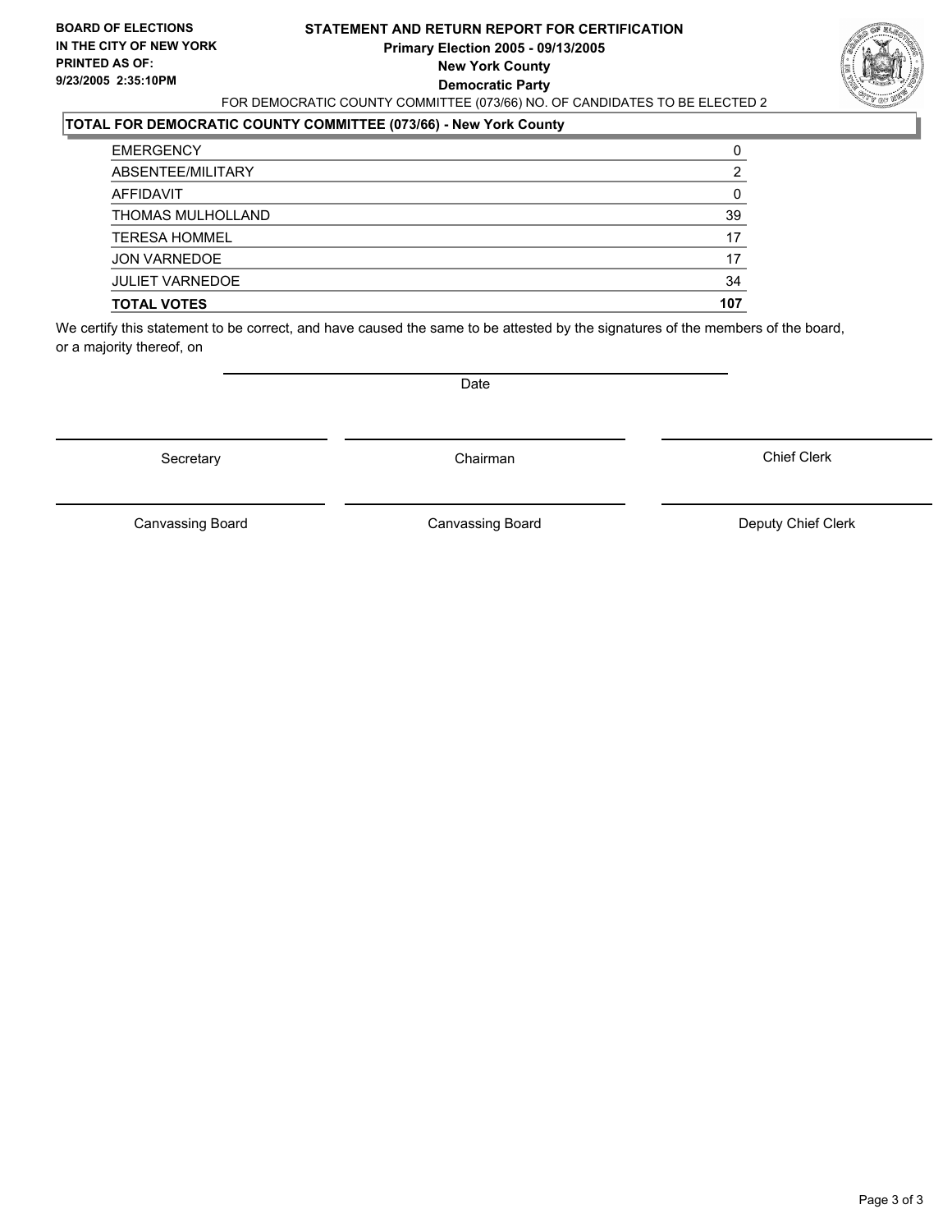BOARD OF ELECTIONS
IN THE CITY OF NEW YORK
PRINTED AS OF:
9/23/2005 2:35:10PM

# STATEMENT AND RETURN REPORT FOR CERTIFICATION
**Primary Election 2005 - 09/13/2005**
**New York County**
**Democratic Party**

FOR DEMOCRATIC COUNTY COMMITTEE (073/66) NO. OF CANDIDATES TO BE ELECTED 2

## TOTAL FOR DEMOCRATIC COUNTY COMMITTEE (073/66) - New York County

| | |
|---|---|
| EMERGENCY | 0 |
| ABSENTEE/MILITARY | 2 |
| AFFIDAVIT | 0 |
| THOMAS MULHOLLAND | 39 |
| TERESA HOMMEL | 17 |
| JON VARNEDOE | 17 |
| JULIET VARNEDOE | 34 |
| **TOTAL VOTES** | **107** |

We certify this statement to be correct, and have caused the same to be attested by the signatures of the members of the board, or a majority thereof, on

Date

| | | |
|---|---|---|
| Secretary | Chairman | Chief Clerk |
| Canvassing Board | Canvassing Board | Deputy Chief Clerk |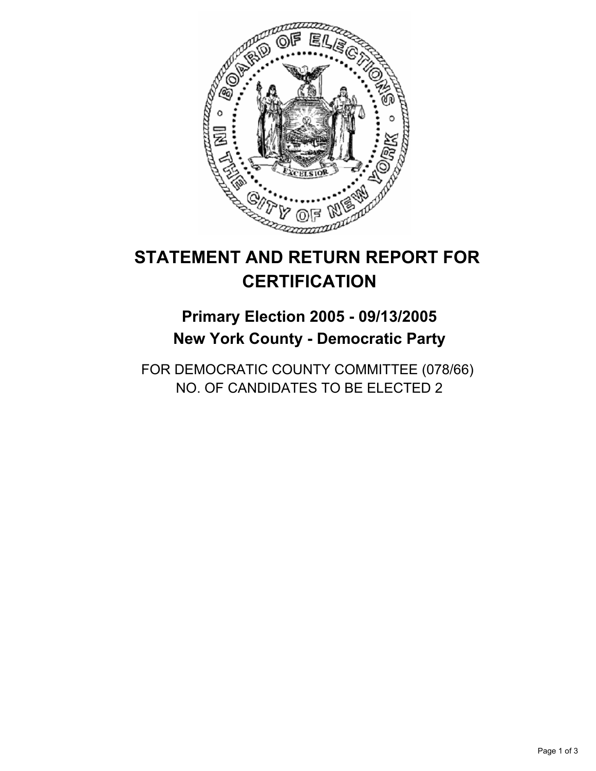# STATEMENT AND RETURN REPORT FOR CERTIFICATION

## Primary Election 2005 - 09/13/2005
## New York County - Democratic Party

FOR DEMOCRATIC COUNTY COMMITTEE (078/66)
NO. OF CANDIDATES TO BE ELECTED 2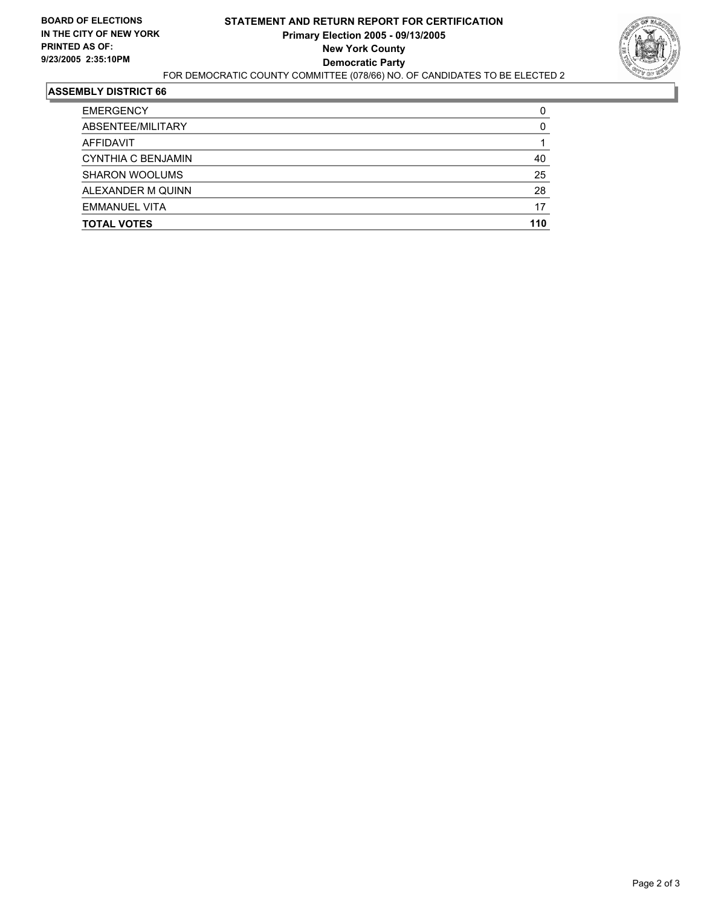**BOARD OF ELECTIONS IN THE CITY OF NEW YORK**
**PRINTED AS OF:**
**9/23/2005 2:35:10PM**

# STATEMENT AND RETURN REPORT FOR CERTIFICATION

**Primary Election 2005 - 09/13/2005**
**New York County**
**Democratic Party**

FOR DEMOCRATIC COUNTY COMMITTEE (078/66) NO. OF CANDIDATES TO BE ELECTED 2

## ASSEMBLY DISTRICT 66

| | |
|---|---|
| EMERGENCY | 0 |
| ABSENTEE/MILITARY | 0 |
| AFFIDAVIT | 1 |
| CYNTHIA C BENJAMIN | 40 |
| SHARON WOOLUMS | 25 |
| ALEXANDER M QUINN | 28 |
| EMMANUEL VITA | 17 |
| **TOTAL VOTES** | **110** |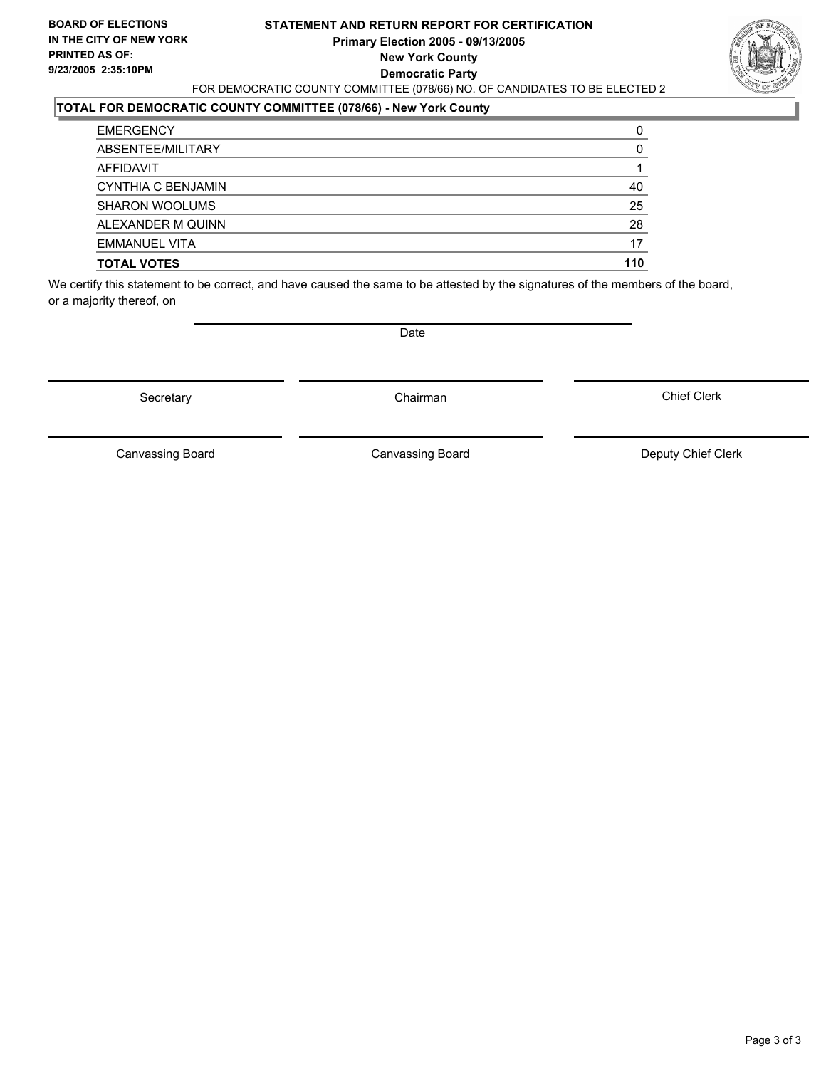**BOARD OF ELECTIONS IN THE CITY OF NEW YORK PRINTED AS OF: 9/23/2005 2:35:10PM**

# STATEMENT AND RETURN REPORT FOR CERTIFICATION
## Primary Election 2005 - 09/13/2005
## New York County
## Democratic Party

FOR DEMOCRATIC COUNTY COMMITTEE (078/66) NO. OF CANDIDATES TO BE ELECTED 2

### TOTAL FOR DEMOCRATIC COUNTY COMMITTEE (078/66) - New York County

| | |
|---|---|
| EMERGENCY | 0 |
| ABSENTEE/MILITARY | 0 |
| AFFIDAVIT | 1 |
| CYNTHIA C BENJAMIN | 40 |
| SHARON WOOLUMS | 25 |
| ALEXANDER M QUINN | 28 |
| EMMANUEL VITA | 17 |
| **TOTAL VOTES** | **110** |

We certify this statement to be correct, and have caused the same to be attested by the signatures of the members of the board, or a majority thereof, on

Date

| | | |
|---|---|---|
| Secretary | Chairman | Chief Clerk |
| Canvassing Board | Canvassing Board | Deputy Chief Clerk |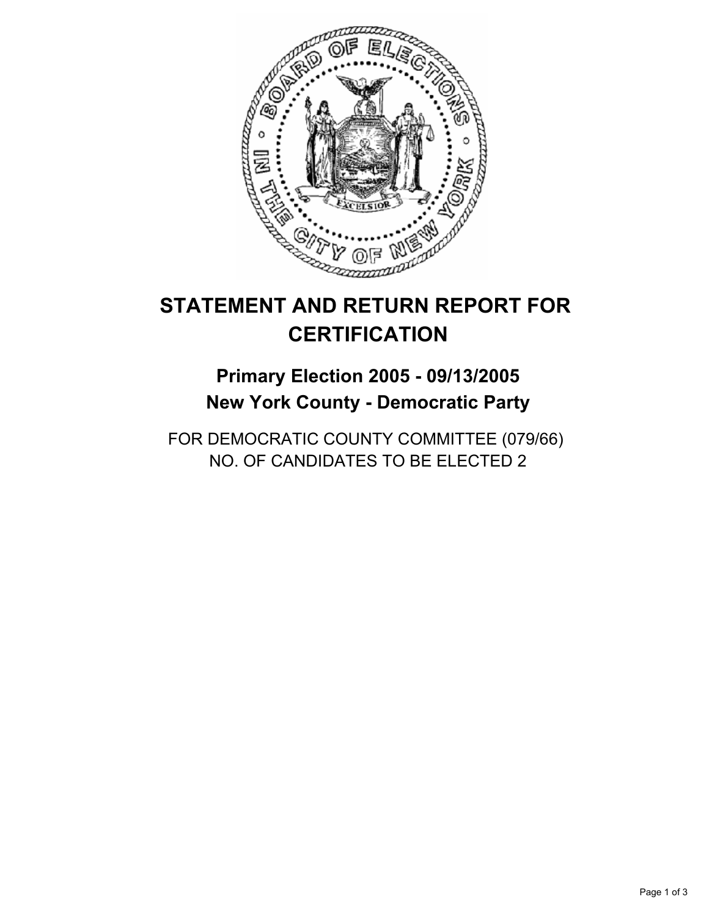# STATEMENT AND RETURN REPORT FOR CERTIFICATION

## Primary Election 2005 - 09/13/2005
## New York County - Democratic Party

FOR DEMOCRATIC COUNTY COMMITTEE (079/66)
NO. OF CANDIDATES TO BE ELECTED 2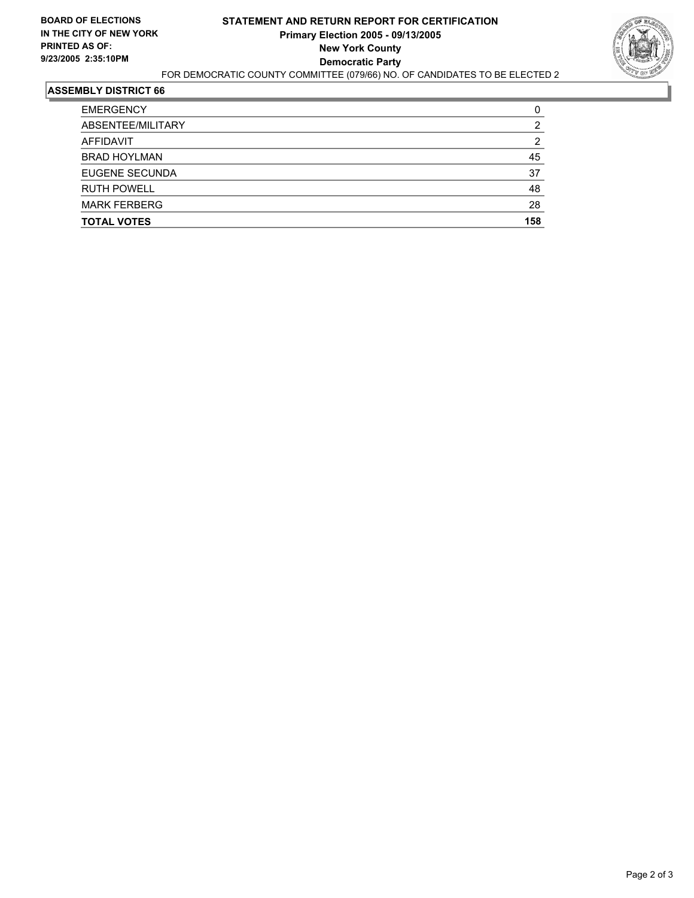**BOARD OF ELECTIONS IN THE CITY OF NEW YORK PRINTED AS OF: 9/23/2005 2:35:10PM**

# STATEMENT AND RETURN REPORT FOR CERTIFICATION
## Primary Election 2005 - 09/13/2005
## New York County
## Democratic Party

FOR DEMOCRATIC COUNTY COMMITTEE (079/66) NO. OF CANDIDATES TO BE ELECTED 2

### ASSEMBLY DISTRICT 66

| | |
|---|---|
| EMERGENCY | 0 |
| ABSENTEE/MILITARY | 2 |
| AFFIDAVIT | 2 |
| BRAD HOYLMAN | 45 |
| EUGENE SECUNDA | 37 |
| RUTH POWELL | 48 |
| MARK FERBERG | 28 |
| **TOTAL VOTES** | **158** |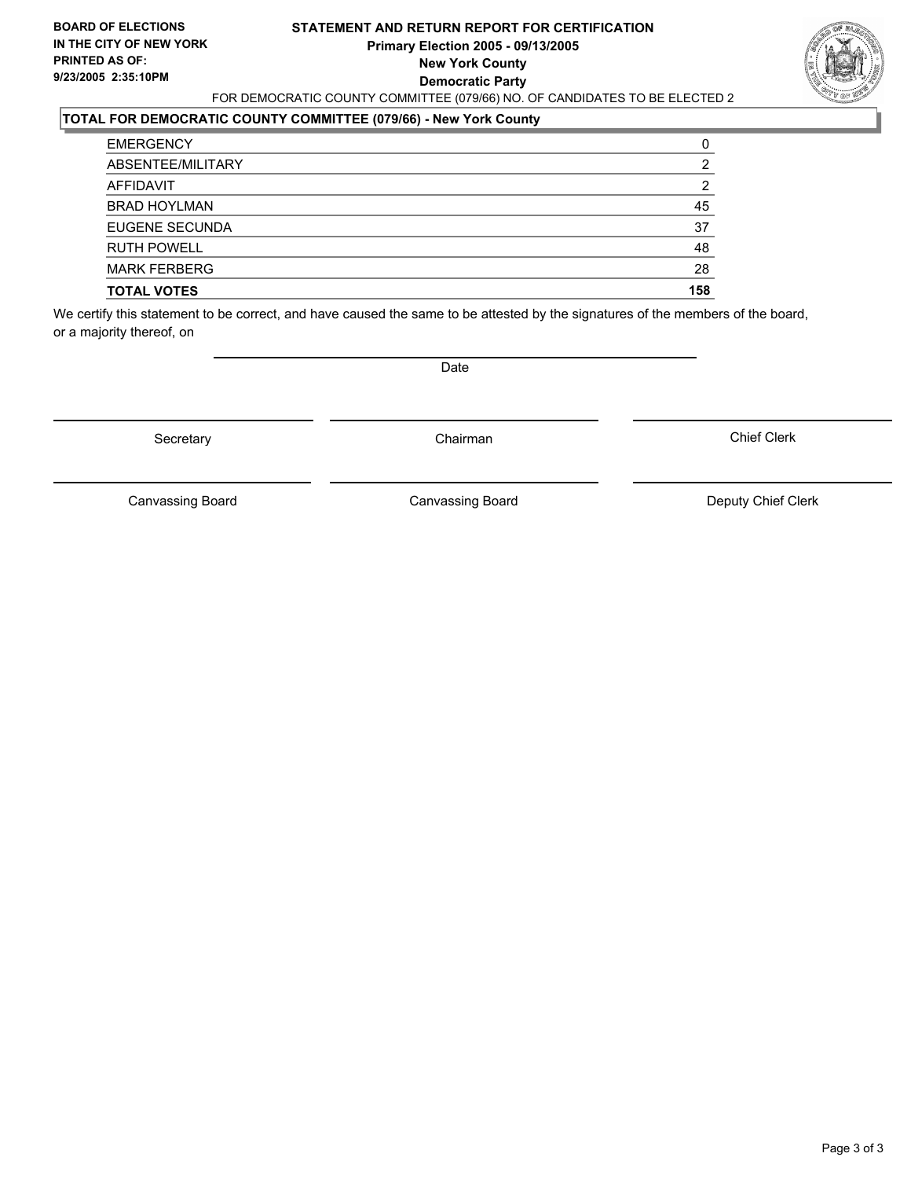**BOARD OF ELECTIONS IN THE CITY OF NEW YORK PRINTED AS OF: 9/23/2005 2:35:10PM**

# STATEMENT AND RETURN REPORT FOR CERTIFICATION
## Primary Election 2005 - 09/13/2005
## New York County
## Democratic Party

FOR DEMOCRATIC COUNTY COMMITTEE (079/66) NO. OF CANDIDATES TO BE ELECTED 2

**TOTAL FOR DEMOCRATIC COUNTY COMMITTEE (079/66) - New York County**

| | |
|---|---|
| EMERGENCY | 0 |
| ABSENTEE/MILITARY | 2 |
| AFFIDAVIT | 2 |
| BRAD HOYLMAN | 45 |
| EUGENE SECUNDA | 37 |
| RUTH POWELL | 48 |
| MARK FERBERG | 28 |
| **TOTAL VOTES** | **158** |

We certify this statement to be correct, and have caused the same to be attested by the signatures of the members of the board, or a majority thereof, on

Date

| | | |
|---|---|---|
| Secretary | Chairman | Chief Clerk |
| Canvassing Board | Canvassing Board | Deputy Chief Clerk |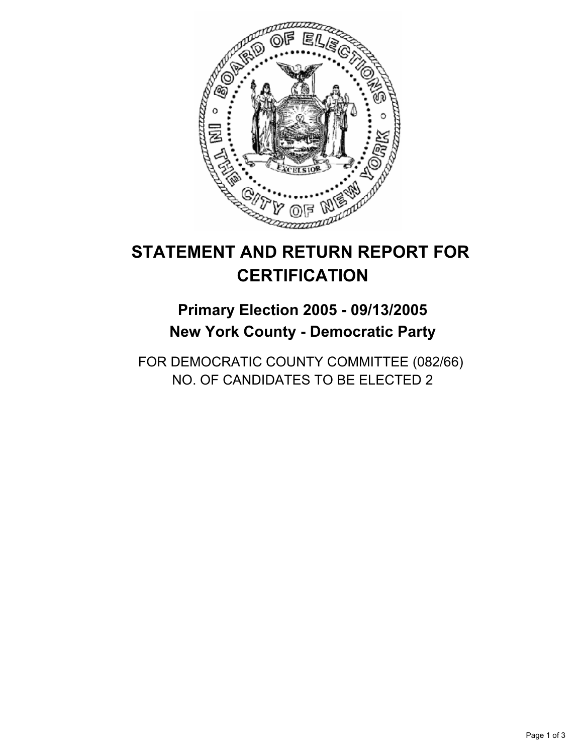# STATEMENT AND RETURN REPORT FOR CERTIFICATION

## Primary Election 2005 - 09/13/2005
## New York County - Democratic Party

FOR DEMOCRATIC COUNTY COMMITTEE (082/66)
NO. OF CANDIDATES TO BE ELECTED 2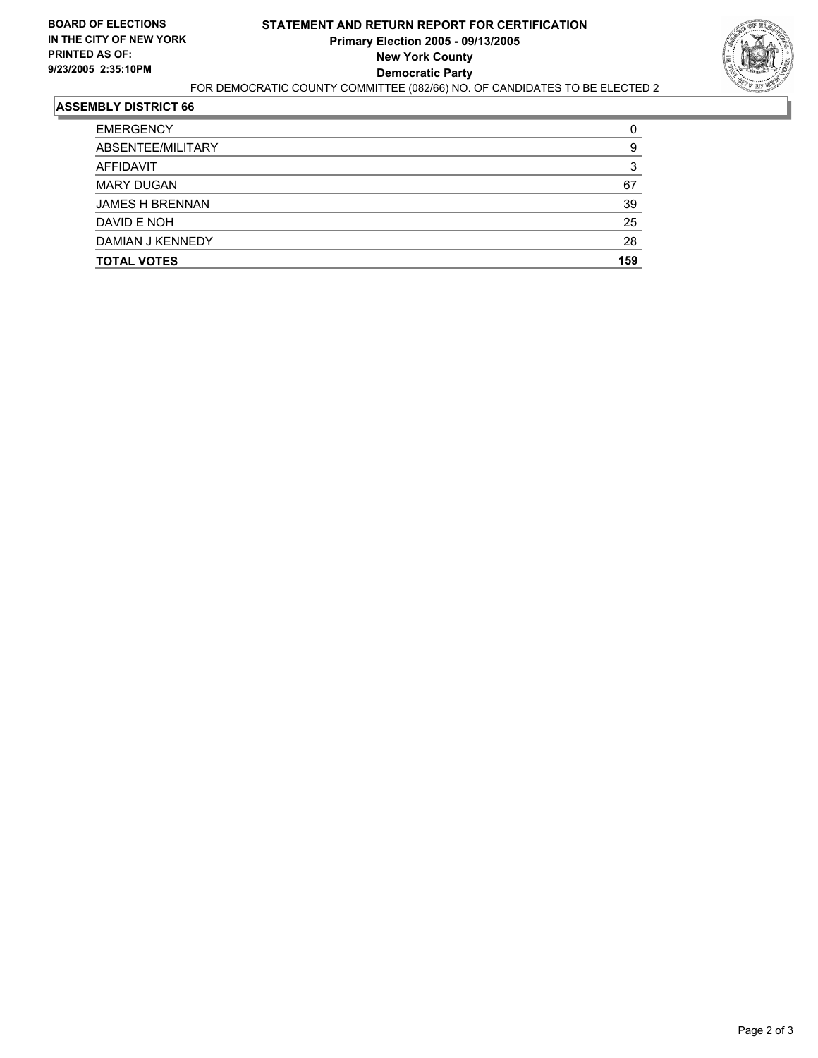**BOARD OF ELECTIONS IN THE CITY OF NEW YORK PRINTED AS OF: 9/23/2005 2:35:10PM**

# STATEMENT AND RETURN REPORT FOR CERTIFICATION

**Primary Election 2005 - 09/13/2005**

**New York County**

**Democratic Party**

FOR DEMOCRATIC COUNTY COMMITTEE (082/66) NO. OF CANDIDATES TO BE ELECTED 2

## ASSEMBLY DISTRICT 66

| | |
|---|---|
| EMERGENCY | 0 |
| ABSENTEE/MILITARY | 9 |
| AFFIDAVIT | 3 |
| MARY DUGAN | 67 |
| JAMES H BRENNAN | 39 |
| DAVID E NOH | 25 |
| DAMIAN J KENNEDY | 28 |
| **TOTAL VOTES** | **159** |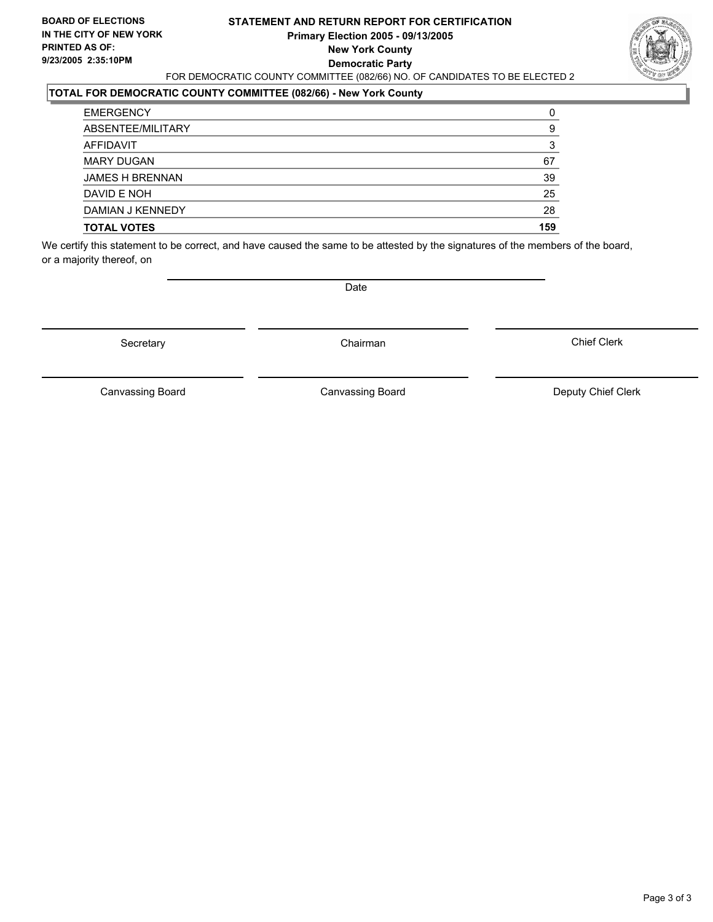**BOARD OF ELECTIONS IN THE CITY OF NEW YORK PRINTED AS OF: 9/23/2005 2:35:10PM**

# STATEMENT AND RETURN REPORT FOR CERTIFICATION
## Primary Election 2005 - 09/13/2005
## New York County
## Democratic Party

FOR DEMOCRATIC COUNTY COMMITTEE (082/66) NO. OF CANDIDATES TO BE ELECTED 2

**TOTAL FOR DEMOCRATIC COUNTY COMMITTEE (082/66) - New York County**

| | |
|---|---|
| EMERGENCY | 0 |
| ABSENTEE/MILITARY | 9 |
| AFFIDAVIT | 3 |
| MARY DUGAN | 67 |
| JAMES H BRENNAN | 39 |
| DAVID E NOH | 25 |
| DAMIAN J KENNEDY | 28 |
| **TOTAL VOTES** | **159** |

We certify this statement to be correct, and have caused the same to be attested by the signatures of the members of the board, or a majority thereof, on

Date

| | | |
|---|---|---|
| Secretary | Chairman | Chief Clerk |
| Canvassing Board | Canvassing Board | Deputy Chief Clerk |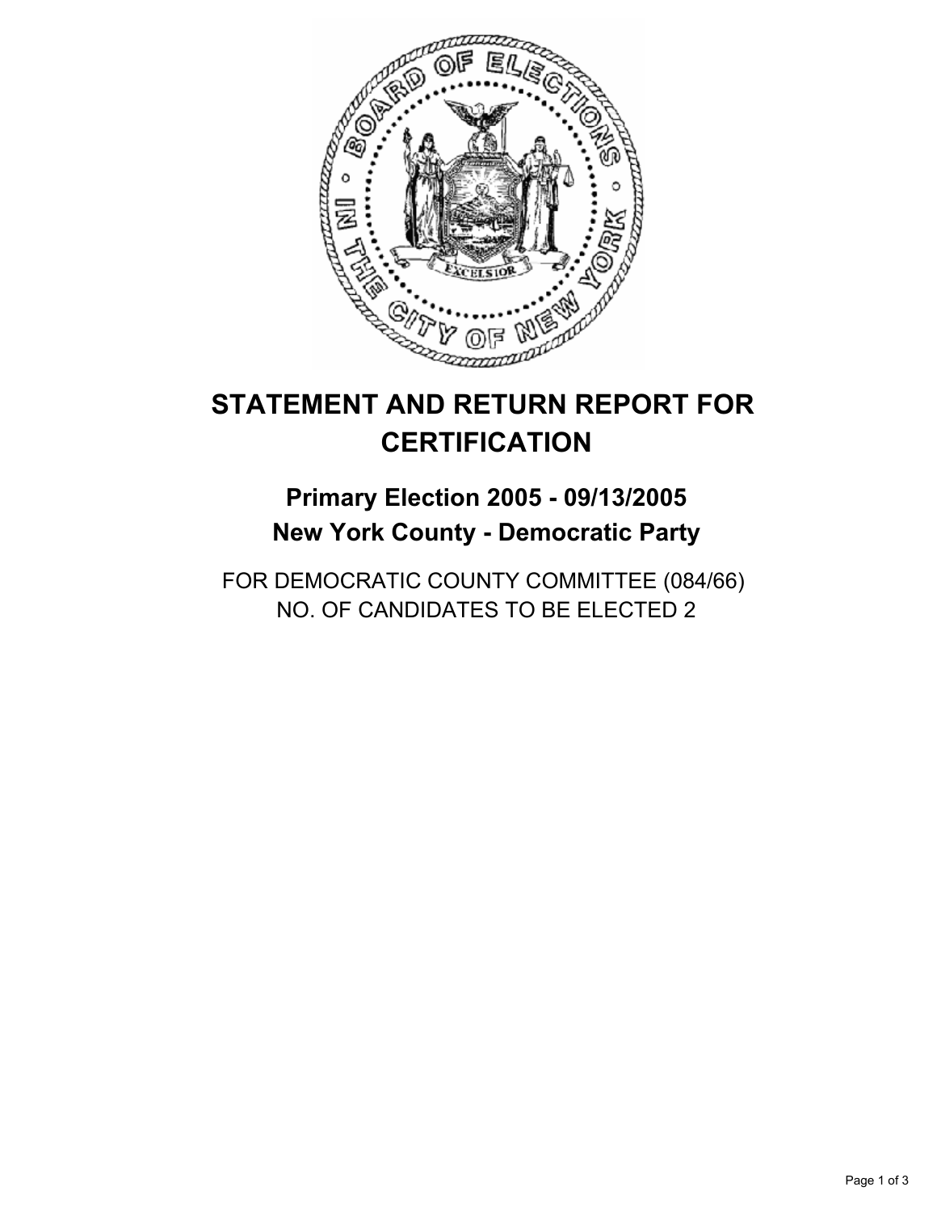# STATEMENT AND RETURN REPORT FOR CERTIFICATION

## Primary Election 2005 - 09/13/2005
## New York County - Democratic Party

FOR DEMOCRATIC COUNTY COMMITTEE (084/66)
NO. OF CANDIDATES TO BE ELECTED 2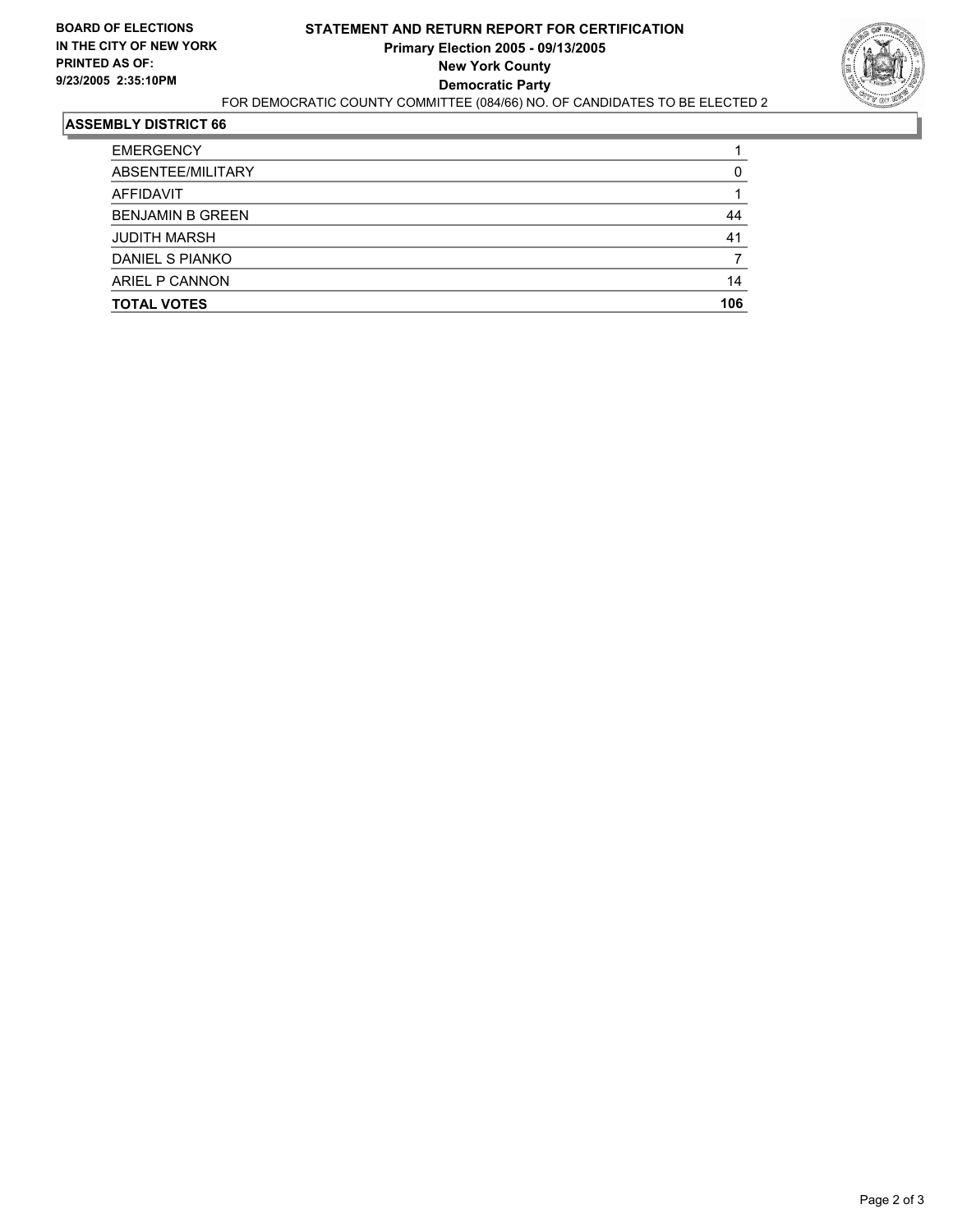**BOARD OF ELECTIONS IN THE CITY OF NEW YORK**
**PRINTED AS OF:**
**9/23/2005 2:35:10PM**

# STATEMENT AND RETURN REPORT FOR CERTIFICATION
## Primary Election 2005 - 09/13/2005
## New York County
## Democratic Party

FOR DEMOCRATIC COUNTY COMMITTEE (084/66) NO. OF CANDIDATES TO BE ELECTED 2

### ASSEMBLY DISTRICT 66

| | |
|---|---|
| EMERGENCY | 1 |
| ABSENTEE/MILITARY | 0 |
| AFFIDAVIT | 1 |
| BENJAMIN B GREEN | 44 |
| JUDITH MARSH | 41 |
| DANIEL S PIANKO | 7 |
| ARIEL P CANNON | 14 |
| **TOTAL VOTES** | **106** |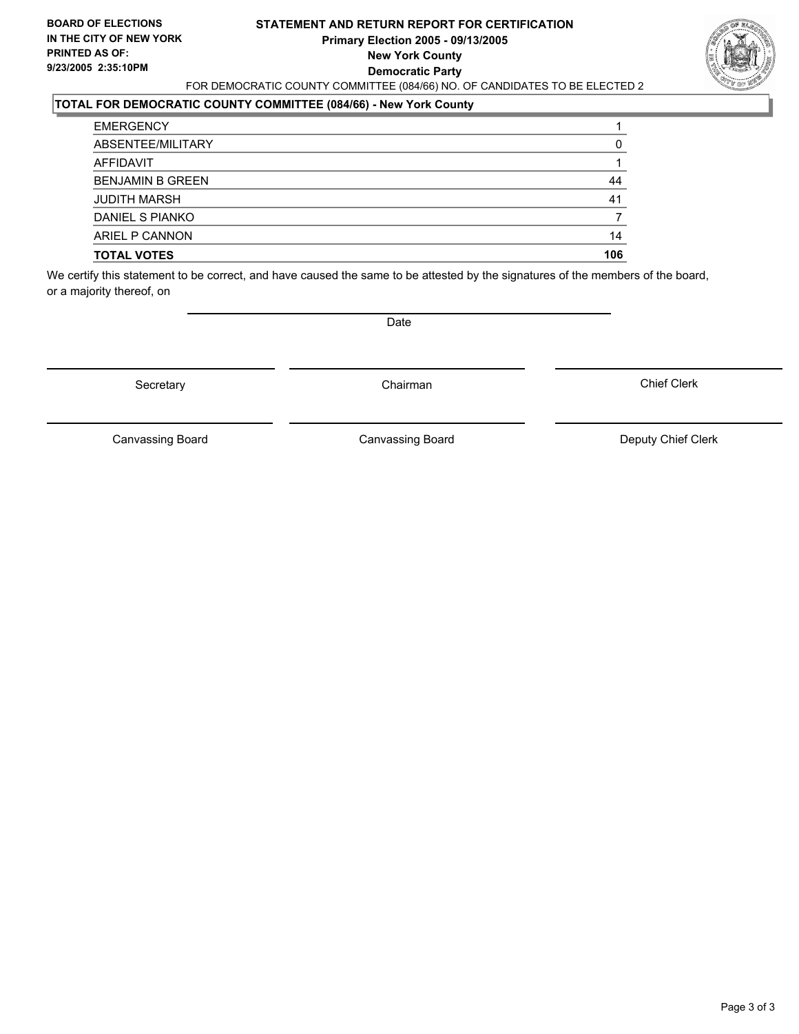**BOARD OF ELECTIONS IN THE CITY OF NEW YORK**
**PRINTED AS OF:**
**9/23/2005 2:35:10PM**

# STATEMENT AND RETURN REPORT FOR CERTIFICATION
## Primary Election 2005 - 09/13/2005
## New York County
## Democratic Party

FOR DEMOCRATIC COUNTY COMMITTEE (084/66) NO. OF CANDIDATES TO BE ELECTED 2

**TOTAL FOR DEMOCRATIC COUNTY COMMITTEE (084/66) - New York County**

| | |
|---|---|
| EMERGENCY | 1 |
| ABSENTEE/MILITARY | 0 |
| AFFIDAVIT | 1 |
| BENJAMIN B GREEN | 44 |
| JUDITH MARSH | 41 |
| DANIEL S PIANKO | 7 |
| ARIEL P CANNON | 14 |
| **TOTAL VOTES** | **106** |

We certify this statement to be correct, and have caused the same to be attested by the signatures of the members of the board, or a majority thereof, on

Date

| | | |
|---|---|---|
| Secretary | Chairman | Chief Clerk |
| Canvassing Board | Canvassing Board | Deputy Chief Clerk |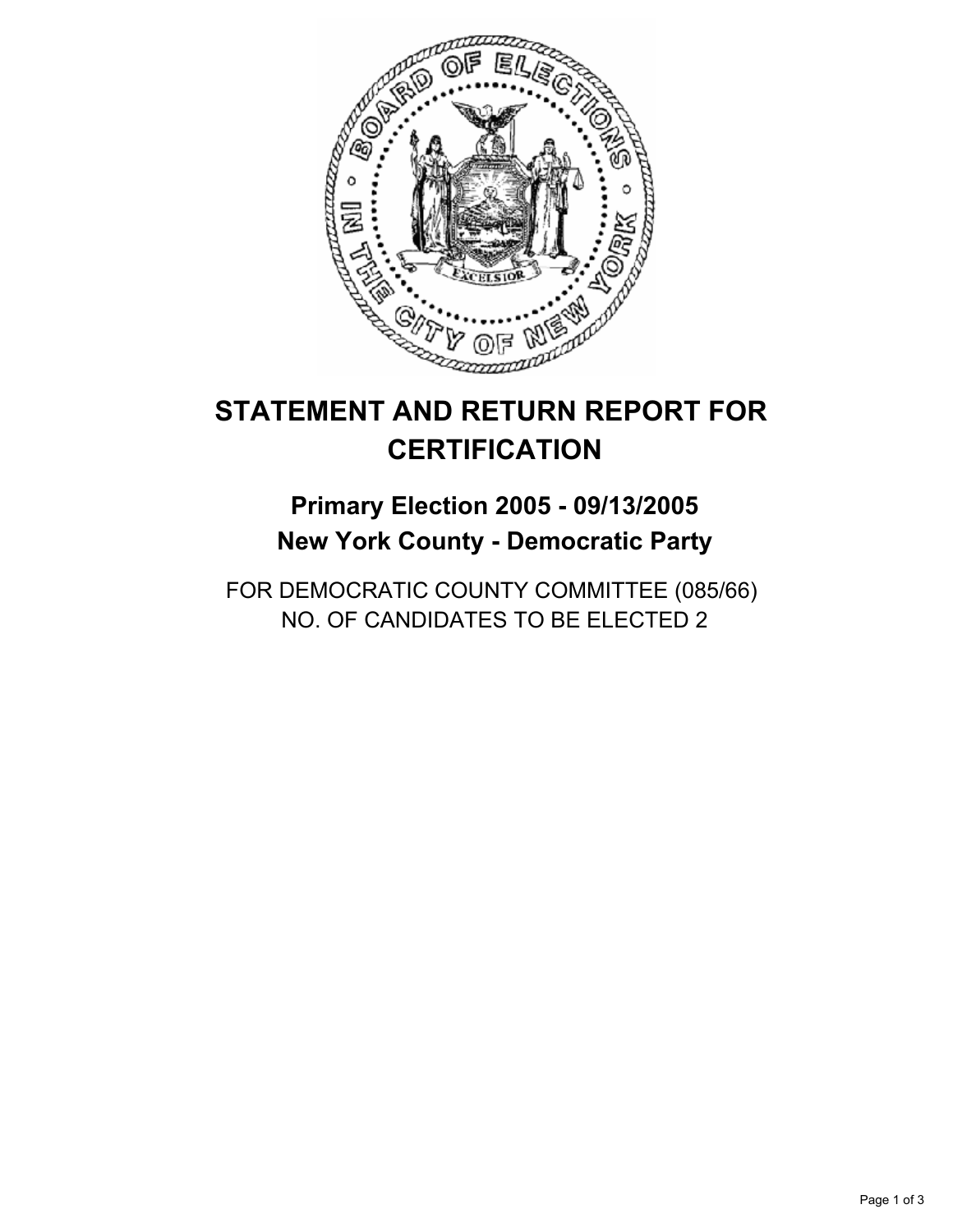# STATEMENT AND RETURN REPORT FOR CERTIFICATION

## Primary Election 2005 - 09/13/2005

## New York County - Democratic Party

FOR DEMOCRATIC COUNTY COMMITTEE (085/66)
NO. OF CANDIDATES TO BE ELECTED 2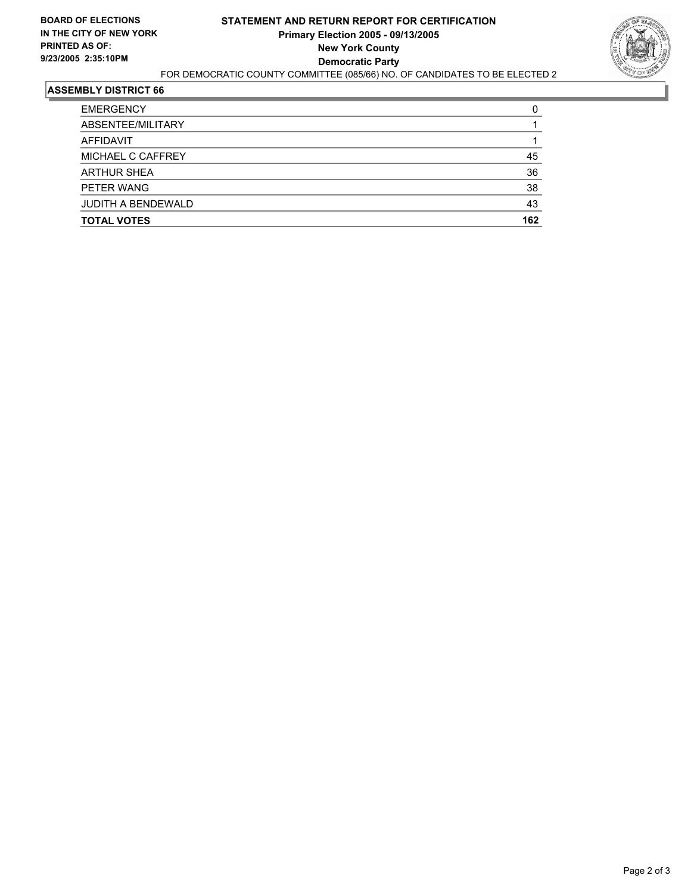**BOARD OF ELECTIONS IN THE CITY OF NEW YORK PRINTED AS OF: 9/23/2005 2:35:10PM**

# STATEMENT AND RETURN REPORT FOR CERTIFICATION

**Primary Election 2005 - 09/13/2005**
**New York County**
**Democratic Party**

FOR DEMOCRATIC COUNTY COMMITTEE (085/66) NO. OF CANDIDATES TO BE ELECTED 2

## ASSEMBLY DISTRICT 66

| | |
|---|---|
| EMERGENCY | 0 |
| ABSENTEE/MILITARY | 1 |
| AFFIDAVIT | 1 |
| MICHAEL C CAFFREY | 45 |
| ARTHUR SHEA | 36 |
| PETER WANG | 38 |
| JUDITH A BENDEWALD | 43 |
| **TOTAL VOTES** | **162** |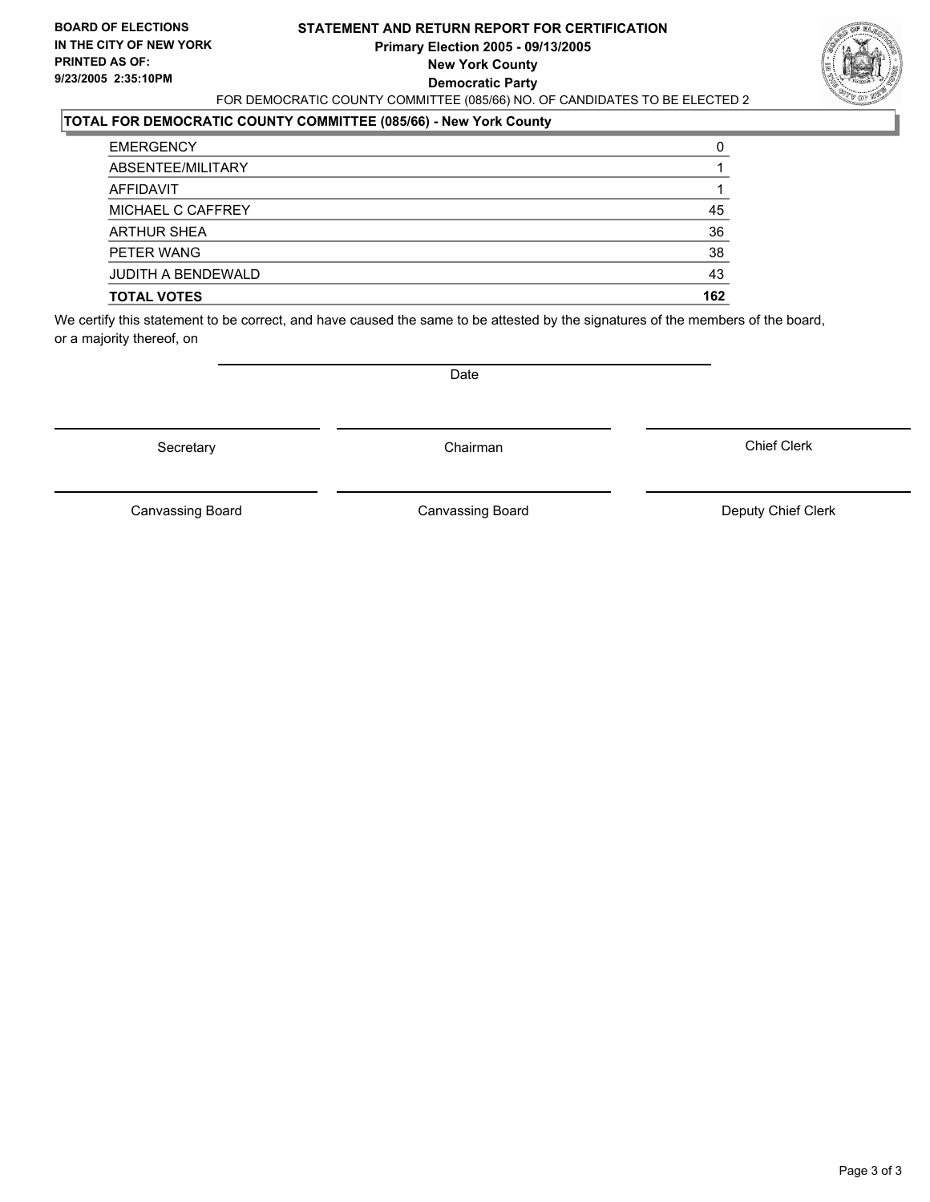**BOARD OF ELECTIONS IN THE CITY OF NEW YORK PRINTED AS OF: 9/23/2005 2:35:10PM**

# STATEMENT AND RETURN REPORT FOR CERTIFICATION

**Primary Election 2005 - 09/13/2005**
**New York County**
**Democratic Party**

FOR DEMOCRATIC COUNTY COMMITTEE (085/66) NO. OF CANDIDATES TO BE ELECTED 2

## TOTAL FOR DEMOCRATIC COUNTY COMMITTEE (085/66) - New York County

| | |
|---|---|
| EMERGENCY | 0 |
| ABSENTEE/MILITARY | 1 |
| AFFIDAVIT | 1 |
| MICHAEL C CAFFREY | 45 |
| ARTHUR SHEA | 36 |
| PETER WANG | 38 |
| JUDITH A BENDEWALD | 43 |
| **TOTAL VOTES** | **162** |

We certify this statement to be correct, and have caused the same to be attested by the signatures of the members of the board, or a majority thereof, on

Date

Secretary | Chairman | Chief Clerk

Canvassing Board | Canvassing Board | Deputy Chief Clerk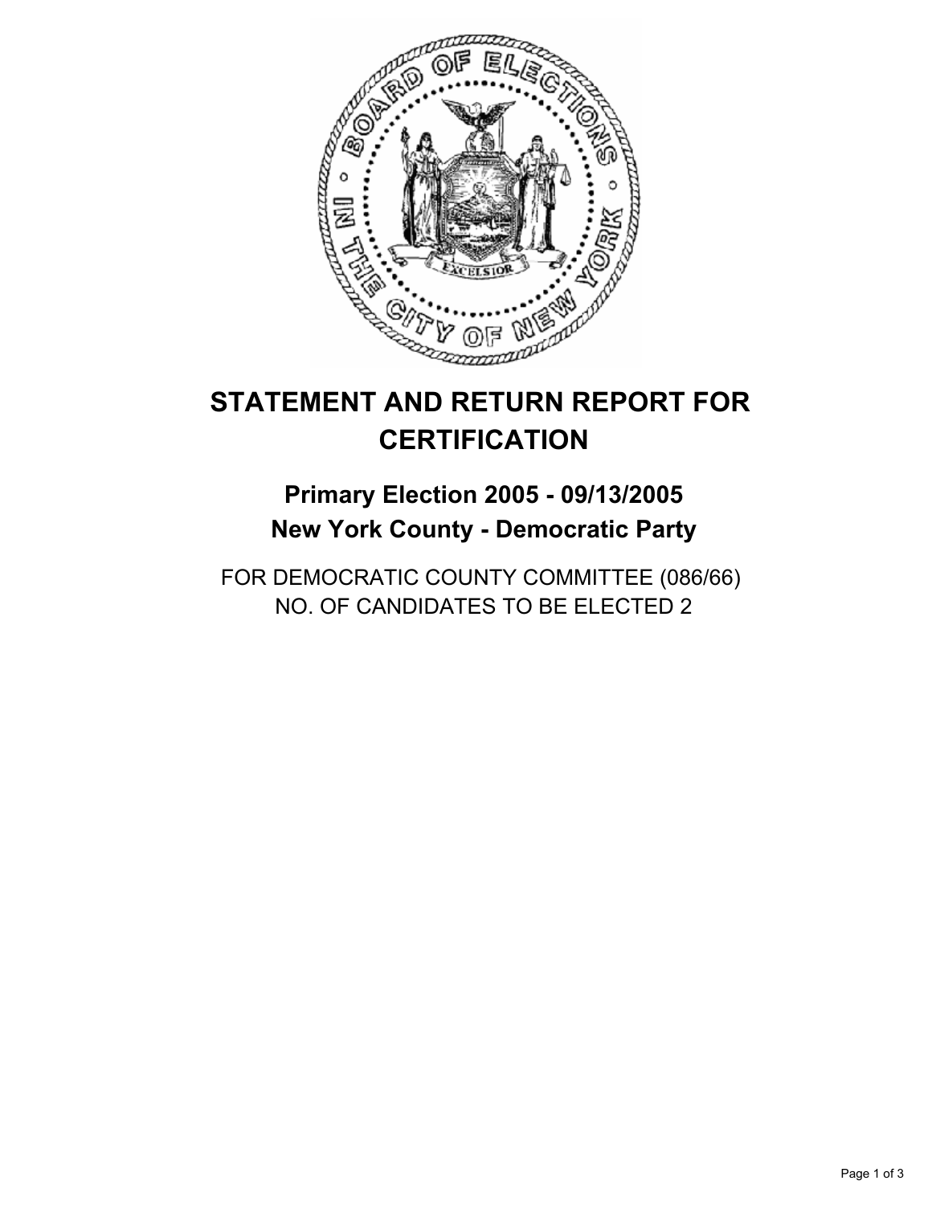# STATEMENT AND RETURN REPORT FOR CERTIFICATION

## Primary Election 2005 - 09/13/2005
## New York County - Democratic Party

FOR DEMOCRATIC COUNTY COMMITTEE (086/66)
NO. OF CANDIDATES TO BE ELECTED 2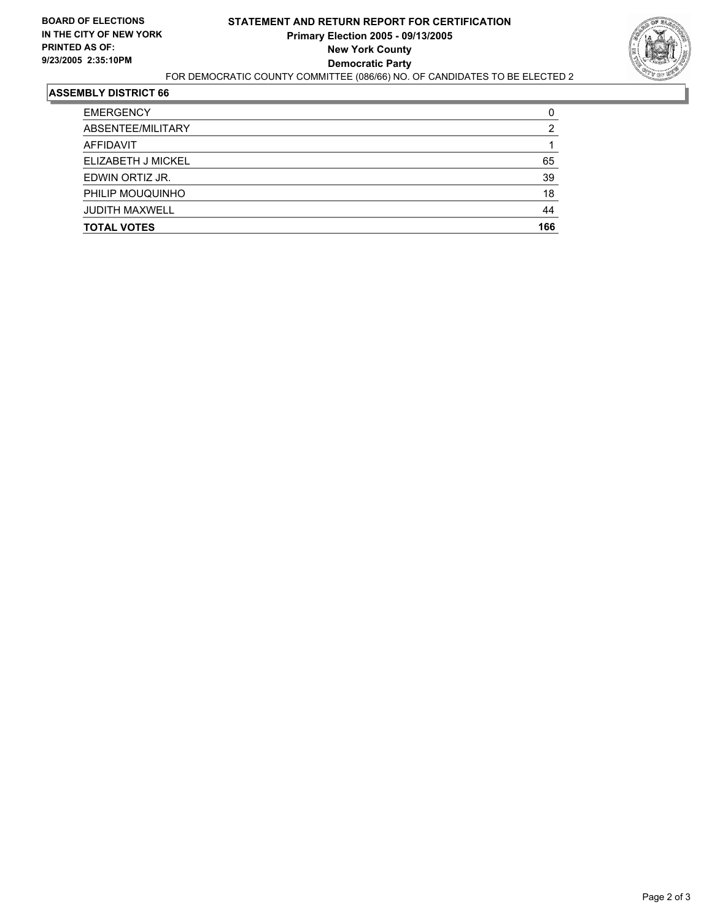**BOARD OF ELECTIONS IN THE CITY OF NEW YORK PRINTED AS OF: 9/23/2005 2:35:10PM**

# STATEMENT AND RETURN REPORT FOR CERTIFICATION
## Primary Election 2005 - 09/13/2005
## New York County
## Democratic Party

FOR DEMOCRATIC COUNTY COMMITTEE (086/66) NO. OF CANDIDATES TO BE ELECTED 2

### ASSEMBLY DISTRICT 66

| | |
|---|---|
| EMERGENCY | 0 |
| ABSENTEE/MILITARY | 2 |
| AFFIDAVIT | 1 |
| ELIZABETH J MICKEL | 65 |
| EDWIN ORTIZ JR. | 39 |
| PHILIP MOUQUINHO | 18 |
| JUDITH MAXWELL | 44 |
| **TOTAL VOTES** | **166** |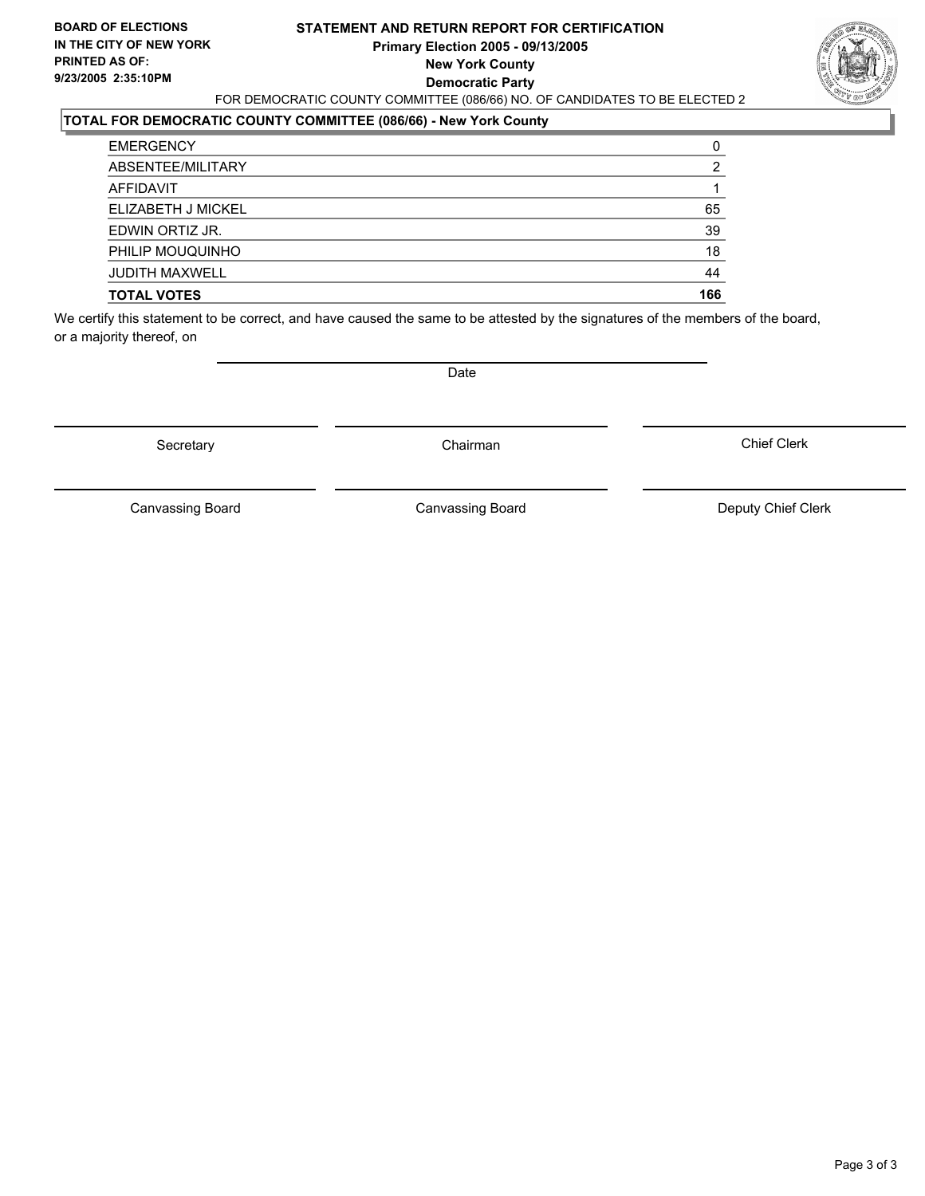**BOARD OF ELECTIONS IN THE CITY OF NEW YORK PRINTED AS OF: 9/23/2005 2:35:10PM**

# STATEMENT AND RETURN REPORT FOR CERTIFICATION
## Primary Election 2005 - 09/13/2005
## New York County
## Democratic Party

FOR DEMOCRATIC COUNTY COMMITTEE (086/66) NO. OF CANDIDATES TO BE ELECTED 2

### TOTAL FOR DEMOCRATIC COUNTY COMMITTEE (086/66) - New York County

| | |
|---|---|
| EMERGENCY | 0 |
| ABSENTEE/MILITARY | 2 |
| AFFIDAVIT | 1 |
| ELIZABETH J MICKEL | 65 |
| EDWIN ORTIZ JR. | 39 |
| PHILIP MOUQUINHO | 18 |
| JUDITH MAXWELL | 44 |
| **TOTAL VOTES** | **166** |

We certify this statement to be correct, and have caused the same to be attested by the signatures of the members of the board, or a majority thereof, on

Date

| | | |
|---|---|---|
| Secretary | Chairman | Chief Clerk |
| Canvassing Board | Canvassing Board | Deputy Chief Clerk |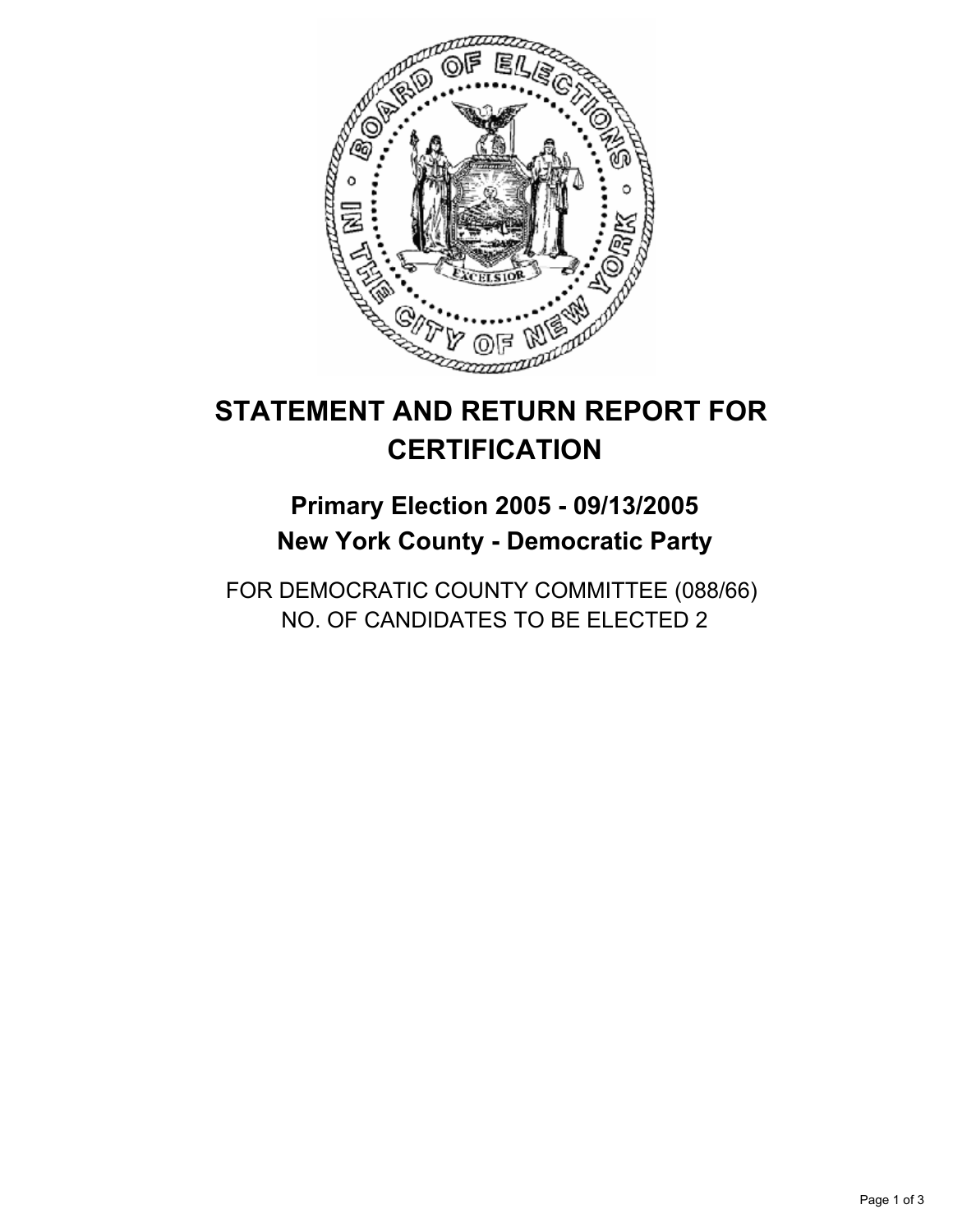# STATEMENT AND RETURN REPORT FOR CERTIFICATION

## Primary Election 2005 - 09/13/2005
## New York County - Democratic Party

FOR DEMOCRATIC COUNTY COMMITTEE (088/66)
NO. OF CANDIDATES TO BE ELECTED 2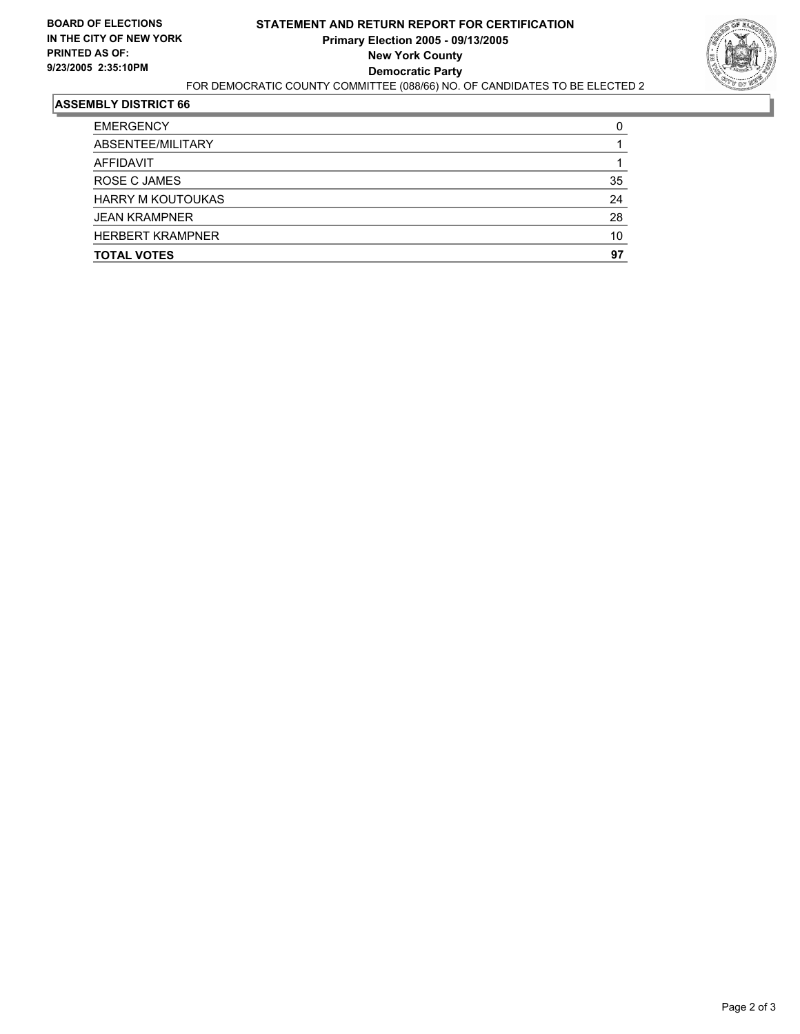**BOARD OF ELECTIONS IN THE CITY OF NEW YORK PRINTED AS OF: 9/23/2005 2:35:10PM**

# STATEMENT AND RETURN REPORT FOR CERTIFICATION

**Primary Election 2005 - 09/13/2005**

**New York County**

**Democratic Party**

FOR DEMOCRATIC COUNTY COMMITTEE (088/66) NO. OF CANDIDATES TO BE ELECTED 2

## ASSEMBLY DISTRICT 66

| | |
|---|---|
| EMERGENCY | 0 |
| ABSENTEE/MILITARY | 1 |
| AFFIDAVIT | 1 |
| ROSE C JAMES | 35 |
| HARRY M KOUTOUKAS | 24 |
| JEAN KRAMPNER | 28 |
| HERBERT KRAMPNER | 10 |
| **TOTAL VOTES** | **97** |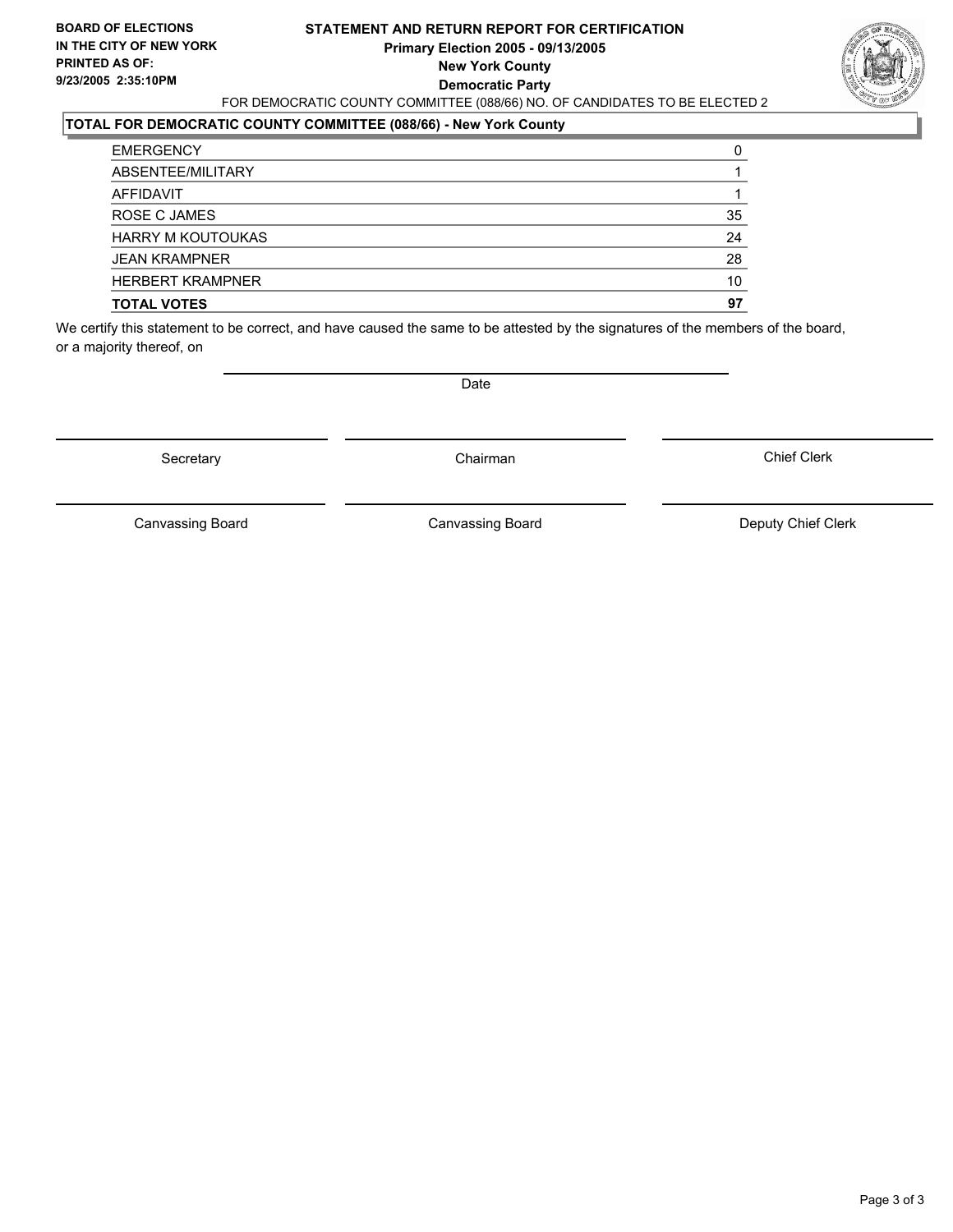**BOARD OF ELECTIONS IN THE CITY OF NEW YORK**
**PRINTED AS OF:**
**9/23/2005 2:35:10PM**

**STATEMENT AND RETURN REPORT FOR CERTIFICATION**
**Primary Election 2005 - 09/13/2005**
**New York County**
**Democratic Party**

FOR DEMOCRATIC COUNTY COMMITTEE (088/66) NO. OF CANDIDATES TO BE ELECTED 2

**TOTAL FOR DEMOCRATIC COUNTY COMMITTEE (088/66) - New York County**

| | |
|---|---|
| EMERGENCY | 0 |
| ABSENTEE/MILITARY | 1 |
| AFFIDAVIT | 1 |
| ROSE C JAMES | 35 |
| HARRY M KOUTOUKAS | 24 |
| JEAN KRAMPNER | 28 |
| HERBERT KRAMPNER | 10 |
| **TOTAL VOTES** | **97** |

We certify this statement to be correct, and have caused the same to be attested by the signatures of the members of the board, or a majority thereof, on

Date

| | | |
|---|---|---|
| Secretary | Chairman | Chief Clerk |
| Canvassing Board | Canvassing Board | Deputy Chief Clerk |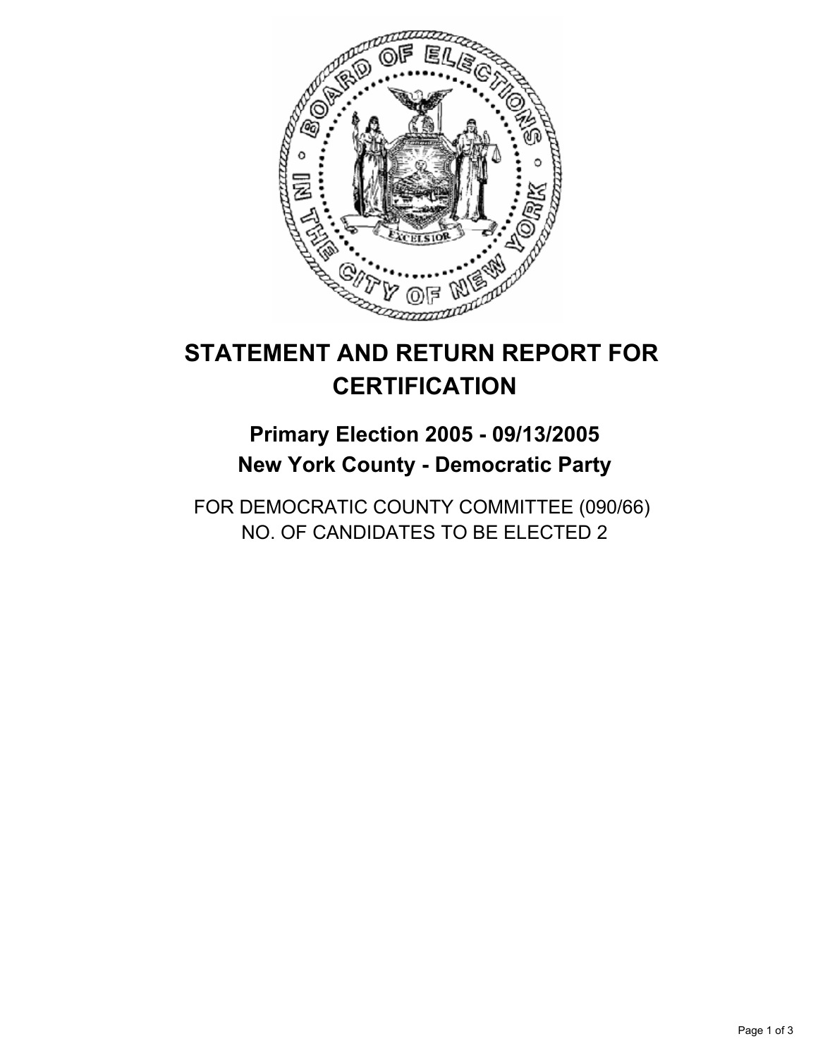# STATEMENT AND RETURN REPORT FOR CERTIFICATION

## Primary Election 2005 - 09/13/2005
## New York County - Democratic Party

FOR DEMOCRATIC COUNTY COMMITTEE (090/66)
NO. OF CANDIDATES TO BE ELECTED 2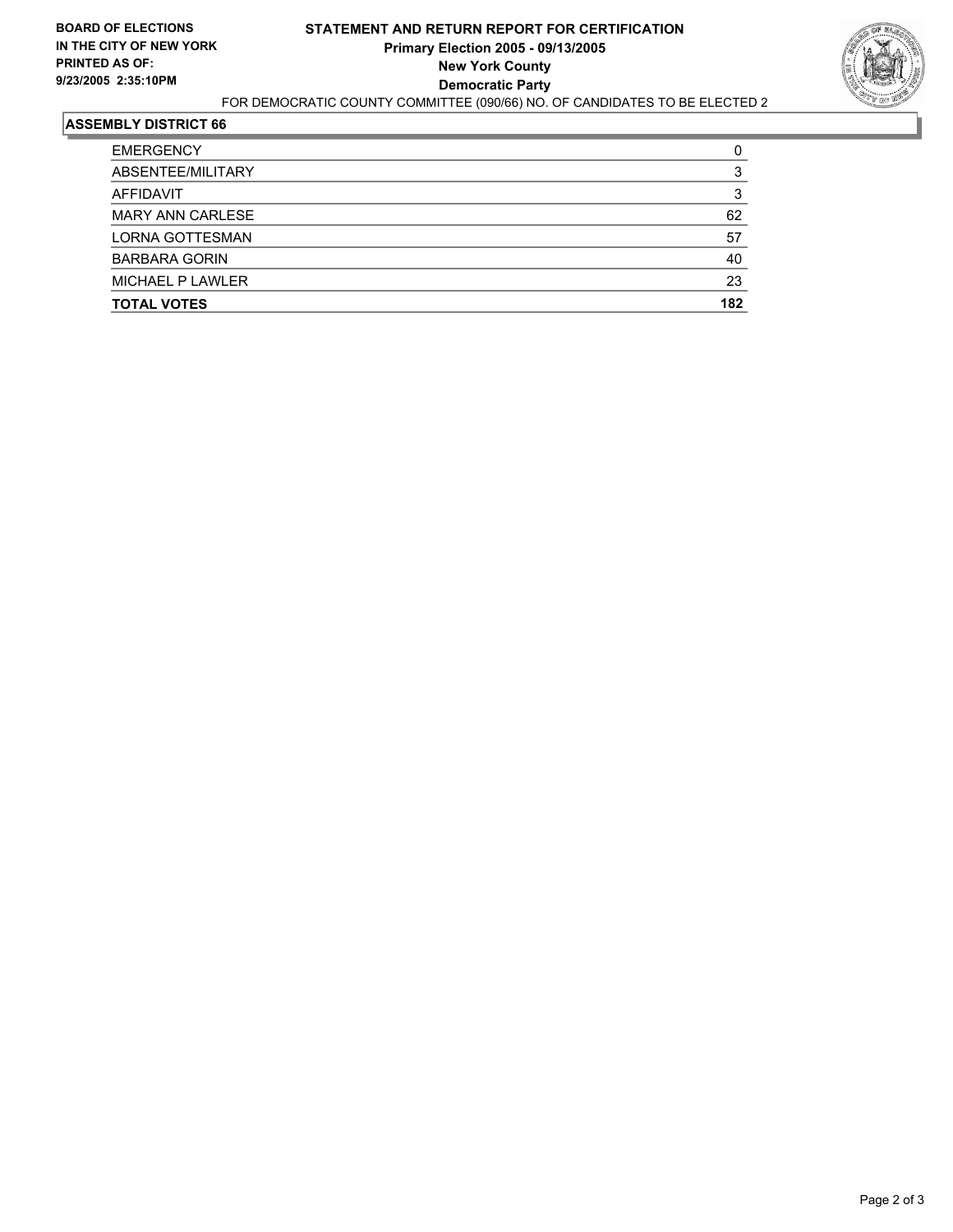**BOARD OF ELECTIONS IN THE CITY OF NEW YORK**
**PRINTED AS OF: 9/23/2005 2:35:10PM**

# STATEMENT AND RETURN REPORT FOR CERTIFICATION
**Primary Election 2005 - 09/13/2005**
**New York County**
**Democratic Party**
FOR DEMOCRATIC COUNTY COMMITTEE (090/66) NO. OF CANDIDATES TO BE ELECTED 2

## ASSEMBLY DISTRICT 66

| | |
|---|---|
| EMERGENCY | 0 |
| ABSENTEE/MILITARY | 3 |
| AFFIDAVIT | 3 |
| MARY ANN CARLESE | 62 |
| LORNA GOTTESMAN | 57 |
| BARBARA GORIN | 40 |
| MICHAEL P LAWLER | 23 |
| **TOTAL VOTES** | **182** |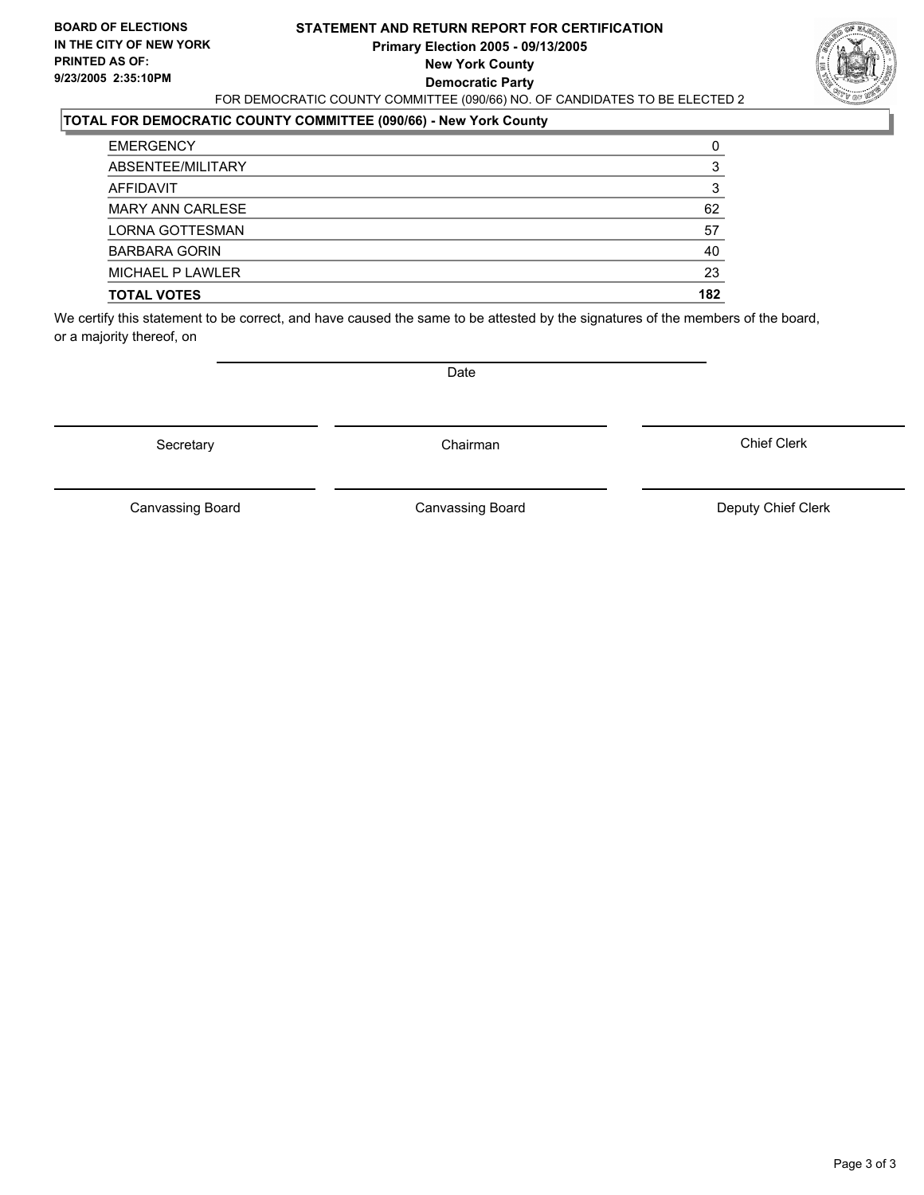**BOARD OF ELECTIONS IN THE CITY OF NEW YORK PRINTED AS OF: 9/23/2005 2:35:10PM**

# STATEMENT AND RETURN REPORT FOR CERTIFICATION
## Primary Election 2005 - 09/13/2005
## New York County
## Democratic Party

FOR DEMOCRATIC COUNTY COMMITTEE (090/66) NO. OF CANDIDATES TO BE ELECTED 2

### TOTAL FOR DEMOCRATIC COUNTY COMMITTEE (090/66) - New York County

| | |
|---|---|
| EMERGENCY | 0 |
| ABSENTEE/MILITARY | 3 |
| AFFIDAVIT | 3 |
| MARY ANN CARLESE | 62 |
| LORNA GOTTESMAN | 57 |
| BARBARA GORIN | 40 |
| MICHAEL P LAWLER | 23 |
| **TOTAL VOTES** | **182** |

We certify this statement to be correct, and have caused the same to be attested by the signatures of the members of the board, or a majority thereof, on

Date

Secretary | Chairman | Chief Clerk

Canvassing Board | Canvassing Board | Deputy Chief Clerk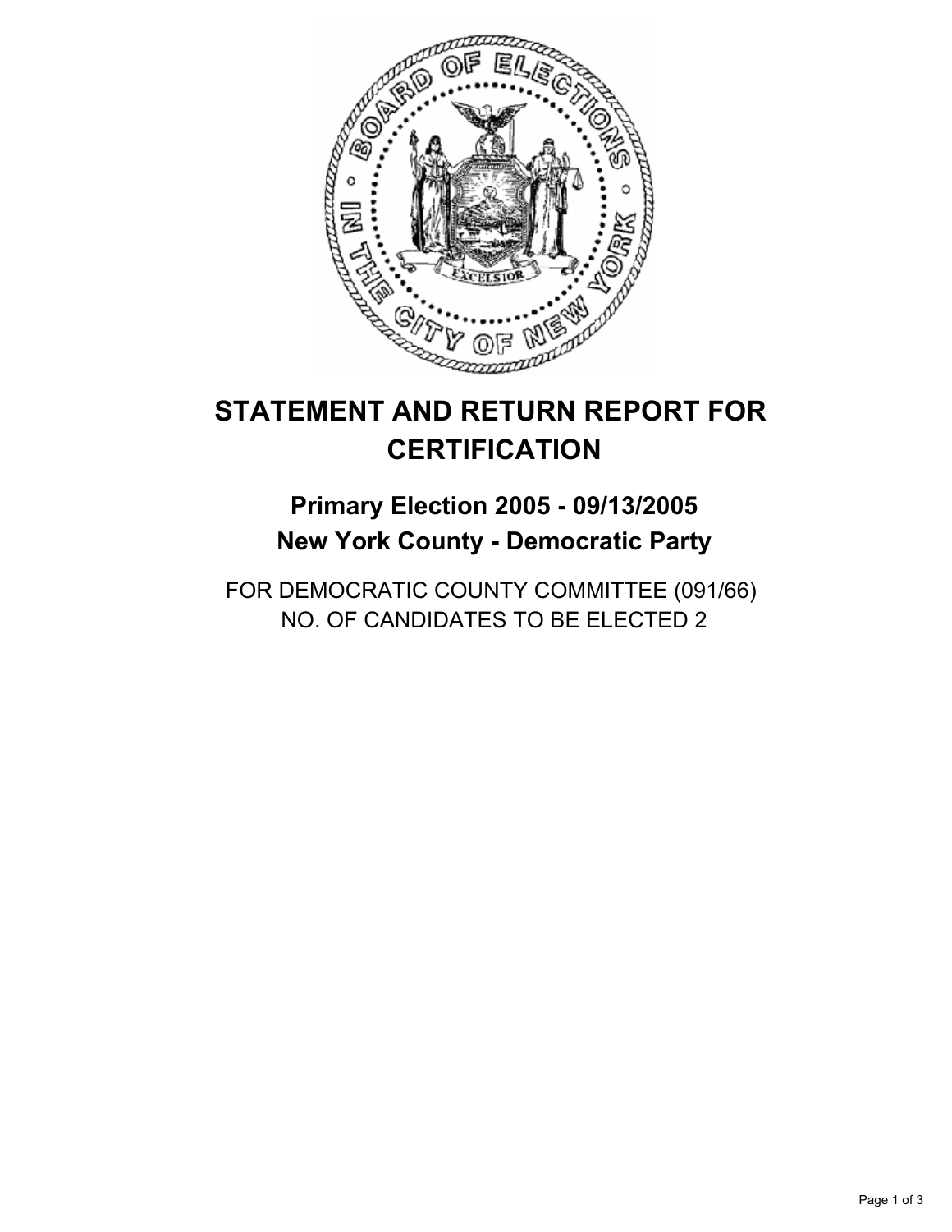# STATEMENT AND RETURN REPORT FOR CERTIFICATION

## Primary Election 2005 - 09/13/2005
## New York County - Democratic Party

FOR DEMOCRATIC COUNTY COMMITTEE (091/66)
NO. OF CANDIDATES TO BE ELECTED 2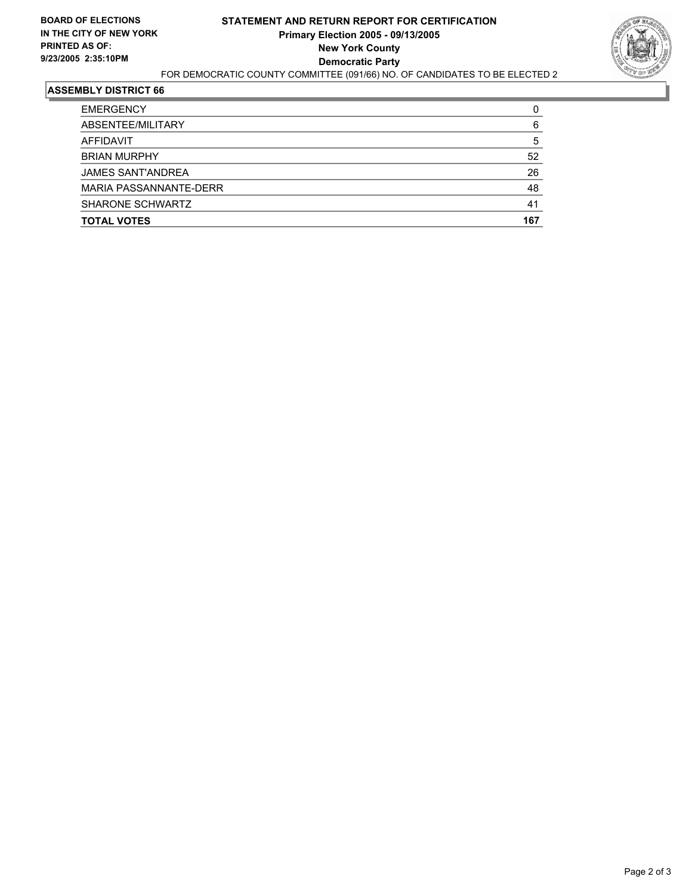**BOARD OF ELECTIONS IN THE CITY OF NEW YORK**
**PRINTED AS OF: 9/23/2005 2:35:10PM**

# STATEMENT AND RETURN REPORT FOR CERTIFICATION
## Primary Election 2005 - 09/13/2005
## New York County
## Democratic Party

FOR DEMOCRATIC COUNTY COMMITTEE (091/66) NO. OF CANDIDATES TO BE ELECTED 2

### ASSEMBLY DISTRICT 66

| | |
|---|---|
| EMERGENCY | 0 |
| ABSENTEE/MILITARY | 6 |
| AFFIDAVIT | 5 |
| BRIAN MURPHY | 52 |
| JAMES SANT'ANDREA | 26 |
| MARIA PASSANNANTE-DERR | 48 |
| SHARONE SCHWARTZ | 41 |
| **TOTAL VOTES** | **167** |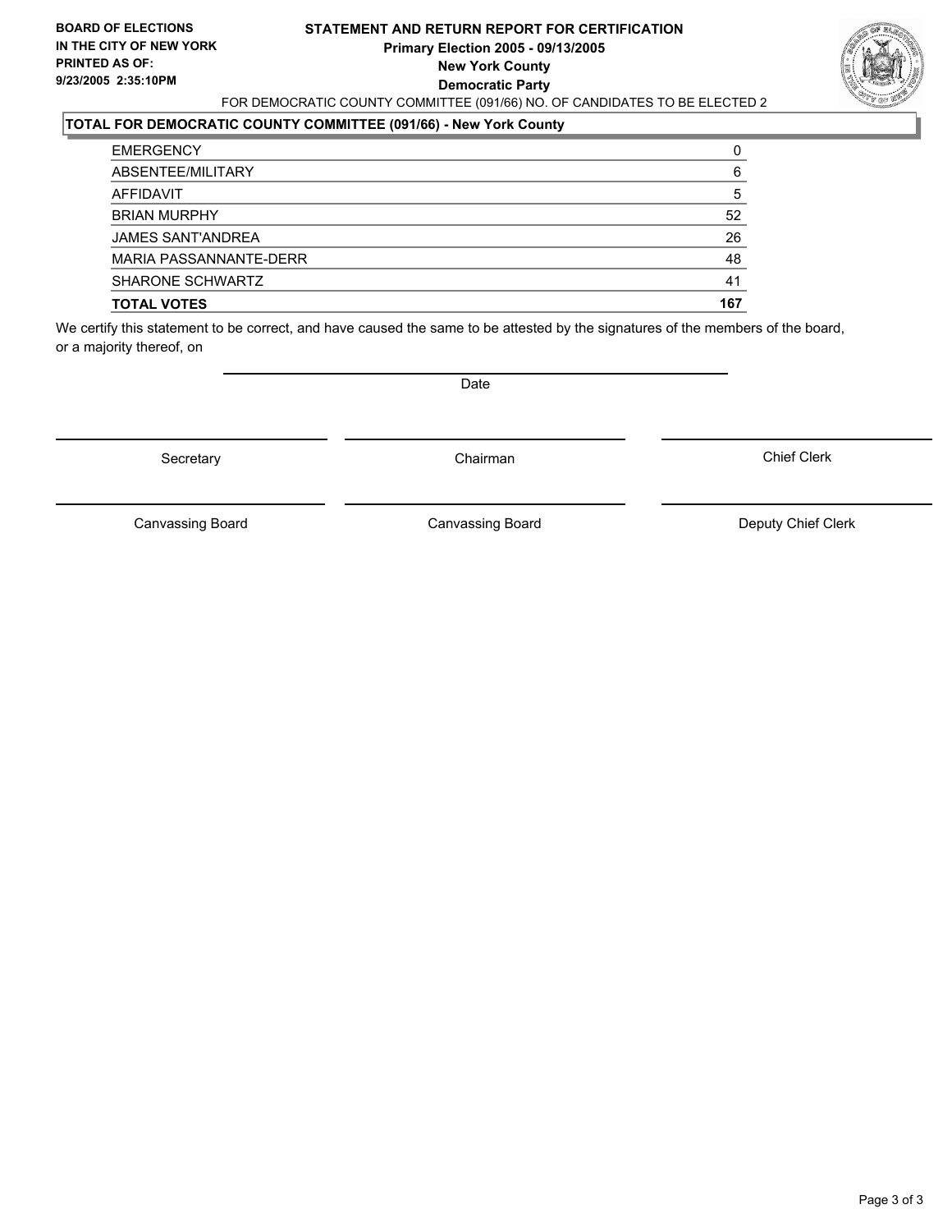**BOARD OF ELECTIONS IN THE CITY OF NEW YORK**
**PRINTED AS OF: 9/23/2005 2:35:10PM**

# STATEMENT AND RETURN REPORT FOR CERTIFICATION
## Primary Election 2005 - 09/13/2005
## New York County
## Democratic Party

FOR DEMOCRATIC COUNTY COMMITTEE (091/66) NO. OF CANDIDATES TO BE ELECTED 2

### TOTAL FOR DEMOCRATIC COUNTY COMMITTEE (091/66) - New York County

| | |
|---|---|
| EMERGENCY | 0 |
| ABSENTEE/MILITARY | 6 |
| AFFIDAVIT | 5 |
| BRIAN MURPHY | 52 |
| JAMES SANT'ANDREA | 26 |
| MARIA PASSANNANTE-DERR | 48 |
| SHARONE SCHWARTZ | 41 |
| **TOTAL VOTES** | **167** |

We certify this statement to be correct, and have caused the same to be attested by the signatures of the members of the board, or a majority thereof, on

Date

| | | |
|---|---|---|
| Secretary | Chairman | Chief Clerk |
| Canvassing Board | Canvassing Board | Deputy Chief Clerk |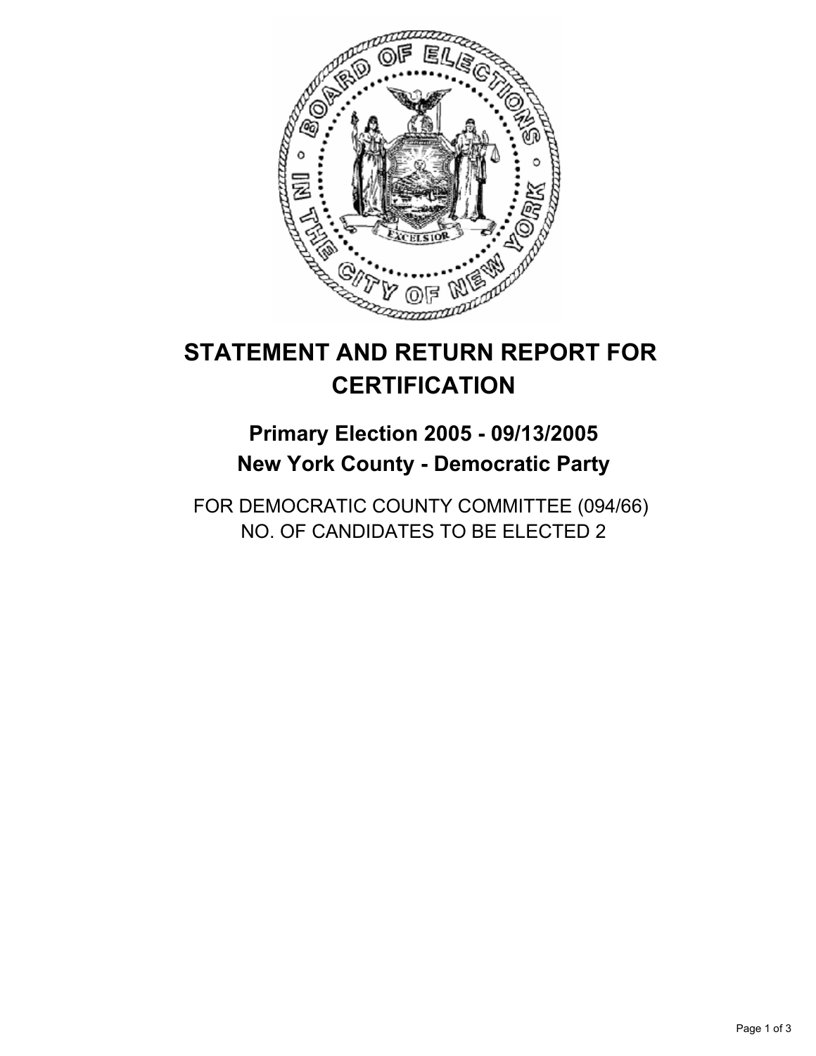# STATEMENT AND RETURN REPORT FOR CERTIFICATION

## Primary Election 2005 - 09/13/2005
## New York County - Democratic Party

FOR DEMOCRATIC COUNTY COMMITTEE (094/66)
NO. OF CANDIDATES TO BE ELECTED 2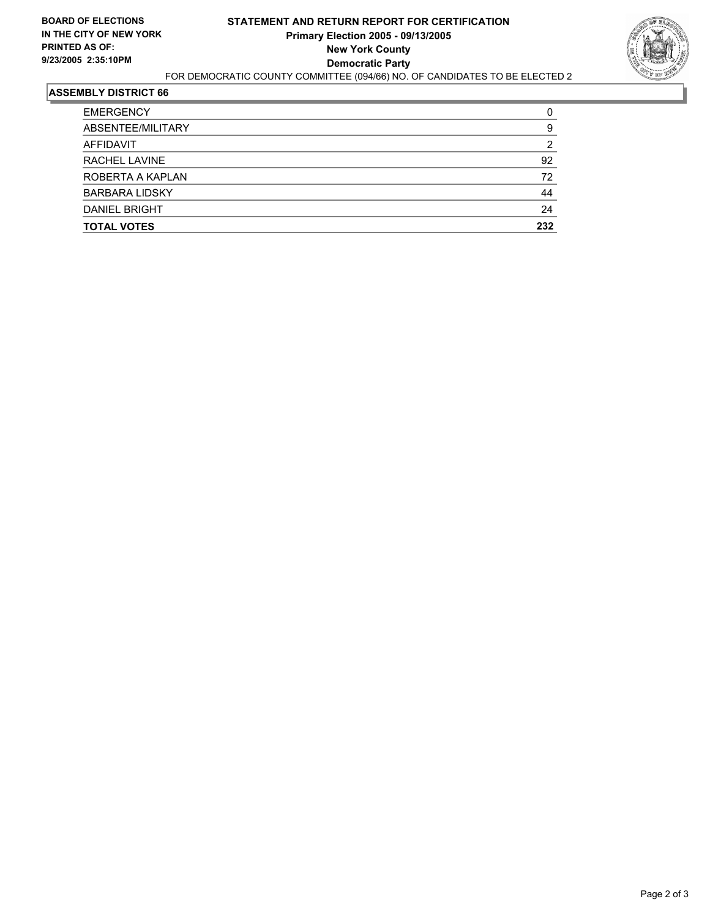**BOARD OF ELECTIONS**
**IN THE CITY OF NEW YORK**
**PRINTED AS OF:**
**9/23/2005 2:35:10PM**

# STATEMENT AND RETURN REPORT FOR CERTIFICATION
## Primary Election 2005 - 09/13/2005
## New York County
## Democratic Party

FOR DEMOCRATIC COUNTY COMMITTEE (094/66) NO. OF CANDIDATES TO BE ELECTED 2

### ASSEMBLY DISTRICT 66

| | |
|---|---|
| EMERGENCY | 0 |
| ABSENTEE/MILITARY | 9 |
| AFFIDAVIT | 2 |
| RACHEL LAVINE | 92 |
| ROBERTA A KAPLAN | 72 |
| BARBARA LIDSKY | 44 |
| DANIEL BRIGHT | 24 |
| **TOTAL VOTES** | **232** |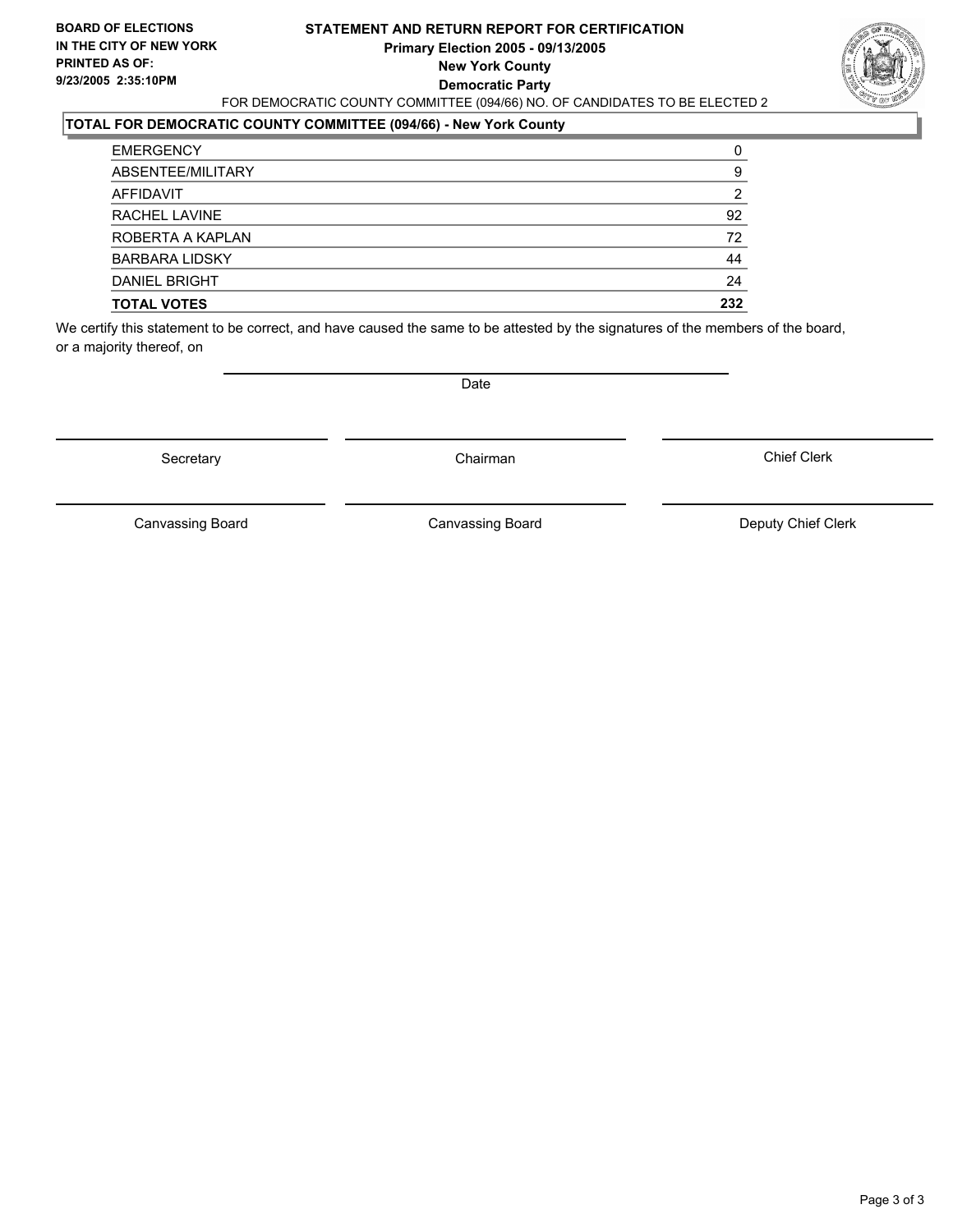**BOARD OF ELECTIONS**
**IN THE CITY OF NEW YORK**
**PRINTED AS OF:**
**9/23/2005 2:35:10PM**

# STATEMENT AND RETURN REPORT FOR CERTIFICATION

**Primary Election 2005 - 09/13/2005**
**New York County**
**Democratic Party**

FOR DEMOCRATIC COUNTY COMMITTEE (094/66) NO. OF CANDIDATES TO BE ELECTED 2

## TOTAL FOR DEMOCRATIC COUNTY COMMITTEE (094/66) - New York County

| | |
|---|---|
| EMERGENCY | 0 |
| ABSENTEE/MILITARY | 9 |
| AFFIDAVIT | 2 |
| RACHEL LAVINE | 92 |
| ROBERTA A KAPLAN | 72 |
| BARBARA LIDSKY | 44 |
| DANIEL BRIGHT | 24 |
| **TOTAL VOTES** | **232** |

We certify this statement to be correct, and have caused the same to be attested by the signatures of the members of the board, or a majority thereof, on

Date

| | | |
|---|---|---|
| Secretary | Chairman | Chief Clerk |
| Canvassing Board | Canvassing Board | Deputy Chief Clerk |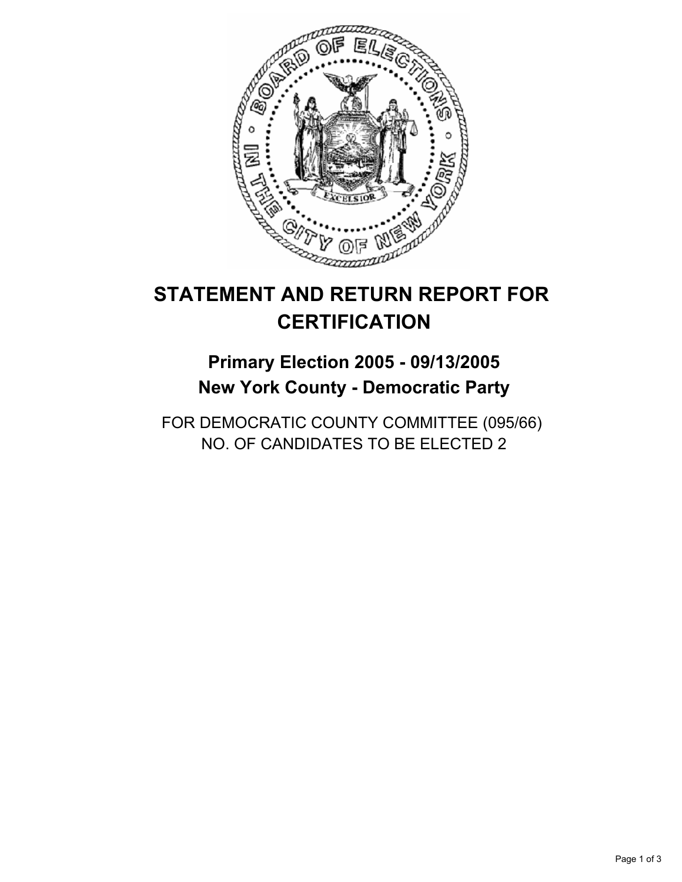# STATEMENT AND RETURN REPORT FOR CERTIFICATION

## Primary Election 2005 - 09/13/2005
## New York County - Democratic Party

FOR DEMOCRATIC COUNTY COMMITTEE (095/66)
NO. OF CANDIDATES TO BE ELECTED 2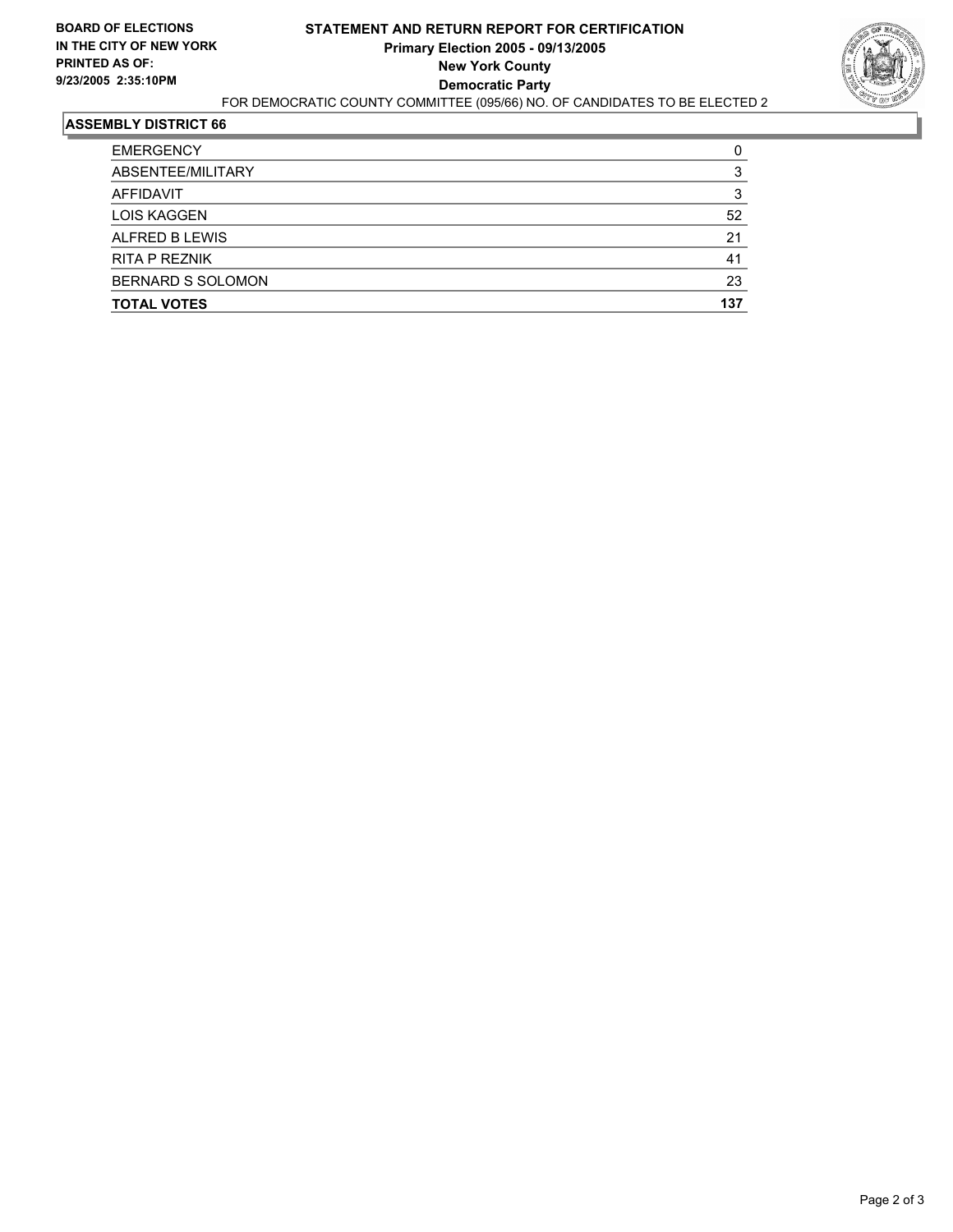**BOARD OF ELECTIONS IN THE CITY OF NEW YORK**
**PRINTED AS OF:**
**9/23/2005 2:35:10PM**

# STATEMENT AND RETURN REPORT FOR CERTIFICATION
## Primary Election 2005 - 09/13/2005
## New York County
## Democratic Party

FOR DEMOCRATIC COUNTY COMMITTEE (095/66) NO. OF CANDIDATES TO BE ELECTED 2

### ASSEMBLY DISTRICT 66

| | |
|---|---|
| EMERGENCY | 0 |
| ABSENTEE/MILITARY | 3 |
| AFFIDAVIT | 3 |
| LOIS KAGGEN | 52 |
| ALFRED B LEWIS | 21 |
| RITA P REZNIK | 41 |
| BERNARD S SOLOMON | 23 |
| **TOTAL VOTES** | **137** |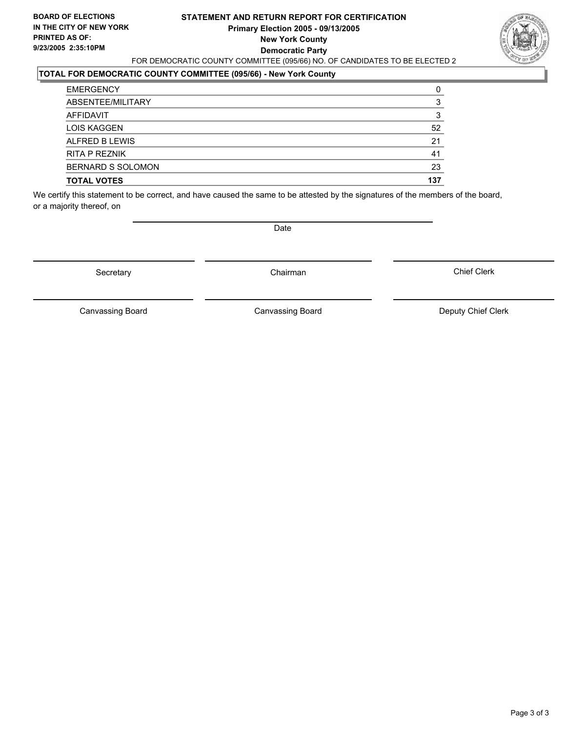**BOARD OF ELECTIONS IN THE CITY OF NEW YORK**
**PRINTED AS OF: 9/23/2005 2:35:10PM**

# STATEMENT AND RETURN REPORT FOR CERTIFICATION
## Primary Election 2005 - 09/13/2005
## New York County
## Democratic Party

FOR DEMOCRATIC COUNTY COMMITTEE (095/66) NO. OF CANDIDATES TO BE ELECTED 2

### TOTAL FOR DEMOCRATIC COUNTY COMMITTEE (095/66) - New York County

| | |
|---|---|
| EMERGENCY | 0 |
| ABSENTEE/MILITARY | 3 |
| AFFIDAVIT | 3 |
| LOIS KAGGEN | 52 |
| ALFRED B LEWIS | 21 |
| RITA P REZNIK | 41 |
| BERNARD S SOLOMON | 23 |
| **TOTAL VOTES** | **137** |

We certify this statement to be correct, and have caused the same to be attested by the signatures of the members of the board, or a majority thereof, on

Date

Secretary | Chairman | Chief Clerk

Canvassing Board | Canvassing Board | Deputy Chief Clerk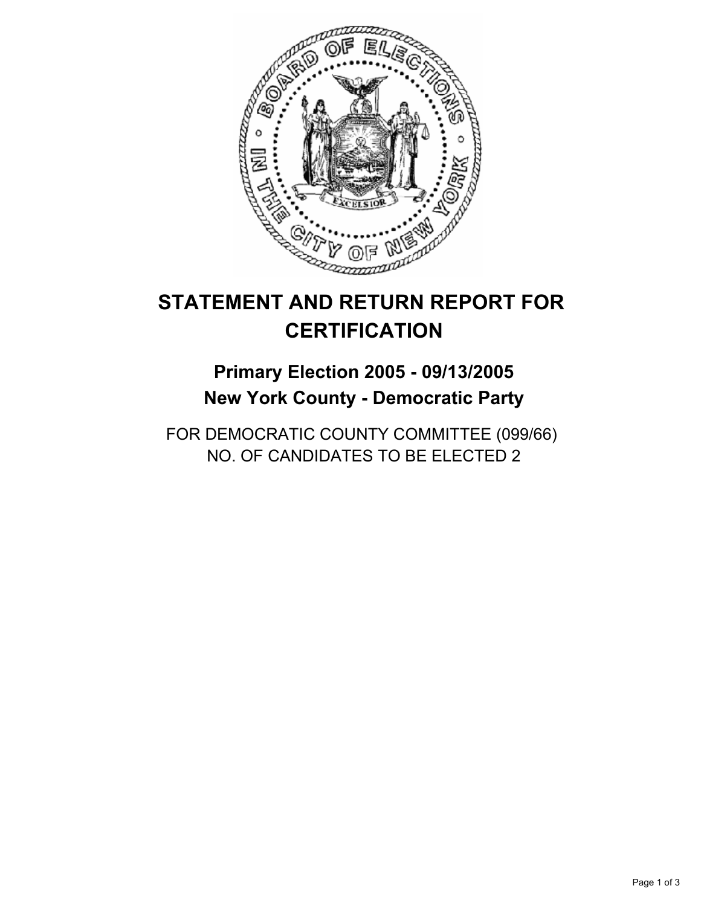# STATEMENT AND RETURN REPORT FOR CERTIFICATION

## Primary Election 2005 - 09/13/2005
## New York County - Democratic Party

FOR DEMOCRATIC COUNTY COMMITTEE (099/66)
NO. OF CANDIDATES TO BE ELECTED 2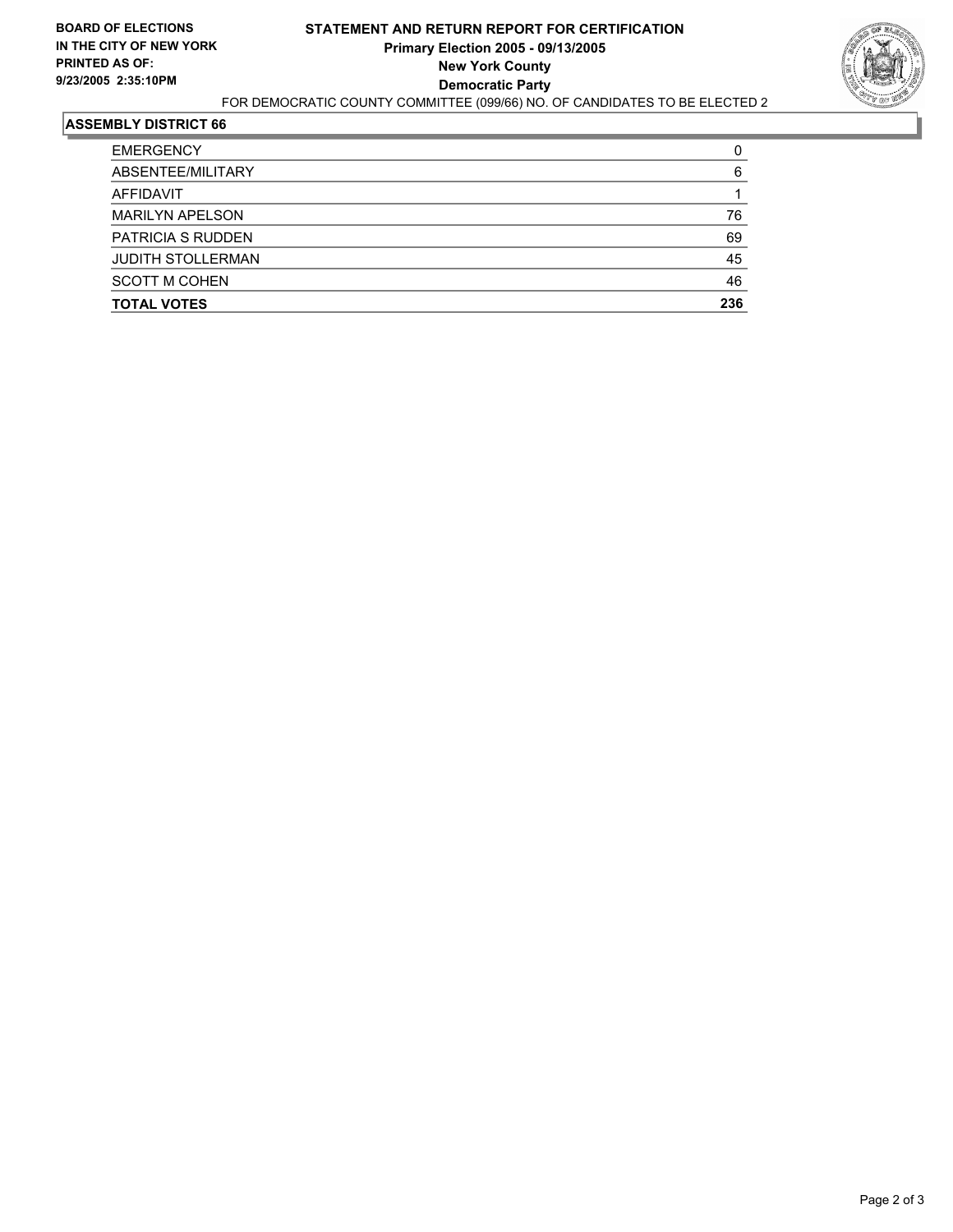**BOARD OF ELECTIONS IN THE CITY OF NEW YORK PRINTED AS OF: 9/23/2005 2:35:10PM**

# STATEMENT AND RETURN REPORT FOR CERTIFICATION
## Primary Election 2005 - 09/13/2005
## New York County
## Democratic Party

FOR DEMOCRATIC COUNTY COMMITTEE (099/66) NO. OF CANDIDATES TO BE ELECTED 2

### ASSEMBLY DISTRICT 66

| | |
|---|---|
| EMERGENCY | 0 |
| ABSENTEE/MILITARY | 6 |
| AFFIDAVIT | 1 |
| MARILYN APELSON | 76 |
| PATRICIA S RUDDEN | 69 |
| JUDITH STOLLERMAN | 45 |
| SCOTT M COHEN | 46 |
| **TOTAL VOTES** | **236** |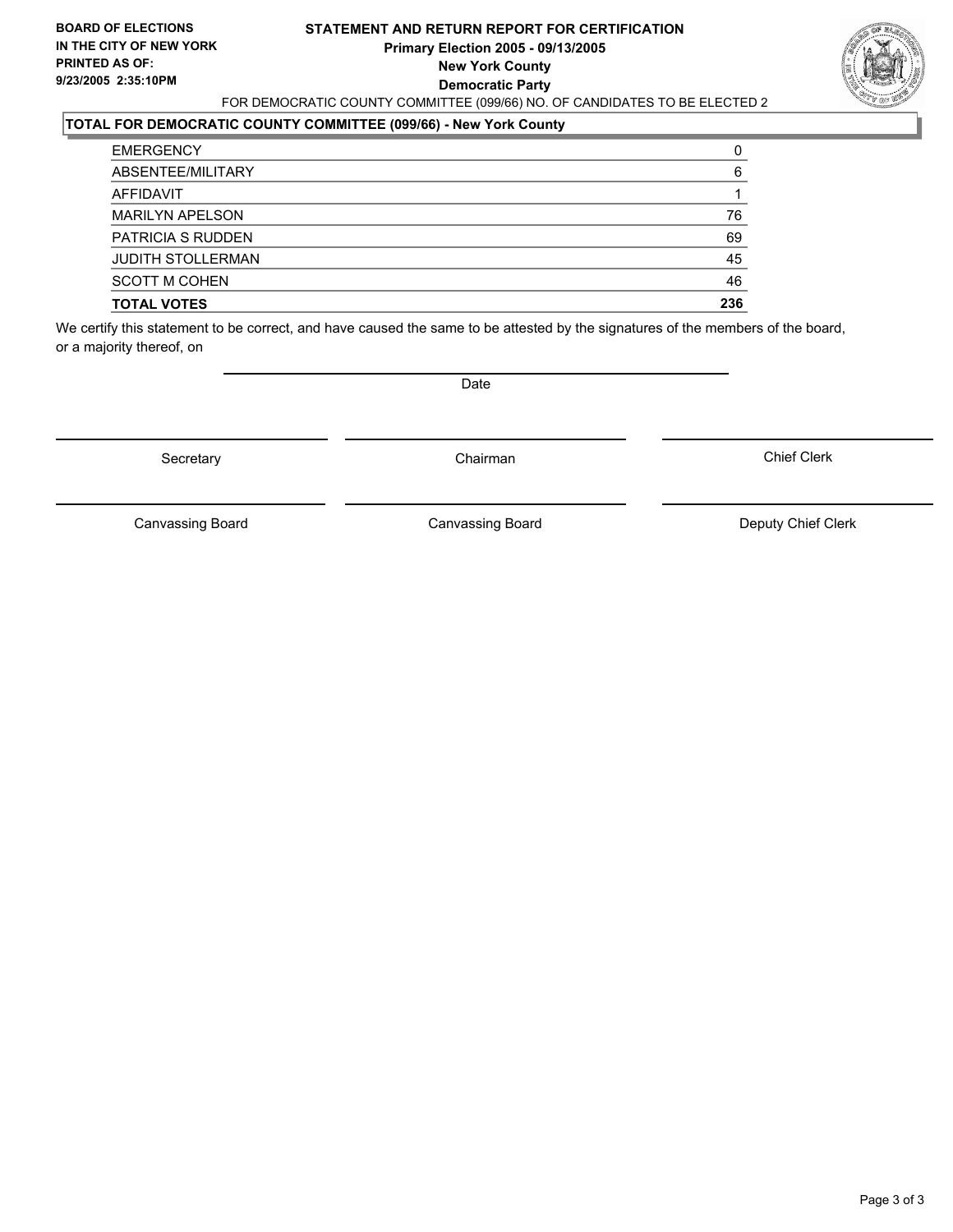**BOARD OF ELECTIONS**
**IN THE CITY OF NEW YORK**
**PRINTED AS OF:**
**9/23/2005 2:35:10PM**

# STATEMENT AND RETURN REPORT FOR CERTIFICATION
## Primary Election 2005 - 09/13/2005
## New York County
## Democratic Party

FOR DEMOCRATIC COUNTY COMMITTEE (099/66) NO. OF CANDIDATES TO BE ELECTED 2

**TOTAL FOR DEMOCRATIC COUNTY COMMITTEE (099/66) - New York County**

| | |
|---|---|
| EMERGENCY | 0 |
| ABSENTEE/MILITARY | 6 |
| AFFIDAVIT | 1 |
| MARILYN APELSON | 76 |
| PATRICIA S RUDDEN | 69 |
| JUDITH STOLLERMAN | 45 |
| SCOTT M COHEN | 46 |
| **TOTAL VOTES** | **236** |

We certify this statement to be correct, and have caused the same to be attested by the signatures of the members of the board, or a majority thereof, on

Date

| | | |
|---|---|---|
| Secretary | Chairman | Chief Clerk |
| Canvassing Board | Canvassing Board | Deputy Chief Clerk |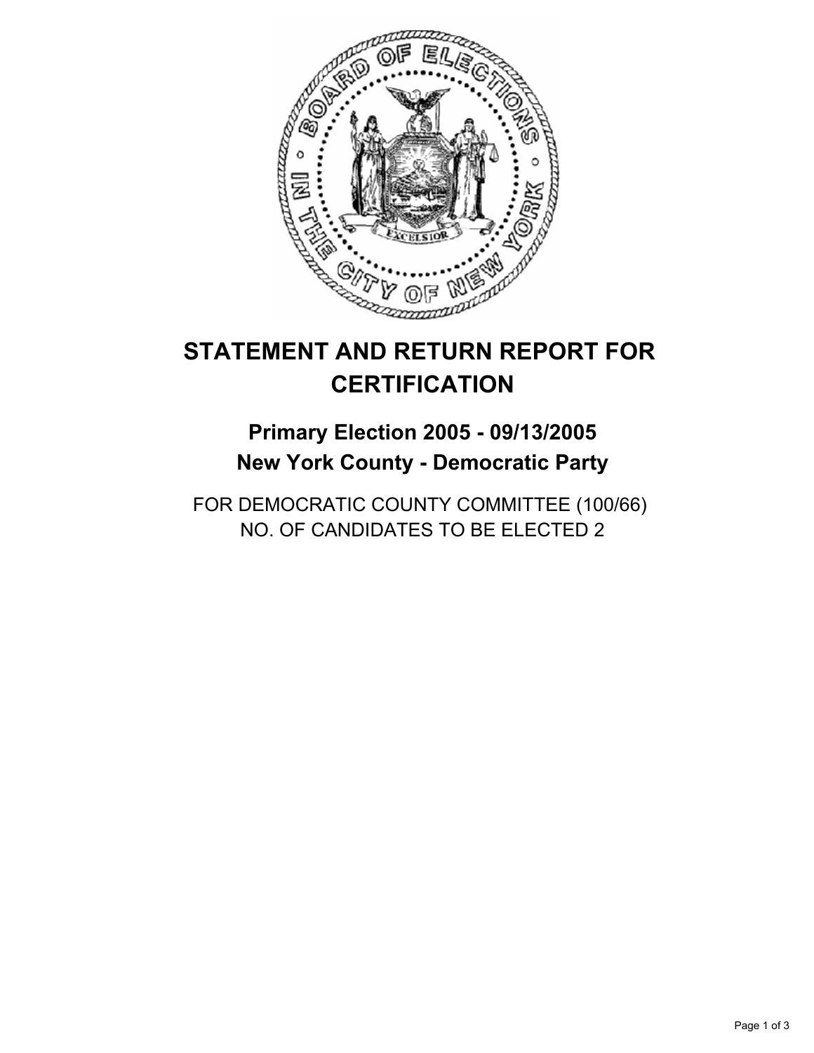# STATEMENT AND RETURN REPORT FOR CERTIFICATION

## Primary Election 2005 - 09/13/2005
## New York County - Democratic Party

FOR DEMOCRATIC COUNTY COMMITTEE (100/66)
NO. OF CANDIDATES TO BE ELECTED 2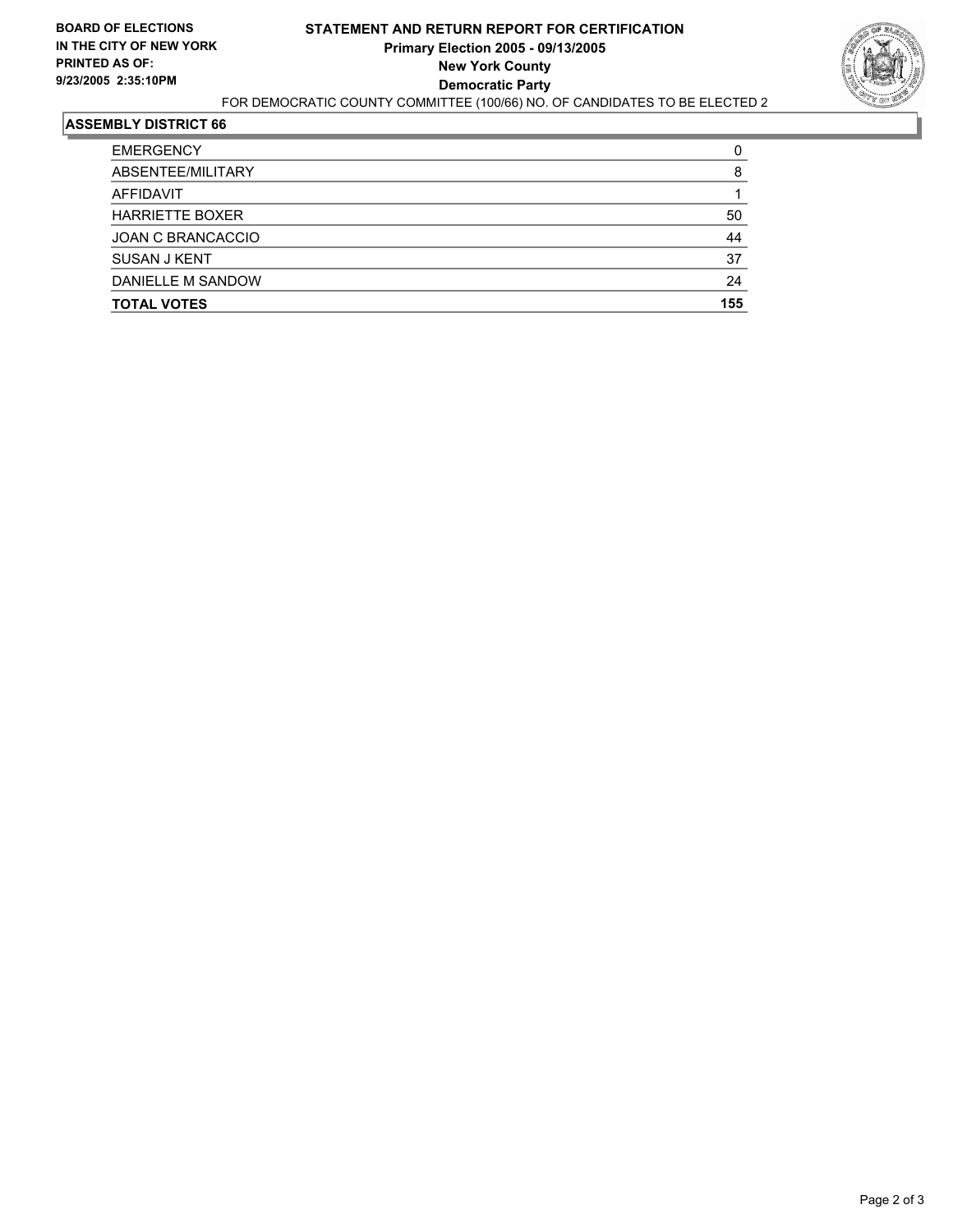**BOARD OF ELECTIONS IN THE CITY OF NEW YORK PRINTED AS OF: 9/23/2005 2:35:10PM**

# STATEMENT AND RETURN REPORT FOR CERTIFICATION
## Primary Election 2005 - 09/13/2005
## New York County
## Democratic Party

FOR DEMOCRATIC COUNTY COMMITTEE (100/66) NO. OF CANDIDATES TO BE ELECTED 2

### ASSEMBLY DISTRICT 66

| | |
|---|---|
| EMERGENCY | 0 |
| ABSENTEE/MILITARY | 8 |
| AFFIDAVIT | 1 |
| HARRIETTE BOXER | 50 |
| JOAN C BRANCACCIO | 44 |
| SUSAN J KENT | 37 |
| DANIELLE M SANDOW | 24 |
| **TOTAL VOTES** | **155** |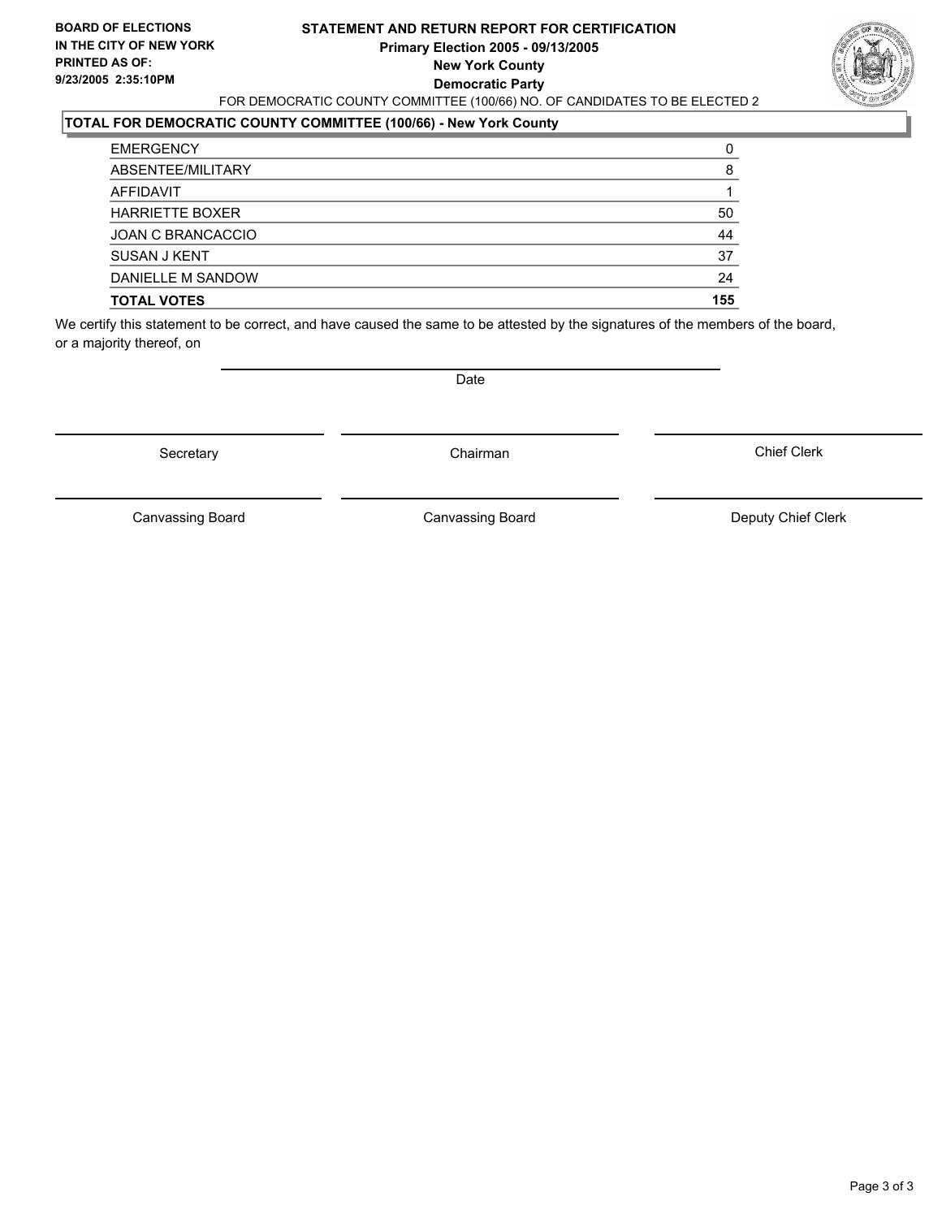**BOARD OF ELECTIONS**
**IN THE CITY OF NEW YORK**
**PRINTED AS OF:**
**9/23/2005 2:35:10PM**

# STATEMENT AND RETURN REPORT FOR CERTIFICATION
## Primary Election 2005 - 09/13/2005
## New York County
## Democratic Party

FOR DEMOCRATIC COUNTY COMMITTEE (100/66) NO. OF CANDIDATES TO BE ELECTED 2

### TOTAL FOR DEMOCRATIC COUNTY COMMITTEE (100/66) - New York County

| | |
|---|---|
| EMERGENCY | 0 |
| ABSENTEE/MILITARY | 8 |
| AFFIDAVIT | 1 |
| HARRIETTE BOXER | 50 |
| JOAN C BRANCACCIO | 44 |
| SUSAN J KENT | 37 |
| DANIELLE M SANDOW | 24 |
| **TOTAL VOTES** | **155** |

We certify this statement to be correct, and have caused the same to be attested by the signatures of the members of the board, or a majority thereof, on

Date

Secretary | Chairman | Chief Clerk

Canvassing Board | Canvassing Board | Deputy Chief Clerk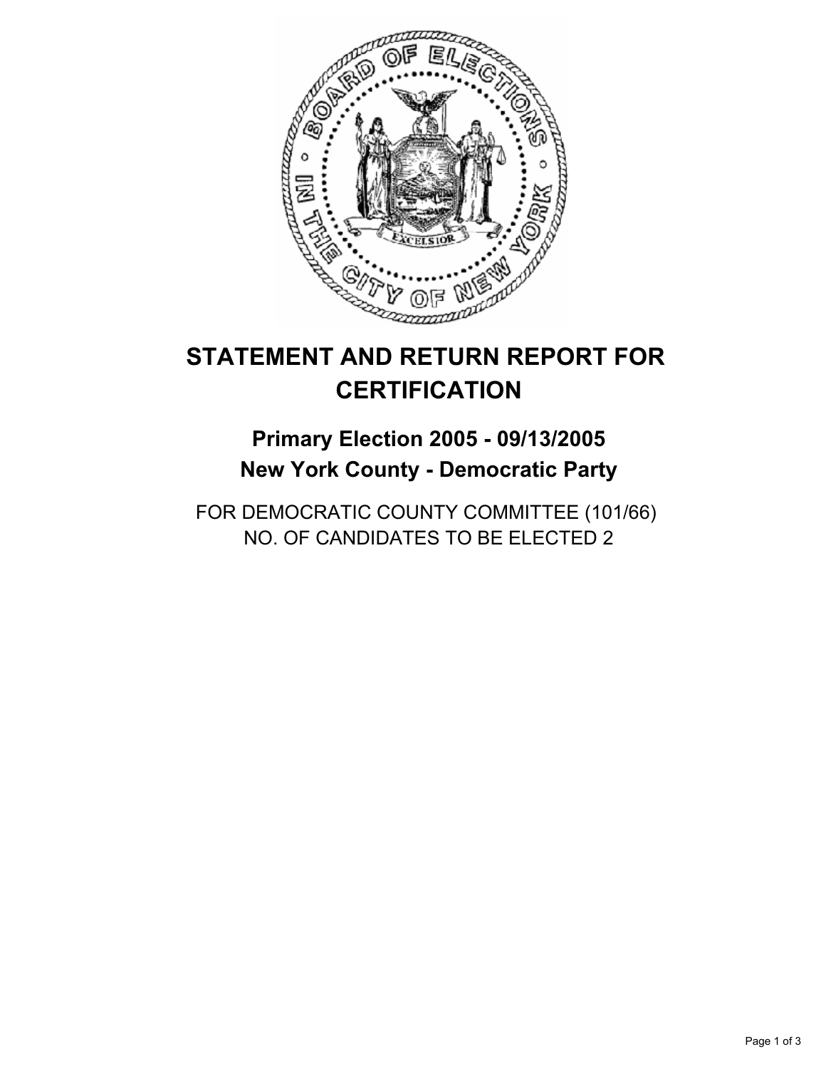# STATEMENT AND RETURN REPORT FOR CERTIFICATION

## Primary Election 2005 - 09/13/2005
## New York County - Democratic Party

FOR DEMOCRATIC COUNTY COMMITTEE (101/66)
NO. OF CANDIDATES TO BE ELECTED 2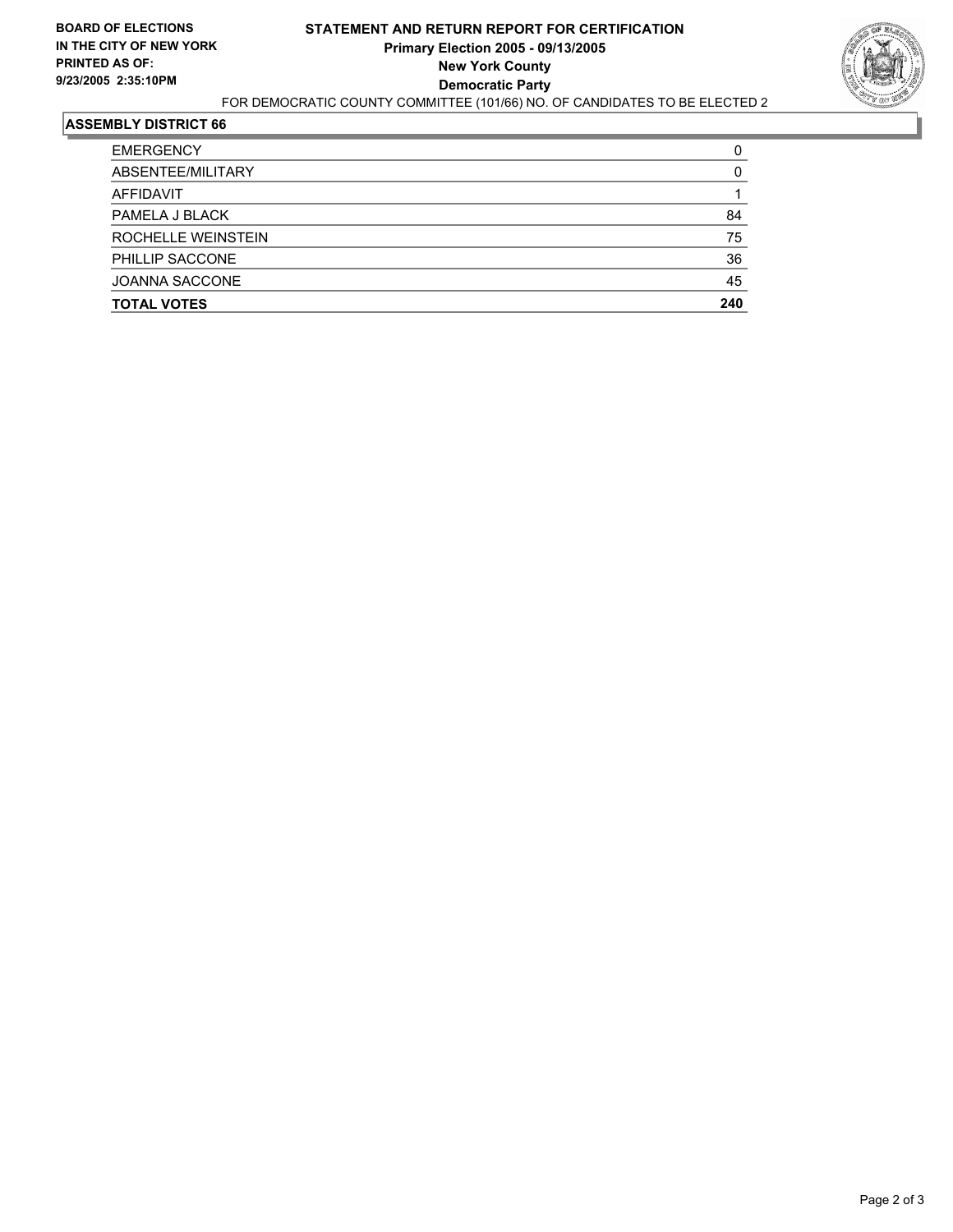**BOARD OF ELECTIONS IN THE CITY OF NEW YORK PRINTED AS OF: 9/23/2005 2:35:10PM**

# STATEMENT AND RETURN REPORT FOR CERTIFICATION
## Primary Election 2005 - 09/13/2005
## New York County
## Democratic Party

FOR DEMOCRATIC COUNTY COMMITTEE (101/66) NO. OF CANDIDATES TO BE ELECTED 2

### ASSEMBLY DISTRICT 66

| | |
|---|---|
| EMERGENCY | 0 |
| ABSENTEE/MILITARY | 0 |
| AFFIDAVIT | 1 |
| PAMELA J BLACK | 84 |
| ROCHELLE WEINSTEIN | 75 |
| PHILLIP SACCONE | 36 |
| JOANNA SACCONE | 45 |
| **TOTAL VOTES** | **240** |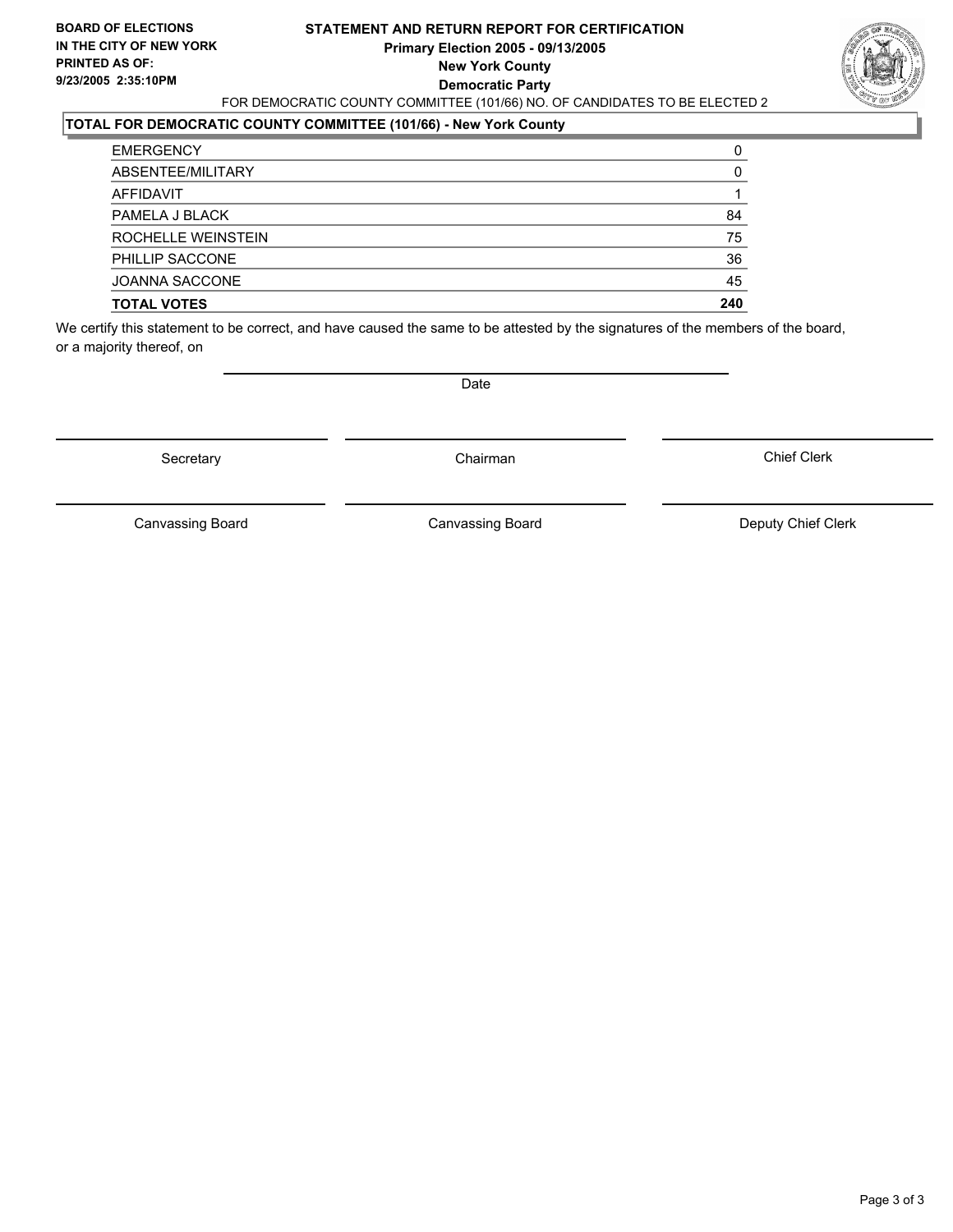**BOARD OF ELECTIONS IN THE CITY OF NEW YORK**
**PRINTED AS OF: 9/23/2005 2:35:10PM**

# STATEMENT AND RETURN REPORT FOR CERTIFICATION
## Primary Election 2005 - 09/13/2005
## New York County
## Democratic Party

FOR DEMOCRATIC COUNTY COMMITTEE (101/66) NO. OF CANDIDATES TO BE ELECTED 2

### TOTAL FOR DEMOCRATIC COUNTY COMMITTEE (101/66) - New York County

| | |
|---|---|
| EMERGENCY | 0 |
| ABSENTEE/MILITARY | 0 |
| AFFIDAVIT | 1 |
| PAMELA J BLACK | 84 |
| ROCHELLE WEINSTEIN | 75 |
| PHILLIP SACCONE | 36 |
| JOANNA SACCONE | 45 |
| **TOTAL VOTES** | **240** |

We certify this statement to be correct, and have caused the same to be attested by the signatures of the members of the board, or a majority thereof, on

Date

Secretary | Chairman | Chief Clerk

Canvassing Board | Canvassing Board | Deputy Chief Clerk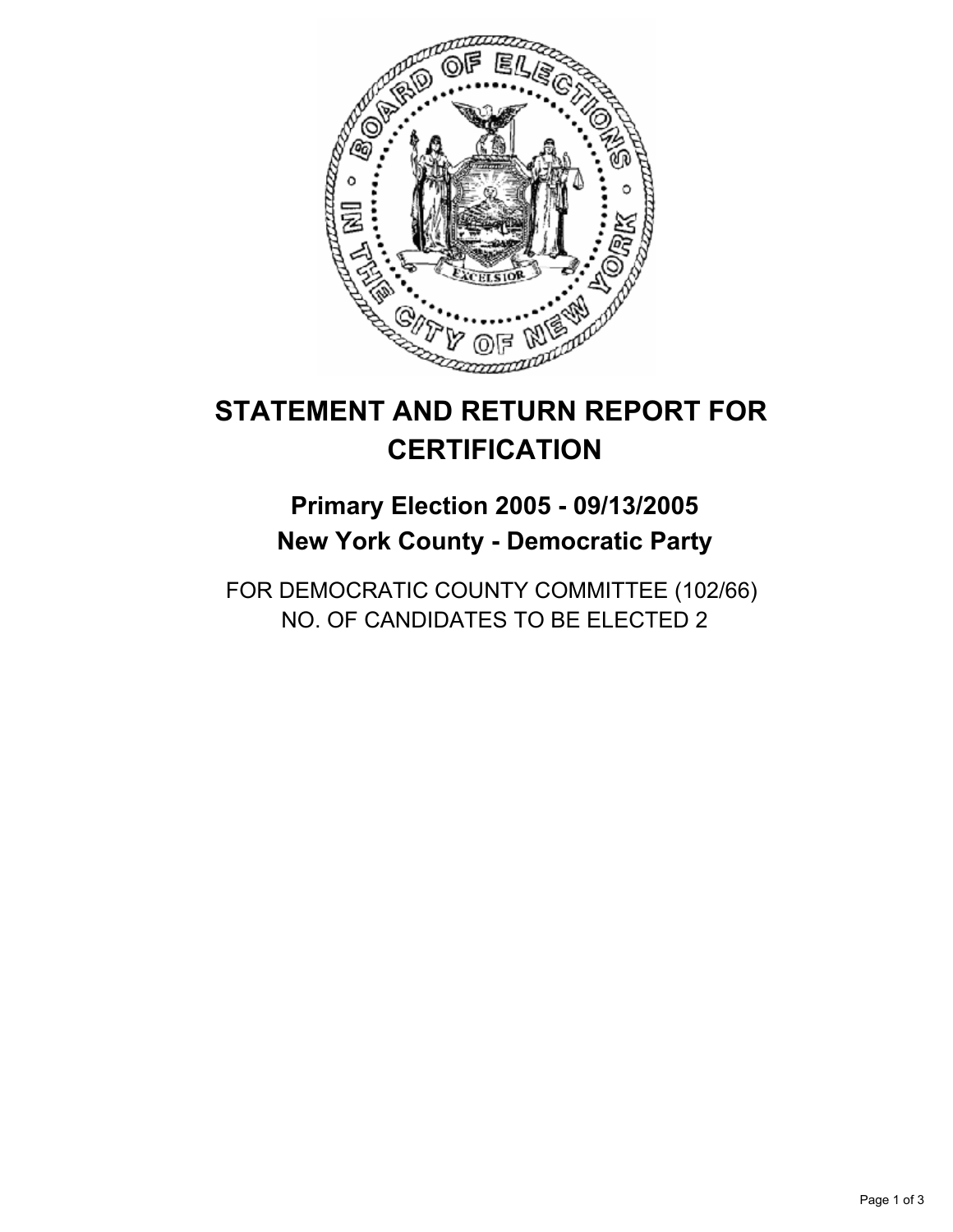# STATEMENT AND RETURN REPORT FOR CERTIFICATION

## Primary Election 2005 - 09/13/2005
## New York County - Democratic Party

FOR DEMOCRATIC COUNTY COMMITTEE (102/66)
NO. OF CANDIDATES TO BE ELECTED 2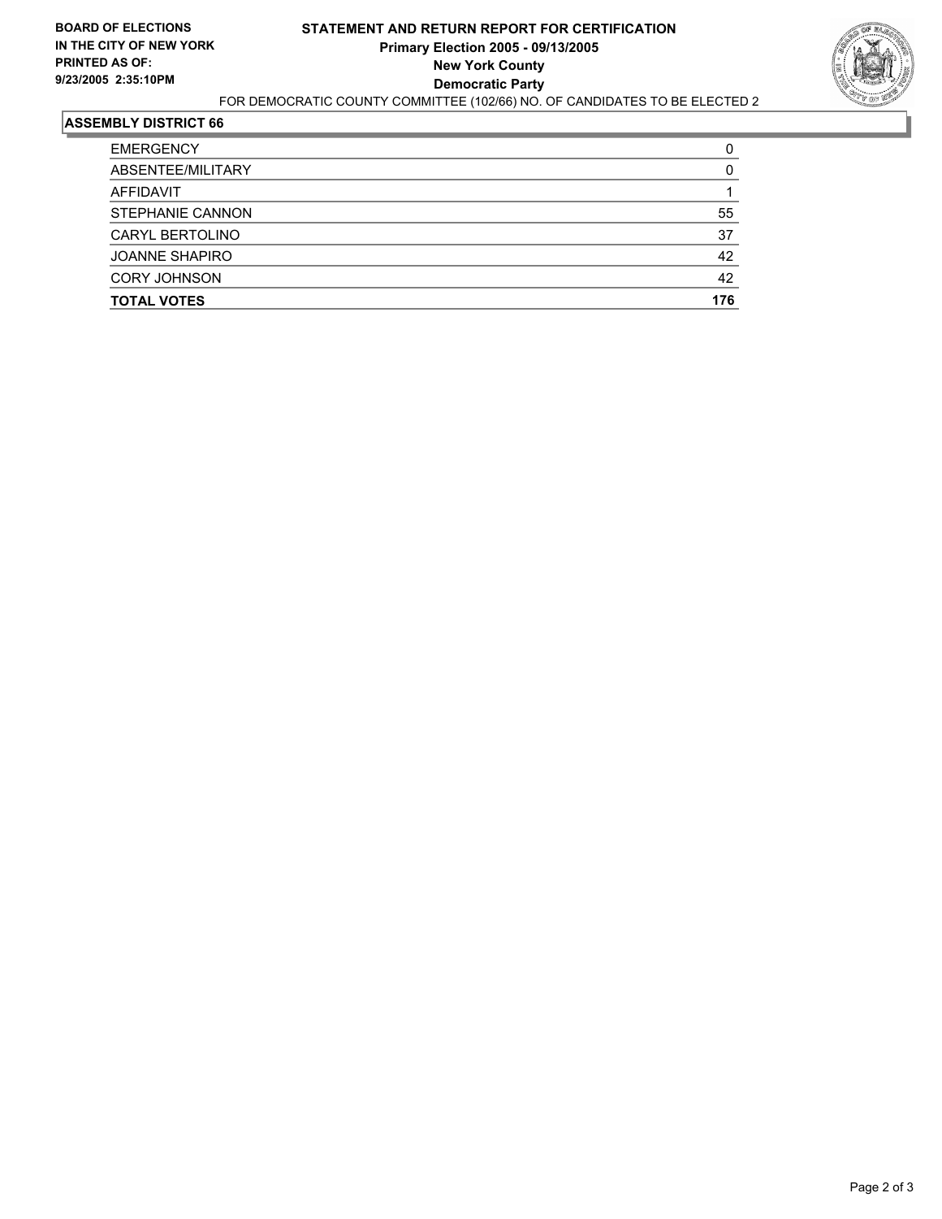**BOARD OF ELECTIONS IN THE CITY OF NEW YORK**
**PRINTED AS OF: 9/23/2005 2:35:10PM**

# STATEMENT AND RETURN REPORT FOR CERTIFICATION
## Primary Election 2005 - 09/13/2005
## New York County
## Democratic Party

FOR DEMOCRATIC COUNTY COMMITTEE (102/66) NO. OF CANDIDATES TO BE ELECTED 2

### ASSEMBLY DISTRICT 66

| | |
|---|---|
| EMERGENCY | 0 |
| ABSENTEE/MILITARY | 0 |
| AFFIDAVIT | 1 |
| STEPHANIE CANNON | 55 |
| CARYL BERTOLINO | 37 |
| JOANNE SHAPIRO | 42 |
| CORY JOHNSON | 42 |
| **TOTAL VOTES** | **176** |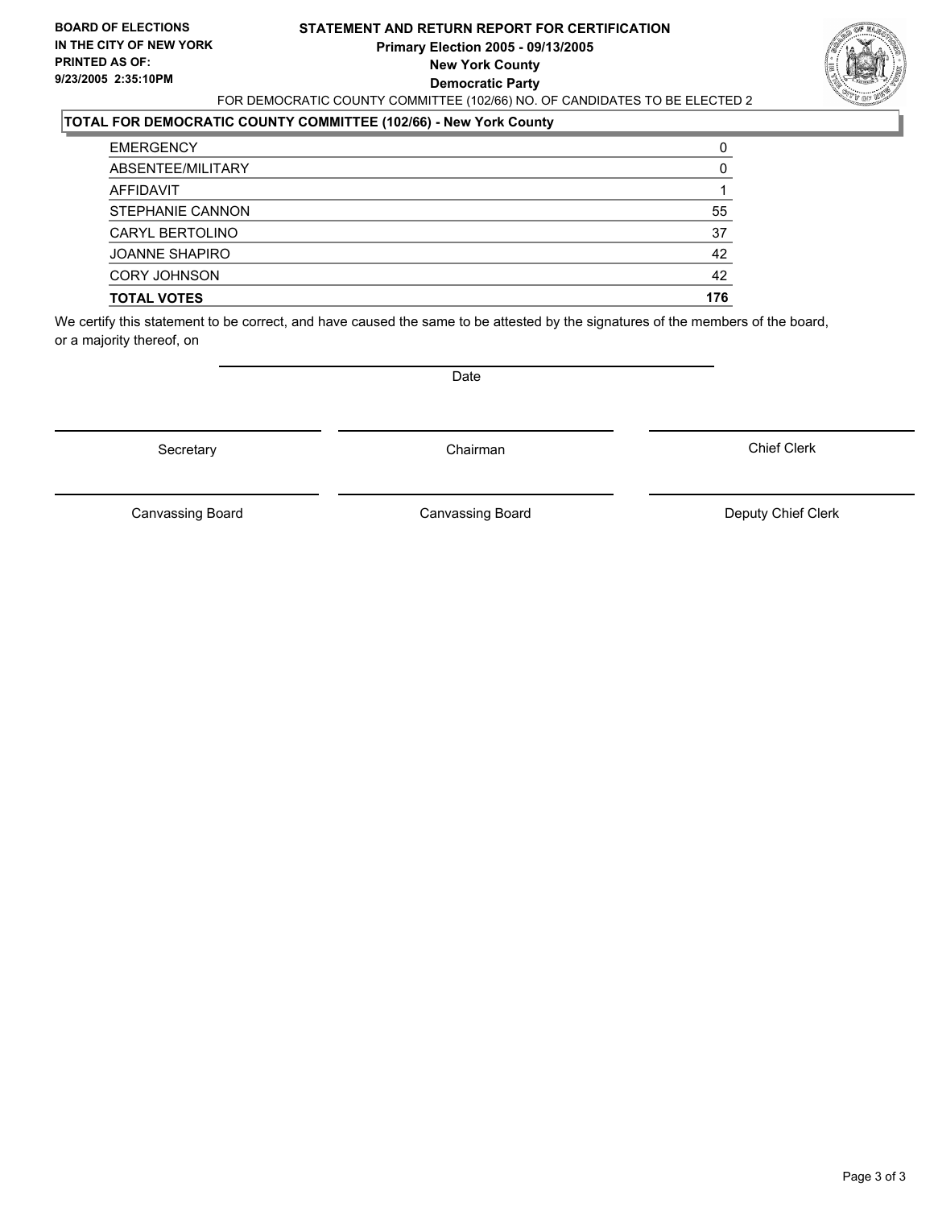**BOARD OF ELECTIONS IN THE CITY OF NEW YORK**
**PRINTED AS OF: 9/23/2005 2:35:10PM**

# STATEMENT AND RETURN REPORT FOR CERTIFICATION
## Primary Election 2005 - 09/13/2005
## New York County
## Democratic Party

FOR DEMOCRATIC COUNTY COMMITTEE (102/66) NO. OF CANDIDATES TO BE ELECTED 2

### TOTAL FOR DEMOCRATIC COUNTY COMMITTEE (102/66) - New York County

| | |
|---|---|
| EMERGENCY | 0 |
| ABSENTEE/MILITARY | 0 |
| AFFIDAVIT | 1 |
| STEPHANIE CANNON | 55 |
| CARYL BERTOLINO | 37 |
| JOANNE SHAPIRO | 42 |
| CORY JOHNSON | 42 |
| **TOTAL VOTES** | **176** |

We certify this statement to be correct, and have caused the same to be attested by the signatures of the members of the board, or a majority thereof, on

Date

| | | |
|---|---|---|
| Secretary | Chairman | Chief Clerk |
| Canvassing Board | Canvassing Board | Deputy Chief Clerk |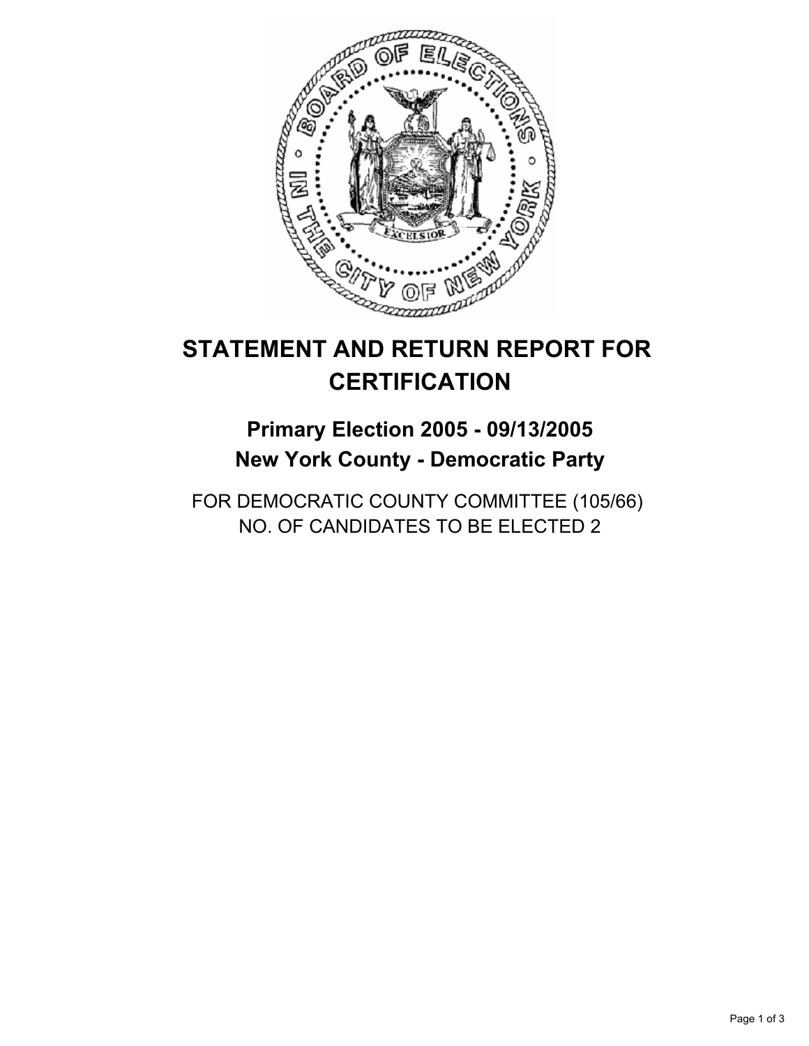# STATEMENT AND RETURN REPORT FOR CERTIFICATION

## Primary Election 2005 - 09/13/2005
## New York County - Democratic Party

FOR DEMOCRATIC COUNTY COMMITTEE (105/66)
NO. OF CANDIDATES TO BE ELECTED 2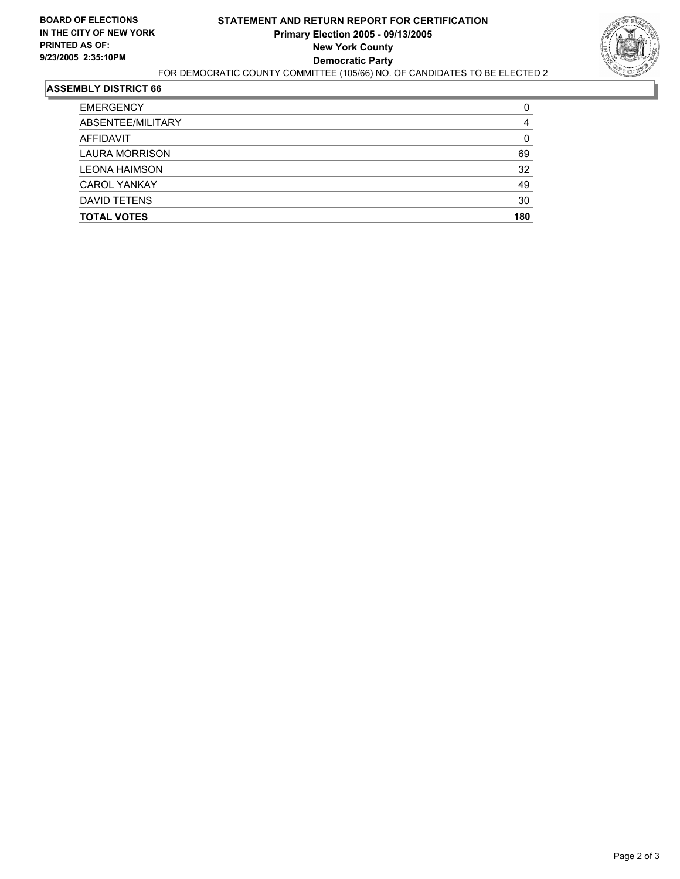**BOARD OF ELECTIONS IN THE CITY OF NEW YORK**
**PRINTED AS OF: 9/23/2005 2:35:10PM**

# STATEMENT AND RETURN REPORT FOR CERTIFICATION
## Primary Election 2005 - 09/13/2005
## New York County
## Democratic Party

FOR DEMOCRATIC COUNTY COMMITTEE (105/66) NO. OF CANDIDATES TO BE ELECTED 2

### ASSEMBLY DISTRICT 66

| | |
|---|---|
| EMERGENCY | 0 |
| ABSENTEE/MILITARY | 4 |
| AFFIDAVIT | 0 |
| LAURA MORRISON | 69 |
| LEONA HAIMSON | 32 |
| CAROL YANKAY | 49 |
| DAVID TETENS | 30 |
| **TOTAL VOTES** | **180** |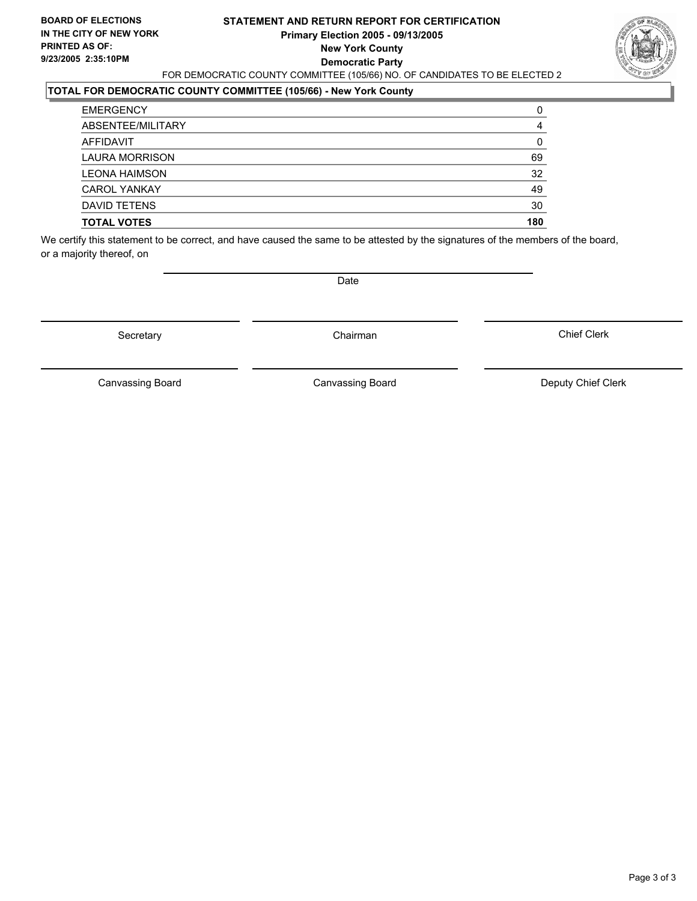**BOARD OF ELECTIONS IN THE CITY OF NEW YORK PRINTED AS OF: 9/23/2005 2:35:10PM**

# STATEMENT AND RETURN REPORT FOR CERTIFICATION
## Primary Election 2005 - 09/13/2005
## New York County
## Democratic Party

FOR DEMOCRATIC COUNTY COMMITTEE (105/66) NO. OF CANDIDATES TO BE ELECTED 2

**TOTAL FOR DEMOCRATIC COUNTY COMMITTEE (105/66) - New York County**

| | |
|---|---|
| EMERGENCY | 0 |
| ABSENTEE/MILITARY | 4 |
| AFFIDAVIT | 0 |
| LAURA MORRISON | 69 |
| LEONA HAIMSON | 32 |
| CAROL YANKAY | 49 |
| DAVID TETENS | 30 |
| **TOTAL VOTES** | **180** |

We certify this statement to be correct, and have caused the same to be attested by the signatures of the members of the board, or a majority thereof, on

Date

| | | |
|---|---|---|
| Secretary | Chairman | Chief Clerk |
| Canvassing Board | Canvassing Board | Deputy Chief Clerk |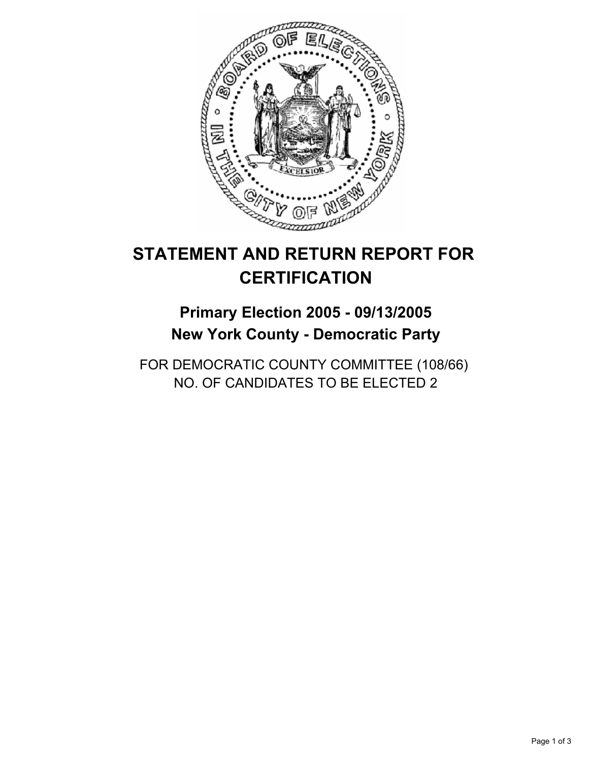# STATEMENT AND RETURN REPORT FOR CERTIFICATION

## Primary Election 2005 - 09/13/2005
## New York County - Democratic Party

FOR DEMOCRATIC COUNTY COMMITTEE (108/66)
NO. OF CANDIDATES TO BE ELECTED 2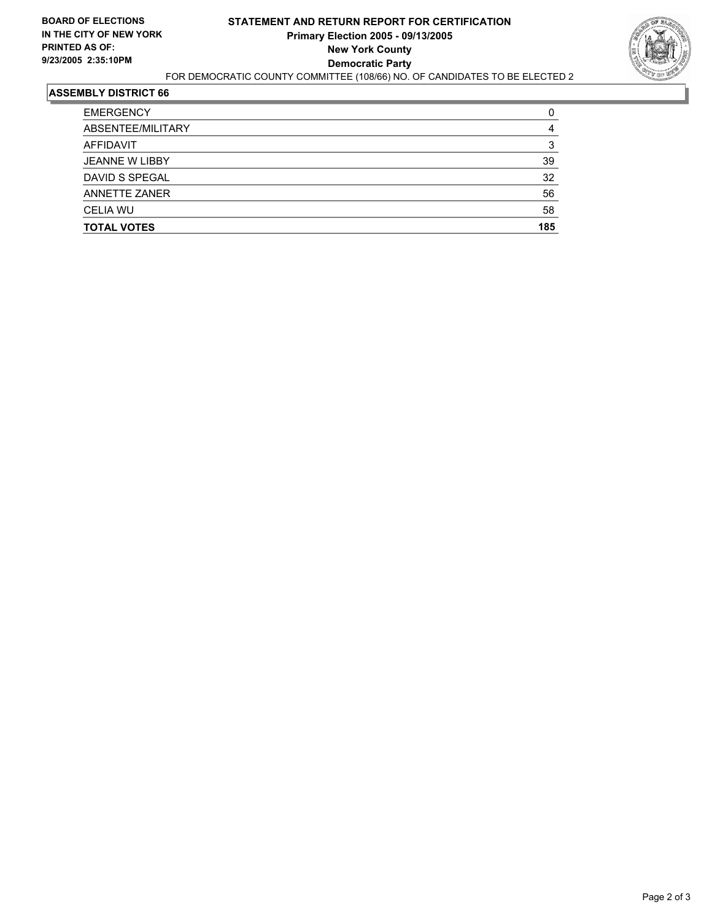**BOARD OF ELECTIONS IN THE CITY OF NEW YORK**
**PRINTED AS OF: 9/23/2005 2:35:10PM**

# STATEMENT AND RETURN REPORT FOR CERTIFICATION
## Primary Election 2005 - 09/13/2005
## New York County
## Democratic Party

FOR DEMOCRATIC COUNTY COMMITTEE (108/66) NO. OF CANDIDATES TO BE ELECTED 2

### ASSEMBLY DISTRICT 66

| | |
|---|---|
| EMERGENCY | 0 |
| ABSENTEE/MILITARY | 4 |
| AFFIDAVIT | 3 |
| JEANNE W LIBBY | 39 |
| DAVID S SPEGAL | 32 |
| ANNETTE ZANER | 56 |
| CELIA WU | 58 |
| **TOTAL VOTES** | **185** |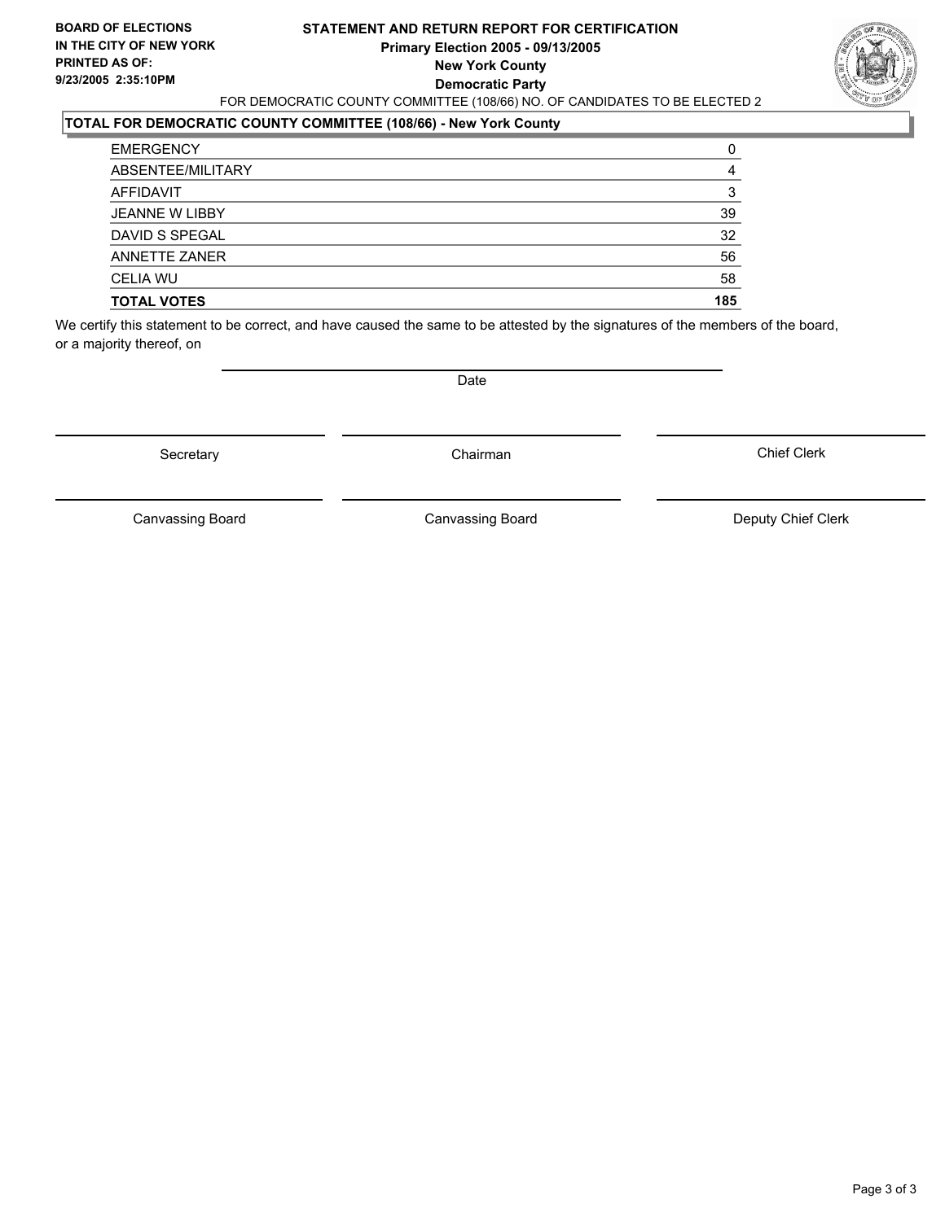**BOARD OF ELECTIONS IN THE CITY OF NEW YORK PRINTED AS OF: 9/23/2005 2:35:10PM**

# STATEMENT AND RETURN REPORT FOR CERTIFICATION

**Primary Election 2005 - 09/13/2005**
**New York County**
**Democratic Party**

FOR DEMOCRATIC COUNTY COMMITTEE (108/66) NO. OF CANDIDATES TO BE ELECTED 2

## TOTAL FOR DEMOCRATIC COUNTY COMMITTEE (108/66) - New York County

| | |
|---|---|
| EMERGENCY | 0 |
| ABSENTEE/MILITARY | 4 |
| AFFIDAVIT | 3 |
| JEANNE W LIBBY | 39 |
| DAVID S SPEGAL | 32 |
| ANNETTE ZANER | 56 |
| CELIA WU | 58 |
| **TOTAL VOTES** | **185** |

We certify this statement to be correct, and have caused the same to be attested by the signatures of the members of the board, or a majority thereof, on

Date

Secretary | Chairman | Chief Clerk

Canvassing Board | Canvassing Board | Deputy Chief Clerk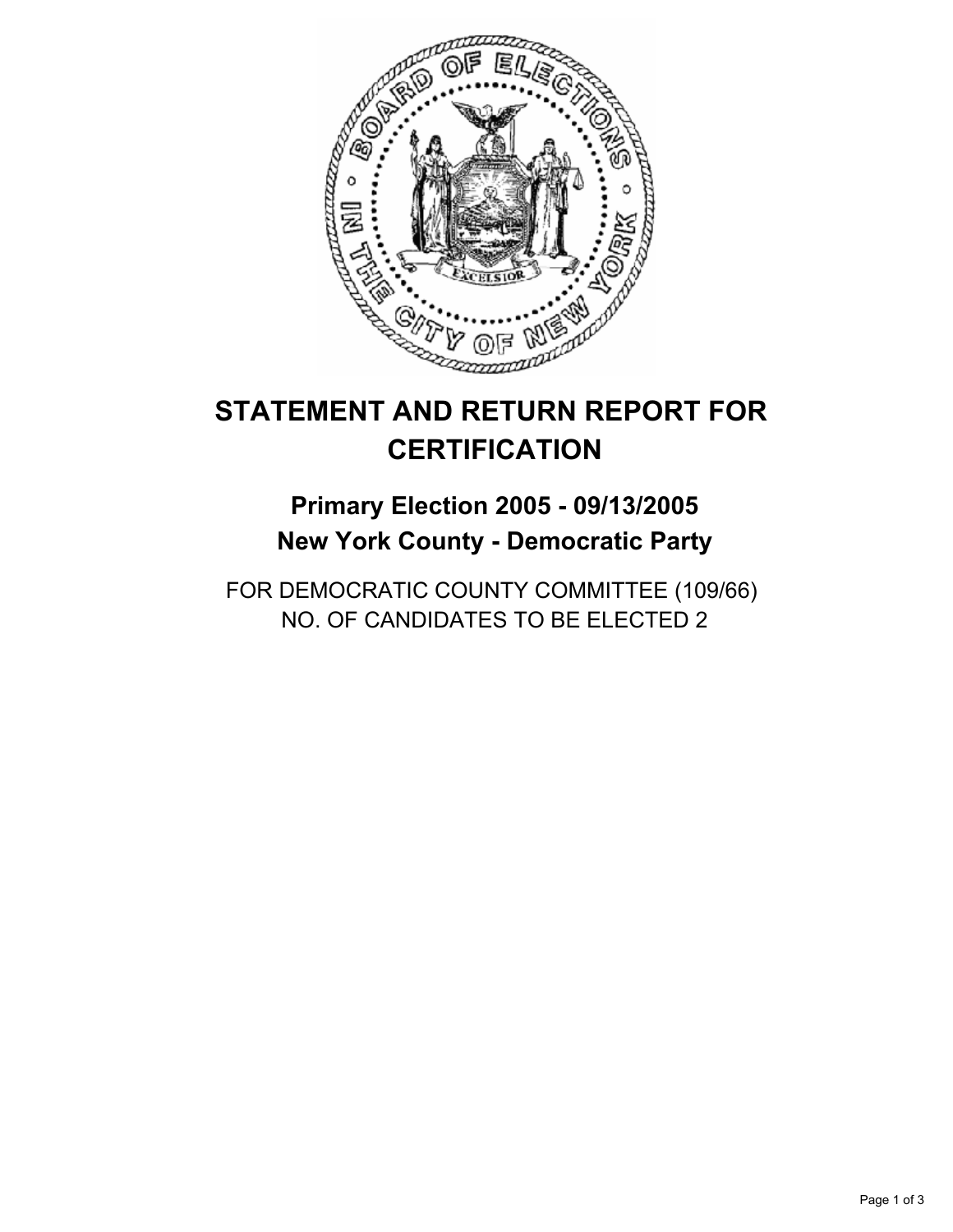# STATEMENT AND RETURN REPORT FOR CERTIFICATION

## Primary Election 2005 - 09/13/2005
## New York County - Democratic Party

FOR DEMOCRATIC COUNTY COMMITTEE (109/66)
NO. OF CANDIDATES TO BE ELECTED 2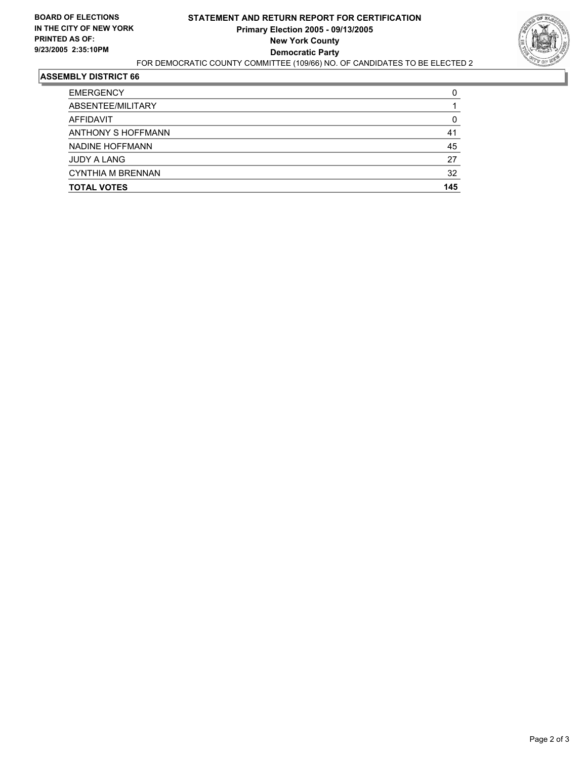**BOARD OF ELECTIONS**
**IN THE CITY OF NEW YORK**
**PRINTED AS OF:**
**9/23/2005 2:35:10PM**

# STATEMENT AND RETURN REPORT FOR CERTIFICATION
## Primary Election 2005 - 09/13/2005
## New York County
## Democratic Party

FOR DEMOCRATIC COUNTY COMMITTEE (109/66) NO. OF CANDIDATES TO BE ELECTED 2

### ASSEMBLY DISTRICT 66

| | |
|---|---|
| EMERGENCY | 0 |
| ABSENTEE/MILITARY | 1 |
| AFFIDAVIT | 0 |
| ANTHONY S HOFFMANN | 41 |
| NADINE HOFFMANN | 45 |
| JUDY A LANG | 27 |
| CYNTHIA M BRENNAN | 32 |
| **TOTAL VOTES** | **145** |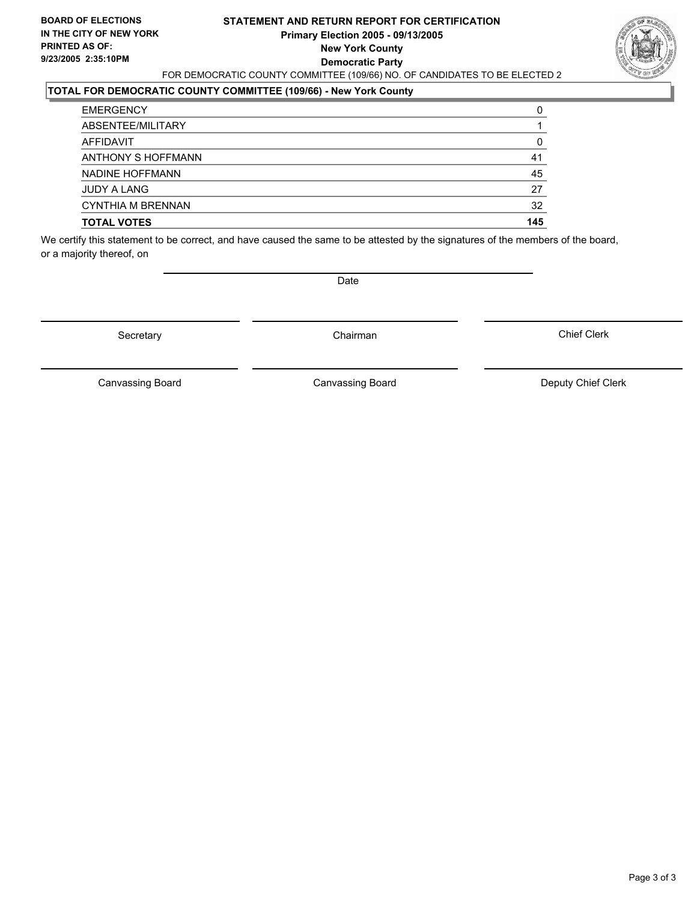**BOARD OF ELECTIONS IN THE CITY OF NEW YORK**
**PRINTED AS OF:**
**9/23/2005 2:35:10PM**

# STATEMENT AND RETURN REPORT FOR CERTIFICATION
## Primary Election 2005 - 09/13/2005
## New York County
## Democratic Party

FOR DEMOCRATIC COUNTY COMMITTEE (109/66) NO. OF CANDIDATES TO BE ELECTED 2

### TOTAL FOR DEMOCRATIC COUNTY COMMITTEE (109/66) - New York County

| | |
|---|---|
| EMERGENCY | 0 |
| ABSENTEE/MILITARY | 1 |
| AFFIDAVIT | 0 |
| ANTHONY S HOFFMANN | 41 |
| NADINE HOFFMANN | 45 |
| JUDY A LANG | 27 |
| CYNTHIA M BRENNAN | 32 |
| **TOTAL VOTES** | **145** |

We certify this statement to be correct, and have caused the same to be attested by the signatures of the members of the board, or a majority thereof, on

Date

| | | |
|---|---|---|
| Secretary | Chairman | Chief Clerk |
| Canvassing Board | Canvassing Board | Deputy Chief Clerk |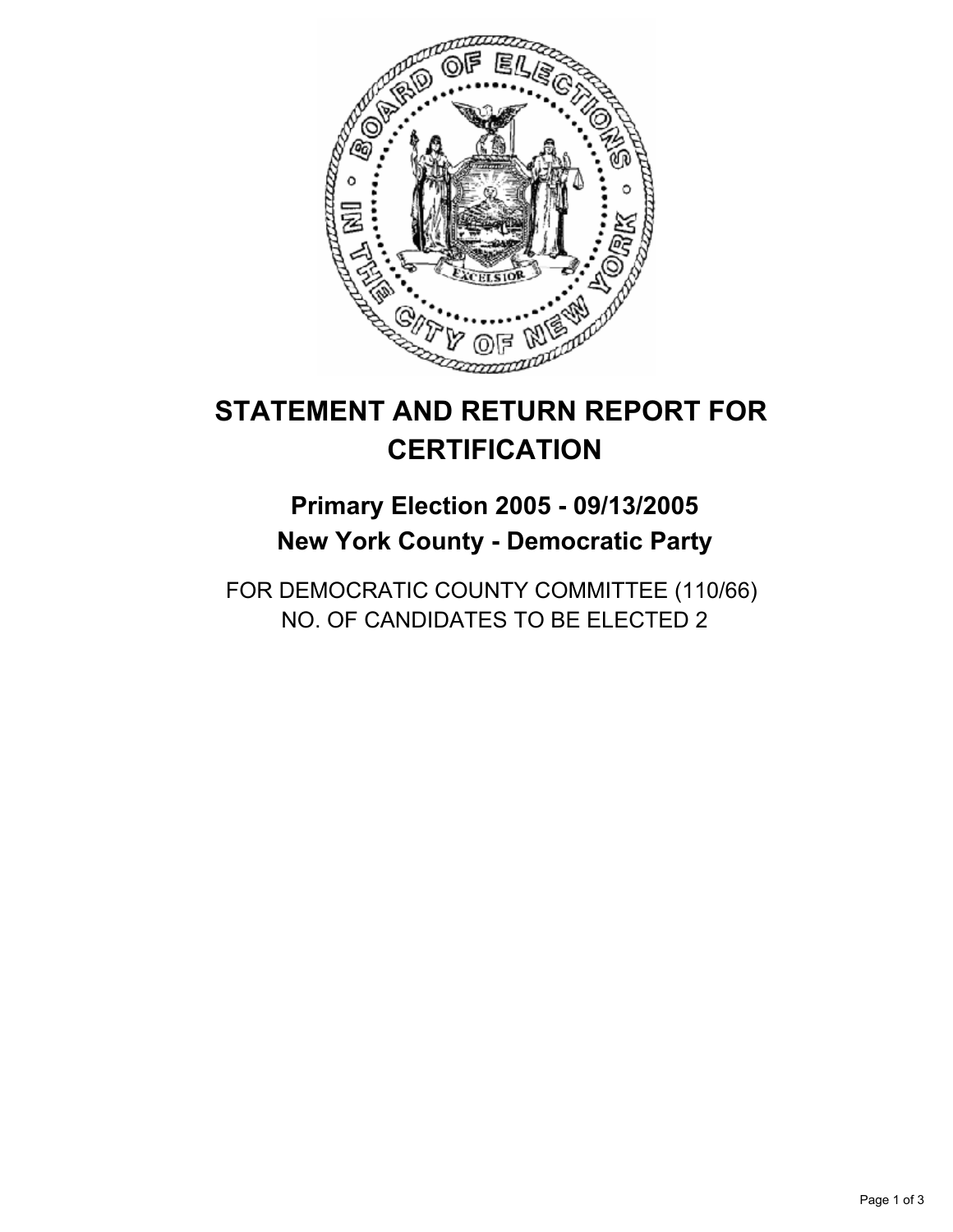# STATEMENT AND RETURN REPORT FOR CERTIFICATION

## Primary Election 2005 - 09/13/2005
## New York County - Democratic Party

FOR DEMOCRATIC COUNTY COMMITTEE (110/66)
NO. OF CANDIDATES TO BE ELECTED 2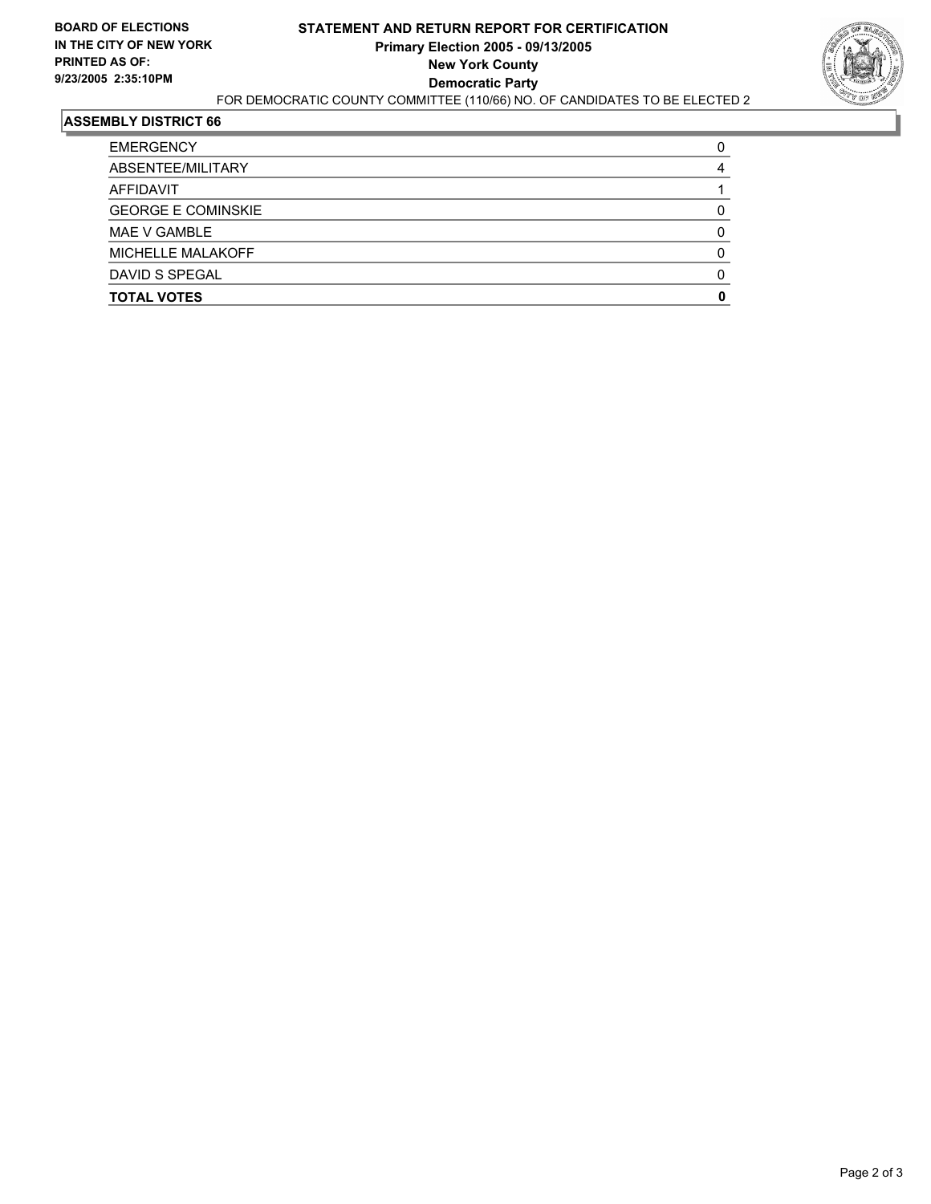**BOARD OF ELECTIONS IN THE CITY OF NEW YORK**
**PRINTED AS OF: 9/23/2005 2:35:10PM**

# STATEMENT AND RETURN REPORT FOR CERTIFICATION
## Primary Election 2005 - 09/13/2005
## New York County
## Democratic Party

FOR DEMOCRATIC COUNTY COMMITTEE (110/66) NO. OF CANDIDATES TO BE ELECTED 2

### ASSEMBLY DISTRICT 66

| | |
|---|---|
| EMERGENCY | 0 |
| ABSENTEE/MILITARY | 4 |
| AFFIDAVIT | 1 |
| GEORGE E COMINSKIE | 0 |
| MAE V GAMBLE | 0 |
| MICHELLE MALAKOFF | 0 |
| DAVID S SPEGAL | 0 |
| **TOTAL VOTES** | **0** |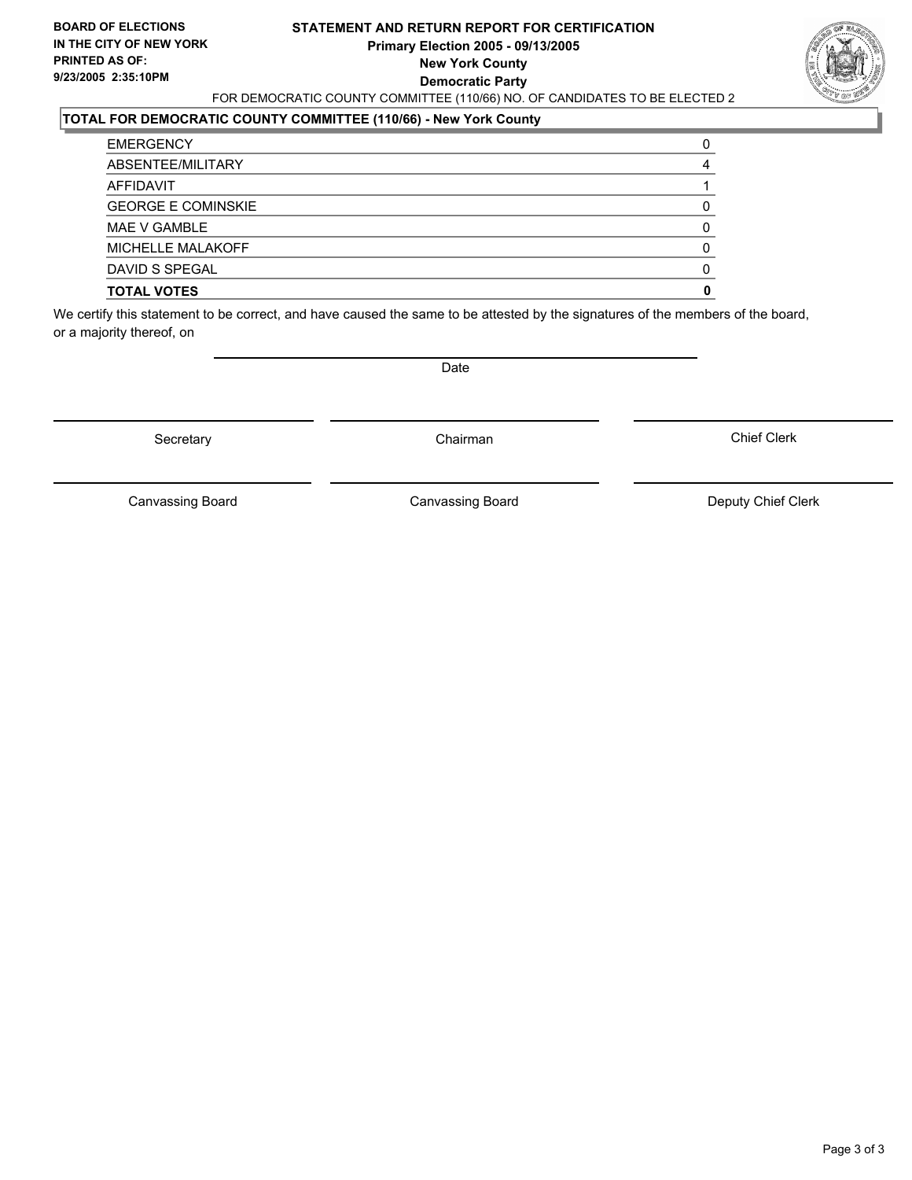**BOARD OF ELECTIONS IN THE CITY OF NEW YORK**
**PRINTED AS OF:**
**9/23/2005 2:35:10PM**

# STATEMENT AND RETURN REPORT FOR CERTIFICATION
## Primary Election 2005 - 09/13/2005
## New York County
## Democratic Party

FOR DEMOCRATIC COUNTY COMMITTEE (110/66) NO. OF CANDIDATES TO BE ELECTED 2

**TOTAL FOR DEMOCRATIC COUNTY COMMITTEE (110/66) - New York County**

| | |
|---|---|
| EMERGENCY | 0 |
| ABSENTEE/MILITARY | 4 |
| AFFIDAVIT | 1 |
| GEORGE E COMINSKIE | 0 |
| MAE V GAMBLE | 0 |
| MICHELLE MALAKOFF | 0 |
| DAVID S SPEGAL | 0 |
| **TOTAL VOTES** | **0** |

We certify this statement to be correct, and have caused the same to be attested by the signatures of the members of the board, or a majority thereof, on

Date

Secretary | Chairman | Chief Clerk

Canvassing Board | Canvassing Board | Deputy Chief Clerk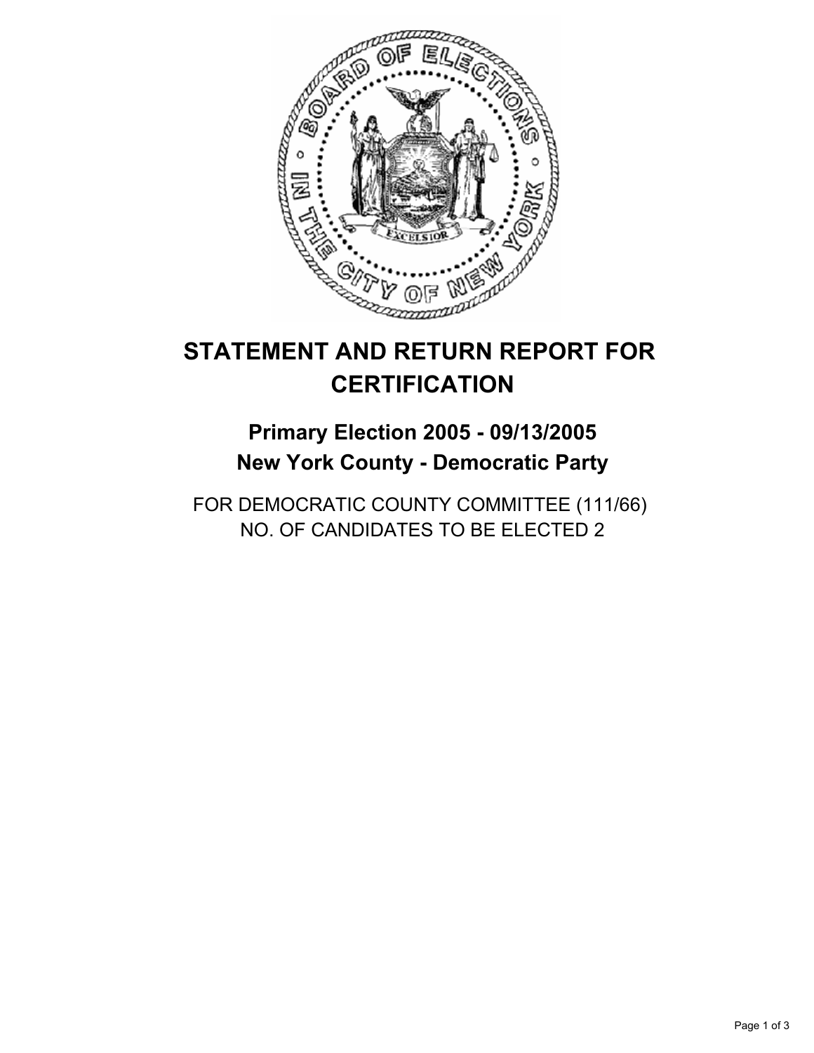# STATEMENT AND RETURN REPORT FOR CERTIFICATION

## Primary Election 2005 - 09/13/2005
## New York County - Democratic Party

FOR DEMOCRATIC COUNTY COMMITTEE (111/66)
NO. OF CANDIDATES TO BE ELECTED 2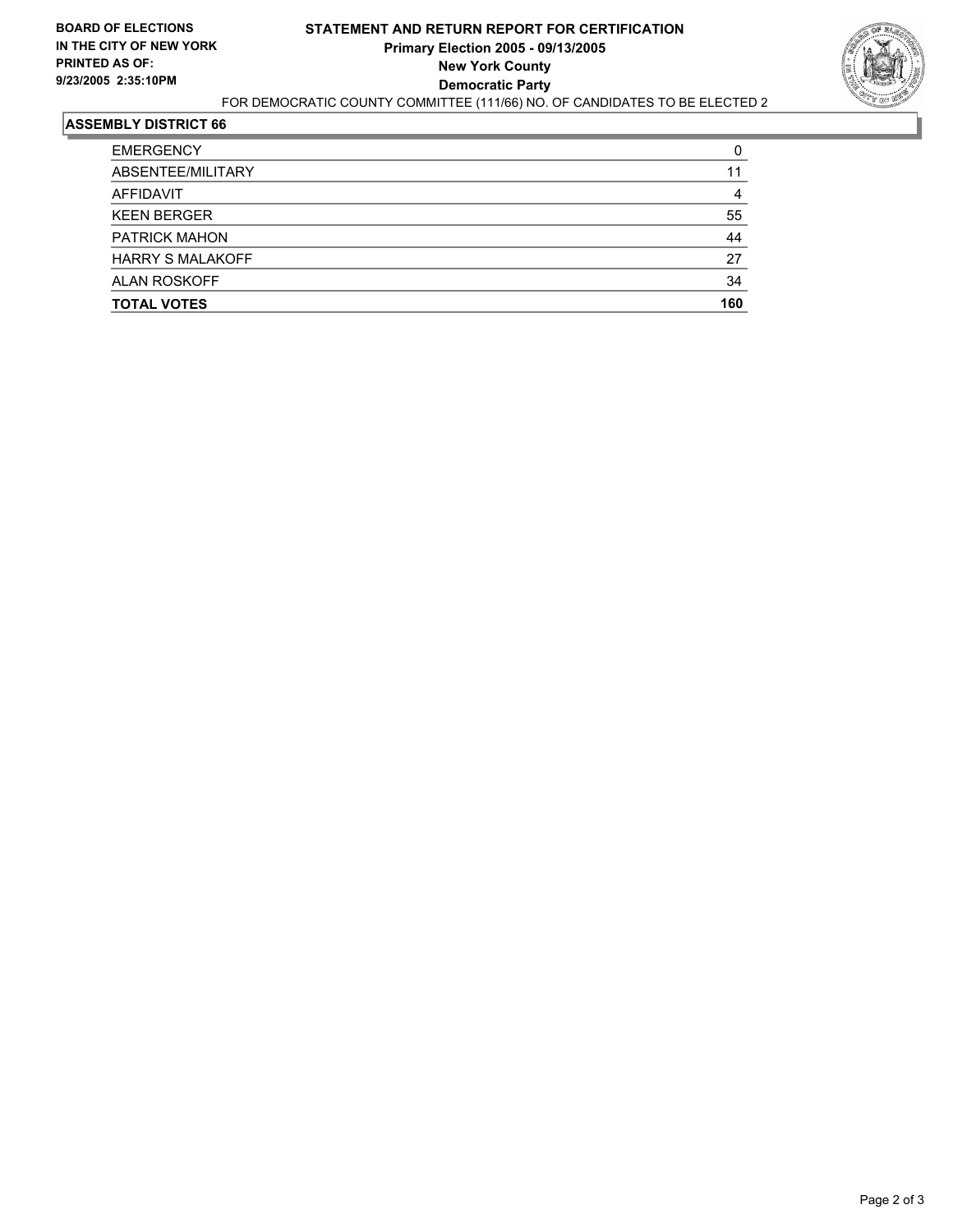**BOARD OF ELECTIONS IN THE CITY OF NEW YORK PRINTED AS OF: 9/23/2005 2:35:10PM**

# STATEMENT AND RETURN REPORT FOR CERTIFICATION
## Primary Election 2005 - 09/13/2005
## New York County
## Democratic Party

FOR DEMOCRATIC COUNTY COMMITTEE (111/66) NO. OF CANDIDATES TO BE ELECTED 2

### ASSEMBLY DISTRICT 66

| | |
|---|---|
| EMERGENCY | 0 |
| ABSENTEE/MILITARY | 11 |
| AFFIDAVIT | 4 |
| KEEN BERGER | 55 |
| PATRICK MAHON | 44 |
| HARRY S MALAKOFF | 27 |
| ALAN ROSKOFF | 34 |
| **TOTAL VOTES** | **160** |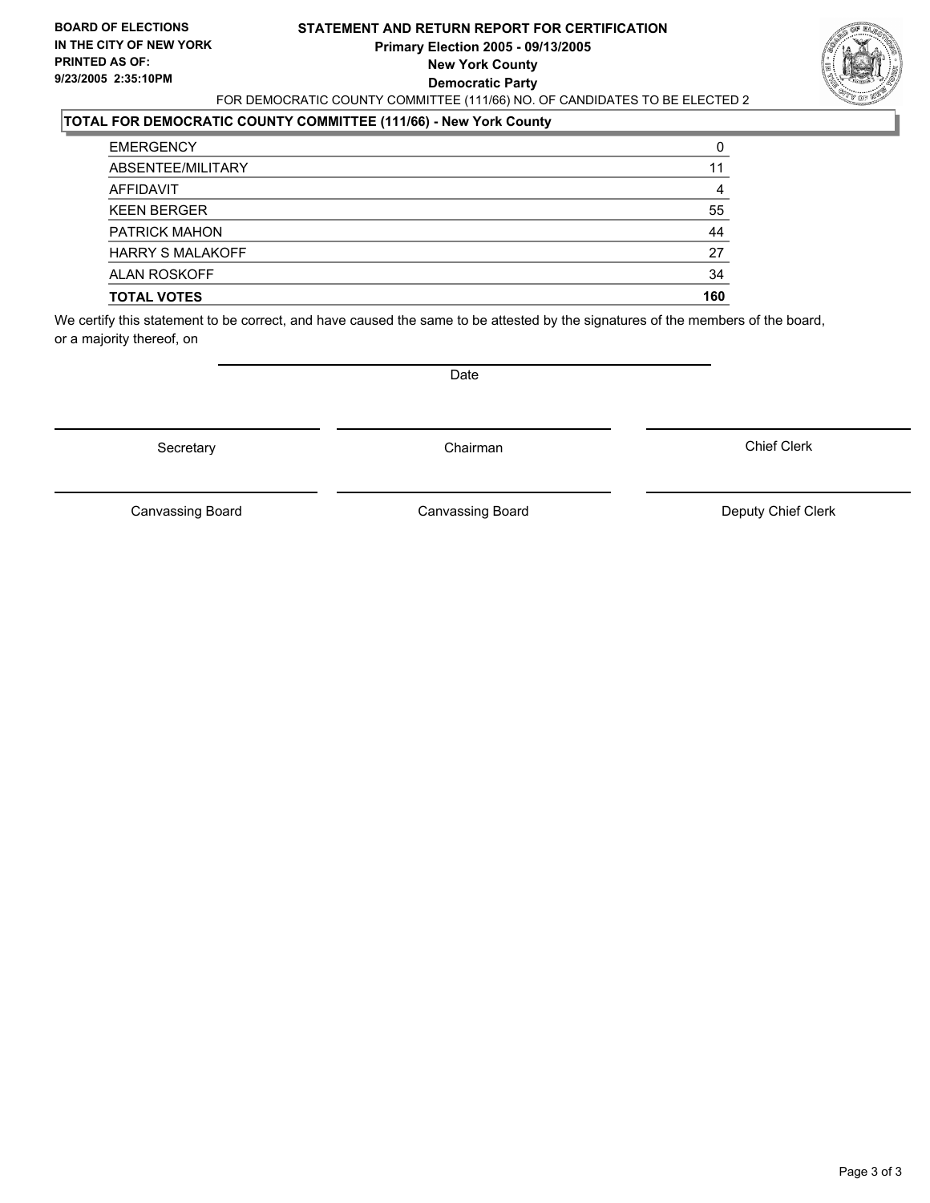**BOARD OF ELECTIONS IN THE CITY OF NEW YORK**
**PRINTED AS OF:**
**9/23/2005 2:35:10PM**

**STATEMENT AND RETURN REPORT FOR CERTIFICATION**
**Primary Election 2005 - 09/13/2005**
**New York County**
**Democratic Party**

FOR DEMOCRATIC COUNTY COMMITTEE (111/66) NO. OF CANDIDATES TO BE ELECTED 2

**TOTAL FOR DEMOCRATIC COUNTY COMMITTEE (111/66) - New York County**

| | |
|---|---|
| EMERGENCY | 0 |
| ABSENTEE/MILITARY | 11 |
| AFFIDAVIT | 4 |
| KEEN BERGER | 55 |
| PATRICK MAHON | 44 |
| HARRY S MALAKOFF | 27 |
| ALAN ROSKOFF | 34 |
| **TOTAL VOTES** | **160** |

We certify this statement to be correct, and have caused the same to be attested by the signatures of the members of the board, or a majority thereof, on

Date

Secretary | Chairman | Chief Clerk

Canvassing Board | Canvassing Board | Deputy Chief Clerk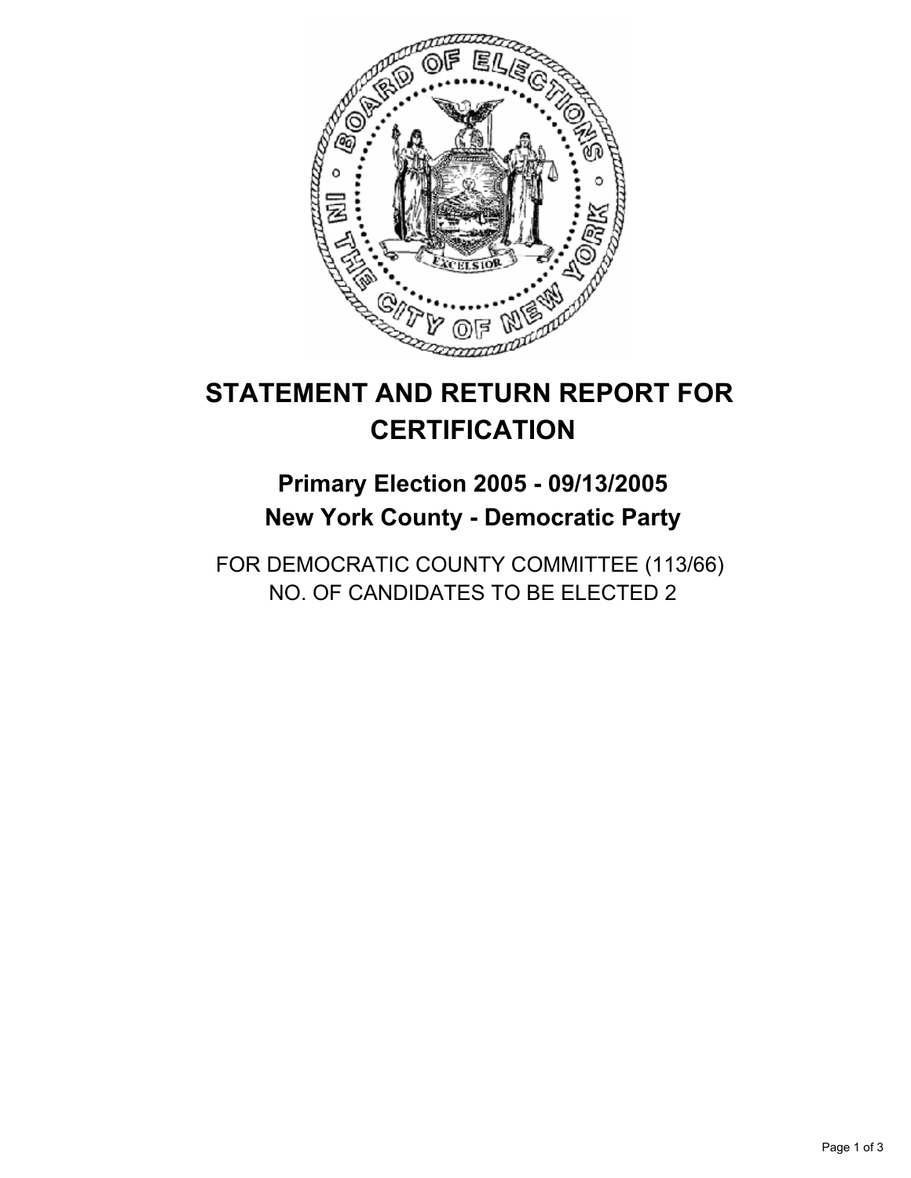# STATEMENT AND RETURN REPORT FOR CERTIFICATION

## Primary Election 2005 - 09/13/2005
## New York County - Democratic Party

FOR DEMOCRATIC COUNTY COMMITTEE (113/66)
NO. OF CANDIDATES TO BE ELECTED 2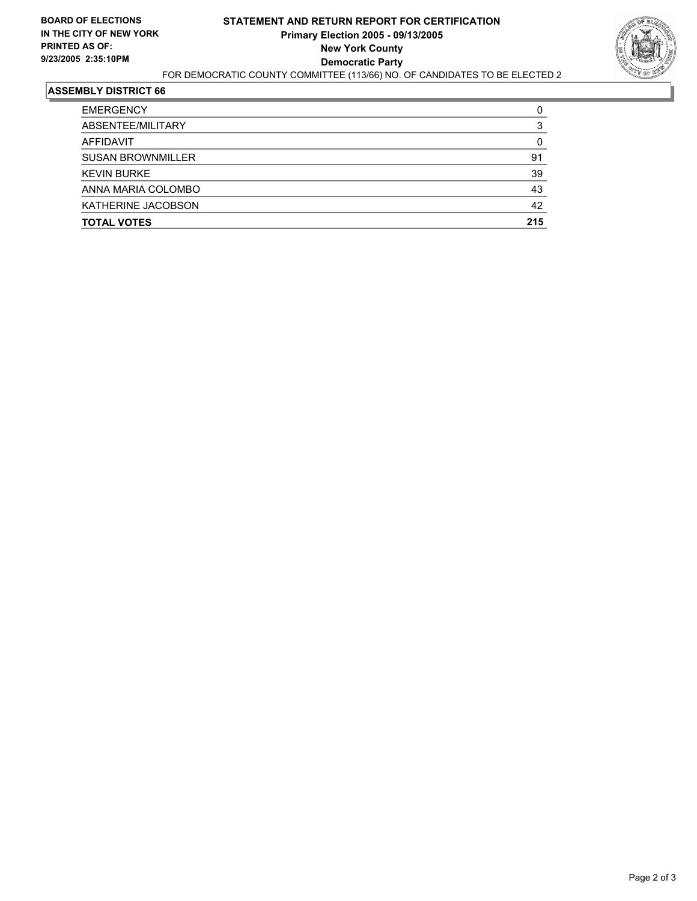**BOARD OF ELECTIONS IN THE CITY OF NEW YORK PRINTED AS OF: 9/23/2005 2:35:10PM**

# STATEMENT AND RETURN REPORT FOR CERTIFICATION
## Primary Election 2005 - 09/13/2005
## New York County
## Democratic Party

FOR DEMOCRATIC COUNTY COMMITTEE (113/66) NO. OF CANDIDATES TO BE ELECTED 2

### ASSEMBLY DISTRICT 66

| | |
|---|---|
| EMERGENCY | 0 |
| ABSENTEE/MILITARY | 3 |
| AFFIDAVIT | 0 |
| SUSAN BROWNMILLER | 91 |
| KEVIN BURKE | 39 |
| ANNA MARIA COLOMBO | 43 |
| KATHERINE JACOBSON | 42 |
| **TOTAL VOTES** | **215** |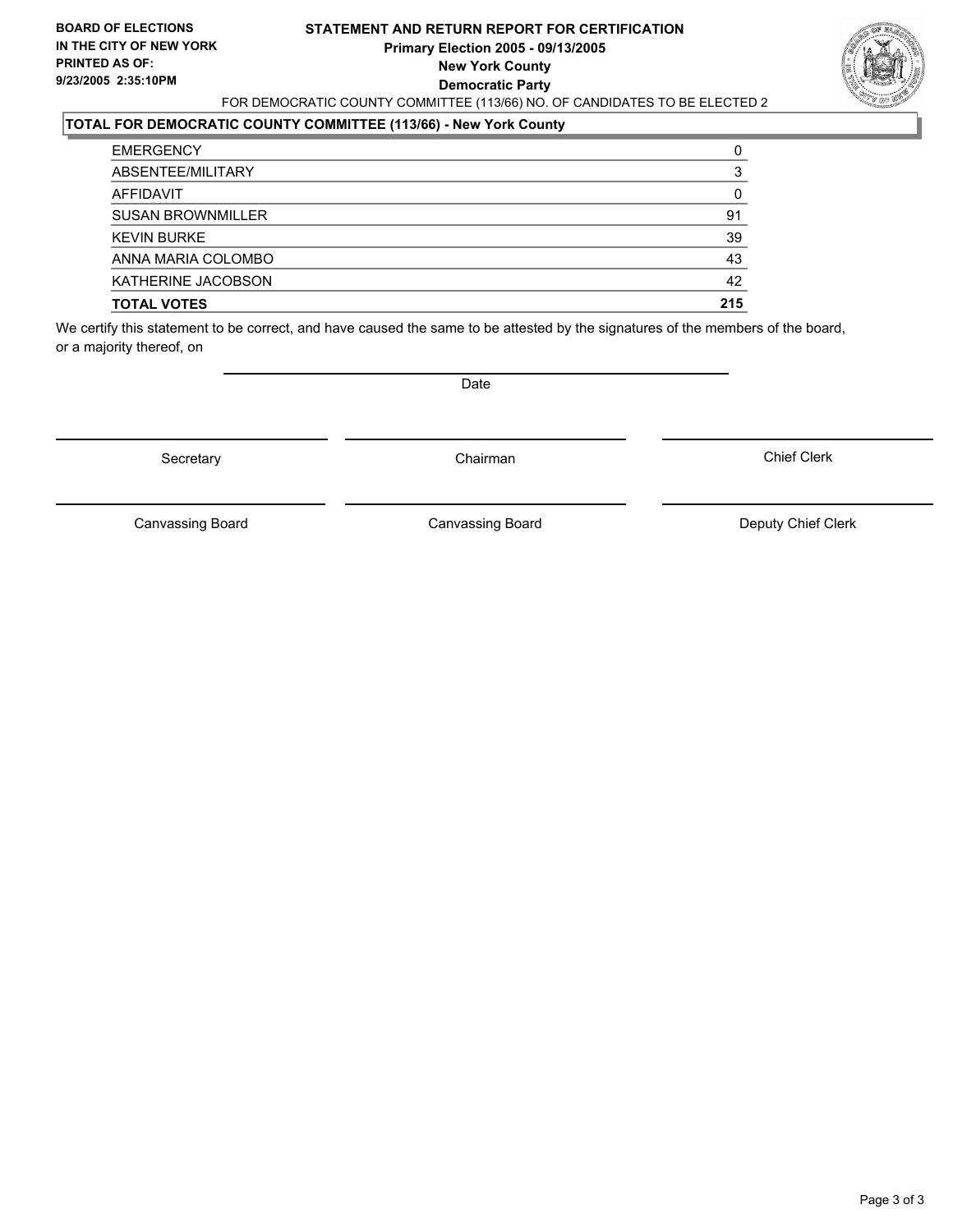**BOARD OF ELECTIONS IN THE CITY OF NEW YORK**
**PRINTED AS OF:**
**9/23/2005 2:35:10PM**

# STATEMENT AND RETURN REPORT FOR CERTIFICATION
## Primary Election 2005 - 09/13/2005
## New York County
## Democratic Party

FOR DEMOCRATIC COUNTY COMMITTEE (113/66) NO. OF CANDIDATES TO BE ELECTED 2

**TOTAL FOR DEMOCRATIC COUNTY COMMITTEE (113/66) - New York County**

| | |
|---|---|
| EMERGENCY | 0 |
| ABSENTEE/MILITARY | 3 |
| AFFIDAVIT | 0 |
| SUSAN BROWNMILLER | 91 |
| KEVIN BURKE | 39 |
| ANNA MARIA COLOMBO | 43 |
| KATHERINE JACOBSON | 42 |
| **TOTAL VOTES** | **215** |

We certify this statement to be correct, and have caused the same to be attested by the signatures of the members of the board, or a majority thereof, on

Date

Secretary | Chairman | Chief Clerk

Canvassing Board | Canvassing Board | Deputy Chief Clerk